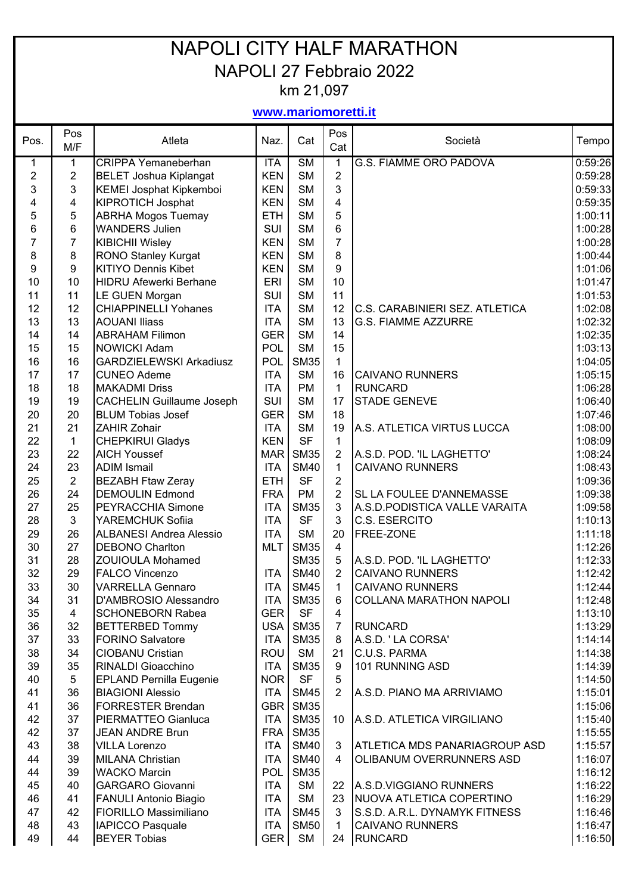# NAPOLI CITY HALF MARATHON

## NAPOLI 27 Febbraio 2022

### km 21,097

**www.mariomoretti.it**

| Pos. | Pos M/F | Atleta | Naz. | Cat | Pos Cat | Società | Tempo |
|---|---|---|---|---|---|---|---|
| 1 | 1 | CRIPPA Yemaneberhan | ITA | SM | 1 | G.S. FIAMME ORO PADOVA | 0:59:26 |
| 2 | 2 | BELET Joshua Kiplangat | KEN | SM | 2 | | 0:59:28 |
| 3 | 3 | KEMEI Josphat Kipkemboi | KEN | SM | 3 | | 0:59:33 |
| 4 | 4 | KIPROTICH Josphat | KEN | SM | 4 | | 0:59:35 |
| 5 | 5 | ABRHA Mogos Tuemay | ETH | SM | 5 | | 1:00:11 |
| 6 | 6 | WANDERS Julien | SUI | SM | 6 | | 1:00:28 |
| 7 | 7 | KIBICHII Wisley | KEN | SM | 7 | | 1:00:28 |
| 8 | 8 | RONO Stanley Kurgat | KEN | SM | 8 | | 1:00:44 |
| 9 | 9 | KITIYO Dennis Kibet | KEN | SM | 9 | | 1:01:06 |
| 10 | 10 | HIDRU Afewerki Berhane | ERI | SM | 10 | | 1:01:47 |
| 11 | 11 | LE GUEN Morgan | SUI | SM | 11 | | 1:01:53 |
| 12 | 12 | CHIAPPINELLI Yohanes | ITA | SM | 12 | C.S. CARABINIERI SEZ. ATLETICA | 1:02:08 |
| 13 | 13 | AOUANI Iliass | ITA | SM | 13 | G.S. FIAMME AZZURRE | 1:02:32 |
| 14 | 14 | ABRAHAM Filimon | GER | SM | 14 | | 1:02:35 |
| 15 | 15 | NOWICKI Adam | POL | SM | 15 | | 1:03:13 |
| 16 | 16 | GARDZIELEWSKI Arkadiusz | POL | SM35 | 1 | | 1:04:05 |
| 17 | 17 | CUNEO Ademe | ITA | SM | 16 | CAIVANO RUNNERS | 1:05:15 |
| 18 | 18 | MAKADMI Driss | ITA | PM | 1 | RUNCARD | 1:06:28 |
| 19 | 19 | CACHELIN Guillaume Joseph | SUI | SM | 17 | STADE GENEVE | 1:06:40 |
| 20 | 20 | BLUM Tobias Josef | GER | SM | 18 | | 1:07:46 |
| 21 | 21 | ZAHIR Zohair | ITA | SM | 19 | A.S. ATLETICA VIRTUS LUCCA | 1:08:00 |
| 22 | 1 | CHEPKIRUI Gladys | KEN | SF | 1 | | 1:08:09 |
| 23 | 22 | AICH Youssef | MAR | SM35 | 2 | A.S.D. POD. 'IL LAGHETTO' | 1:08:24 |
| 24 | 23 | ADIM Ismail | ITA | SM40 | 1 | CAIVANO RUNNERS | 1:08:43 |
| 25 | 2 | BEZABH Ftaw Zeray | ETH | SF | 2 | | 1:09:36 |
| 26 | 24 | DEMOULIN Edmond | FRA | PM | 2 | SL LA FOULEE D'ANNEMASSE | 1:09:38 |
| 27 | 25 | PEYRACCHIA Simone | ITA | SM35 | 3 | A.S.D.PODISTICA VALLE VARAITA | 1:09:58 |
| 28 | 3 | YAREMCHUK Sofiia | ITA | SF | 3 | C.S. ESERCITO | 1:10:13 |
| 29 | 26 | ALBANESI Andrea Alessio | ITA | SM | 20 | FREE-ZONE | 1:11:18 |
| 30 | 27 | DEBONO Charlton | MLT | SM35 | 4 | | 1:12:26 |
| 31 | 28 | ZOUIOULA Mohamed | | SM35 | 5 | A.S.D. POD. 'IL LAGHETTO' | 1:12:33 |
| 32 | 29 | FALCO Vincenzo | ITA | SM40 | 2 | CAIVANO RUNNERS | 1:12:42 |
| 33 | 30 | VARRELLA Gennaro | ITA | SM45 | 1 | CAIVANO RUNNERS | 1:12:44 |
| 34 | 31 | D'AMBROSIO Alessandro | ITA | SM35 | 6 | COLLANA MARATHON NAPOLI | 1:12:48 |
| 35 | 4 | SCHONEBORN Rabea | GER | SF | 4 | | 1:13:10 |
| 36 | 32 | BETTERBED Tommy | USA | SM35 | 7 | RUNCARD | 1:13:29 |
| 37 | 33 | FORINO Salvatore | ITA | SM35 | 8 | A.S.D. ' LA CORSA' | 1:14:14 |
| 38 | 34 | CIOBANU Cristian | ROU | SM | 21 | C.U.S. PARMA | 1:14:38 |
| 39 | 35 | RINALDI Gioacchino | ITA | SM35 | 9 | 101 RUNNING ASD | 1:14:39 |
| 40 | 5 | EPLAND Pernilla Eugenie | NOR | SF | 5 | | 1:14:50 |
| 41 | 36 | BIAGIONI Alessio | ITA | SM45 | 2 | A.S.D. PIANO MA ARRIVIAMO | 1:15:01 |
| 41 | 36 | FORRESTER Brendan | GBR | SM35 | | | 1:15:06 |
| 42 | 37 | PIERMATTEO Gianluca | ITA | SM35 | 10 | A.S.D. ATLETICA VIRGILIANO | 1:15:40 |
| 42 | 37 | JEAN ANDRE Brun | FRA | SM35 | | | 1:15:55 |
| 43 | 38 | VILLA Lorenzo | ITA | SM40 | 3 | ATLETICA MDS PANARIAGROUP ASD | 1:15:57 |
| 44 | 39 | MILANA Christian | ITA | SM40 | 4 | OLIBANUM OVERRUNNERS ASD | 1:16:07 |
| 44 | 39 | WACKO Marcin | POL | SM35 | | | 1:16:12 |
| 45 | 40 | GARGARO Giovanni | ITA | SM | 22 | A.S.D.VIGGIANO RUNNERS | 1:16:22 |
| 46 | 41 | FANULI Antonio Biagio | ITA | SM | 23 | NUOVA ATLETICA COPERTINO | 1:16:29 |
| 47 | 42 | FIORILLO Massimiliano | ITA | SM45 | 3 | S.S.D. A.R.L. DYNAMYK FITNESS | 1:16:46 |
| 48 | 43 | IAPICCO Pasquale | ITA | SM50 | 1 | CAIVANO RUNNERS | 1:16:47 |
| 49 | 44 | BEYER Tobias | GER | SM | 24 | RUNCARD | 1:16:50 |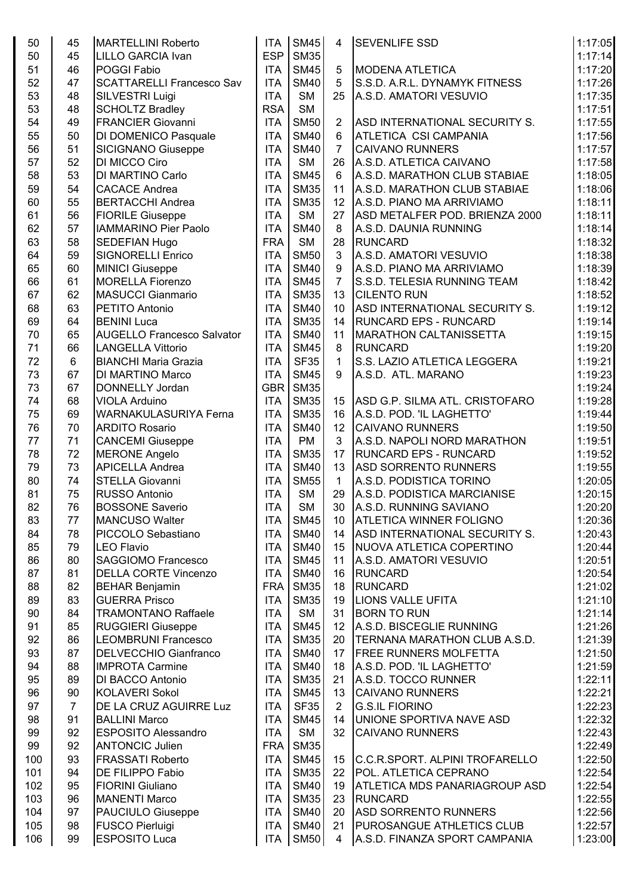| | | | | | | | |
|---|---|---|---|---|---|---|---|
| 50 | 45 | MARTELLINI Roberto | ITA | SM45 | 4 | SEVENLIFE SSD | 1:17:05 |
| 50 | 45 | LILLO GARCIA Ivan | ESP | SM35 | | | 1:17:14 |
| 51 | 46 | POGGI Fabio | ITA | SM45 | 5 | MODENA ATLETICA | 1:17:20 |
| 52 | 47 | SCATTARELLI Francesco Sav | ITA | SM40 | 5 | S.S.D. A.R.L. DYNAMYK FITNESS | 1:17:26 |
| 53 | 48 | SILVESTRI Luigi | ITA | SM | 25 | A.S.D. AMATORI VESUVIO | 1:17:35 |
| 53 | 48 | SCHOLTZ Bradley | RSA | SM | | | 1:17:51 |
| 54 | 49 | FRANCIER Giovanni | ITA | SM50 | 2 | ASD INTERNATIONAL SECURITY S. | 1:17:55 |
| 55 | 50 | DI DOMENICO Pasquale | ITA | SM40 | 6 | ATLETICA CSI CAMPANIA | 1:17:56 |
| 56 | 51 | SICIGNANO Giuseppe | ITA | SM40 | 7 | CAIVANO RUNNERS | 1:17:57 |
| 57 | 52 | DI MICCO Ciro | ITA | SM | 26 | A.S.D. ATLETICA CAIVANO | 1:17:58 |
| 58 | 53 | DI MARTINO Carlo | ITA | SM45 | 6 | A.S.D. MARATHON CLUB STABIAE | 1:18:05 |
| 59 | 54 | CACACE Andrea | ITA | SM35 | 11 | A.S.D. MARATHON CLUB STABIAE | 1:18:06 |
| 60 | 55 | BERTACCHI Andrea | ITA | SM35 | 12 | A.S.D. PIANO MA ARRIVIAMO | 1:18:11 |
| 61 | 56 | FIORILE Giuseppe | ITA | SM | 27 | ASD METALFER POD. BRIENZA 2000 | 1:18:11 |
| 62 | 57 | IAMMARINO Pier Paolo | ITA | SM40 | 8 | A.S.D. DAUNIA RUNNING | 1:18:14 |
| 63 | 58 | SEDEFIAN Hugo | FRA | SM | 28 | RUNCARD | 1:18:32 |
| 64 | 59 | SIGNORELLI Enrico | ITA | SM50 | 3 | A.S.D. AMATORI VESUVIO | 1:18:38 |
| 65 | 60 | MINICI Giuseppe | ITA | SM40 | 9 | A.S.D. PIANO MA ARRIVIAMO | 1:18:39 |
| 66 | 61 | MORELLA Fiorenzo | ITA | SM45 | 7 | S.S.D. TELESIA RUNNING TEAM | 1:18:42 |
| 67 | 62 | MASUCCI Gianmario | ITA | SM35 | 13 | CILENTO RUN | 1:18:52 |
| 68 | 63 | PETITO Antonio | ITA | SM40 | 10 | ASD INTERNATIONAL SECURITY S. | 1:19:12 |
| 69 | 64 | BENINI Luca | ITA | SM35 | 14 | RUNCARD EPS - RUNCARD | 1:19:14 |
| 70 | 65 | AUGELLO Francesco Salvator | ITA | SM40 | 11 | MARATHON CALTANISSETTA | 1:19:15 |
| 71 | 66 | LANGELLA Vittorio | ITA | SM45 | 8 | RUNCARD | 1:19:20 |
| 72 | 6 | BIANCHI Maria Grazia | ITA | SF35 | 1 | S.S. LAZIO ATLETICA LEGGERA | 1:19:21 |
| 73 | 67 | DI MARTINO Marco | ITA | SM45 | 9 | A.S.D. ATL. MARANO | 1:19:23 |
| 73 | 67 | DONNELLY Jordan | GBR | SM35 | | | 1:19:24 |
| 74 | 68 | VIOLA Arduino | ITA | SM35 | 15 | ASD G.P. SILMA ATL. CRISTOFARO | 1:19:28 |
| 75 | 69 | WARNAKULASURIYA Ferna | ITA | SM35 | 16 | A.S.D. POD. 'IL LAGHETTO' | 1:19:44 |
| 76 | 70 | ARDITO Rosario | ITA | SM40 | 12 | CAIVANO RUNNERS | 1:19:50 |
| 77 | 71 | CANCEMI Giuseppe | ITA | PM | 3 | A.S.D. NAPOLI NORD MARATHON | 1:19:51 |
| 78 | 72 | MERONE Angelo | ITA | SM35 | 17 | RUNCARD EPS - RUNCARD | 1:19:52 |
| 79 | 73 | APICELLA Andrea | ITA | SM40 | 13 | ASD SORRENTO RUNNERS | 1:19:55 |
| 80 | 74 | STELLA Giovanni | ITA | SM55 | 1 | A.S.D. PODISTICA TORINO | 1:20:05 |
| 81 | 75 | RUSSO Antonio | ITA | SM | 29 | A.S.D. PODISTICA MARCIANISE | 1:20:15 |
| 82 | 76 | BOSSONE Saverio | ITA | SM | 30 | A.S.D. RUNNING SAVIANO | 1:20:20 |
| 83 | 77 | MANCUSO Walter | ITA | SM45 | 10 | ATLETICA WINNER FOLIGNO | 1:20:36 |
| 84 | 78 | PICCOLO Sebastiano | ITA | SM40 | 14 | ASD INTERNATIONAL SECURITY S. | 1:20:43 |
| 85 | 79 | LEO Flavio | ITA | SM40 | 15 | NUOVA ATLETICA COPERTINO | 1:20:44 |
| 86 | 80 | SAGGIOMO Francesco | ITA | SM45 | 11 | A.S.D. AMATORI VESUVIO | 1:20:51 |
| 87 | 81 | DELLA CORTE Vincenzo | ITA | SM40 | 16 | RUNCARD | 1:20:54 |
| 88 | 82 | BEHAR Benjamin | FRA | SM35 | 18 | RUNCARD | 1:21:02 |
| 89 | 83 | GUERRA Prisco | ITA | SM35 | 19 | LIONS VALLE UFITA | 1:21:10 |
| 90 | 84 | TRAMONTANO Raffaele | ITA | SM | 31 | BORN TO RUN | 1:21:14 |
| 91 | 85 | RUGGIERI Giuseppe | ITA | SM45 | 12 | A.S.D. BISCEGLIE RUNNING | 1:21:26 |
| 92 | 86 | LEOMBRUNI Francesco | ITA | SM35 | 20 | TERNANA MARATHON CLUB A.S.D. | 1:21:39 |
| 93 | 87 | DELVECCHIO Gianfranco | ITA | SM40 | 17 | FREE RUNNERS MOLFETTA | 1:21:50 |
| 94 | 88 | IMPROTA Carmine | ITA | SM40 | 18 | A.S.D. POD. 'IL LAGHETTO' | 1:21:59 |
| 95 | 89 | DI BACCO Antonio | ITA | SM35 | 21 | A.S.D. TOCCO RUNNER | 1:22:11 |
| 96 | 90 | KOLAVERI Sokol | ITA | SM45 | 13 | CAIVANO RUNNERS | 1:22:21 |
| 97 | 7 | DE LA CRUZ AGUIRRE Luz | ITA | SF35 | 2 | G.S.IL FIORINO | 1:22:23 |
| 98 | 91 | BALLINI Marco | ITA | SM45 | 14 | UNIONE SPORTIVA NAVE ASD | 1:22:32 |
| 99 | 92 | ESPOSITO Alessandro | ITA | SM | 32 | CAIVANO RUNNERS | 1:22:43 |
| 99 | 92 | ANTONCIC Julien | FRA | SM35 | | | 1:22:49 |
| 100 | 93 | FRASSATI Roberto | ITA | SM45 | 15 | C.C.R.SPORT. ALPINI TROFARELLO | 1:22:50 |
| 101 | 94 | DE FILIPPO Fabio | ITA | SM35 | 22 | POL. ATLETICA CEPRANO | 1:22:54 |
| 102 | 95 | FIORINI Giuliano | ITA | SM40 | 19 | ATLETICA MDS PANARIAGROUP ASD | 1:22:54 |
| 103 | 96 | MANENTI Marco | ITA | SM35 | 23 | RUNCARD | 1:22:55 |
| 104 | 97 | PAUCIULO Giuseppe | ITA | SM40 | 20 | ASD SORRENTO RUNNERS | 1:22:56 |
| 105 | 98 | FUSCO Pierluigi | ITA | SM40 | 21 | PUROSANGUE ATHLETICS CLUB | 1:22:57 |
| 106 | 99 | ESPOSITO Luca | ITA | SM50 | 4 | A.S.D. FINANZA SPORT CAMPANIA | 1:23:00 |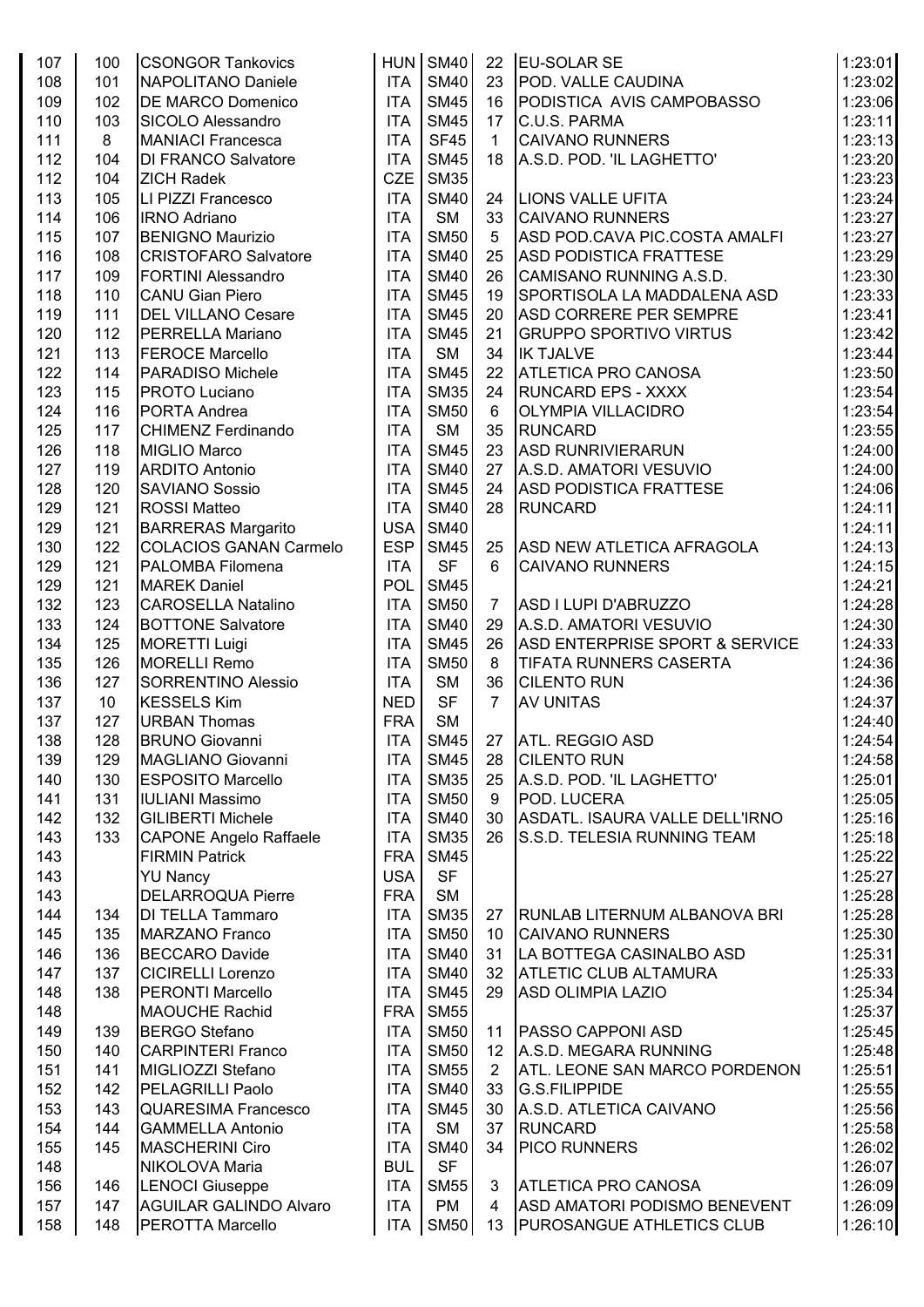| | | | | | | | |
|---|---|---|---|---|---|---|---|
| 107 | 100 | CSONGOR Tankovics | HUN | SM40 | 22 | EU-SOLAR SE | 1:23:01 |
| 108 | 101 | NAPOLITANO Daniele | ITA | SM40 | 23 | POD. VALLE CAUDINA | 1:23:02 |
| 109 | 102 | DE MARCO Domenico | ITA | SM45 | 16 | PODISTICA AVIS CAMPOBASSO | 1:23:06 |
| 110 | 103 | SICOLO Alessandro | ITA | SM45 | 17 | C.U.S. PARMA | 1:23:11 |
| 111 | 8 | MANIACI Francesca | ITA | SF45 | 1 | CAIVANO RUNNERS | 1:23:13 |
| 112 | 104 | DI FRANCO Salvatore | ITA | SM45 | 18 | A.S.D. POD. 'IL LAGHETTO' | 1:23:20 |
| 112 | 104 | ZICH Radek | CZE | SM35 | | | 1:23:23 |
| 113 | 105 | LI PIZZI Francesco | ITA | SM40 | 24 | LIONS VALLE UFITA | 1:23:24 |
| 114 | 106 | IRNO Adriano | ITA | SM | 33 | CAIVANO RUNNERS | 1:23:27 |
| 115 | 107 | BENIGNO Maurizio | ITA | SM50 | 5 | ASD POD.CAVA PIC.COSTA AMALFI | 1:23:27 |
| 116 | 108 | CRISTOFARO Salvatore | ITA | SM40 | 25 | ASD PODISTICA FRATTESE | 1:23:29 |
| 117 | 109 | FORTINI Alessandro | ITA | SM40 | 26 | CAMISANO RUNNING A.S.D. | 1:23:30 |
| 118 | 110 | CANU Gian Piero | ITA | SM45 | 19 | SPORTISOLA LA MADDALENA ASD | 1:23:33 |
| 119 | 111 | DEL VILLANO Cesare | ITA | SM45 | 20 | ASD CORRERE PER SEMPRE | 1:23:41 |
| 120 | 112 | PERRELLA Mariano | ITA | SM45 | 21 | GRUPPO SPORTIVO VIRTUS | 1:23:42 |
| 121 | 113 | FEROCE Marcello | ITA | SM | 34 | IK TJALVE | 1:23:44 |
| 122 | 114 | PARADISO Michele | ITA | SM45 | 22 | ATLETICA PRO CANOSA | 1:23:50 |
| 123 | 115 | PROTO Luciano | ITA | SM35 | 24 | RUNCARD EPS - XXXX | 1:23:54 |
| 124 | 116 | PORTA Andrea | ITA | SM50 | 6 | OLYMPIA VILLACIDRO | 1:23:54 |
| 125 | 117 | CHIMENZ Ferdinando | ITA | SM | 35 | RUNCARD | 1:23:55 |
| 126 | 118 | MIGLIO Marco | ITA | SM45 | 23 | ASD RUNRIVIERARUN | 1:24:00 |
| 127 | 119 | ARDITO Antonio | ITA | SM40 | 27 | A.S.D. AMATORI VESUVIO | 1:24:00 |
| 128 | 120 | SAVIANO Sossio | ITA | SM45 | 24 | ASD PODISTICA FRATTESE | 1:24:06 |
| 129 | 121 | ROSSI Matteo | ITA | SM40 | 28 | RUNCARD | 1:24:11 |
| 129 | 121 | BARRERAS Margarito | USA | SM40 | | | 1:24:11 |
| 130 | 122 | COLACIOS GANAN Carmelo | ESP | SM45 | 25 | ASD NEW ATLETICA AFRAGOLA | 1:24:13 |
| 129 | 121 | PALOMBA Filomena | ITA | SF | 6 | CAIVANO RUNNERS | 1:24:15 |
| 129 | 121 | MAREK Daniel | POL | SM45 | | | 1:24:21 |
| 132 | 123 | CAROSELLA Natalino | ITA | SM50 | 7 | ASD I LUPI D'ABRUZZO | 1:24:28 |
| 133 | 124 | BOTTONE Salvatore | ITA | SM40 | 29 | A.S.D. AMATORI VESUVIO | 1:24:30 |
| 134 | 125 | MORETTI Luigi | ITA | SM45 | 26 | ASD ENTERPRISE SPORT & SERVICE | 1:24:33 |
| 135 | 126 | MORELLI Remo | ITA | SM50 | 8 | TIFATA RUNNERS CASERTA | 1:24:36 |
| 136 | 127 | SORRENTINO Alessio | ITA | SM | 36 | CILENTO RUN | 1:24:36 |
| 137 | 10 | KESSELS Kim | NED | SF | 7 | AV UNITAS | 1:24:37 |
| 137 | 127 | URBAN Thomas | FRA | SM | | | 1:24:40 |
| 138 | 128 | BRUNO Giovanni | ITA | SM45 | 27 | ATL. REGGIO ASD | 1:24:54 |
| 139 | 129 | MAGLIANO Giovanni | ITA | SM45 | 28 | CILENTO RUN | 1:24:58 |
| 140 | 130 | ESPOSITO Marcello | ITA | SM35 | 25 | A.S.D. POD. 'IL LAGHETTO' | 1:25:01 |
| 141 | 131 | IULIANI Massimo | ITA | SM50 | 9 | POD. LUCERA | 1:25:05 |
| 142 | 132 | GILIBERTI Michele | ITA | SM40 | 30 | ASDATL. ISAURA VALLE DELL'IRNO | 1:25:16 |
| 143 | 133 | CAPONE Angelo Raffaele | ITA | SM35 | 26 | S.S.D. TELESIA RUNNING TEAM | 1:25:18 |
| 143 | | FIRMIN Patrick | FRA | SM45 | | | 1:25:22 |
| 143 | | YU Nancy | USA | SF | | | 1:25:27 |
| 143 | | DELARROQUA Pierre | FRA | SM | | | 1:25:28 |
| 144 | 134 | DI TELLA Tammaro | ITA | SM35 | 27 | RUNLAB LITERNUM ALBANOVA BRI | 1:25:28 |
| 145 | 135 | MARZANO Franco | ITA | SM50 | 10 | CAIVANO RUNNERS | 1:25:30 |
| 146 | 136 | BECCARO Davide | ITA | SM40 | 31 | LA BOTTEGA CASINALBO ASD | 1:25:31 |
| 147 | 137 | CICIRELLI Lorenzo | ITA | SM40 | 32 | ATLETIC CLUB ALTAMURA | 1:25:33 |
| 148 | 138 | PERONTI Marcello | ITA | SM45 | 29 | ASD OLIMPIA LAZIO | 1:25:34 |
| 148 | | MAOUCHE Rachid | FRA | SM55 | | | 1:25:37 |
| 149 | 139 | BERGO Stefano | ITA | SM50 | 11 | PASSO CAPPONI ASD | 1:25:45 |
| 150 | 140 | CARPINTERI Franco | ITA | SM50 | 12 | A.S.D. MEGARA RUNNING | 1:25:48 |
| 151 | 141 | MIGLIOZZI Stefano | ITA | SM55 | 2 | ATL. LEONE SAN MARCO PORDENON | 1:25:51 |
| 152 | 142 | PELAGRILLI Paolo | ITA | SM40 | 33 | G.S.FILIPPIDE | 1:25:55 |
| 153 | 143 | QUARESIMA Francesco | ITA | SM45 | 30 | A.S.D. ATLETICA CAIVANO | 1:25:56 |
| 154 | 144 | GAMMELLA Antonio | ITA | SM | 37 | RUNCARD | 1:25:58 |
| 155 | 145 | MASCHERINI Ciro | ITA | SM40 | 34 | PICO RUNNERS | 1:26:02 |
| 148 | | NIKOLOVA Maria | BUL | SF | | | 1:26:07 |
| 156 | 146 | LENOCI Giuseppe | ITA | SM55 | 3 | ATLETICA PRO CANOSA | 1:26:09 |
| 157 | 147 | AGUILAR GALINDO Alvaro | ITA | PM | 4 | ASD AMATORI PODISMO BENEVENT | 1:26:09 |
| 158 | 148 | PEROTTA Marcello | ITA | SM50 | 13 | PUROSANGUE ATHLETICS CLUB | 1:26:10 |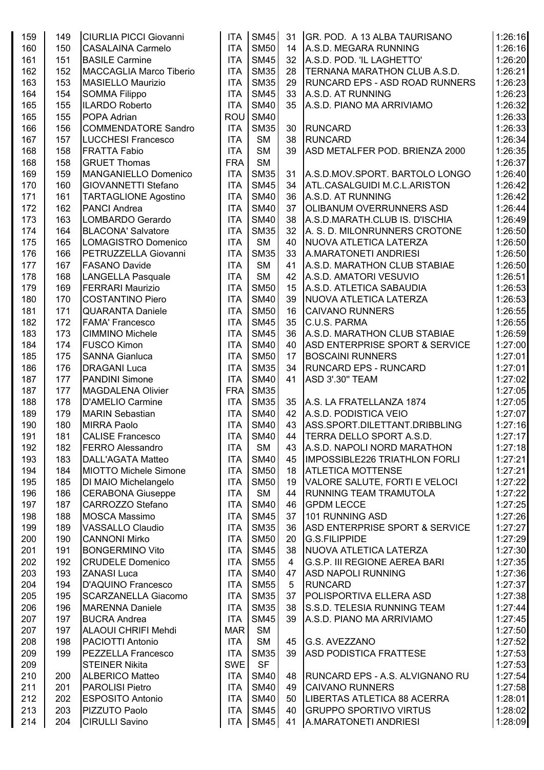| 159 | 149 | CIURLIA PICCI Giovanni | ITA | SM45 | 31 | GR. POD. A 13 ALBA TAURISANO | 1:26:16 |
|---|---|---|---|---|---|---|---|
| 160 | 150 | CASALAINA Carmelo | ITA | SM50 | 14 | A.S.D. MEGARA RUNNING | 1:26:16 |
| 161 | 151 | BASILE Carmine | ITA | SM45 | 32 | A.S.D. POD. 'IL LAGHETTO' | 1:26:20 |
| 162 | 152 | MACCAGLIA Marco Tiberio | ITA | SM35 | 28 | TERNANA MARATHON CLUB A.S.D. | 1:26:21 |
| 163 | 153 | MASIELLO Maurizio | ITA | SM35 | 29 | RUNCARD EPS - ASD ROAD RUNNERS | 1:26:23 |
| 164 | 154 | SOMMA Filippo | ITA | SM45 | 33 | A.S.D. AT RUNNING | 1:26:23 |
| 165 | 155 | ILARDO Roberto | ITA | SM40 | 35 | A.S.D. PIANO MA ARRIVIAMO | 1:26:32 |
| 165 | 155 | POPA Adrian | ROU | SM40 | | | 1:26:33 |
| 166 | 156 | COMMENDATORE Sandro | ITA | SM35 | 30 | RUNCARD | 1:26:33 |
| 167 | 157 | LUCCHESI Francesco | ITA | SM | 38 | RUNCARD | 1:26:34 |
| 168 | 158 | FRATTA Fabio | ITA | SM | 39 | ASD METALFER POD. BRIENZA 2000 | 1:26:35 |
| 168 | 158 | GRUET Thomas | FRA | SM | | | 1:26:37 |
| 169 | 159 | MANGANIELLO Domenico | ITA | SM35 | 31 | A.S.D.MOV.SPORT. BARTOLO LONGO | 1:26:40 |
| 170 | 160 | GIOVANNETTI Stefano | ITA | SM45 | 34 | ATL.CASALGUIDI M.C.L.ARISTON | 1:26:42 |
| 171 | 161 | TARTAGLIONE Agostino | ITA | SM40 | 36 | A.S.D. AT RUNNING | 1:26:42 |
| 172 | 162 | PANCI Andrea | ITA | SM40 | 37 | OLIBANUM OVERRUNNERS ASD | 1:26:44 |
| 173 | 163 | LOMBARDO Gerardo | ITA | SM40 | 38 | A.S.D.MARATH.CLUB IS. D'ISCHIA | 1:26:49 |
| 174 | 164 | BLACONA' Salvatore | ITA | SM35 | 32 | A. S. D. MILONRUNNERS CROTONE | 1:26:50 |
| 175 | 165 | LOMAGISTRO Domenico | ITA | SM | 40 | NUOVA ATLETICA LATERZA | 1:26:50 |
| 176 | 166 | PETRUZZELLA Giovanni | ITA | SM35 | 33 | A.MARATONETI ANDRIESI | 1:26:50 |
| 177 | 167 | FASANO Davide | ITA | SM | 41 | A.S.D. MARATHON CLUB STABIAE | 1:26:50 |
| 178 | 168 | LANGELLA Pasquale | ITA | SM | 42 | A.S.D. AMATORI VESUVIO | 1:26:51 |
| 179 | 169 | FERRARI Maurizio | ITA | SM50 | 15 | A.S.D. ATLETICA SABAUDIA | 1:26:53 |
| 180 | 170 | COSTANTINO Piero | ITA | SM40 | 39 | NUOVA ATLETICA LATERZA | 1:26:53 |
| 181 | 171 | QUARANTA Daniele | ITA | SM50 | 16 | CAIVANO RUNNERS | 1:26:55 |
| 182 | 172 | FAMA' Francesco | ITA | SM45 | 35 | C.U.S. PARMA | 1:26:55 |
| 183 | 173 | CIMMINO Michele | ITA | SM45 | 36 | A.S.D. MARATHON CLUB STABIAE | 1:26:59 |
| 184 | 174 | FUSCO Kimon | ITA | SM40 | 40 | ASD ENTERPRISE SPORT & SERVICE | 1:27:00 |
| 185 | 175 | SANNA Gianluca | ITA | SM50 | 17 | BOSCAINI RUNNERS | 1:27:01 |
| 186 | 176 | DRAGANI Luca | ITA | SM35 | 34 | RUNCARD EPS - RUNCARD | 1:27:01 |
| 187 | 177 | PANDINI Simone | ITA | SM40 | 41 | ASD 3'.30'' TEAM | 1:27:02 |
| 187 | 177 | MAGDALENA Olivier | FRA | SM35 | | | 1:27:05 |
| 188 | 178 | D'AMELIO Carmine | ITA | SM35 | 35 | A.S. LA FRATELLANZA 1874 | 1:27:05 |
| 189 | 179 | MARIN Sebastian | ITA | SM40 | 42 | A.S.D. PODISTICA VEIO | 1:27:07 |
| 190 | 180 | MIRRA Paolo | ITA | SM40 | 43 | ASS.SPORT.DILETTANT.DRIBBLING | 1:27:16 |
| 191 | 181 | CALISE Francesco | ITA | SM40 | 44 | TERRA DELLO SPORT A.S.D. | 1:27:17 |
| 192 | 182 | FERRO Alessandro | ITA | SM | 43 | A.S.D. NAPOLI NORD MARATHON | 1:27:18 |
| 193 | 183 | DALL'AGATA Matteo | ITA | SM40 | 45 | IMPOSSIBLE226 TRIATHLON FORLI | 1:27:21 |
| 194 | 184 | MIOTTO Michele Simone | ITA | SM50 | 18 | ATLETICA MOTTENSE | 1:27:21 |
| 195 | 185 | DI MAIO Michelangelo | ITA | SM50 | 19 | VALORE SALUTE, FORTI E VELOCI | 1:27:22 |
| 196 | 186 | CERABONA Giuseppe | ITA | SM | 44 | RUNNING TEAM TRAMUTOLA | 1:27:22 |
| 197 | 187 | CARROZZO Stefano | ITA | SM40 | 46 | GPDM LECCE | 1:27:25 |
| 198 | 188 | MOSCA Massimo | ITA | SM45 | 37 | 101 RUNNING ASD | 1:27:26 |
| 199 | 189 | VASSALLO Claudio | ITA | SM35 | 36 | ASD ENTERPRISE SPORT & SERVICE | 1:27:27 |
| 200 | 190 | CANNONI Mirko | ITA | SM50 | 20 | G.S.FILIPPIDE | 1:27:29 |
| 201 | 191 | BONGERMINO Vito | ITA | SM45 | 38 | NUOVA ATLETICA LATERZA | 1:27:30 |
| 202 | 192 | CRUDELE Domenico | ITA | SM55 | 4 | G.S.P. III REGIONE AEREA BARI | 1:27:35 |
| 203 | 193 | ZANASI Luca | ITA | SM40 | 47 | ASD NAPOLI RUNNING | 1:27:36 |
| 204 | 194 | D'AQUINO Francesco | ITA | SM55 | 5 | RUNCARD | 1:27:37 |
| 205 | 195 | SCARZANELLA Giacomo | ITA | SM35 | 37 | POLISPORTIVA ELLERA ASD | 1:27:38 |
| 206 | 196 | MARENNA Daniele | ITA | SM35 | 38 | S.S.D. TELESIA RUNNING TEAM | 1:27:44 |
| 207 | 197 | BUCRA Andrea | ITA | SM45 | 39 | A.S.D. PIANO MA ARRIVIAMO | 1:27:45 |
| 207 | 197 | ALAOUI CHRIFI Mehdi | MAR | SM | | | 1:27:50 |
| 208 | 198 | PACIOTTI Antonio | ITA | SM | 45 | G.S. AVEZZANO | 1:27:52 |
| 209 | 199 | PEZZELLA Francesco | ITA | SM35 | 39 | ASD PODISTICA FRATTESE | 1:27:53 |
| 209 | | STEINER Nikita | SWE | SF | | | 1:27:53 |
| 210 | 200 | ALBERICO Matteo | ITA | SM40 | 48 | RUNCARD EPS - A.S. ALVIGNANO RU | 1:27:54 |
| 211 | 201 | PAROLISI Pietro | ITA | SM40 | 49 | CAIVANO RUNNERS | 1:27:58 |
| 212 | 202 | ESPOSITO Antonio | ITA | SM40 | 50 | LIBERTAS ATLETICA 88 ACERRA | 1:28:01 |
| 213 | 203 | PIZZUTO Paolo | ITA | SM45 | 40 | GRUPPO SPORTIVO VIRTUS | 1:28:02 |
| 214 | 204 | CIRULLI Savino | ITA | SM45 | 41 | A.MARATONETI ANDRIESI | 1:28:09 |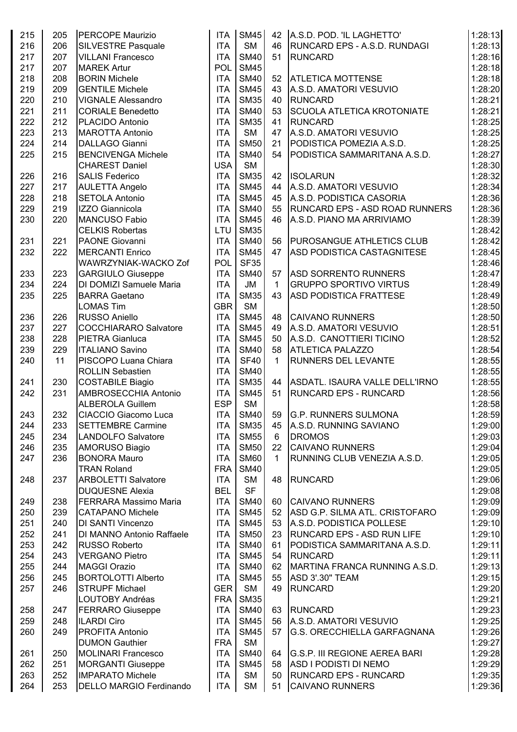| | | | | | | | |
|---|---|---|---|---|---|---|---|
| 215 | 205 | PERCOPE Maurizio | ITA | SM45 | 42 | A.S.D. POD. 'IL LAGHETTO' | 1:28:13 |
| 216 | 206 | SILVESTRE Pasquale | ITA | SM | 46 | RUNCARD EPS - A.S.D. RUNDAGI | 1:28:13 |
| 217 | 207 | VILLANI Francesco | ITA | SM40 | 51 | RUNCARD | 1:28:16 |
| 217 | 207 | MAREK Artur | POL | SM45 | | | 1:28:18 |
| 218 | 208 | BORIN Michele | ITA | SM40 | 52 | ATLETICA MOTTENSE | 1:28:18 |
| 219 | 209 | GENTILE Michele | ITA | SM45 | 43 | A.S.D. AMATORI VESUVIO | 1:28:20 |
| 220 | 210 | VIGNALE Alessandro | ITA | SM35 | 40 | RUNCARD | 1:28:21 |
| 221 | 211 | CORIALE Benedetto | ITA | SM40 | 53 | SCUOLA ATLETICA KROTONIATE | 1:28:21 |
| 222 | 212 | PLACIDO Antonio | ITA | SM35 | 41 | RUNCARD | 1:28:25 |
| 223 | 213 | MAROTTA Antonio | ITA | SM | 47 | A.S.D. AMATORI VESUVIO | 1:28:25 |
| 224 | 214 | DALLAGO Gianni | ITA | SM50 | 21 | PODISTICA POMEZIA A.S.D. | 1:28:25 |
| 225 | 215 | BENCIVENGA Michele | ITA | SM40 | 54 | PODISTICA SAMMARITANA A.S.D. | 1:28:27 |
| | | CHAREST Daniel | USA | SM | | | 1:28:30 |
| 226 | 216 | SALIS Federico | ITA | SM35 | 42 | ISOLARUN | 1:28:32 |
| 227 | 217 | AULETTA Angelo | ITA | SM45 | 44 | A.S.D. AMATORI VESUVIO | 1:28:34 |
| 228 | 218 | SETOLA Antonio | ITA | SM45 | 45 | A.S.D. PODISTICA CASORIA | 1:28:36 |
| 229 | 219 | IZZO Giannicola | ITA | SM40 | 55 | RUNCARD EPS - ASD ROAD RUNNERS | 1:28:36 |
| 230 | 220 | MANCUSO Fabio | ITA | SM45 | 46 | A.S.D. PIANO MA ARRIVIAMO | 1:28:39 |
| | | CELKIS Robertas | LTU | SM35 | | | 1:28:42 |
| 231 | 221 | PAONE Giovanni | ITA | SM40 | 56 | PUROSANGUE ATHLETICS CLUB | 1:28:42 |
| 232 | 222 | MERCANTI Enrico | ITA | SM45 | 47 | ASD PODISTICA CASTAGNITESE | 1:28:45 |
| | | WAWRZYNIAK-WACKO Zof | POL | SF35 | | | 1:28:46 |
| 233 | 223 | GARGIULO Giuseppe | ITA | SM40 | 57 | ASD SORRENTO RUNNERS | 1:28:47 |
| 234 | 224 | DI DOMIZI Samuele Maria | ITA | JM | 1 | GRUPPO SPORTIVO VIRTUS | 1:28:49 |
| 235 | 225 | BARRA Gaetano | ITA | SM35 | 43 | ASD PODISTICA FRATTESE | 1:28:49 |
| | | LOMAS Tim | GBR | SM | | | 1:28:50 |
| 236 | 226 | RUSSO Aniello | ITA | SM45 | 48 | CAIVANO RUNNERS | 1:28:50 |
| 237 | 227 | COCCHIARARO Salvatore | ITA | SM45 | 49 | A.S.D. AMATORI VESUVIO | 1:28:51 |
| 238 | 228 | PIETRA Gianluca | ITA | SM45 | 50 | A.S.D. CANOTTIERI TICINO | 1:28:52 |
| 239 | 229 | ITALIANO Savino | ITA | SM40 | 58 | ATLETICA PALAZZO | 1:28:54 |
| 240 | 11 | PISCOPO Luana Chiara | ITA | SF40 | 1 | RUNNERS DEL LEVANTE | 1:28:55 |
| | | ROLLIN Sebastien | ITA | SM40 | | | 1:28:55 |
| 241 | 230 | COSTABILE Biagio | ITA | SM35 | 44 | ASDATL. ISAURA VALLE DELL'IRNO | 1:28:55 |
| 242 | 231 | AMBROSECCHIA Antonio | ITA | SM45 | 51 | RUNCARD EPS - RUNCARD | 1:28:56 |
| | | ALBEROLA Guillem | ESP | SM | | | 1:28:58 |
| 243 | 232 | CIACCIO Giacomo Luca | ITA | SM40 | 59 | G.P. RUNNERS SULMONA | 1:28:59 |
| 244 | 233 | SETTEMBRE Carmine | ITA | SM35 | 45 | A.S.D. RUNNING SAVIANO | 1:29:00 |
| 245 | 234 | LANDOLFO Salvatore | ITA | SM55 | 6 | DROMOS | 1:29:03 |
| 246 | 235 | AMORUSO Biagio | ITA | SM50 | 22 | CAIVANO RUNNERS | 1:29:04 |
| 247 | 236 | BONORA Mauro | ITA | SM60 | 1 | RUNNING CLUB VENEZIA A.S.D. | 1:29:05 |
| | | TRAN Roland | FRA | SM40 | | | 1:29:05 |
| 248 | 237 | ARBOLETTI Salvatore | ITA | SM | 48 | RUNCARD | 1:29:06 |
| | | DUQUESNE Alexia | BEL | SF | | | 1:29:08 |
| 249 | 238 | FERRARA Massimo Maria | ITA | SM40 | 60 | CAIVANO RUNNERS | 1:29:09 |
| 250 | 239 | CATAPANO Michele | ITA | SM45 | 52 | ASD G.P. SILMA ATL. CRISTOFARO | 1:29:09 |
| 251 | 240 | DI SANTI Vincenzo | ITA | SM45 | 53 | A.S.D. PODISTICA POLLESE | 1:29:10 |
| 252 | 241 | DI MANNO Antonio Raffaele | ITA | SM50 | 23 | RUNCARD EPS - ASD RUN LIFE | 1:29:10 |
| 253 | 242 | RUSSO Roberto | ITA | SM40 | 61 | PODISTICA SAMMARITANA A.S.D. | 1:29:11 |
| 254 | 243 | VERGANO Pietro | ITA | SM45 | 54 | RUNCARD | 1:29:11 |
| 255 | 244 | MAGGI Orazio | ITA | SM40 | 62 | MARTINA FRANCA RUNNING A.S.D. | 1:29:13 |
| 256 | 245 | BORTOLOTTI Alberto | ITA | SM45 | 55 | ASD 3'.30" TEAM | 1:29:15 |
| 257 | 246 | STRUPF Michael | GER | SM | 49 | RUNCARD | 1:29:20 |
| | | LOUTOBY Andréas | FRA | SM35 | | | 1:29:21 |
| 258 | 247 | FERRARO Giuseppe | ITA | SM40 | 63 | RUNCARD | 1:29:23 |
| 259 | 248 | ILARDI Ciro | ITA | SM45 | 56 | A.S.D. AMATORI VESUVIO | 1:29:25 |
| 260 | 249 | PROFITA Antonio | ITA | SM45 | 57 | G.S. ORECCHIELLA GARFAGNANA | 1:29:26 |
| | | DUMON Gauthier | FRA | SM | | | 1:29:27 |
| 261 | 250 | MOLINARI Francesco | ITA | SM40 | 64 | G.S.P. III REGIONE AEREA BARI | 1:29:28 |
| 262 | 251 | MORGANTI Giuseppe | ITA | SM45 | 58 | ASD I PODISTI DI NEMO | 1:29:29 |
| 263 | 252 | IMPARATO Michele | ITA | SM | 50 | RUNCARD EPS - RUNCARD | 1:29:35 |
| 264 | 253 | DELLO MARGIO Ferdinando | ITA | SM | 51 | CAIVANO RUNNERS | 1:29:36 |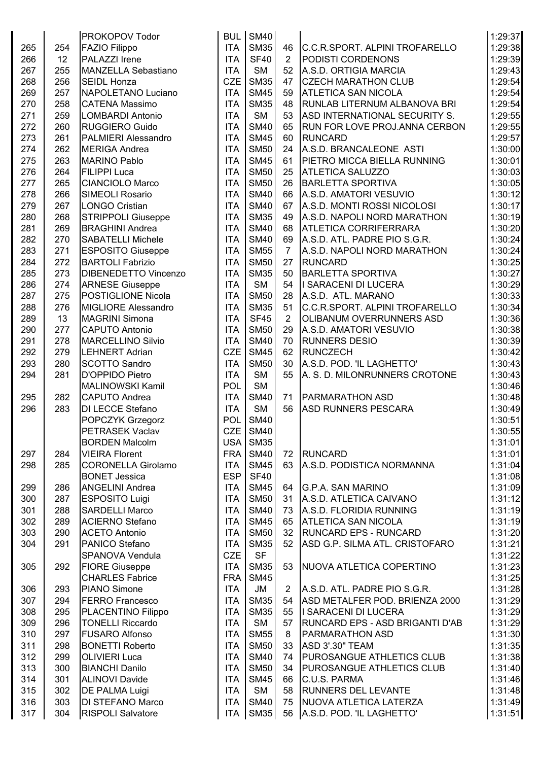| | | | | | | | |
|---|---|---|---|---|---|---|---|
| | | PROKOPOV Todor | BUL | SM40 | | | 1:29:37 |
| 265 | 254 | FAZIO Filippo | ITA | SM35 | 46 | C.C.R.SPORT. ALPINI TROFARELLO | 1:29:38 |
| 266 | 12 | PALAZZI Irene | ITA | SF40 | 2 | PODISTI CORDENONS | 1:29:39 |
| 267 | 255 | MANZELLA Sebastiano | ITA | SM | 52 | A.S.D. ORTIGIA MARCIA | 1:29:43 |
| 268 | 256 | SEIDL Honza | CZE | SM35 | 47 | CZECH MARATHON CLUB | 1:29:54 |
| 269 | 257 | NAPOLETANO Luciano | ITA | SM45 | 59 | ATLETICA SAN NICOLA | 1:29:54 |
| 270 | 258 | CATENA Massimo | ITA | SM35 | 48 | RUNLAB LITERNUM ALBANOVA BRI | 1:29:54 |
| 271 | 259 | LOMBARDI Antonio | ITA | SM | 53 | ASD INTERNATIONAL SECURITY S. | 1:29:55 |
| 272 | 260 | RUGGIERO Guido | ITA | SM40 | 65 | RUN FOR LOVE PROJ.ANNA CERBON | 1:29:55 |
| 273 | 261 | PALMIERI Alessandro | ITA | SM45 | 60 | RUNCARD | 1:29:57 |
| 274 | 262 | MERIGA Andrea | ITA | SM50 | 24 | A.S.D. BRANCALEONE ASTI | 1:30:00 |
| 275 | 263 | MARINO Pablo | ITA | SM45 | 61 | PIETRO MICCA BIELLA RUNNING | 1:30:01 |
| 276 | 264 | FILIPPI Luca | ITA | SM50 | 25 | ATLETICA SALUZZO | 1:30:03 |
| 277 | 265 | CIANCIOLO Marco | ITA | SM50 | 26 | BARLETTA SPORTIVA | 1:30:05 |
| 278 | 266 | SIMEOLI Rosario | ITA | SM40 | 66 | A.S.D. AMATORI VESUVIO | 1:30:12 |
| 279 | 267 | LONGO Cristian | ITA | SM40 | 67 | A.S.D. MONTI ROSSI NICOLOSI | 1:30:17 |
| 280 | 268 | STRIPPOLI Giuseppe | ITA | SM35 | 49 | A.S.D. NAPOLI NORD MARATHON | 1:30:19 |
| 281 | 269 | BRAGHINI Andrea | ITA | SM40 | 68 | ATLETICA CORRIFERRARA | 1:30:20 |
| 282 | 270 | SABATELLI Michele | ITA | SM40 | 69 | A.S.D. ATL. PADRE PIO S.G.R. | 1:30:24 |
| 283 | 271 | ESPOSITO Giuseppe | ITA | SM55 | 7 | A.S.D. NAPOLI NORD MARATHON | 1:30:24 |
| 284 | 272 | BARTOLI Fabrizio | ITA | SM50 | 27 | RUNCARD | 1:30:25 |
| 285 | 273 | DIBENEDETTO Vincenzo | ITA | SM35 | 50 | BARLETTA SPORTIVA | 1:30:27 |
| 286 | 274 | ARNESE Giuseppe | ITA | SM | 54 | I SARACENI DI LUCERA | 1:30:29 |
| 287 | 275 | POSTIGLIONE Nicola | ITA | SM50 | 28 | A.S.D. ATL. MARANO | 1:30:33 |
| 288 | 276 | MIGLIORE Alessandro | ITA | SM35 | 51 | C.C.R.SPORT. ALPINI TROFARELLO | 1:30:34 |
| 289 | 13 | MAGRINI Simona | ITA | SF45 | 2 | OLIBANUM OVERRUNNERS ASD | 1:30:36 |
| 290 | 277 | CAPUTO Antonio | ITA | SM50 | 29 | A.S.D. AMATORI VESUVIO | 1:30:38 |
| 291 | 278 | MARCELLINO Silvio | ITA | SM40 | 70 | RUNNERS DESIO | 1:30:39 |
| 292 | 279 | LEHNERT Adrian | CZE | SM45 | 62 | RUNCZECH | 1:30:42 |
| 293 | 280 | SCOTTO Sandro | ITA | SM50 | 30 | A.S.D. POD. 'IL LAGHETTO' | 1:30:43 |
| 294 | 281 | D'OPPIDO Pietro | ITA | SM | 55 | A. S. D. MILONRUNNERS CROTONE | 1:30:43 |
| | | MALINOWSKI Kamil | POL | SM | | | 1:30:46 |
| 295 | 282 | CAPUTO Andrea | ITA | SM40 | 71 | PARMARATHON ASD | 1:30:48 |
| 296 | 283 | DI LECCE Stefano | ITA | SM | 56 | ASD RUNNERS PESCARA | 1:30:49 |
| | | POPCZYK Grzegorz | POL | SM40 | | | 1:30:51 |
| | | PETRASEK Vaclav | CZE | SM40 | | | 1:30:55 |
| | | BORDEN Malcolm | USA | SM35 | | | 1:31:01 |
| 297 | 284 | VIEIRA Florent | FRA | SM40 | 72 | RUNCARD | 1:31:01 |
| 298 | 285 | CORONELLA Girolamo | ITA | SM45 | 63 | A.S.D. PODISTICA NORMANNA | 1:31:04 |
| | | BONET Jessica | ESP | SF40 | | | 1:31:08 |
| 299 | 286 | ANGELINI Andrea | ITA | SM45 | 64 | G.P.A. SAN MARINO | 1:31:09 |
| 300 | 287 | ESPOSITO Luigi | ITA | SM50 | 31 | A.S.D. ATLETICA CAIVANO | 1:31:12 |
| 301 | 288 | SARDELLI Marco | ITA | SM40 | 73 | A.S.D. FLORIDIA RUNNING | 1:31:19 |
| 302 | 289 | ACIERNO Stefano | ITA | SM45 | 65 | ATLETICA SAN NICOLA | 1:31:19 |
| 303 | 290 | ACETO Antonio | ITA | SM50 | 32 | RUNCARD EPS - RUNCARD | 1:31:20 |
| 304 | 291 | PANICO Stefano | ITA | SM35 | 52 | ASD G.P. SILMA ATL. CRISTOFARO | 1:31:21 |
| | | SPANOVA Vendula | CZE | SF | | | 1:31:22 |
| 305 | 292 | FIORE Giuseppe | ITA | SM35 | 53 | NUOVA ATLETICA COPERTINO | 1:31:23 |
| | | CHARLES Fabrice | FRA | SM45 | | | 1:31:25 |
| 306 | 293 | PIANO Simone | ITA | JM | 2 | A.S.D. ATL. PADRE PIO S.G.R. | 1:31:28 |
| 307 | 294 | FERRO Francesco | ITA | SM35 | 54 | ASD METALFER POD. BRIENZA 2000 | 1:31:29 |
| 308 | 295 | PLACENTINO Filippo | ITA | SM35 | 55 | I SARACENI DI LUCERA | 1:31:29 |
| 309 | 296 | TONELLI Riccardo | ITA | SM | 57 | RUNCARD EPS - ASD BRIGANTI D'AB | 1:31:29 |
| 310 | 297 | FUSARO Alfonso | ITA | SM55 | 8 | PARMARATHON ASD | 1:31:30 |
| 311 | 298 | BONETTI Roberto | ITA | SM50 | 33 | ASD 3'.30" TEAM | 1:31:35 |
| 312 | 299 | OLIVIERI Luca | ITA | SM40 | 74 | PUROSANGUE ATHLETICS CLUB | 1:31:38 |
| 313 | 300 | BIANCHI Danilo | ITA | SM50 | 34 | PUROSANGUE ATHLETICS CLUB | 1:31:40 |
| 314 | 301 | ALINOVI Davide | ITA | SM45 | 66 | C.U.S. PARMA | 1:31:46 |
| 315 | 302 | DE PALMA Luigi | ITA | SM | 58 | RUNNERS DEL LEVANTE | 1:31:48 |
| 316 | 303 | DI STEFANO Marco | ITA | SM40 | 75 | NUOVA ATLETICA LATERZA | 1:31:49 |
| 317 | 304 | RISPOLI Salvatore | ITA | SM35 | 56 | A.S.D. POD. 'IL LAGHETTO' | 1:31:51 |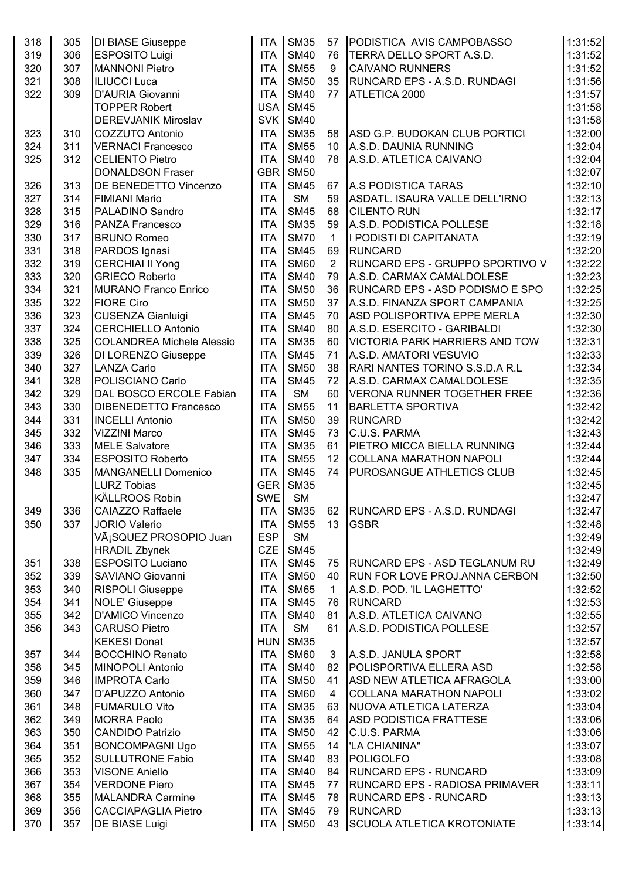| | | | | | | | |
|---|---|---|---|---|---|---|---|
| 318 | 305 | DI BIASE Giuseppe | ITA | SM35 | 57 | PODISTICA AVIS CAMPOBASSO | 1:31:52 |
| 319 | 306 | ESPOSITO Luigi | ITA | SM40 | 76 | TERRA DELLO SPORT A.S.D. | 1:31:52 |
| 320 | 307 | MANNONI Pietro | ITA | SM55 | 9 | CAIVANO RUNNERS | 1:31:52 |
| 321 | 308 | ILIUCCI Luca | ITA | SM50 | 35 | RUNCARD EPS - A.S.D. RUNDAGI | 1:31:56 |
| 322 | 309 | D'AURIA Giovanni | ITA | SM40 | 77 | ATLETICA 2000 | 1:31:57 |
| | | TOPPER Robert | USA | SM45 | | | 1:31:58 |
| | | DEREVJANIK Miroslav | SVK | SM40 | | | 1:31:58 |
| 323 | 310 | COZZUTO Antonio | ITA | SM35 | 58 | ASD G.P. BUDOKAN CLUB PORTICI | 1:32:00 |
| 324 | 311 | VERNACI Francesco | ITA | SM55 | 10 | A.S.D. DAUNIA RUNNING | 1:32:04 |
| 325 | 312 | CELIENTO Pietro | ITA | SM40 | 78 | A.S.D. ATLETICA CAIVANO | 1:32:04 |
| | | DONALDSON Fraser | GBR | SM50 | | | 1:32:07 |
| 326 | 313 | DE BENEDETTO Vincenzo | ITA | SM45 | 67 | A.S PODISTICA TARAS | 1:32:10 |
| 327 | 314 | FIMIANI Mario | ITA | SM | 59 | ASDATL. ISAURA VALLE DELL'IRNO | 1:32:13 |
| 328 | 315 | PALADINO Sandro | ITA | SM45 | 68 | CILENTO RUN | 1:32:17 |
| 329 | 316 | PANZA Francesco | ITA | SM35 | 59 | A.S.D. PODISTICA POLLESE | 1:32:18 |
| 330 | 317 | BRUNO Romeo | ITA | SM70 | 1 | I PODISTI DI CAPITANATA | 1:32:19 |
| 331 | 318 | PARDOS Ignasi | ITA | SM45 | 69 | RUNCARD | 1:32:20 |
| 332 | 319 | CERCHIAI Il Yong | ITA | SM60 | 2 | RUNCARD EPS - GRUPPO SPORTIVO V | 1:32:22 |
| 333 | 320 | GRIECO Roberto | ITA | SM40 | 79 | A.S.D. CARMAX CAMALDOLESE | 1:32:23 |
| 334 | 321 | MURANO Franco Enrico | ITA | SM50 | 36 | RUNCARD EPS - ASD PODISMO E SPO | 1:32:25 |
| 335 | 322 | FIORE Ciro | ITA | SM50 | 37 | A.S.D. FINANZA SPORT CAMPANIA | 1:32:25 |
| 336 | 323 | CUSENZA Gianluigi | ITA | SM45 | 70 | ASD POLISPORTIVA EPPE MERLA | 1:32:30 |
| 337 | 324 | CERCHIELLO Antonio | ITA | SM40 | 80 | A.S.D. ESERCITO - GARIBALDI | 1:32:30 |
| 338 | 325 | COLANDREA Michele Alessio | ITA | SM35 | 60 | VICTORIA PARK HARRIERS AND TOW | 1:32:31 |
| 339 | 326 | DI LORENZO Giuseppe | ITA | SM45 | 71 | A.S.D. AMATORI VESUVIO | 1:32:33 |
| 340 | 327 | LANZA Carlo | ITA | SM50 | 38 | RARI NANTES TORINO S.S.D.A R.L | 1:32:34 |
| 341 | 328 | POLISCIANO Carlo | ITA | SM45 | 72 | A.S.D. CARMAX CAMALDOLESE | 1:32:35 |
| 342 | 329 | DAL BOSCO ERCOLE Fabian | ITA | SM | 60 | VERONA RUNNER TOGETHER FREE | 1:32:36 |
| 343 | 330 | DIBENEDETTO Francesco | ITA | SM55 | 11 | BARLETTA SPORTIVA | 1:32:42 |
| 344 | 331 | INCELLI Antonio | ITA | SM50 | 39 | RUNCARD | 1:32:42 |
| 345 | 332 | VIZZINI Marco | ITA | SM45 | 73 | C.U.S. PARMA | 1:32:43 |
| 346 | 333 | MELE Salvatore | ITA | SM35 | 61 | PIETRO MICCA BIELLA RUNNING | 1:32:44 |
| 347 | 334 | ESPOSITO Roberto | ITA | SM55 | 12 | COLLANA MARATHON NAPOLI | 1:32:44 |
| 348 | 335 | MANGANELLI Domenico | ITA | SM45 | 74 | PUROSANGUE ATHLETICS CLUB | 1:32:45 |
| | | LURZ Tobias | GER | SM35 | | | 1:32:45 |
| | | KÄLLROOS Robin | SWE | SM | | | 1:32:47 |
| 349 | 336 | CAIAZZO Raffaele | ITA | SM35 | 62 | RUNCARD EPS - A.S.D. RUNDAGI | 1:32:47 |
| 350 | 337 | JORIO Valerio | ITA | SM55 | 13 | GSBR | 1:32:48 |
| | | VÃ¡SQUEZ PROSOPIO Juan | ESP | SM | | | 1:32:49 |
| | | HRADIL Zbynek | CZE | SM45 | | | 1:32:49 |
| 351 | 338 | ESPOSITO Luciano | ITA | SM45 | 75 | RUNCARD EPS - ASD TEGLANUM RU | 1:32:49 |
| 352 | 339 | SAVIANO Giovanni | ITA | SM50 | 40 | RUN FOR LOVE PROJ.ANNA CERBON | 1:32:50 |
| 353 | 340 | RISPOLI Giuseppe | ITA | SM65 | 1 | A.S.D. POD. 'IL LAGHETTO' | 1:32:52 |
| 354 | 341 | NOLE' Giuseppe | ITA | SM45 | 76 | RUNCARD | 1:32:53 |
| 355 | 342 | D'AMICO Vincenzo | ITA | SM40 | 81 | A.S.D. ATLETICA CAIVANO | 1:32:55 |
| 356 | 343 | CARUSO Pietro | ITA | SM | 61 | A.S.D. PODISTICA POLLESE | 1:32:57 |
| | | KEKESI Donat | HUN | SM35 | | | 1:32:57 |
| 357 | 344 | BOCCHINO Renato | ITA | SM60 | 3 | A.S.D. JANULA SPORT | 1:32:58 |
| 358 | 345 | MINOPOLI Antonio | ITA | SM40 | 82 | POLISPORTIVA ELLERA ASD | 1:32:58 |
| 359 | 346 | IMPROTA Carlo | ITA | SM50 | 41 | ASD NEW ATLETICA AFRAGOLA | 1:33:00 |
| 360 | 347 | D'APUZZO Antonio | ITA | SM60 | 4 | COLLANA MARATHON NAPOLI | 1:33:02 |
| 361 | 348 | FUMARULO Vito | ITA | SM35 | 63 | NUOVA ATLETICA LATERZA | 1:33:04 |
| 362 | 349 | MORRA Paolo | ITA | SM35 | 64 | ASD PODISTICA FRATTESE | 1:33:06 |
| 363 | 350 | CANDIDO Patrizio | ITA | SM50 | 42 | C.U.S. PARMA | 1:33:06 |
| 364 | 351 | BONCOMPAGNI Ugo | ITA | SM55 | 14 | 'LA CHIANINA" | 1:33:07 |
| 365 | 352 | SULLUTRONE Fabio | ITA | SM40 | 83 | POLIGOLFO | 1:33:08 |
| 366 | 353 | VISONE Aniello | ITA | SM40 | 84 | RUNCARD EPS - RUNCARD | 1:33:09 |
| 367 | 354 | VERDONE Piero | ITA | SM45 | 77 | RUNCARD EPS - RADIOSA PRIMAVER | 1:33:11 |
| 368 | 355 | MALANDRA Carmine | ITA | SM45 | 78 | RUNCARD EPS - RUNCARD | 1:33:13 |
| 369 | 356 | CACCIAPAGLIA Pietro | ITA | SM45 | 79 | RUNCARD | 1:33:13 |
| 370 | 357 | DE BIASE Luigi | ITA | SM50 | 43 | SCUOLA ATLETICA KROTONIATE | 1:33:14 |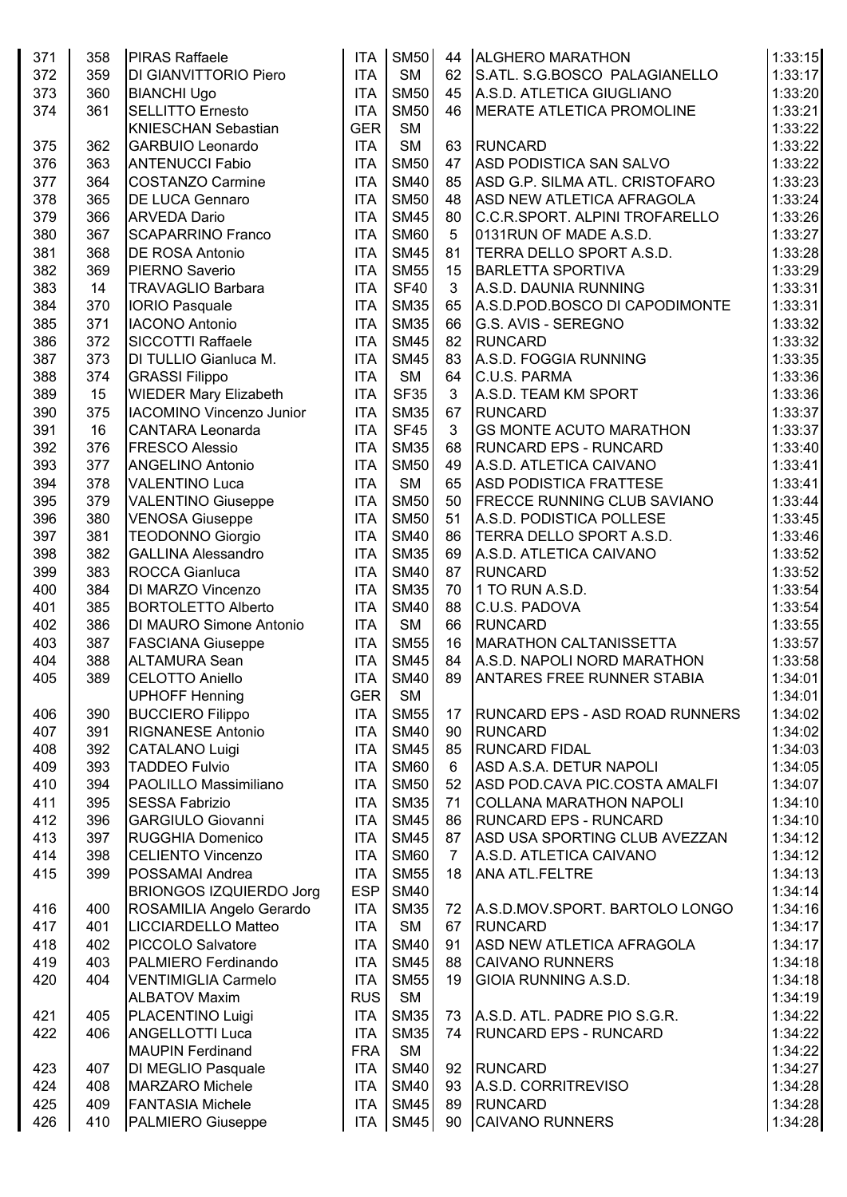| | | | | | | | |
|---|---|---|---|---|---|---|---|
| 371 | 358 | PIRAS Raffaele | ITA | SM50 | 44 | ALGHERO MARATHON | 1:33:15 |
| 372 | 359 | DI GIANVITTORIO Piero | ITA | SM | 62 | S.ATL. S.G.BOSCO PALAGIANELLO | 1:33:17 |
| 373 | 360 | BIANCHI Ugo | ITA | SM50 | 45 | A.S.D. ATLETICA GIUGLIANO | 1:33:20 |
| 374 | 361 | SELLITTO Ernesto | ITA | SM50 | 46 | MERATE ATLETICA PROMOLINE | 1:33:21 |
| | | KNIESCHAN Sebastian | GER | SM | | | 1:33:22 |
| 375 | 362 | GARBUIO Leonardo | ITA | SM | 63 | RUNCARD | 1:33:22 |
| 376 | 363 | ANTENUCCI Fabio | ITA | SM50 | 47 | ASD PODISTICA SAN SALVO | 1:33:22 |
| 377 | 364 | COSTANZO Carmine | ITA | SM40 | 85 | ASD G.P. SILMA ATL. CRISTOFARO | 1:33:23 |
| 378 | 365 | DE LUCA Gennaro | ITA | SM50 | 48 | ASD NEW ATLETICA AFRAGOLA | 1:33:24 |
| 379 | 366 | ARVEDA Dario | ITA | SM45 | 80 | C.C.R.SPORT. ALPINI TROFARELLO | 1:33:26 |
| 380 | 367 | SCAPARRINO Franco | ITA | SM60 | 5 | 0131RUN OF MADE A.S.D. | 1:33:27 |
| 381 | 368 | DE ROSA Antonio | ITA | SM45 | 81 | TERRA DELLO SPORT A.S.D. | 1:33:28 |
| 382 | 369 | PIERNO Saverio | ITA | SM55 | 15 | BARLETTA SPORTIVA | 1:33:29 |
| 383 | 14 | TRAVAGLIO Barbara | ITA | SF40 | 3 | A.S.D. DAUNIA RUNNING | 1:33:31 |
| 384 | 370 | IORIO Pasquale | ITA | SM35 | 65 | A.S.D.POD.BOSCO DI CAPODIMONTE | 1:33:31 |
| 385 | 371 | IACONO Antonio | ITA | SM35 | 66 | G.S. AVIS - SEREGNO | 1:33:32 |
| 386 | 372 | SICCOTTI Raffaele | ITA | SM45 | 82 | RUNCARD | 1:33:32 |
| 387 | 373 | DI TULLIO Gianluca M. | ITA | SM45 | 83 | A.S.D. FOGGIA RUNNING | 1:33:35 |
| 388 | 374 | GRASSI Filippo | ITA | SM | 64 | C.U.S. PARMA | 1:33:36 |
| 389 | 15 | WIEDER Mary Elizabeth | ITA | SF35 | 3 | A.S.D. TEAM KM SPORT | 1:33:36 |
| 390 | 375 | IACOMINO Vincenzo Junior | ITA | SM35 | 67 | RUNCARD | 1:33:37 |
| 391 | 16 | CANTARA Leonarda | ITA | SF45 | 3 | GS MONTE ACUTO MARATHON | 1:33:37 |
| 392 | 376 | FRESCO Alessio | ITA | SM35 | 68 | RUNCARD EPS - RUNCARD | 1:33:40 |
| 393 | 377 | ANGELINO Antonio | ITA | SM50 | 49 | A.S.D. ATLETICA CAIVANO | 1:33:41 |
| 394 | 378 | VALENTINO Luca | ITA | SM | 65 | ASD PODISTICA FRATTESE | 1:33:41 |
| 395 | 379 | VALENTINO Giuseppe | ITA | SM50 | 50 | FRECCE RUNNING CLUB SAVIANO | 1:33:44 |
| 396 | 380 | VENOSA Giuseppe | ITA | SM50 | 51 | A.S.D. PODISTICA POLLESE | 1:33:45 |
| 397 | 381 | TEODONNO Giorgio | ITA | SM40 | 86 | TERRA DELLO SPORT A.S.D. | 1:33:46 |
| 398 | 382 | GALLINA Alessandro | ITA | SM35 | 69 | A.S.D. ATLETICA CAIVANO | 1:33:52 |
| 399 | 383 | ROCCA Gianluca | ITA | SM40 | 87 | RUNCARD | 1:33:52 |
| 400 | 384 | DI MARZO Vincenzo | ITA | SM35 | 70 | 1 TO RUN A.S.D. | 1:33:54 |
| 401 | 385 | BORTOLETTO Alberto | ITA | SM40 | 88 | C.U.S. PADOVA | 1:33:54 |
| 402 | 386 | DI MAURO Simone Antonio | ITA | SM | 66 | RUNCARD | 1:33:55 |
| 403 | 387 | FASCIANA Giuseppe | ITA | SM55 | 16 | MARATHON CALTANISSETTA | 1:33:57 |
| 404 | 388 | ALTAMURA Sean | ITA | SM45 | 84 | A.S.D. NAPOLI NORD MARATHON | 1:33:58 |
| 405 | 389 | CELOTTO Aniello | ITA | SM40 | 89 | ANTARES FREE RUNNER STABIA | 1:34:01 |
| | | UPHOFF Henning | GER | SM | | | 1:34:01 |
| 406 | 390 | BUCCIERO Filippo | ITA | SM55 | 17 | RUNCARD EPS - ASD ROAD RUNNERS | 1:34:02 |
| 407 | 391 | RIGNANESE Antonio | ITA | SM40 | 90 | RUNCARD | 1:34:02 |
| 408 | 392 | CATALANO Luigi | ITA | SM45 | 85 | RUNCARD FIDAL | 1:34:03 |
| 409 | 393 | TADDEO Fulvio | ITA | SM60 | 6 | ASD A.S.A. DETUR NAPOLI | 1:34:05 |
| 410 | 394 | PAOLILLO Massimiliano | ITA | SM50 | 52 | ASD POD.CAVA PIC.COSTA AMALFI | 1:34:07 |
| 411 | 395 | SESSA Fabrizio | ITA | SM35 | 71 | COLLANA MARATHON NAPOLI | 1:34:10 |
| 412 | 396 | GARGIULO Giovanni | ITA | SM45 | 86 | RUNCARD EPS - RUNCARD | 1:34:10 |
| 413 | 397 | RUGGHIA Domenico | ITA | SM45 | 87 | ASD USA SPORTING CLUB AVEZZAN | 1:34:12 |
| 414 | 398 | CELIENTO Vincenzo | ITA | SM60 | 7 | A.S.D. ATLETICA CAIVANO | 1:34:12 |
| 415 | 399 | POSSAMAI Andrea | ITA | SM55 | 18 | ANA ATL.FELTRE | 1:34:13 |
| | | BRIONGOS IZQUIERDO Jorg | ESP | SM40 | | | 1:34:14 |
| 416 | 400 | ROSAMILIA Angelo Gerardo | ITA | SM35 | 72 | A.S.D.MOV.SPORT. BARTOLO LONGO | 1:34:16 |
| 417 | 401 | LICCIARDELLO Matteo | ITA | SM | 67 | RUNCARD | 1:34:17 |
| 418 | 402 | PICCOLO Salvatore | ITA | SM40 | 91 | ASD NEW ATLETICA AFRAGOLA | 1:34:17 |
| 419 | 403 | PALMIERO Ferdinando | ITA | SM45 | 88 | CAIVANO RUNNERS | 1:34:18 |
| 420 | 404 | VENTIMIGLIA Carmelo | ITA | SM55 | 19 | GIOIA RUNNING A.S.D. | 1:34:18 |
| | | ALBATOV Maxim | RUS | SM | | | 1:34:19 |
| 421 | 405 | PLACENTINO Luigi | ITA | SM35 | 73 | A.S.D. ATL. PADRE PIO S.G.R. | 1:34:22 |
| 422 | 406 | ANGELLOTTI Luca | ITA | SM35 | 74 | RUNCARD EPS - RUNCARD | 1:34:22 |
| | | MAUPIN Ferdinand | FRA | SM | | | 1:34:22 |
| 423 | 407 | DI MEGLIO Pasquale | ITA | SM40 | 92 | RUNCARD | 1:34:27 |
| 424 | 408 | MARZARO Michele | ITA | SM40 | 93 | A.S.D. CORRITREVISO | 1:34:28 |
| 425 | 409 | FANTASIA Michele | ITA | SM45 | 89 | RUNCARD | 1:34:28 |
| 426 | 410 | PALMIERO Giuseppe | ITA | SM45 | 90 | CAIVANO RUNNERS | 1:34:28 |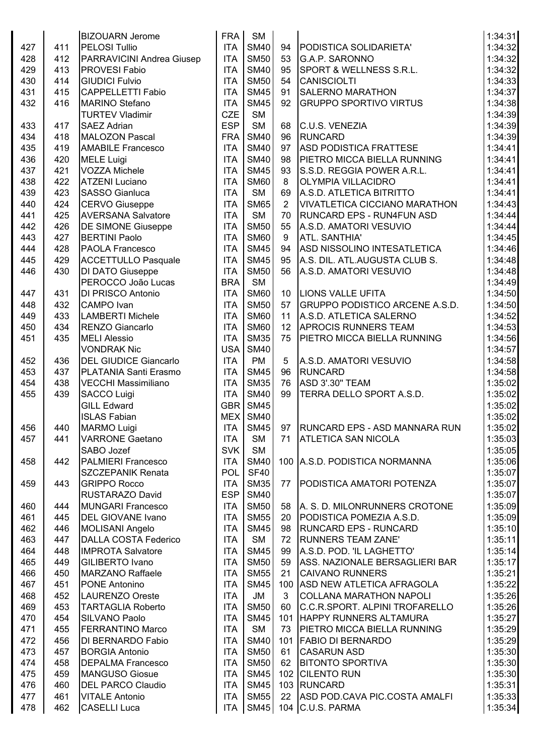|  |  |  |  |  |  |  |  |
|---|---|---|---|---|---|---|---|
|  |  | BIZOUARN Jerome | FRA | SM |  |  | 1:34:31 |
| 427 | 411 | PELOSI Tullio | ITA | SM40 | 94 | PODISTICA SOLIDARIETA' | 1:34:32 |
| 428 | 412 | PARRAVICINI Andrea Giusep | ITA | SM50 | 53 | G.A.P. SARONNO | 1:34:32 |
| 429 | 413 | PROVESI Fabio | ITA | SM40 | 95 | SPORT & WELLNESS S.R.L. | 1:34:32 |
| 430 | 414 | GIUDICI Fulvio | ITA | SM50 | 54 | CANISCIOLTI | 1:34:33 |
| 431 | 415 | CAPPELLETTI Fabio | ITA | SM45 | 91 | SALERNO MARATHON | 1:34:37 |
| 432 | 416 | MARINO Stefano | ITA | SM45 | 92 | GRUPPO SPORTIVO VIRTUS | 1:34:38 |
|  |  | TURTEV Vladimir | CZE | SM |  |  | 1:34:39 |
| 433 | 417 | SAEZ Adrian | ESP | SM | 68 | C.U.S. VENEZIA | 1:34:39 |
| 434 | 418 | MALOZON Pascal | FRA | SM40 | 96 | RUNCARD | 1:34:39 |
| 435 | 419 | AMABILE Francesco | ITA | SM40 | 97 | ASD PODISTICA FRATTESE | 1:34:41 |
| 436 | 420 | MELE Luigi | ITA | SM40 | 98 | PIETRO MICCA BIELLA RUNNING | 1:34:41 |
| 437 | 421 | VOZZA Michele | ITA | SM45 | 93 | S.S.D. REGGIA POWER A.R.L. | 1:34:41 |
| 438 | 422 | ATZENI Luciano | ITA | SM60 | 8 | OLYMPIA VILLACIDRO | 1:34:41 |
| 439 | 423 | SASSO Gianluca | ITA | SM | 69 | A.S.D. ATLETICA BITRITTO | 1:34:41 |
| 440 | 424 | CERVO Giuseppe | ITA | SM65 | 2 | VIVATLETICA CICCIANO MARATHON | 1:34:43 |
| 441 | 425 | AVERSANA Salvatore | ITA | SM | 70 | RUNCARD EPS - RUN4FUN ASD | 1:34:44 |
| 442 | 426 | DE SIMONE Giuseppe | ITA | SM50 | 55 | A.S.D. AMATORI VESUVIO | 1:34:44 |
| 443 | 427 | BERTINI Paolo | ITA | SM60 | 9 | ATL. SANTHIA' | 1:34:45 |
| 444 | 428 | PAOLA Francesco | ITA | SM45 | 94 | ASD NISSOLINO INTESATLETICA | 1:34:46 |
| 445 | 429 | ACCETTULLO Pasquale | ITA | SM45 | 95 | A.S. DIL. ATL.AUGUSTA CLUB S. | 1:34:48 |
| 446 | 430 | DI DATO Giuseppe | ITA | SM50 | 56 | A.S.D. AMATORI VESUVIO | 1:34:48 |
|  |  | PEROCCO João Lucas | BRA | SM |  |  | 1:34:49 |
| 447 | 431 | DI PRISCO Antonio | ITA | SM60 | 10 | LIONS VALLE UFITA | 1:34:50 |
| 448 | 432 | CAMPO Ivan | ITA | SM50 | 57 | GRUPPO PODISTICO ARCENE A.S.D. | 1:34:50 |
| 449 | 433 | LAMBERTI Michele | ITA | SM60 | 11 | A.S.D. ATLETICA SALERNO | 1:34:52 |
| 450 | 434 | RENZO Giancarlo | ITA | SM60 | 12 | APROCIS RUNNERS TEAM | 1:34:53 |
| 451 | 435 | MELI Alessio | ITA | SM35 | 75 | PIETRO MICCA BIELLA RUNNING | 1:34:56 |
|  |  | VONDRAK Nic | USA | SM40 |  |  | 1:34:57 |
| 452 | 436 | DEL GIUDICE Giancarlo | ITA | PM | 5 | A.S.D. AMATORI VESUVIO | 1:34:58 |
| 453 | 437 | PLATANIA Santi Erasmo | ITA | SM45 | 96 | RUNCARD | 1:34:58 |
| 454 | 438 | VECCHI Massimiliano | ITA | SM35 | 76 | ASD 3'.30'' TEAM | 1:35:02 |
| 455 | 439 | SACCO Luigi | ITA | SM40 | 99 | TERRA DELLO SPORT A.S.D. | 1:35:02 |
|  |  | GILL Edward | GBR | SM45 |  |  | 1:35:02 |
|  |  | ISLAS Fabian | MEX | SM40 |  |  | 1:35:02 |
| 456 | 440 | MARMO Luigi | ITA | SM45 | 97 | RUNCARD EPS - ASD MANNARA RUN | 1:35:02 |
| 457 | 441 | VARRONE Gaetano | ITA | SM | 71 | ATLETICA SAN NICOLA | 1:35:03 |
|  |  | SABO Jozef | SVK | SM |  |  | 1:35:05 |
| 458 | 442 | PALMIERI Francesco | ITA | SM40 | 100 | A.S.D. PODISTICA NORMANNA | 1:35:06 |
|  |  | SZCZEPANIK Renata | POL | SF40 |  |  | 1:35:07 |
| 459 | 443 | GRIPPO Rocco | ITA | SM35 | 77 | PODISTICA AMATORI POTENZA | 1:35:07 |
|  |  | RUSTARAZO David | ESP | SM40 |  |  | 1:35:07 |
| 460 | 444 | MUNGARI Francesco | ITA | SM50 | 58 | A. S. D. MILONRUNNERS CROTONE | 1:35:09 |
| 461 | 445 | DEL GIOVANE Ivano | ITA | SM55 | 20 | PODISTICA POMEZIA A.S.D. | 1:35:09 |
| 462 | 446 | MOLISANI Angelo | ITA | SM45 | 98 | RUNCARD EPS - RUNCARD | 1:35:10 |
| 463 | 447 | DALLA COSTA Federico | ITA | SM | 72 | RUNNERS TEAM ZANE' | 1:35:11 |
| 464 | 448 | IMPROTA Salvatore | ITA | SM45 | 99 | A.S.D. POD. 'IL LAGHETTO' | 1:35:14 |
| 465 | 449 | GILIBERTO Ivano | ITA | SM50 | 59 | ASS. NAZIONALE BERSAGLIERI BAR | 1:35:17 |
| 466 | 450 | MARZANO Raffaele | ITA | SM55 | 21 | CAIVANO RUNNERS | 1:35:21 |
| 467 | 451 | PONE Antonino | ITA | SM45 | 100 | ASD NEW ATLETICA AFRAGOLA | 1:35:22 |
| 468 | 452 | LAURENZO Oreste | ITA | JM | 3 | COLLANA MARATHON NAPOLI | 1:35:26 |
| 469 | 453 | TARTAGLIA Roberto | ITA | SM50 | 60 | C.C.R.SPORT. ALPINI TROFARELLO | 1:35:26 |
| 470 | 454 | SILVANO Paolo | ITA | SM45 | 101 | HAPPY RUNNERS ALTAMURA | 1:35:27 |
| 471 | 455 | FERRANTINO Marco | ITA | SM | 73 | PIETRO MICCA BIELLA RUNNING | 1:35:29 |
| 472 | 456 | DI BERNARDO Fabio | ITA | SM40 | 101 | FABIO DI BERNARDO | 1:35:29 |
| 473 | 457 | BORGIA Antonio | ITA | SM50 | 61 | CASARUN ASD | 1:35:30 |
| 474 | 458 | DEPALMA Francesco | ITA | SM50 | 62 | BITONTO SPORTIVA | 1:35:30 |
| 475 | 459 | MANGUSO Giosue | ITA | SM45 | 102 | CILENTO RUN | 1:35:30 |
| 476 | 460 | DEL PARCO Claudio | ITA | SM45 | 103 | RUNCARD | 1:35:31 |
| 477 | 461 | VITALE Antonio | ITA | SM55 | 22 | ASD POD.CAVA PIC.COSTA AMALFI | 1:35:33 |
| 478 | 462 | CASELLI Luca | ITA | SM45 | 104 | C.U.S. PARMA | 1:35:34 |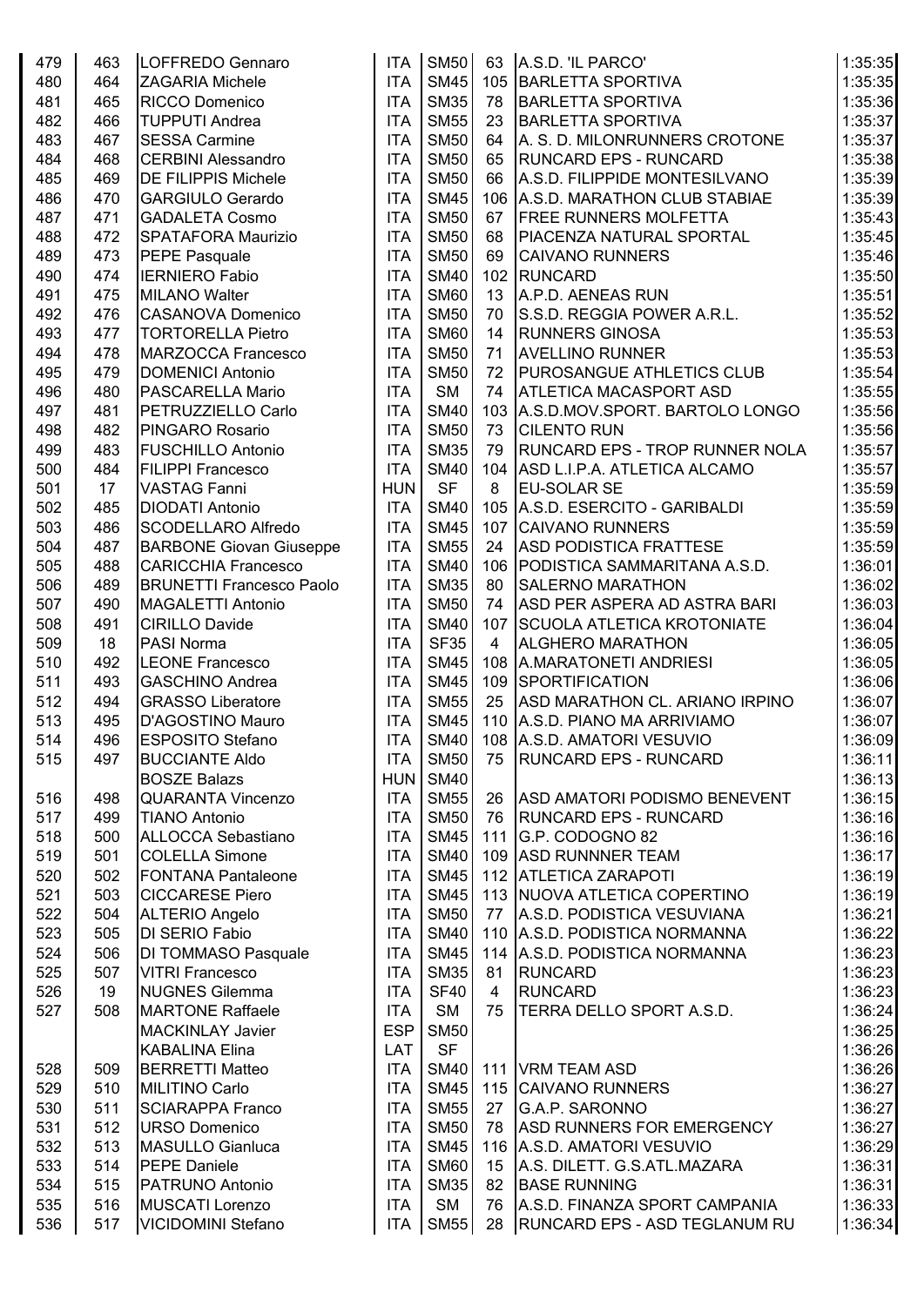| | | | | | | | |
|---|---|---|---|---|---|---|---|
| 479 | 463 | LOFFREDO Gennaro | ITA | SM50 | 63 | A.S.D. 'IL PARCO' | 1:35:35 |
| 480 | 464 | ZAGARIA Michele | ITA | SM45 | 105 | BARLETTA SPORTIVA | 1:35:35 |
| 481 | 465 | RICCO Domenico | ITA | SM35 | 78 | BARLETTA SPORTIVA | 1:35:36 |
| 482 | 466 | TUPPUTI Andrea | ITA | SM55 | 23 | BARLETTA SPORTIVA | 1:35:37 |
| 483 | 467 | SESSA Carmine | ITA | SM50 | 64 | A. S. D. MILONRUNNERS CROTONE | 1:35:37 |
| 484 | 468 | CERBINI Alessandro | ITA | SM50 | 65 | RUNCARD EPS - RUNCARD | 1:35:38 |
| 485 | 469 | DE FILIPPIS Michele | ITA | SM50 | 66 | A.S.D. FILIPPIDE MONTESILVANO | 1:35:39 |
| 486 | 470 | GARGIULO Gerardo | ITA | SM45 | 106 | A.S.D. MARATHON CLUB STABIAE | 1:35:39 |
| 487 | 471 | GADALETA Cosmo | ITA | SM50 | 67 | FREE RUNNERS MOLFETTA | 1:35:43 |
| 488 | 472 | SPATAFORA Maurizio | ITA | SM50 | 68 | PIACENZA NATURAL SPORTAL | 1:35:45 |
| 489 | 473 | PEPE Pasquale | ITA | SM50 | 69 | CAIVANO RUNNERS | 1:35:46 |
| 490 | 474 | IERNIERO Fabio | ITA | SM40 | 102 | RUNCARD | 1:35:50 |
| 491 | 475 | MILANO Walter | ITA | SM60 | 13 | A.P.D. AENEAS RUN | 1:35:51 |
| 492 | 476 | CASANOVA Domenico | ITA | SM50 | 70 | S.S.D. REGGIA POWER A.R.L. | 1:35:52 |
| 493 | 477 | TORTORELLA Pietro | ITA | SM60 | 14 | RUNNERS GINOSA | 1:35:53 |
| 494 | 478 | MARZOCCA Francesco | ITA | SM50 | 71 | AVELLINO RUNNER | 1:35:53 |
| 495 | 479 | DOMENICI Antonio | ITA | SM50 | 72 | PUROSANGUE ATHLETICS CLUB | 1:35:54 |
| 496 | 480 | PASCARELLA Mario | ITA | SM | 74 | ATLETICA MACASPORT ASD | 1:35:55 |
| 497 | 481 | PETRUZZIELLO Carlo | ITA | SM40 | 103 | A.S.D.MOV.SPORT. BARTOLO LONGO | 1:35:56 |
| 498 | 482 | PINGARO Rosario | ITA | SM50 | 73 | CILENTO RUN | 1:35:56 |
| 499 | 483 | FUSCHILLO Antonio | ITA | SM35 | 79 | RUNCARD EPS - TROP RUNNER NOLA | 1:35:57 |
| 500 | 484 | FILIPPI Francesco | ITA | SM40 | 104 | ASD L.I.P.A. ATLETICA ALCAMO | 1:35:57 |
| 501 | 17 | VASTAG Fanni | HUN | SF | 8 | EU-SOLAR SE | 1:35:59 |
| 502 | 485 | DIODATI Antonio | ITA | SM40 | 105 | A.S.D. ESERCITO - GARIBALDI | 1:35:59 |
| 503 | 486 | SCODELLARO Alfredo | ITA | SM45 | 107 | CAIVANO RUNNERS | 1:35:59 |
| 504 | 487 | BARBONE Giovan Giuseppe | ITA | SM55 | 24 | ASD PODISTICA FRATTESE | 1:35:59 |
| 505 | 488 | CARICCHIA Francesco | ITA | SM40 | 106 | PODISTICA SAMMARITANA A.S.D. | 1:36:01 |
| 506 | 489 | BRUNETTI Francesco Paolo | ITA | SM35 | 80 | SALERNO MARATHON | 1:36:02 |
| 507 | 490 | MAGALETTI Antonio | ITA | SM50 | 74 | ASD PER ASPERA AD ASTRA BARI | 1:36:03 |
| 508 | 491 | CIRILLO Davide | ITA | SM40 | 107 | SCUOLA ATLETICA KROTONIATE | 1:36:04 |
| 509 | 18 | PASI Norma | ITA | SF35 | 4 | ALGHERO MARATHON | 1:36:05 |
| 510 | 492 | LEONE Francesco | ITA | SM45 | 108 | A.MARATONETI ANDRIESI | 1:36:05 |
| 511 | 493 | GASCHINO Andrea | ITA | SM45 | 109 | SPORTIFICATION | 1:36:06 |
| 512 | 494 | GRASSO Liberatore | ITA | SM55 | 25 | ASD MARATHON CL. ARIANO IRPINO | 1:36:07 |
| 513 | 495 | D'AGOSTINO Mauro | ITA | SM45 | 110 | A.S.D. PIANO MA ARRIVIAMO | 1:36:07 |
| 514 | 496 | ESPOSITO Stefano | ITA | SM40 | 108 | A.S.D. AMATORI VESUVIO | 1:36:09 |
| 515 | 497 | BUCCIANTE Aldo | ITA | SM50 | 75 | RUNCARD EPS - RUNCARD | 1:36:11 |
| | | BOSZE Balazs | HUN | SM40 | | | 1:36:13 |
| 516 | 498 | QUARANTA Vincenzo | ITA | SM55 | 26 | ASD AMATORI PODISMO BENEVENT | 1:36:15 |
| 517 | 499 | TIANO Antonio | ITA | SM50 | 76 | RUNCARD EPS - RUNCARD | 1:36:16 |
| 518 | 500 | ALLOCCA Sebastiano | ITA | SM45 | 111 | G.P. CODOGNO 82 | 1:36:16 |
| 519 | 501 | COLELLA Simone | ITA | SM40 | 109 | ASD RUNNNER TEAM | 1:36:17 |
| 520 | 502 | FONTANA Pantaleone | ITA | SM45 | 112 | ATLETICA ZARAPOTI | 1:36:19 |
| 521 | 503 | CICCARESE Piero | ITA | SM45 | 113 | NUOVA ATLETICA COPERTINO | 1:36:19 |
| 522 | 504 | ALTERIO Angelo | ITA | SM50 | 77 | A.S.D. PODISTICA VESUVIANA | 1:36:21 |
| 523 | 505 | DI SERIO Fabio | ITA | SM40 | 110 | A.S.D. PODISTICA NORMANNA | 1:36:22 |
| 524 | 506 | DI TOMMASO Pasquale | ITA | SM45 | 114 | A.S.D. PODISTICA NORMANNA | 1:36:23 |
| 525 | 507 | VITRI Francesco | ITA | SM35 | 81 | RUNCARD | 1:36:23 |
| 526 | 19 | NUGNES Gilemma | ITA | SF40 | 4 | RUNCARD | 1:36:23 |
| 527 | 508 | MARTONE Raffaele | ITA | SM | 75 | TERRA DELLO SPORT A.S.D. | 1:36:24 |
| | | MACKINLAY Javier | ESP | SM50 | | | 1:36:25 |
| | | KABALINA Elina | LAT | SF | | | 1:36:26 |
| 528 | 509 | BERRETTI Matteo | ITA | SM40 | 111 | VRM TEAM ASD | 1:36:26 |
| 529 | 510 | MILITINO Carlo | ITA | SM45 | 115 | CAIVANO RUNNERS | 1:36:27 |
| 530 | 511 | SCIARAPPA Franco | ITA | SM55 | 27 | G.A.P. SARONNO | 1:36:27 |
| 531 | 512 | URSO Domenico | ITA | SM50 | 78 | ASD RUNNERS FOR EMERGENCY | 1:36:27 |
| 532 | 513 | MASULLO Gianluca | ITA | SM45 | 116 | A.S.D. AMATORI VESUVIO | 1:36:29 |
| 533 | 514 | PEPE Daniele | ITA | SM60 | 15 | A.S. DILETT. G.S.ATL.MAZARA | 1:36:31 |
| 534 | 515 | PATRUNO Antonio | ITA | SM35 | 82 | BASE RUNNING | 1:36:31 |
| 535 | 516 | MUSCATI Lorenzo | ITA | SM | 76 | A.S.D. FINANZA SPORT CAMPANIA | 1:36:33 |
| 536 | 517 | VICIDOMINI Stefano | ITA | SM55 | 28 | RUNCARD EPS - ASD TEGLANUM RU | 1:36:34 |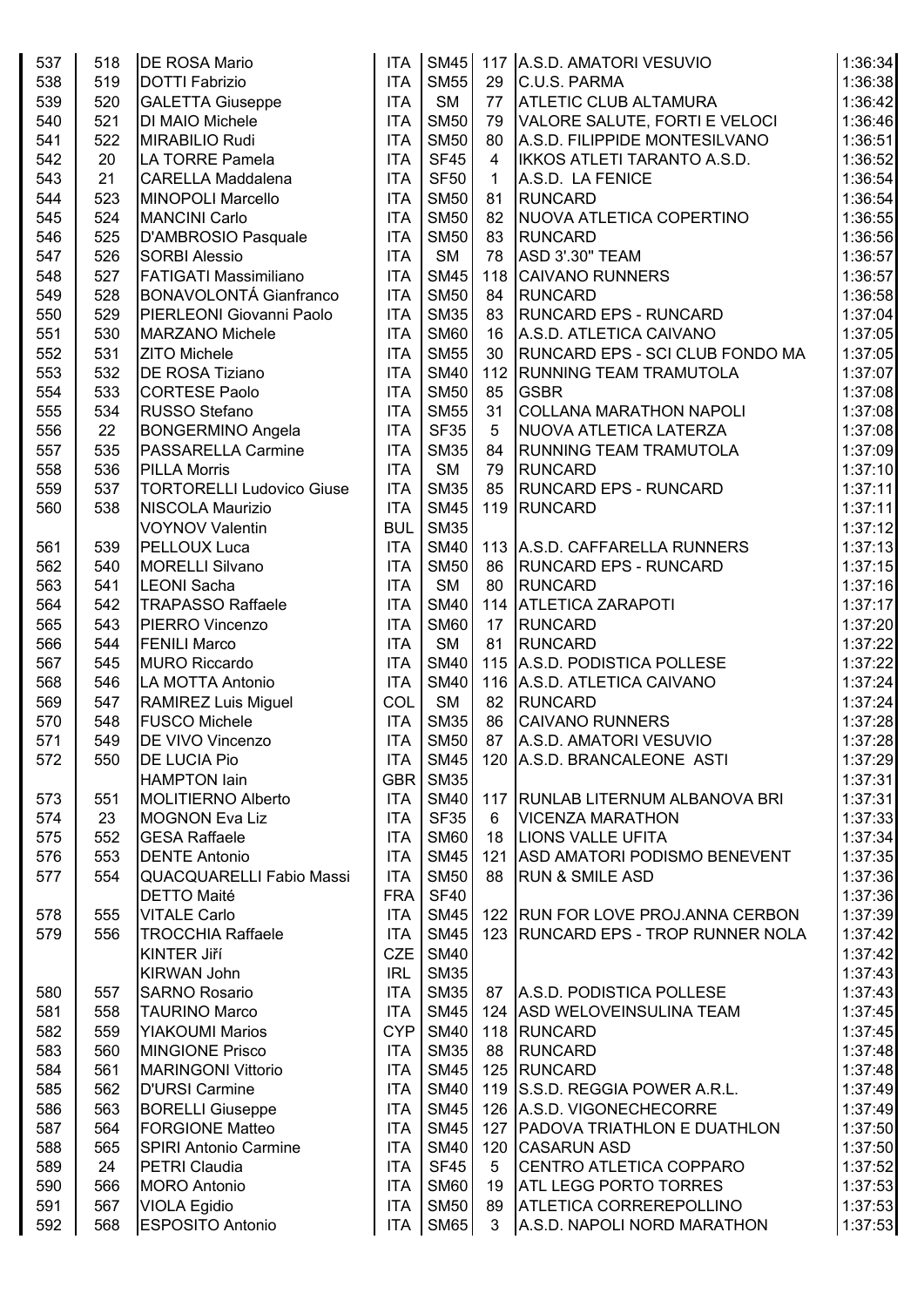| | | | | | | | |
|---|---|---|---|---|---|---|---|
| 537 | 518 | DE ROSA Mario | ITA | SM45 | 117 | A.S.D. AMATORI VESUVIO | 1:36:34 |
| 538 | 519 | DOTTI Fabrizio | ITA | SM55 | 29 | C.U.S. PARMA | 1:36:38 |
| 539 | 520 | GALETTA Giuseppe | ITA | SM | 77 | ATLETIC CLUB ALTAMURA | 1:36:42 |
| 540 | 521 | DI MAIO Michele | ITA | SM50 | 79 | VALORE SALUTE, FORTI E VELOCI | 1:36:46 |
| 541 | 522 | MIRABILIO Rudi | ITA | SM50 | 80 | A.S.D. FILIPPIDE MONTESILVANO | 1:36:51 |
| 542 | 20 | LA TORRE Pamela | ITA | SF45 | 4 | IKKOS ATLETI TARANTO A.S.D. | 1:36:52 |
| 543 | 21 | CARELLA Maddalena | ITA | SF50 | 1 | A.S.D. LA FENICE | 1:36:54 |
| 544 | 523 | MINOPOLI Marcello | ITA | SM50 | 81 | RUNCARD | 1:36:54 |
| 545 | 524 | MANCINI Carlo | ITA | SM50 | 82 | NUOVA ATLETICA COPERTINO | 1:36:55 |
| 546 | 525 | D'AMBROSIO Pasquale | ITA | SM50 | 83 | RUNCARD | 1:36:56 |
| 547 | 526 | SORBI Alessio | ITA | SM | 78 | ASD 3'.30" TEAM | 1:36:57 |
| 548 | 527 | FATIGATI Massimiliano | ITA | SM45 | 118 | CAIVANO RUNNERS | 1:36:57 |
| 549 | 528 | BONAVOLONTÁ Gianfranco | ITA | SM50 | 84 | RUNCARD | 1:36:58 |
| 550 | 529 | PIERLEONI Giovanni Paolo | ITA | SM35 | 83 | RUNCARD EPS - RUNCARD | 1:37:04 |
| 551 | 530 | MARZANO Michele | ITA | SM60 | 16 | A.S.D. ATLETICA CAIVANO | 1:37:05 |
| 552 | 531 | ZITO Michele | ITA | SM55 | 30 | RUNCARD EPS - SCI CLUB FONDO MA | 1:37:05 |
| 553 | 532 | DE ROSA Tiziano | ITA | SM40 | 112 | RUNNING TEAM TRAMUTOLA | 1:37:07 |
| 554 | 533 | CORTESE Paolo | ITA | SM50 | 85 | GSBR | 1:37:08 |
| 555 | 534 | RUSSO Stefano | ITA | SM55 | 31 | COLLANA MARATHON NAPOLI | 1:37:08 |
| 556 | 22 | BONGERMINO Angela | ITA | SF35 | 5 | NUOVA ATLETICA LATERZA | 1:37:08 |
| 557 | 535 | PASSARELLA Carmine | ITA | SM35 | 84 | RUNNING TEAM TRAMUTOLA | 1:37:09 |
| 558 | 536 | PILLA Morris | ITA | SM | 79 | RUNCARD | 1:37:10 |
| 559 | 537 | TORTORELLI Ludovico Giuse | ITA | SM35 | 85 | RUNCARD EPS - RUNCARD | 1:37:11 |
| 560 | 538 | NISCOLA Maurizio | ITA | SM45 | 119 | RUNCARD | 1:37:11 |
| | | VOYNOV Valentin | BUL | SM35 | | | 1:37:12 |
| 561 | 539 | PELLOUX Luca | ITA | SM40 | 113 | A.S.D. CAFFARELLA RUNNERS | 1:37:13 |
| 562 | 540 | MORELLI Silvano | ITA | SM50 | 86 | RUNCARD EPS - RUNCARD | 1:37:15 |
| 563 | 541 | LEONI Sacha | ITA | SM | 80 | RUNCARD | 1:37:16 |
| 564 | 542 | TRAPASSO Raffaele | ITA | SM40 | 114 | ATLETICA ZARAPOTI | 1:37:17 |
| 565 | 543 | PIERRO Vincenzo | ITA | SM60 | 17 | RUNCARD | 1:37:20 |
| 566 | 544 | FENILI Marco | ITA | SM | 81 | RUNCARD | 1:37:22 |
| 567 | 545 | MURO Riccardo | ITA | SM40 | 115 | A.S.D. PODISTICA POLLESE | 1:37:22 |
| 568 | 546 | LA MOTTA Antonio | ITA | SM40 | 116 | A.S.D. ATLETICA CAIVANO | 1:37:24 |
| 569 | 547 | RAMIREZ Luis Miguel | COL | SM | 82 | RUNCARD | 1:37:24 |
| 570 | 548 | FUSCO Michele | ITA | SM35 | 86 | CAIVANO RUNNERS | 1:37:28 |
| 571 | 549 | DE VIVO Vincenzo | ITA | SM50 | 87 | A.S.D. AMATORI VESUVIO | 1:37:28 |
| 572 | 550 | DE LUCIA Pio | ITA | SM45 | 120 | A.S.D. BRANCALEONE ASTI | 1:37:29 |
| | | HAMPTON Iain | GBR | SM35 | | | 1:37:31 |
| 573 | 551 | MOLITIERNO Alberto | ITA | SM40 | 117 | RUNLAB LITERNUM ALBANOVA BRI | 1:37:31 |
| 574 | 23 | MOGNON Eva Liz | ITA | SF35 | 6 | VICENZA MARATHON | 1:37:33 |
| 575 | 552 | GESA Raffaele | ITA | SM60 | 18 | LIONS VALLE UFITA | 1:37:34 |
| 576 | 553 | DENTE Antonio | ITA | SM45 | 121 | ASD AMATORI PODISMO BENEVENT | 1:37:35 |
| 577 | 554 | QUACQUARELLI Fabio Massi | ITA | SM50 | 88 | RUN & SMILE ASD | 1:37:36 |
| | | DETTO Maité | FRA | SF40 | | | 1:37:36 |
| 578 | 555 | VITALE Carlo | ITA | SM45 | 122 | RUN FOR LOVE PROJ.ANNA CERBON | 1:37:39 |
| 579 | 556 | TROCCHIA Raffaele | ITA | SM45 | 123 | RUNCARD EPS - TROP RUNNER NOLA | 1:37:42 |
| | | KINTER Jiří | CZE | SM40 | | | 1:37:42 |
| | | KIRWAN John | IRL | SM35 | | | 1:37:43 |
| 580 | 557 | SARNO Rosario | ITA | SM35 | 87 | A.S.D. PODISTICA POLLESE | 1:37:43 |
| 581 | 558 | TAURINO Marco | ITA | SM45 | 124 | ASD WELOVEINSULINA TEAM | 1:37:45 |
| 582 | 559 | YIAKOUMI Marios | CYP | SM40 | 118 | RUNCARD | 1:37:45 |
| 583 | 560 | MINGIONE Prisco | ITA | SM35 | 88 | RUNCARD | 1:37:48 |
| 584 | 561 | MARINGONI Vittorio | ITA | SM45 | 125 | RUNCARD | 1:37:48 |
| 585 | 562 | D'URSI Carmine | ITA | SM40 | 119 | S.S.D. REGGIA POWER A.R.L. | 1:37:49 |
| 586 | 563 | BORELLI Giuseppe | ITA | SM45 | 126 | A.S.D. VIGONECHECORRE | 1:37:49 |
| 587 | 564 | FORGIONE Matteo | ITA | SM45 | 127 | PADOVA TRIATHLON E DUATHLON | 1:37:50 |
| 588 | 565 | SPIRI Antonio Carmine | ITA | SM40 | 120 | CASARUN ASD | 1:37:50 |
| 589 | 24 | PETRI Claudia | ITA | SF45 | 5 | CENTRO ATLETICA COPPARO | 1:37:52 |
| 590 | 566 | MORO Antonio | ITA | SM60 | 19 | ATL LEGG PORTO TORRES | 1:37:53 |
| 591 | 567 | VIOLA Egidio | ITA | SM50 | 89 | ATLETICA CORREREPOLLINO | 1:37:53 |
| 592 | 568 | ESPOSITO Antonio | ITA | SM65 | 3 | A.S.D. NAPOLI NORD MARATHON | 1:37:53 |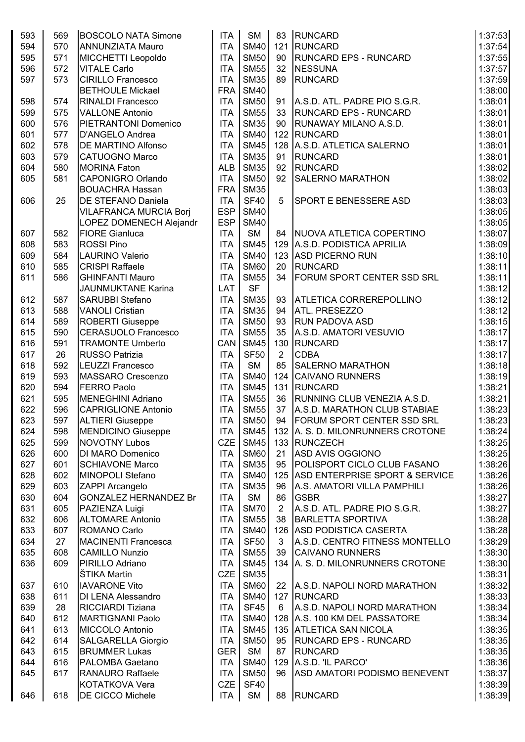| | | | | | | | |
|---|---|---|---|---|---|---|---|
| 593 | 569 | BOSCOLO NATA Simone | ITA | SM | 83 | RUNCARD | 1:37:53 |
| 594 | 570 | ANNUNZIATA Mauro | ITA | SM40 | 121 | RUNCARD | 1:37:54 |
| 595 | 571 | MICCHETTI Leopoldo | ITA | SM50 | 90 | RUNCARD EPS - RUNCARD | 1:37:55 |
| 596 | 572 | VITALE Carlo | ITA | SM55 | 32 | NESSUNA | 1:37:57 |
| 597 | 573 | CIRILLO Francesco | ITA | SM35 | 89 | RUNCARD | 1:37:59 |
| | | BETHOULE Mickael | FRA | SM40 | | | 1:38:00 |
| 598 | 574 | RINALDI Francesco | ITA | SM50 | 91 | A.S.D. ATL. PADRE PIO S.G.R. | 1:38:01 |
| 599 | 575 | VALLONE Antonio | ITA | SM55 | 33 | RUNCARD EPS - RUNCARD | 1:38:01 |
| 600 | 576 | PIETRANTONI Domenico | ITA | SM35 | 90 | RUNAWAY MILANO A.S.D. | 1:38:01 |
| 601 | 577 | D'ANGELO Andrea | ITA | SM40 | 122 | RUNCARD | 1:38:01 |
| 602 | 578 | DE MARTINO Alfonso | ITA | SM45 | 128 | A.S.D. ATLETICA SALERNO | 1:38:01 |
| 603 | 579 | CATUOGNO Marco | ITA | SM35 | 91 | RUNCARD | 1:38:01 |
| 604 | 580 | MORINA Faton | ALB | SM35 | 92 | RUNCARD | 1:38:02 |
| 605 | 581 | CAPONIGRO Orlando | ITA | SM50 | 92 | SALERNO MARATHON | 1:38:02 |
| | | BOUACHRA Hassan | FRA | SM35 | | | 1:38:03 |
| 606 | 25 | DE STEFANO Daniela | ITA | SF40 | 5 | SPORT E BENESSERE ASD | 1:38:03 |
| | | VILAFRANCA MURCIA Borj | ESP | SM40 | | | 1:38:05 |
| | | LOPEZ DOMENECH Alejandr | ESP | SM40 | | | 1:38:05 |
| 607 | 582 | FIORE Gianluca | ITA | SM | 84 | NUOVA ATLETICA COPERTINO | 1:38:07 |
| 608 | 583 | ROSSI Pino | ITA | SM45 | 129 | A.S.D. PODISTICA APRILIA | 1:38:09 |
| 609 | 584 | LAURINO Valerio | ITA | SM40 | 123 | ASD PICERNO RUN | 1:38:10 |
| 610 | 585 | CRISPI Raffaele | ITA | SM60 | 20 | RUNCARD | 1:38:11 |
| 611 | 586 | GHINFANTI Mauro | ITA | SM55 | 34 | FORUM SPORT CENTER SSD SRL | 1:38:11 |
| | | JAUNMUKTANE Karina | LAT | SF | | | 1:38:12 |
| 612 | 587 | SARUBBI Stefano | ITA | SM35 | 93 | ATLETICA CORREREPOLLINO | 1:38:12 |
| 613 | 588 | VANOLI Cristian | ITA | SM35 | 94 | ATL. PRESEZZO | 1:38:12 |
| 614 | 589 | ROBERTI Giuseppe | ITA | SM50 | 93 | RUN PADOVA ASD | 1:38:15 |
| 615 | 590 | CERASUOLO Francesco | ITA | SM55 | 35 | A.S.D. AMATORI VESUVIO | 1:38:17 |
| 616 | 591 | TRAMONTE Umberto | CAN | SM45 | 130 | RUNCARD | 1:38:17 |
| 617 | 26 | RUSSO Patrizia | ITA | SF50 | 2 | CDBA | 1:38:17 |
| 618 | 592 | LEUZZI Francesco | ITA | SM | 85 | SALERNO MARATHON | 1:38:18 |
| 619 | 593 | MASSARO Crescenzo | ITA | SM40 | 124 | CAIVANO RUNNERS | 1:38:19 |
| 620 | 594 | FERRO Paolo | ITA | SM45 | 131 | RUNCARD | 1:38:21 |
| 621 | 595 | MENEGHINI Adriano | ITA | SM55 | 36 | RUNNING CLUB VENEZIA A.S.D. | 1:38:21 |
| 622 | 596 | CAPRIGLIONE Antonio | ITA | SM55 | 37 | A.S.D. MARATHON CLUB STABIAE | 1:38:23 |
| 623 | 597 | ALTIERI Giuseppe | ITA | SM50 | 94 | FORUM SPORT CENTER SSD SRL | 1:38:23 |
| 624 | 598 | MENDICINO Giuseppe | ITA | SM45 | 132 | A. S. D. MILONRUNNERS CROTONE | 1:38:24 |
| 625 | 599 | NOVOTNY Lubos | CZE | SM45 | 133 | RUNCZECH | 1:38:25 |
| 626 | 600 | DI MARO Domenico | ITA | SM60 | 21 | ASD AVIS OGGIONO | 1:38:25 |
| 627 | 601 | SCHIAVONE Marco | ITA | SM35 | 95 | POLISPORT CICLO CLUB FASANO | 1:38:26 |
| 628 | 602 | MINOPOLI Stefano | ITA | SM40 | 125 | ASD ENTERPRISE SPORT & SERVICE | 1:38:26 |
| 629 | 603 | ZAPPI Arcangelo | ITA | SM35 | 96 | A.S. AMATORI VILLA PAMPHILI | 1:38:26 |
| 630 | 604 | GONZALEZ HERNANDEZ Br | ITA | SM | 86 | GSBR | 1:38:27 |
| 631 | 605 | PAZIENZA Luigi | ITA | SM70 | 2 | A.S.D. ATL. PADRE PIO S.G.R. | 1:38:27 |
| 632 | 606 | ALTOMARE Antonio | ITA | SM55 | 38 | BARLETTA SPORTIVA | 1:38:28 |
| 633 | 607 | ROMANO Carlo | ITA | SM40 | 126 | ASD PODISTICA CASERTA | 1:38:28 |
| 634 | 27 | MACINENTI Francesca | ITA | SF50 | 3 | A.S.D. CENTRO FITNESS MONTELLO | 1:38:29 |
| 635 | 608 | CAMILLO Nunzio | ITA | SM55 | 39 | CAIVANO RUNNERS | 1:38:30 |
| 636 | 609 | PIRILLO Adriano | ITA | SM45 | 134 | A. S. D. MILONRUNNERS CROTONE | 1:38:30 |
| | | ŠTIKA Martin | CZE | SM35 | | | 1:38:31 |
| 637 | 610 | IAVARONE Vito | ITA | SM60 | 22 | A.S.D. NAPOLI NORD MARATHON | 1:38:32 |
| 638 | 611 | DI LENA Alessandro | ITA | SM40 | 127 | RUNCARD | 1:38:33 |
| 639 | 28 | RICCIARDI Tiziana | ITA | SF45 | 6 | A.S.D. NAPOLI NORD MARATHON | 1:38:34 |
| 640 | 612 | MARTIGNANI Paolo | ITA | SM40 | 128 | A.S. 100 KM DEL PASSATORE | 1:38:34 |
| 641 | 613 | MICCOLO Antonio | ITA | SM45 | 135 | ATLETICA SAN NICOLA | 1:38:35 |
| 642 | 614 | SALGARELLA Giorgio | ITA | SM50 | 95 | RUNCARD EPS - RUNCARD | 1:38:35 |
| 643 | 615 | BRUMMER Lukas | GER | SM | 87 | RUNCARD | 1:38:35 |
| 644 | 616 | PALOMBA Gaetano | ITA | SM40 | 129 | A.S.D. 'IL PARCO' | 1:38:36 |
| 645 | 617 | RANAURO Raffaele | ITA | SM50 | 96 | ASD AMATORI PODISMO BENEVENT | 1:38:37 |
| | | KOTATKOVA Vera | CZE | SF40 | | | 1:38:39 |
| 646 | 618 | DE CICCO Michele | ITA | SM | 88 | RUNCARD | 1:38:39 |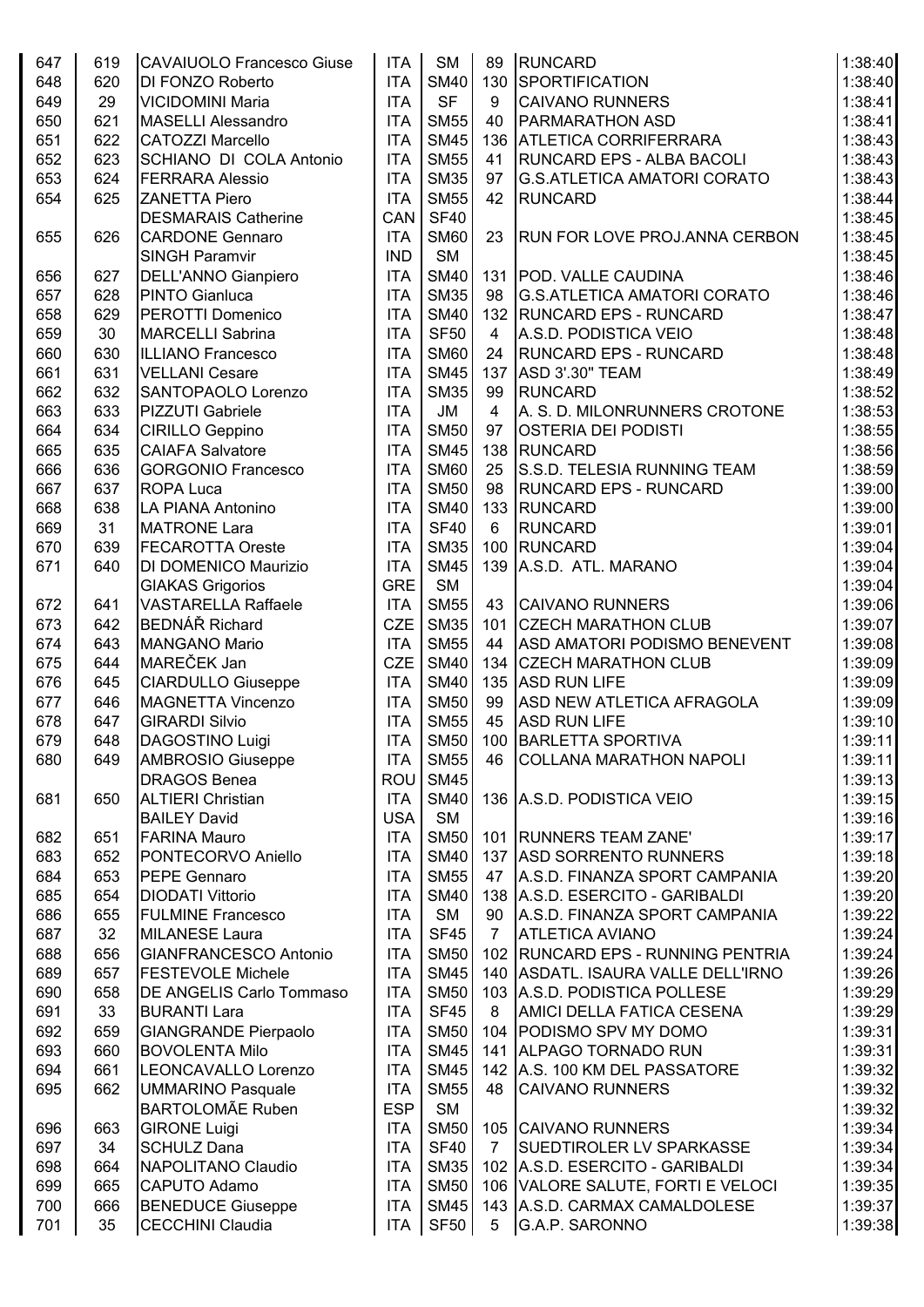| | | | | | | | |
|---|---|---|---|---|---|---|---|
| 647 | 619 | CAVAIUOLO Francesco Giuse | ITA | SM | 89 | RUNCARD | 1:38:40 |
| 648 | 620 | DI FONZO Roberto | ITA | SM40 | 130 | SPORTIFICATION | 1:38:40 |
| 649 | 29 | VICIDOMINI Maria | ITA | SF | 9 | CAIVANO RUNNERS | 1:38:41 |
| 650 | 621 | MASELLI Alessandro | ITA | SM55 | 40 | PARMARATHON ASD | 1:38:41 |
| 651 | 622 | CATOZZI Marcello | ITA | SM45 | 136 | ATLETICA CORRIFERRARA | 1:38:43 |
| 652 | 623 | SCHIANO DI COLA Antonio | ITA | SM55 | 41 | RUNCARD EPS - ALBA BACOLI | 1:38:43 |
| 653 | 624 | FERRARA Alessio | ITA | SM35 | 97 | G.S.ATLETICA AMATORI CORATO | 1:38:43 |
| 654 | 625 | ZANETTA Piero | ITA | SM55 | 42 | RUNCARD | 1:38:44 |
| | | DESMARAIS Catherine | CAN | SF40 | | | 1:38:45 |
| 655 | 626 | CARDONE Gennaro | ITA | SM60 | 23 | RUN FOR LOVE PROJ.ANNA CERBON | 1:38:45 |
| | | SINGH Paramvir | IND | SM | | | 1:38:45 |
| 656 | 627 | DELL'ANNO Gianpiero | ITA | SM40 | 131 | POD. VALLE CAUDINA | 1:38:46 |
| 657 | 628 | PINTO Gianluca | ITA | SM35 | 98 | G.S.ATLETICA AMATORI CORATO | 1:38:46 |
| 658 | 629 | PEROTTI Domenico | ITA | SM40 | 132 | RUNCARD EPS - RUNCARD | 1:38:47 |
| 659 | 30 | MARCELLI Sabrina | ITA | SF50 | 4 | A.S.D. PODISTICA VEIO | 1:38:48 |
| 660 | 630 | ILLIANO Francesco | ITA | SM60 | 24 | RUNCARD EPS - RUNCARD | 1:38:48 |
| 661 | 631 | VELLANI Cesare | ITA | SM45 | 137 | ASD 3'.30" TEAM | 1:38:49 |
| 662 | 632 | SANTOPAOLO Lorenzo | ITA | SM35 | 99 | RUNCARD | 1:38:52 |
| 663 | 633 | PIZZUTI Gabriele | ITA | JM | 4 | A. S. D. MILONRUNNERS CROTONE | 1:38:53 |
| 664 | 634 | CIRILLO Geppino | ITA | SM50 | 97 | OSTERIA DEI PODISTI | 1:38:55 |
| 665 | 635 | CAIAFA Salvatore | ITA | SM45 | 138 | RUNCARD | 1:38:56 |
| 666 | 636 | GORGONIO Francesco | ITA | SM60 | 25 | S.S.D. TELESIA RUNNING TEAM | 1:38:59 |
| 667 | 637 | ROPA Luca | ITA | SM50 | 98 | RUNCARD EPS - RUNCARD | 1:39:00 |
| 668 | 638 | LA PIANA Antonino | ITA | SM40 | 133 | RUNCARD | 1:39:00 |
| 669 | 31 | MATRONE Lara | ITA | SF40 | 6 | RUNCARD | 1:39:01 |
| 670 | 639 | FECAROTTA Oreste | ITA | SM35 | 100 | RUNCARD | 1:39:04 |
| 671 | 640 | DI DOMENICO Maurizio | ITA | SM45 | 139 | A.S.D. ATL. MARANO | 1:39:04 |
| | | GIAKAS Grigorios | GRE | SM | | | 1:39:04 |
| 672 | 641 | VASTARELLA Raffaele | ITA | SM55 | 43 | CAIVANO RUNNERS | 1:39:06 |
| 673 | 642 | BEDNÁŘ Richard | CZE | SM35 | 101 | CZECH MARATHON CLUB | 1:39:07 |
| 674 | 643 | MANGANO Mario | ITA | SM55 | 44 | ASD AMATORI PODISMO BENEVENT | 1:39:08 |
| 675 | 644 | MAREČEK Jan | CZE | SM40 | 134 | CZECH MARATHON CLUB | 1:39:09 |
| 676 | 645 | CIARDULLO Giuseppe | ITA | SM40 | 135 | ASD RUN LIFE | 1:39:09 |
| 677 | 646 | MAGNETTA Vincenzo | ITA | SM50 | 99 | ASD NEW ATLETICA AFRAGOLA | 1:39:09 |
| 678 | 647 | GIRARDI Silvio | ITA | SM55 | 45 | ASD RUN LIFE | 1:39:10 |
| 679 | 648 | DAGOSTINO Luigi | ITA | SM50 | 100 | BARLETTA SPORTIVA | 1:39:11 |
| 680 | 649 | AMBROSIO Giuseppe | ITA | SM55 | 46 | COLLANA MARATHON NAPOLI | 1:39:11 |
| | | DRAGOS Benea | ROU | SM45 | | | 1:39:13 |
| 681 | 650 | ALTIERI Christian | ITA | SM40 | 136 | A.S.D. PODISTICA VEIO | 1:39:15 |
| | | BAILEY David | USA | SM | | | 1:39:16 |
| 682 | 651 | FARINA Mauro | ITA | SM50 | 101 | RUNNERS TEAM ZANE' | 1:39:17 |
| 683 | 652 | PONTECORVO Aniello | ITA | SM40 | 137 | ASD SORRENTO RUNNERS | 1:39:18 |
| 684 | 653 | PEPE Gennaro | ITA | SM55 | 47 | A.S.D. FINANZA SPORT CAMPANIA | 1:39:20 |
| 685 | 654 | DIODATI Vittorio | ITA | SM40 | 138 | A.S.D. ESERCITO - GARIBALDI | 1:39:20 |
| 686 | 655 | FULMINE Francesco | ITA | SM | 90 | A.S.D. FINANZA SPORT CAMPANIA | 1:39:22 |
| 687 | 32 | MILANESE Laura | ITA | SF45 | 7 | ATLETICA AVIANO | 1:39:24 |
| 688 | 656 | GIANFRANCESCO Antonio | ITA | SM50 | 102 | RUNCARD EPS - RUNNING PENTRIA | 1:39:24 |
| 689 | 657 | FESTEVOLE Michele | ITA | SM45 | 140 | ASDATL. ISAURA VALLE DELL'IRNO | 1:39:26 |
| 690 | 658 | DE ANGELIS Carlo Tommaso | ITA | SM50 | 103 | A.S.D. PODISTICA POLLESE | 1:39:29 |
| 691 | 33 | BURANTI Lara | ITA | SF45 | 8 | AMICI DELLA FATICA CESENA | 1:39:29 |
| 692 | 659 | GIANGRANDE Pierpaolo | ITA | SM50 | 104 | PODISMO SPV MY DOMO | 1:39:31 |
| 693 | 660 | BOVOLENTA Milo | ITA | SM45 | 141 | ALPAGO TORNADO RUN | 1:39:31 |
| 694 | 661 | LEONCAVALLO Lorenzo | ITA | SM45 | 142 | A.S. 100 KM DEL PASSATORE | 1:39:32 |
| 695 | 662 | UMMARINO Pasquale | ITA | SM55 | 48 | CAIVANO RUNNERS | 1:39:32 |
| | | BARTOLOMÃE Ruben | ESP | SM | | | 1:39:32 |
| 696 | 663 | GIRONE Luigi | ITA | SM50 | 105 | CAIVANO RUNNERS | 1:39:34 |
| 697 | 34 | SCHULZ Dana | ITA | SF40 | 7 | SUEDTIROLER LV SPARKASSE | 1:39:34 |
| 698 | 664 | NAPOLITANO Claudio | ITA | SM35 | 102 | A.S.D. ESERCITO - GARIBALDI | 1:39:34 |
| 699 | 665 | CAPUTO Adamo | ITA | SM50 | 106 | VALORE SALUTE, FORTI E VELOCI | 1:39:35 |
| 700 | 666 | BENEDUCE Giuseppe | ITA | SM45 | 143 | A.S.D. CARMAX CAMALDOLESE | 1:39:37 |
| 701 | 35 | CECCHINI Claudia | ITA | SF50 | 5 | G.A.P. SARONNO | 1:39:38 |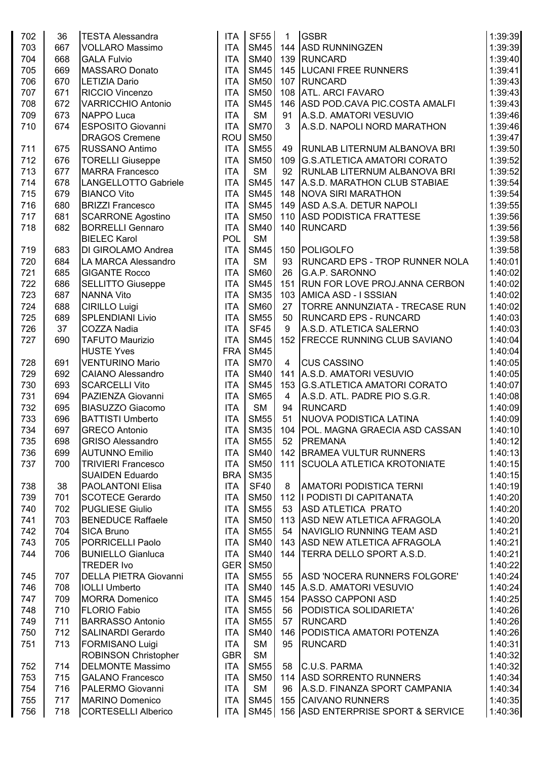| | | | | | | | |
|---|---|---|---|---|---|---|---|
| 702 | 36 | TESTA Alessandra | ITA | SF55 | 1 | GSBR | 1:39:39 |
| 703 | 667 | VOLLARO Massimo | ITA | SM45 | 144 | ASD RUNNINGZEN | 1:39:39 |
| 704 | 668 | GALA Fulvio | ITA | SM40 | 139 | RUNCARD | 1:39:40 |
| 705 | 669 | MASSARO Donato | ITA | SM45 | 145 | LUCANI FREE RUNNERS | 1:39:41 |
| 706 | 670 | LETIZIA Dario | ITA | SM50 | 107 | RUNCARD | 1:39:43 |
| 707 | 671 | RICCIO Vincenzo | ITA | SM50 | 108 | ATL. ARCI FAVARO | 1:39:43 |
| 708 | 672 | VARRICCHIO Antonio | ITA | SM45 | 146 | ASD POD.CAVA PIC.COSTA AMALFI | 1:39:43 |
| 709 | 673 | NAPPO Luca | ITA | SM | 91 | A.S.D. AMATORI VESUVIO | 1:39:46 |
| 710 | 674 | ESPOSITO Giovanni | ITA | SM70 | 3 | A.S.D. NAPOLI NORD MARATHON | 1:39:46 |
| | | DRAGOS Cremene | ROU | SM50 | | | 1:39:47 |
| 711 | 675 | RUSSANO Antimo | ITA | SM55 | 49 | RUNLAB LITERNUM ALBANOVA BRI | 1:39:50 |
| 712 | 676 | TORELLI Giuseppe | ITA | SM50 | 109 | G.S.ATLETICA AMATORI CORATO | 1:39:52 |
| 713 | 677 | MARRA Francesco | ITA | SM | 92 | RUNLAB LITERNUM ALBANOVA BRI | 1:39:52 |
| 714 | 678 | LANGELLOTTO Gabriele | ITA | SM45 | 147 | A.S.D. MARATHON CLUB STABIAE | 1:39:54 |
| 715 | 679 | BIANCO Vito | ITA | SM45 | 148 | NOVA SIRI MARATHON | 1:39:54 |
| 716 | 680 | BRIZZI Francesco | ITA | SM45 | 149 | ASD A.S.A. DETUR NAPOLI | 1:39:55 |
| 717 | 681 | SCARRONE Agostino | ITA | SM50 | 110 | ASD PODISTICA FRATTESE | 1:39:56 |
| 718 | 682 | BORRELLI Gennaro | ITA | SM40 | 140 | RUNCARD | 1:39:56 |
| | | BIELEC Karol | POL | SM | | | 1:39:58 |
| 719 | 683 | DI GIROLAMO Andrea | ITA | SM45 | 150 | POLIGOLFO | 1:39:58 |
| 720 | 684 | LA MARCA Alessandro | ITA | SM | 93 | RUNCARD EPS - TROP RUNNER NOLA | 1:40:01 |
| 721 | 685 | GIGANTE Rocco | ITA | SM60 | 26 | G.A.P. SARONNO | 1:40:02 |
| 722 | 686 | SELLITTO Giuseppe | ITA | SM45 | 151 | RUN FOR LOVE PROJ.ANNA CERBON | 1:40:02 |
| 723 | 687 | NANNA Vito | ITA | SM35 | 103 | AMICA ASD - I SSSIAN | 1:40:02 |
| 724 | 688 | CIRILLO Luigi | ITA | SM60 | 27 | TORRE ANNUNZIATA - TRECASE RUN | 1:40:02 |
| 725 | 689 | SPLENDIANI Livio | ITA | SM55 | 50 | RUNCARD EPS - RUNCARD | 1:40:03 |
| 726 | 37 | COZZA Nadia | ITA | SF45 | 9 | A.S.D. ATLETICA SALERNO | 1:40:03 |
| 727 | 690 | TAFUTO Maurizio | ITA | SM45 | 152 | FRECCE RUNNING CLUB SAVIANO | 1:40:04 |
| | | HUSTE Yves | FRA | SM45 | | | 1:40:04 |
| 728 | 691 | VENTURINO Mario | ITA | SM70 | 4 | CUS CASSINO | 1:40:05 |
| 729 | 692 | CAIANO Alessandro | ITA | SM40 | 141 | A.S.D. AMATORI VESUVIO | 1:40:05 |
| 730 | 693 | SCARCELLI Vito | ITA | SM45 | 153 | G.S.ATLETICA AMATORI CORATO | 1:40:07 |
| 731 | 694 | PAZIENZA Giovanni | ITA | SM65 | 4 | A.S.D. ATL. PADRE PIO S.G.R. | 1:40:08 |
| 732 | 695 | BIASUZZO Giacomo | ITA | SM | 94 | RUNCARD | 1:40:09 |
| 733 | 696 | BATTISTI Umberto | ITA | SM55 | 51 | NUOVA PODISTICA LATINA | 1:40:09 |
| 734 | 697 | GRECO Antonio | ITA | SM35 | 104 | POL. MAGNA GRAECIA ASD CASSAN | 1:40:10 |
| 735 | 698 | GRISO Alessandro | ITA | SM55 | 52 | PREMANA | 1:40:12 |
| 736 | 699 | AUTUNNO Emilio | ITA | SM40 | 142 | BRAMEA VULTUR RUNNERS | 1:40:13 |
| 737 | 700 | TRIVIERI Francesco | ITA | SM50 | 111 | SCUOLA ATLETICA KROTONIATE | 1:40:15 |
| | | SUAIDEN Eduardo | BRA | SM35 | | | 1:40:15 |
| 738 | 38 | PAOLANTONI Elisa | ITA | SF40 | 8 | AMATORI PODISTICA TERNI | 1:40:19 |
| 739 | 701 | SCOTECE Gerardo | ITA | SM50 | 112 | I PODISTI DI CAPITANATA | 1:40:20 |
| 740 | 702 | PUGLIESE Giulio | ITA | SM55 | 53 | ASD ATLETICA PRATO | 1:40:20 |
| 741 | 703 | BENEDUCE Raffaele | ITA | SM50 | 113 | ASD NEW ATLETICA AFRAGOLA | 1:40:20 |
| 742 | 704 | SICA Bruno | ITA | SM55 | 54 | NAVIGLIO RUNNING TEAM ASD | 1:40:21 |
| 743 | 705 | PORRICELLI Paolo | ITA | SM40 | 143 | ASD NEW ATLETICA AFRAGOLA | 1:40:21 |
| 744 | 706 | BUNIELLO Gianluca | ITA | SM40 | 144 | TERRA DELLO SPORT A.S.D. | 1:40:21 |
| | | TREDER Ivo | GER | SM50 | | | 1:40:22 |
| 745 | 707 | DELLA PIETRA Giovanni | ITA | SM55 | 55 | ASD 'NOCERA RUNNERS FOLGORE' | 1:40:24 |
| 746 | 708 | IOLLI Umberto | ITA | SM40 | 145 | A.S.D. AMATORI VESUVIO | 1:40:24 |
| 747 | 709 | MORRA Domenico | ITA | SM45 | 154 | PASSO CAPPONI ASD | 1:40:25 |
| 748 | 710 | FLORIO Fabio | ITA | SM55 | 56 | PODISTICA SOLIDARIETA' | 1:40:26 |
| 749 | 711 | BARRASSO Antonio | ITA | SM55 | 57 | RUNCARD | 1:40:26 |
| 750 | 712 | SALINARDI Gerardo | ITA | SM40 | 146 | PODISTICA AMATORI POTENZA | 1:40:26 |
| 751 | 713 | FORMISANO Luigi | ITA | SM | 95 | RUNCARD | 1:40:31 |
| | | ROBINSON Christopher | GBR | SM | | | 1:40:32 |
| 752 | 714 | DELMONTE Massimo | ITA | SM55 | 58 | C.U.S. PARMA | 1:40:32 |
| 753 | 715 | GALANO Francesco | ITA | SM50 | 114 | ASD SORRENTO RUNNERS | 1:40:34 |
| 754 | 716 | PALERMO Giovanni | ITA | SM | 96 | A.S.D. FINANZA SPORT CAMPANIA | 1:40:34 |
| 755 | 717 | MARINO Domenico | ITA | SM45 | 155 | CAIVANO RUNNERS | 1:40:35 |
| 756 | 718 | CORTESELLI Alberico | ITA | SM45 | 156 | ASD ENTERPRISE SPORT & SERVICE | 1:40:36 |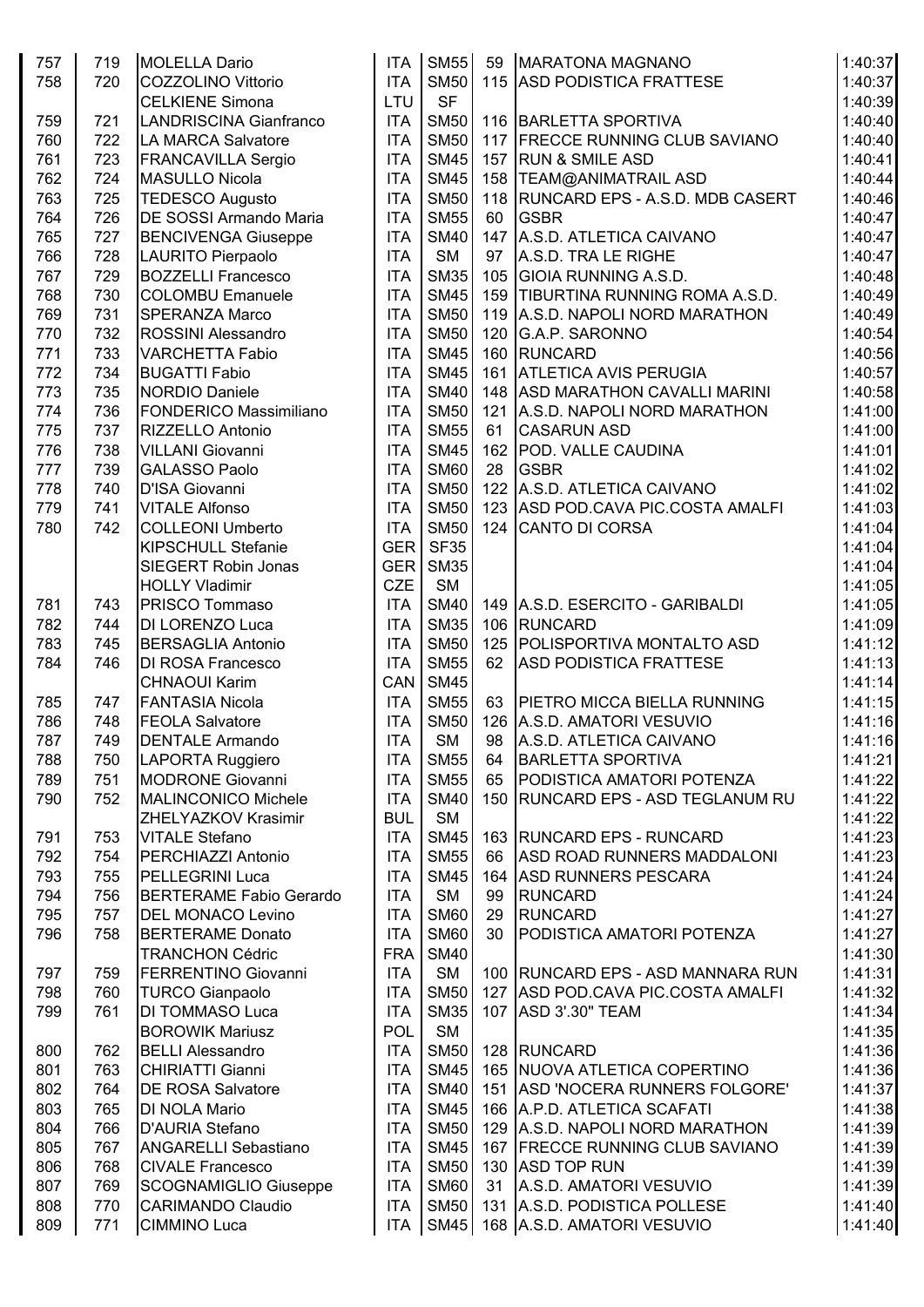| | | | | | | | |
|---|---|---|---|---|---|---|---|
| 757 | 719 | MOLELLA Dario | ITA | SM55 | 59 | MARATONA MAGNANO | 1:40:37 |
| 758 | 720 | COZZOLINO Vittorio | ITA | SM50 | 115 | ASD PODISTICA FRATTESE | 1:40:37 |
| | | CELKIENE Simona | LTU | SF | | | 1:40:39 |
| 759 | 721 | LANDRISCINA Gianfranco | ITA | SM50 | 116 | BARLETTA SPORTIVA | 1:40:40 |
| 760 | 722 | LA MARCA Salvatore | ITA | SM50 | 117 | FRECCE RUNNING CLUB SAVIANO | 1:40:40 |
| 761 | 723 | FRANCAVILLA Sergio | ITA | SM45 | 157 | RUN & SMILE ASD | 1:40:41 |
| 762 | 724 | MASULLO Nicola | ITA | SM45 | 158 | TEAM@ANIMATRAIL ASD | 1:40:44 |
| 763 | 725 | TEDESCO Augusto | ITA | SM50 | 118 | RUNCARD EPS - A.S.D. MDB CASERT | 1:40:46 |
| 764 | 726 | DE SOSSI Armando Maria | ITA | SM55 | 60 | GSBR | 1:40:47 |
| 765 | 727 | BENCIVENGA Giuseppe | ITA | SM40 | 147 | A.S.D. ATLETICA CAIVANO | 1:40:47 |
| 766 | 728 | LAURITO Pierpaolo | ITA | SM | 97 | A.S.D. TRA LE RIGHE | 1:40:47 |
| 767 | 729 | BOZZELLI Francesco | ITA | SM35 | 105 | GIOIA RUNNING A.S.D. | 1:40:48 |
| 768 | 730 | COLOMBU Emanuele | ITA | SM45 | 159 | TIBURTINA RUNNING ROMA A.S.D. | 1:40:49 |
| 769 | 731 | SPERANZA Marco | ITA | SM50 | 119 | A.S.D. NAPOLI NORD MARATHON | 1:40:49 |
| 770 | 732 | ROSSINI Alessandro | ITA | SM50 | 120 | G.A.P. SARONNO | 1:40:54 |
| 771 | 733 | VARCHETTA Fabio | ITA | SM45 | 160 | RUNCARD | 1:40:56 |
| 772 | 734 | BUGATTI Fabio | ITA | SM45 | 161 | ATLETICA AVIS PERUGIA | 1:40:57 |
| 773 | 735 | NORDIO Daniele | ITA | SM40 | 148 | ASD MARATHON CAVALLI MARINI | 1:40:58 |
| 774 | 736 | FONDERICO Massimiliano | ITA | SM50 | 121 | A.S.D. NAPOLI NORD MARATHON | 1:41:00 |
| 775 | 737 | RIZZELLO Antonio | ITA | SM55 | 61 | CASARUN ASD | 1:41:00 |
| 776 | 738 | VILLANI Giovanni | ITA | SM45 | 162 | POD. VALLE CAUDINA | 1:41:01 |
| 777 | 739 | GALASSO Paolo | ITA | SM60 | 28 | GSBR | 1:41:02 |
| 778 | 740 | D'ISA Giovanni | ITA | SM50 | 122 | A.S.D. ATLETICA CAIVANO | 1:41:02 |
| 779 | 741 | VITALE Alfonso | ITA | SM50 | 123 | ASD POD.CAVA PIC.COSTA AMALFI | 1:41:03 |
| 780 | 742 | COLLEONI Umberto | ITA | SM50 | 124 | CANTO DI CORSA | 1:41:04 |
| | | KIPSCHULL Stefanie | GER | SF35 | | | 1:41:04 |
| | | SIEGERT Robin Jonas | GER | SM35 | | | 1:41:04 |
| | | HOLLY Vladimir | CZE | SM | | | 1:41:05 |
| 781 | 743 | PRISCO Tommaso | ITA | SM40 | 149 | A.S.D. ESERCITO - GARIBALDI | 1:41:05 |
| 782 | 744 | DI LORENZO Luca | ITA | SM35 | 106 | RUNCARD | 1:41:09 |
| 783 | 745 | BERSAGLIA Antonio | ITA | SM50 | 125 | POLISPORTIVA MONTALTO ASD | 1:41:12 |
| 784 | 746 | DI ROSA Francesco | ITA | SM55 | 62 | ASD PODISTICA FRATTESE | 1:41:13 |
| | | CHNAOUI Karim | CAN | SM45 | | | 1:41:14 |
| 785 | 747 | FANTASIA Nicola | ITA | SM55 | 63 | PIETRO MICCA BIELLA RUNNING | 1:41:15 |
| 786 | 748 | FEOLA Salvatore | ITA | SM50 | 126 | A.S.D. AMATORI VESUVIO | 1:41:16 |
| 787 | 749 | DENTALE Armando | ITA | SM | 98 | A.S.D. ATLETICA CAIVANO | 1:41:16 |
| 788 | 750 | LAPORTA Ruggiero | ITA | SM55 | 64 | BARLETTA SPORTIVA | 1:41:21 |
| 789 | 751 | MODRONE Giovanni | ITA | SM55 | 65 | PODISTICA AMATORI POTENZA | 1:41:22 |
| 790 | 752 | MALINCONICO Michele | ITA | SM40 | 150 | RUNCARD EPS - ASD TEGLANUM RU | 1:41:22 |
| | | ZHELYAZKOV Krasimir | BUL | SM | | | 1:41:22 |
| 791 | 753 | VITALE Stefano | ITA | SM45 | 163 | RUNCARD EPS - RUNCARD | 1:41:23 |
| 792 | 754 | PERCHIAZZI Antonio | ITA | SM55 | 66 | ASD ROAD RUNNERS MADDALONI | 1:41:23 |
| 793 | 755 | PELLEGRINI Luca | ITA | SM45 | 164 | ASD RUNNERS PESCARA | 1:41:24 |
| 794 | 756 | BERTERAME Fabio Gerardo | ITA | SM | 99 | RUNCARD | 1:41:24 |
| 795 | 757 | DEL MONACO Levino | ITA | SM60 | 29 | RUNCARD | 1:41:27 |
| 796 | 758 | BERTERAME Donato | ITA | SM60 | 30 | PODISTICA AMATORI POTENZA | 1:41:27 |
| | | TRANCHON Cédric | FRA | SM40 | | | 1:41:30 |
| 797 | 759 | FERRENTINO Giovanni | ITA | SM | 100 | RUNCARD EPS - ASD MANNARA RUN | 1:41:31 |
| 798 | 760 | TURCO Gianpaolo | ITA | SM50 | 127 | ASD POD.CAVA PIC.COSTA AMALFI | 1:41:32 |
| 799 | 761 | DI TOMMASO Luca | ITA | SM35 | 107 | ASD 3'.30" TEAM | 1:41:34 |
| | | BOROWIK Mariusz | POL | SM | | | 1:41:35 |
| 800 | 762 | BELLI Alessandro | ITA | SM50 | 128 | RUNCARD | 1:41:36 |
| 801 | 763 | CHIRIATTI Gianni | ITA | SM45 | 165 | NUOVA ATLETICA COPERTINO | 1:41:36 |
| 802 | 764 | DE ROSA Salvatore | ITA | SM40 | 151 | ASD 'NOCERA RUNNERS FOLGORE' | 1:41:37 |
| 803 | 765 | DI NOLA Mario | ITA | SM45 | 166 | A.P.D. ATLETICA SCAFATI | 1:41:38 |
| 804 | 766 | D'AURIA Stefano | ITA | SM50 | 129 | A.S.D. NAPOLI NORD MARATHON | 1:41:39 |
| 805 | 767 | ANGARELLI Sebastiano | ITA | SM45 | 167 | FRECCE RUNNING CLUB SAVIANO | 1:41:39 |
| 806 | 768 | CIVALE Francesco | ITA | SM50 | 130 | ASD TOP RUN | 1:41:39 |
| 807 | 769 | SCOGNAMIGLIO Giuseppe | ITA | SM60 | 31 | A.S.D. AMATORI VESUVIO | 1:41:39 |
| 808 | 770 | CARIMANDO Claudio | ITA | SM50 | 131 | A.S.D. PODISTICA POLLESE | 1:41:40 |
| 809 | 771 | CIMMINO Luca | ITA | SM45 | 168 | A.S.D. AMATORI VESUVIO | 1:41:40 |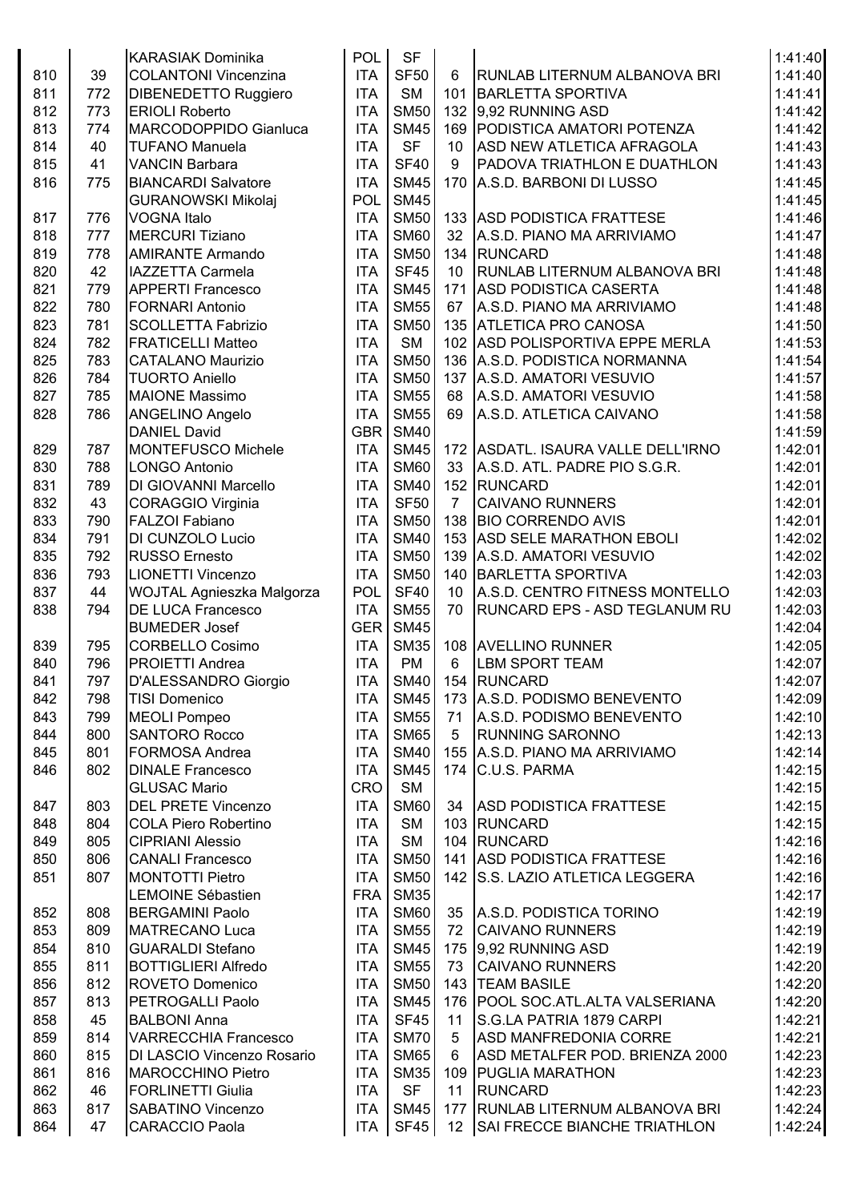| | | | | | | | |
|---|---|---|---|---|---|---|---|
| | | KARASIAK Dominika | POL | SF | | | 1:41:40 |
| 810 | 39 | COLANTONI Vincenzina | ITA | SF50 | 6 | RUNLAB LITERNUM ALBANOVA BRI | 1:41:40 |
| 811 | 772 | DIBENEDETTO Ruggiero | ITA | SM | 101 | BARLETTA SPORTIVA | 1:41:41 |
| 812 | 773 | ERIOLI Roberto | ITA | SM50 | 132 | 9,92 RUNNING ASD | 1:41:42 |
| 813 | 774 | MARCODOPPIDO Gianluca | ITA | SM45 | 169 | PODISTICA AMATORI POTENZA | 1:41:42 |
| 814 | 40 | TUFANO Manuela | ITA | SF | 10 | ASD NEW ATLETICA AFRAGOLA | 1:41:43 |
| 815 | 41 | VANCIN Barbara | ITA | SF40 | 9 | PADOVA TRIATHLON E DUATHLON | 1:41:43 |
| 816 | 775 | BIANCARDI Salvatore | ITA | SM45 | 170 | A.S.D. BARBONI DI LUSSO | 1:41:45 |
| | | GURANOWSKI Mikolaj | POL | SM45 | | | 1:41:45 |
| 817 | 776 | VOGNA Italo | ITA | SM50 | 133 | ASD PODISTICA FRATTESE | 1:41:46 |
| 818 | 777 | MERCURI Tiziano | ITA | SM60 | 32 | A.S.D. PIANO MA ARRIVIAMO | 1:41:47 |
| 819 | 778 | AMIRANTE Armando | ITA | SM50 | 134 | RUNCARD | 1:41:48 |
| 820 | 42 | IAZZETTA Carmela | ITA | SF45 | 10 | RUNLAB LITERNUM ALBANOVA BRI | 1:41:48 |
| 821 | 779 | APPERTI Francesco | ITA | SM45 | 171 | ASD PODISTICA CASERTA | 1:41:48 |
| 822 | 780 | FORNARI Antonio | ITA | SM55 | 67 | A.S.D. PIANO MA ARRIVIAMO | 1:41:48 |
| 823 | 781 | SCOLLETTA Fabrizio | ITA | SM50 | 135 | ATLETICA PRO CANOSA | 1:41:50 |
| 824 | 782 | FRATICELLI Matteo | ITA | SM | 102 | ASD POLISPORTIVA EPPE MERLA | 1:41:53 |
| 825 | 783 | CATALANO Maurizio | ITA | SM50 | 136 | A.S.D. PODISTICA NORMANNA | 1:41:54 |
| 826 | 784 | TUORTO Aniello | ITA | SM50 | 137 | A.S.D. AMATORI VESUVIO | 1:41:57 |
| 827 | 785 | MAIONE Massimo | ITA | SM55 | 68 | A.S.D. AMATORI VESUVIO | 1:41:58 |
| 828 | 786 | ANGELINO Angelo | ITA | SM55 | 69 | A.S.D. ATLETICA CAIVANO | 1:41:58 |
| | | DANIEL David | GBR | SM40 | | | 1:41:59 |
| 829 | 787 | MONTEFUSCO Michele | ITA | SM45 | 172 | ASDATL. ISAURA VALLE DELL'IRNO | 1:42:01 |
| 830 | 788 | LONGO Antonio | ITA | SM60 | 33 | A.S.D. ATL. PADRE PIO S.G.R. | 1:42:01 |
| 831 | 789 | DI GIOVANNI Marcello | ITA | SM40 | 152 | RUNCARD | 1:42:01 |
| 832 | 43 | CORAGGIO Virginia | ITA | SF50 | 7 | CAIVANO RUNNERS | 1:42:01 |
| 833 | 790 | FALZOI Fabiano | ITA | SM50 | 138 | BIO CORRENDO AVIS | 1:42:01 |
| 834 | 791 | DI CUNZOLO Lucio | ITA | SM40 | 153 | ASD SELE MARATHON EBOLI | 1:42:02 |
| 835 | 792 | RUSSO Ernesto | ITA | SM50 | 139 | A.S.D. AMATORI VESUVIO | 1:42:02 |
| 836 | 793 | LIONETTI Vincenzo | ITA | SM50 | 140 | BARLETTA SPORTIVA | 1:42:03 |
| 837 | 44 | WOJTAL Agnieszka Malgorza | POL | SF40 | 10 | A.S.D. CENTRO FITNESS MONTELLO | 1:42:03 |
| 838 | 794 | DE LUCA Francesco | ITA | SM55 | 70 | RUNCARD EPS - ASD TEGLANUM RU | 1:42:03 |
| | | BUMEDER Josef | GER | SM45 | | | 1:42:04 |
| 839 | 795 | CORBELLO Cosimo | ITA | SM35 | 108 | AVELLINO RUNNER | 1:42:05 |
| 840 | 796 | PROIETTI Andrea | ITA | PM | 6 | LBM SPORT TEAM | 1:42:07 |
| 841 | 797 | D'ALESSANDRO Giorgio | ITA | SM40 | 154 | RUNCARD | 1:42:07 |
| 842 | 798 | TISI Domenico | ITA | SM45 | 173 | A.S.D. PODISMO BENEVENTO | 1:42:09 |
| 843 | 799 | MEOLI Pompeo | ITA | SM55 | 71 | A.S.D. PODISMO BENEVENTO | 1:42:10 |
| 844 | 800 | SANTORO Rocco | ITA | SM65 | 5 | RUNNING SARONNO | 1:42:13 |
| 845 | 801 | FORMOSA Andrea | ITA | SM40 | 155 | A.S.D. PIANO MA ARRIVIAMO | 1:42:14 |
| 846 | 802 | DINALE Francesco | ITA | SM45 | 174 | C.U.S. PARMA | 1:42:15 |
| | | GLUSAC Mario | CRO | SM | | | 1:42:15 |
| 847 | 803 | DEL PRETE Vincenzo | ITA | SM60 | 34 | ASD PODISTICA FRATTESE | 1:42:15 |
| 848 | 804 | COLA Piero Robertino | ITA | SM | 103 | RUNCARD | 1:42:15 |
| 849 | 805 | CIPRIANI Alessio | ITA | SM | 104 | RUNCARD | 1:42:16 |
| 850 | 806 | CANALI Francesco | ITA | SM50 | 141 | ASD PODISTICA FRATTESE | 1:42:16 |
| 851 | 807 | MONTOTTI Pietro | ITA | SM50 | 142 | S.S. LAZIO ATLETICA LEGGERA | 1:42:16 |
| | | LEMOINE Sébastien | FRA | SM35 | | | 1:42:17 |
| 852 | 808 | BERGAMINI Paolo | ITA | SM60 | 35 | A.S.D. PODISTICA TORINO | 1:42:19 |
| 853 | 809 | MATRECANO Luca | ITA | SM55 | 72 | CAIVANO RUNNERS | 1:42:19 |
| 854 | 810 | GUARALDI Stefano | ITA | SM45 | 175 | 9,92 RUNNING ASD | 1:42:19 |
| 855 | 811 | BOTTIGLIERI Alfredo | ITA | SM55 | 73 | CAIVANO RUNNERS | 1:42:20 |
| 856 | 812 | ROVETO Domenico | ITA | SM50 | 143 | TEAM BASILE | 1:42:20 |
| 857 | 813 | PETROGALLI Paolo | ITA | SM45 | 176 | POOL SOC.ATL.ALTA VALSERIANA | 1:42:20 |
| 858 | 45 | BALBONI Anna | ITA | SF45 | 11 | S.G.LA PATRIA 1879 CARPI | 1:42:21 |
| 859 | 814 | VARRECCHIA Francesco | ITA | SM70 | 5 | ASD MANFREDONIA CORRE | 1:42:21 |
| 860 | 815 | DI LASCIO Vincenzo Rosario | ITA | SM65 | 6 | ASD METALFER POD. BRIENZA 2000 | 1:42:23 |
| 861 | 816 | MAROCCHINO Pietro | ITA | SM35 | 109 | PUGLIA MARATHON | 1:42:23 |
| 862 | 46 | FORLINETTI Giulia | ITA | SF | 11 | RUNCARD | 1:42:23 |
| 863 | 817 | SABATINO Vincenzo | ITA | SM45 | 177 | RUNLAB LITERNUM ALBANOVA BRI | 1:42:24 |
| 864 | 47 | CARACCIO Paola | ITA | SF45 | 12 | SAI FRECCE BIANCHE TRIATHLON | 1:42:24 |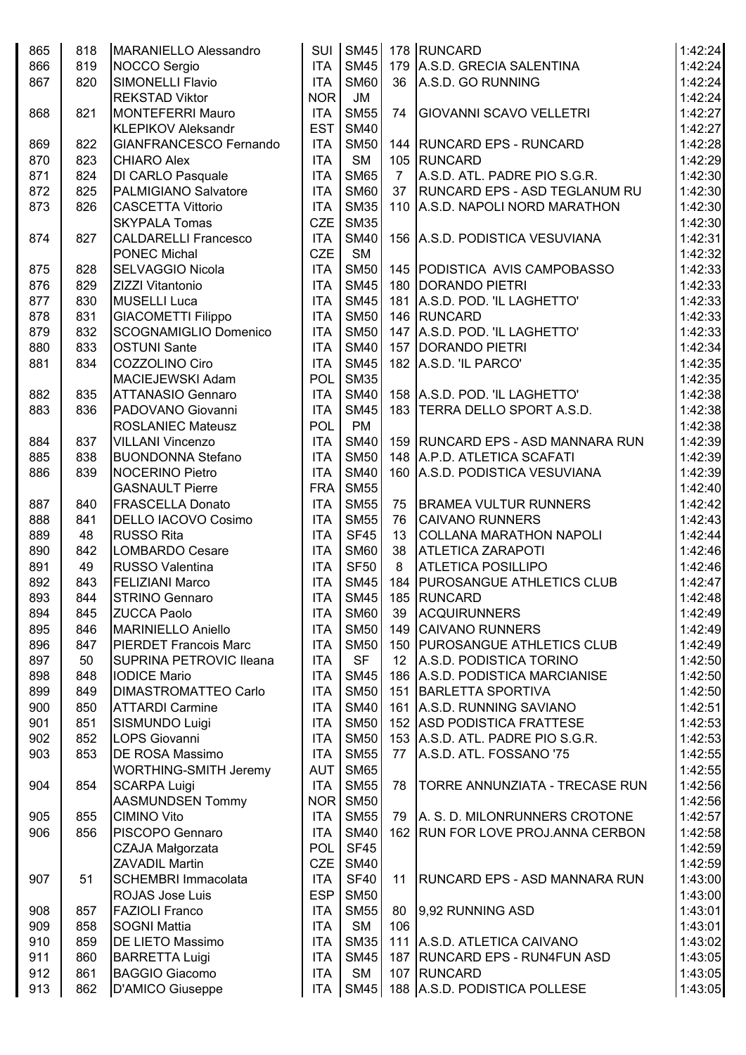| | | | | | | | |
|---|---|---|---|---|---|---|---|
| 865 | 818 | MARANIELLO Alessandro | SUI | SM45 | 178 | RUNCARD | 1:42:24 |
| 866 | 819 | NOCCO Sergio | ITA | SM45 | 179 | A.S.D. GRECIA SALENTINA | 1:42:24 |
| 867 | 820 | SIMONELLI Flavio | ITA | SM60 | 36 | A.S.D. GO RUNNING | 1:42:24 |
| | | REKSTAD Viktor | NOR | JM | | | 1:42:24 |
| 868 | 821 | MONTEFERRI Mauro | ITA | SM55 | 74 | GIOVANNI SCAVO VELLETRI | 1:42:27 |
| | | KLEPIKOV Aleksandr | EST | SM40 | | | 1:42:27 |
| 869 | 822 | GIANFRANCESCO Fernando | ITA | SM50 | 144 | RUNCARD EPS - RUNCARD | 1:42:28 |
| 870 | 823 | CHIARO Alex | ITA | SM | 105 | RUNCARD | 1:42:29 |
| 871 | 824 | DI CARLO Pasquale | ITA | SM65 | 7 | A.S.D. ATL. PADRE PIO S.G.R. | 1:42:30 |
| 872 | 825 | PALMIGIANO Salvatore | ITA | SM60 | 37 | RUNCARD EPS - ASD TEGLANUM RU | 1:42:30 |
| 873 | 826 | CASCETTA Vittorio | ITA | SM35 | 110 | A.S.D. NAPOLI NORD MARATHON | 1:42:30 |
| | | SKYPALA Tomas | CZE | SM35 | | | 1:42:30 |
| 874 | 827 | CALDARELLI Francesco | ITA | SM40 | 156 | A.S.D. PODISTICA VESUVIANA | 1:42:31 |
| | | PONEC Michal | CZE | SM | | | 1:42:32 |
| 875 | 828 | SELVAGGIO Nicola | ITA | SM50 | 145 | PODISTICA AVIS CAMPOBASSO | 1:42:33 |
| 876 | 829 | ZIZZI Vitantonio | ITA | SM45 | 180 | DORANDO PIETRI | 1:42:33 |
| 877 | 830 | MUSELLI Luca | ITA | SM45 | 181 | A.S.D. POD. 'IL LAGHETTO' | 1:42:33 |
| 878 | 831 | GIACOMETTI Filippo | ITA | SM50 | 146 | RUNCARD | 1:42:33 |
| 879 | 832 | SCOGNAMIGLIO Domenico | ITA | SM50 | 147 | A.S.D. POD. 'IL LAGHETTO' | 1:42:33 |
| 880 | 833 | OSTUNI Sante | ITA | SM40 | 157 | DORANDO PIETRI | 1:42:34 |
| 881 | 834 | COZZOLINO Ciro | ITA | SM45 | 182 | A.S.D. 'IL PARCO' | 1:42:35 |
| | | MACIEJEWSKI Adam | POL | SM35 | | | 1:42:35 |
| 882 | 835 | ATTANASIO Gennaro | ITA | SM40 | 158 | A.S.D. POD. 'IL LAGHETTO' | 1:42:38 |
| 883 | 836 | PADOVANO Giovanni | ITA | SM45 | 183 | TERRA DELLO SPORT A.S.D. | 1:42:38 |
| | | ROSLANIEC Mateusz | POL | PM | | | 1:42:38 |
| 884 | 837 | VILLANI Vincenzo | ITA | SM40 | 159 | RUNCARD EPS - ASD MANNARA RUN | 1:42:39 |
| 885 | 838 | BUONDONNA Stefano | ITA | SM50 | 148 | A.P.D. ATLETICA SCAFATI | 1:42:39 |
| 886 | 839 | NOCERINO Pietro | ITA | SM40 | 160 | A.S.D. PODISTICA VESUVIANA | 1:42:39 |
| | | GASNAULT Pierre | FRA | SM55 | | | 1:42:40 |
| 887 | 840 | FRASCELLA Donato | ITA | SM55 | 75 | BRAMEA VULTUR RUNNERS | 1:42:42 |
| 888 | 841 | DELLO IACOVO Cosimo | ITA | SM55 | 76 | CAIVANO RUNNERS | 1:42:43 |
| 889 | 48 | RUSSO Rita | ITA | SF45 | 13 | COLLANA MARATHON NAPOLI | 1:42:44 |
| 890 | 842 | LOMBARDO Cesare | ITA | SM60 | 38 | ATLETICA ZARAPOTI | 1:42:46 |
| 891 | 49 | RUSSO Valentina | ITA | SF50 | 8 | ATLETICA POSILLIPO | 1:42:46 |
| 892 | 843 | FELIZIANI Marco | ITA | SM45 | 184 | PUROSANGUE ATHLETICS CLUB | 1:42:47 |
| 893 | 844 | STRINO Gennaro | ITA | SM45 | 185 | RUNCARD | 1:42:48 |
| 894 | 845 | ZUCCA Paolo | ITA | SM60 | 39 | ACQUIRUNNERS | 1:42:49 |
| 895 | 846 | MARINIELLO Aniello | ITA | SM50 | 149 | CAIVANO RUNNERS | 1:42:49 |
| 896 | 847 | PIERDET Francois Marc | ITA | SM50 | 150 | PUROSANGUE ATHLETICS CLUB | 1:42:49 |
| 897 | 50 | SUPRINA PETROVIC Ileana | ITA | SF | 12 | A.S.D. PODISTICA TORINO | 1:42:50 |
| 898 | 848 | IODICE Mario | ITA | SM45 | 186 | A.S.D. PODISTICA MARCIANISE | 1:42:50 |
| 899 | 849 | DIMASTROMATTEO Carlo | ITA | SM50 | 151 | BARLETTA SPORTIVA | 1:42:50 |
| 900 | 850 | ATTARDI Carmine | ITA | SM40 | 161 | A.S.D. RUNNING SAVIANO | 1:42:51 |
| 901 | 851 | SISMUNDO Luigi | ITA | SM50 | 152 | ASD PODISTICA FRATTESE | 1:42:53 |
| 902 | 852 | LOPS Giovanni | ITA | SM50 | 153 | A.S.D. ATL. PADRE PIO S.G.R. | 1:42:53 |
| 903 | 853 | DE ROSA Massimo | ITA | SM55 | 77 | A.S.D. ATL. FOSSANO '75 | 1:42:55 |
| | | WORTHING-SMITH Jeremy | AUT | SM65 | | | 1:42:55 |
| 904 | 854 | SCARPA Luigi | ITA | SM55 | 78 | TORRE ANNUNZIATA - TRECASE RUN | 1:42:56 |
| | | AASMUNDSEN Tommy | NOR | SM50 | | | 1:42:56 |
| 905 | 855 | CIMINO Vito | ITA | SM55 | 79 | A. S. D. MILONRUNNERS CROTONE | 1:42:57 |
| 906 | 856 | PISCOPO Gennaro | ITA | SM40 | 162 | RUN FOR LOVE PROJ.ANNA CERBON | 1:42:58 |
| | | CZAJA Małgorzata | POL | SF45 | | | 1:42:59 |
| | | ZAVADIL Martin | CZE | SM40 | | | 1:42:59 |
| 907 | 51 | SCHEMBRI Immacolata | ITA | SF40 | 11 | RUNCARD EPS - ASD MANNARA RUN | 1:43:00 |
| | | ROJAS Jose Luis | ESP | SM50 | | | 1:43:00 |
| 908 | 857 | FAZIOLI Franco | ITA | SM55 | 80 | 9,92 RUNNING ASD | 1:43:01 |
| 909 | 858 | SOGNI Mattia | ITA | SM | 106 | | 1:43:01 |
| 910 | 859 | DE LIETO Massimo | ITA | SM35 | 111 | A.S.D. ATLETICA CAIVANO | 1:43:02 |
| 911 | 860 | BARRETTA Luigi | ITA | SM45 | 187 | RUNCARD EPS - RUN4FUN ASD | 1:43:05 |
| 912 | 861 | BAGGIO Giacomo | ITA | SM | 107 | RUNCARD | 1:43:05 |
| 913 | 862 | D'AMICO Giuseppe | ITA | SM45 | 188 | A.S.D. PODISTICA POLLESE | 1:43:05 |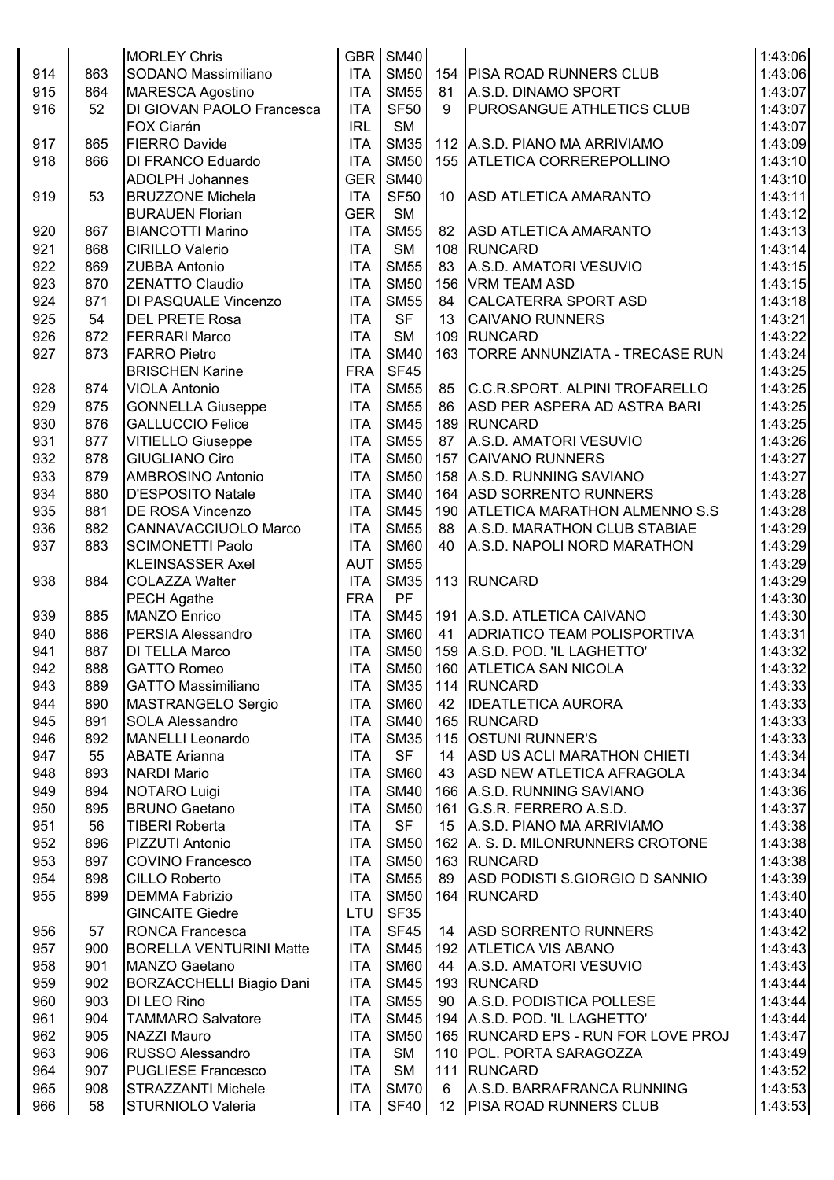| | | | | | | | |
|---|---|---|---|---|---|---|---|
| | | MORLEY Chris | GBR | SM40 | | | 1:43:06 |
| 914 | 863 | SODANO Massimiliano | ITA | SM50 | 154 | PISA ROAD RUNNERS CLUB | 1:43:06 |
| 915 | 864 | MARESCA Agostino | ITA | SM55 | 81 | A.S.D. DINAMO SPORT | 1:43:07 |
| 916 | 52 | DI GIOVAN PAOLO Francesca | ITA | SF50 | 9 | PUROSANGUE ATHLETICS CLUB | 1:43:07 |
| | | FOX Ciarán | IRL | SM | | | 1:43:07 |
| 917 | 865 | FIERRO Davide | ITA | SM35 | 112 | A.S.D. PIANO MA ARRIVIAMO | 1:43:09 |
| 918 | 866 | DI FRANCO Eduardo | ITA | SM50 | 155 | ATLETICA CORREREPOLLINO | 1:43:10 |
| | | ADOLPH Johannes | GER | SM40 | | | 1:43:10 |
| 919 | 53 | BRUZZONE Michela | ITA | SF50 | 10 | ASD ATLETICA AMARANTO | 1:43:11 |
| | | BURAUEN Florian | GER | SM | | | 1:43:12 |
| 920 | 867 | BIANCOTTI Marino | ITA | SM55 | 82 | ASD ATLETICA AMARANTO | 1:43:13 |
| 921 | 868 | CIRILLO Valerio | ITA | SM | 108 | RUNCARD | 1:43:14 |
| 922 | 869 | ZUBBA Antonio | ITA | SM55 | 83 | A.S.D. AMATORI VESUVIO | 1:43:15 |
| 923 | 870 | ZENATTO Claudio | ITA | SM50 | 156 | VRM TEAM ASD | 1:43:15 |
| 924 | 871 | DI PASQUALE Vincenzo | ITA | SM55 | 84 | CALCATERRA SPORT ASD | 1:43:18 |
| 925 | 54 | DEL PRETE Rosa | ITA | SF | 13 | CAIVANO RUNNERS | 1:43:21 |
| 926 | 872 | FERRARI Marco | ITA | SM | 109 | RUNCARD | 1:43:22 |
| 927 | 873 | FARRO Pietro | ITA | SM40 | 163 | TORRE ANNUNZIATA - TRECASE RUN | 1:43:24 |
| | | BRISCHEN Karine | FRA | SF45 | | | 1:43:25 |
| 928 | 874 | VIOLA Antonio | ITA | SM55 | 85 | C.C.R.SPORT. ALPINI TROFARELLO | 1:43:25 |
| 929 | 875 | GONNELLA Giuseppe | ITA | SM55 | 86 | ASD PER ASPERA AD ASTRA BARI | 1:43:25 |
| 930 | 876 | GALLUCCIO Felice | ITA | SM45 | 189 | RUNCARD | 1:43:25 |
| 931 | 877 | VITIELLO Giuseppe | ITA | SM55 | 87 | A.S.D. AMATORI VESUVIO | 1:43:26 |
| 932 | 878 | GIUGLIANO Ciro | ITA | SM50 | 157 | CAIVANO RUNNERS | 1:43:27 |
| 933 | 879 | AMBROSINO Antonio | ITA | SM50 | 158 | A.S.D. RUNNING SAVIANO | 1:43:27 |
| 934 | 880 | D'ESPOSITO Natale | ITA | SM40 | 164 | ASD SORRENTO RUNNERS | 1:43:28 |
| 935 | 881 | DE ROSA Vincenzo | ITA | SM45 | 190 | ATLETICA MARATHON ALMENNO S.S | 1:43:28 |
| 936 | 882 | CANNAVACCIUOLO Marco | ITA | SM55 | 88 | A.S.D. MARATHON CLUB STABIAE | 1:43:29 |
| 937 | 883 | SCIMONETTI Paolo | ITA | SM60 | 40 | A.S.D. NAPOLI NORD MARATHON | 1:43:29 |
| | | KLEINSASSER Axel | AUT | SM55 | | | 1:43:29 |
| 938 | 884 | COLAZZA Walter | ITA | SM35 | 113 | RUNCARD | 1:43:29 |
| | | PECH Agathe | FRA | PF | | | 1:43:30 |
| 939 | 885 | MANZO Enrico | ITA | SM45 | 191 | A.S.D. ATLETICA CAIVANO | 1:43:30 |
| 940 | 886 | PERSIA Alessandro | ITA | SM60 | 41 | ADRIATICO TEAM POLISPORTIVA | 1:43:31 |
| 941 | 887 | DI TELLA Marco | ITA | SM50 | 159 | A.S.D. POD. 'IL LAGHETTO' | 1:43:32 |
| 942 | 888 | GATTO Romeo | ITA | SM50 | 160 | ATLETICA SAN NICOLA | 1:43:32 |
| 943 | 889 | GATTO Massimiliano | ITA | SM35 | 114 | RUNCARD | 1:43:33 |
| 944 | 890 | MASTRANGELO Sergio | ITA | SM60 | 42 | IDEATLETICA AURORA | 1:43:33 |
| 945 | 891 | SOLA Alessandro | ITA | SM40 | 165 | RUNCARD | 1:43:33 |
| 946 | 892 | MANELLI Leonardo | ITA | SM35 | 115 | OSTUNI RUNNER'S | 1:43:33 |
| 947 | 55 | ABATE Arianna | ITA | SF | 14 | ASD US ACLI MARATHON CHIETI | 1:43:34 |
| 948 | 893 | NARDI Mario | ITA | SM60 | 43 | ASD NEW ATLETICA AFRAGOLA | 1:43:34 |
| 949 | 894 | NOTARO Luigi | ITA | SM40 | 166 | A.S.D. RUNNING SAVIANO | 1:43:36 |
| 950 | 895 | BRUNO Gaetano | ITA | SM50 | 161 | G.S.R. FERRERO A.S.D. | 1:43:37 |
| 951 | 56 | TIBERI Roberta | ITA | SF | 15 | A.S.D. PIANO MA ARRIVIAMO | 1:43:38 |
| 952 | 896 | PIZZUTI Antonio | ITA | SM50 | 162 | A. S. D. MILONRUNNERS CROTONE | 1:43:38 |
| 953 | 897 | COVINO Francesco | ITA | SM50 | 163 | RUNCARD | 1:43:38 |
| 954 | 898 | CILLO Roberto | ITA | SM55 | 89 | ASD PODISTI S.GIORGIO D SANNIO | 1:43:39 |
| 955 | 899 | DEMMA Fabrizio | ITA | SM50 | 164 | RUNCARD | 1:43:40 |
| | | GINCAITE Giedre | LTU | SF35 | | | 1:43:40 |
| 956 | 57 | RONCA Francesca | ITA | SF45 | 14 | ASD SORRENTO RUNNERS | 1:43:42 |
| 957 | 900 | BORELLA VENTURINI Matte | ITA | SM45 | 192 | ATLETICA VIS ABANO | 1:43:43 |
| 958 | 901 | MANZO Gaetano | ITA | SM60 | 44 | A.S.D. AMATORI VESUVIO | 1:43:43 |
| 959 | 902 | BORZACCHELLI Biagio Dani | ITA | SM45 | 193 | RUNCARD | 1:43:44 |
| 960 | 903 | DI LEO Rino | ITA | SM55 | 90 | A.S.D. PODISTICA POLLESE | 1:43:44 |
| 961 | 904 | TAMMARO Salvatore | ITA | SM45 | 194 | A.S.D. POD. 'IL LAGHETTO' | 1:43:44 |
| 962 | 905 | NAZZI Mauro | ITA | SM50 | 165 | RUNCARD EPS - RUN FOR LOVE PROJ | 1:43:47 |
| 963 | 906 | RUSSO Alessandro | ITA | SM | 110 | POL. PORTA SARAGOZZA | 1:43:49 |
| 964 | 907 | PUGLIESE Francesco | ITA | SM | 111 | RUNCARD | 1:43:52 |
| 965 | 908 | STRAZZANTI Michele | ITA | SM70 | 6 | A.S.D. BARRAFRANCA RUNNING | 1:43:53 |
| 966 | 58 | STURNIOLO Valeria | ITA | SF40 | 12 | PISA ROAD RUNNERS CLUB | 1:43:53 |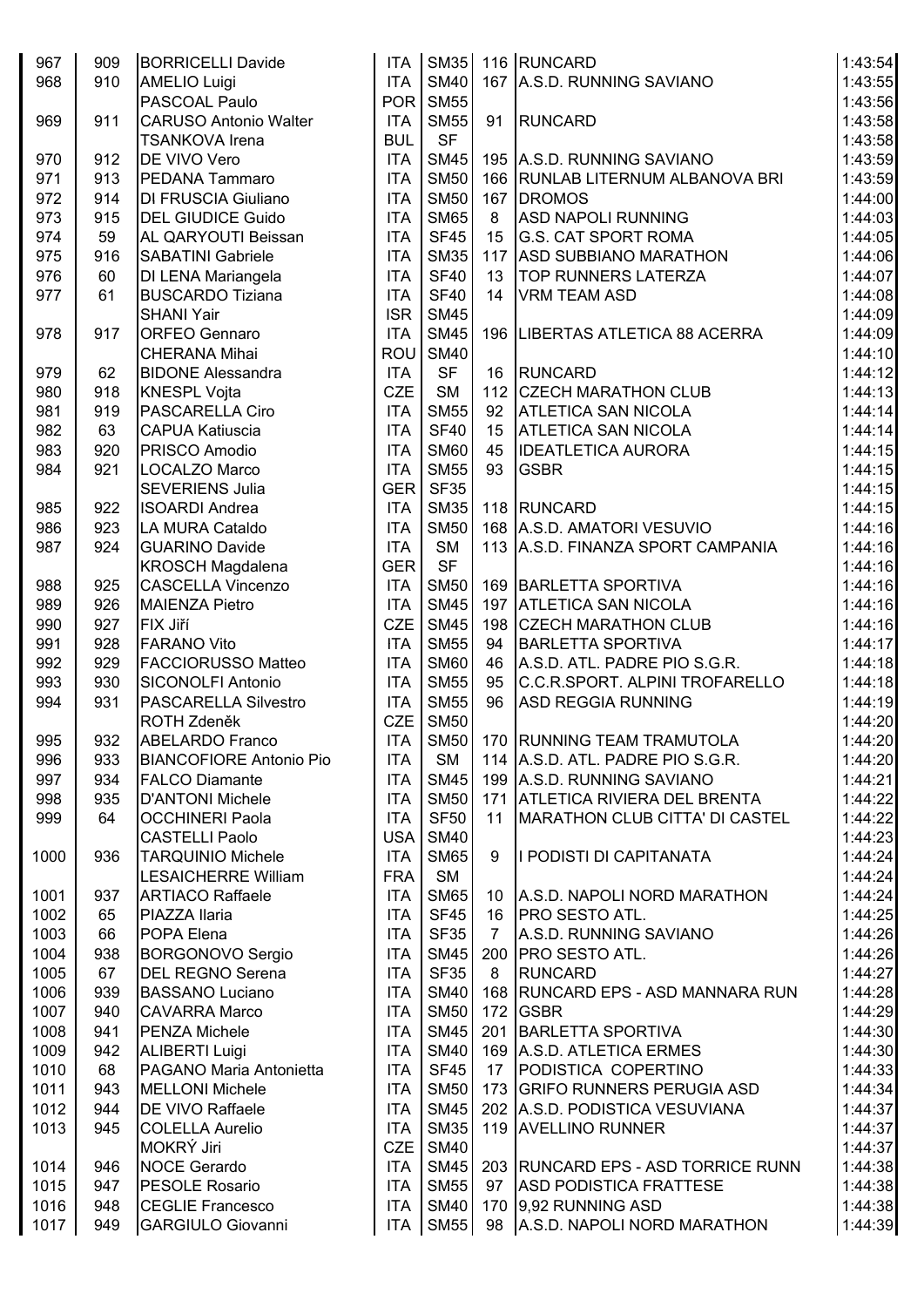| | | | | | | | |
|---|---|---|---|---|---|---|---|
| 967 | 909 | BORRICELLI Davide | ITA | SM35 | 116 | RUNCARD | 1:43:54 |
| 968 | 910 | AMELIO Luigi | ITA | SM40 | 167 | A.S.D. RUNNING SAVIANO | 1:43:55 |
| | | PASCOAL Paulo | POR | SM55 | | | 1:43:56 |
| 969 | 911 | CARUSO Antonio Walter | ITA | SM55 | 91 | RUNCARD | 1:43:58 |
| | | TSANKOVA Irena | BUL | SF | | | 1:43:58 |
| 970 | 912 | DE VIVO Vero | ITA | SM45 | 195 | A.S.D. RUNNING SAVIANO | 1:43:59 |
| 971 | 913 | PEDANA Tammaro | ITA | SM50 | 166 | RUNLAB LITERNUM ALBANOVA BRI | 1:43:59 |
| 972 | 914 | DI FRUSCIA Giuliano | ITA | SM50 | 167 | DROMOS | 1:44:00 |
| 973 | 915 | DEL GIUDICE Guido | ITA | SM65 | 8 | ASD NAPOLI RUNNING | 1:44:03 |
| 974 | 59 | AL QARYOUTI Beissan | ITA | SF45 | 15 | G.S. CAT SPORT ROMA | 1:44:05 |
| 975 | 916 | SABATINI Gabriele | ITA | SM35 | 117 | ASD SUBBIANO MARATHON | 1:44:06 |
| 976 | 60 | DI LENA Mariangela | ITA | SF40 | 13 | TOP RUNNERS LATERZA | 1:44:07 |
| 977 | 61 | BUSCARDO Tiziana | ITA | SF40 | 14 | VRM TEAM ASD | 1:44:08 |
| | | SHANI Yair | ISR | SM45 | | | 1:44:09 |
| 978 | 917 | ORFEO Gennaro | ITA | SM45 | 196 | LIBERTAS ATLETICA 88 ACERRA | 1:44:09 |
| | | CHERANA Mihai | ROU | SM40 | | | 1:44:10 |
| 979 | 62 | BIDONE Alessandra | ITA | SF | 16 | RUNCARD | 1:44:12 |
| 980 | 918 | KNESPL Vojta | CZE | SM | 112 | CZECH MARATHON CLUB | 1:44:13 |
| 981 | 919 | PASCARELLA Ciro | ITA | SM55 | 92 | ATLETICA SAN NICOLA | 1:44:14 |
| 982 | 63 | CAPUA Katiuscia | ITA | SF40 | 15 | ATLETICA SAN NICOLA | 1:44:14 |
| 983 | 920 | PRISCO Amodio | ITA | SM60 | 45 | IDEATLETICA AURORA | 1:44:15 |
| 984 | 921 | LOCALZO Marco | ITA | SM55 | 93 | GSBR | 1:44:15 |
| | | SEVERIENS Julia | GER | SF35 | | | 1:44:15 |
| 985 | 922 | ISOARDI Andrea | ITA | SM35 | 118 | RUNCARD | 1:44:15 |
| 986 | 923 | LA MURA Cataldo | ITA | SM50 | 168 | A.S.D. AMATORI VESUVIO | 1:44:16 |
| 987 | 924 | GUARINO Davide | ITA | SM | 113 | A.S.D. FINANZA SPORT CAMPANIA | 1:44:16 |
| | | KROSCH Magdalena | GER | SF | | | 1:44:16 |
| 988 | 925 | CASCELLA Vincenzo | ITA | SM50 | 169 | BARLETTA SPORTIVA | 1:44:16 |
| 989 | 926 | MAIENZA Pietro | ITA | SM45 | 197 | ATLETICA SAN NICOLA | 1:44:16 |
| 990 | 927 | FIX Jiří | CZE | SM45 | 198 | CZECH MARATHON CLUB | 1:44:16 |
| 991 | 928 | FARANO Vito | ITA | SM55 | 94 | BARLETTA SPORTIVA | 1:44:17 |
| 992 | 929 | FACCIORUSSO Matteo | ITA | SM60 | 46 | A.S.D. ATL. PADRE PIO S.G.R. | 1:44:18 |
| 993 | 930 | SICONOLFI Antonio | ITA | SM55 | 95 | C.C.R.SPORT. ALPINI TROFARELLO | 1:44:18 |
| 994 | 931 | PASCARELLA Silvestro | ITA | SM55 | 96 | ASD REGGIA RUNNING | 1:44:19 |
| | | ROTH Zdeněk | CZE | SM50 | | | 1:44:20 |
| 995 | 932 | ABELARDO Franco | ITA | SM50 | 170 | RUNNING TEAM TRAMUTOLA | 1:44:20 |
| 996 | 933 | BIANCOFIORE Antonio Pio | ITA | SM | 114 | A.S.D. ATL. PADRE PIO S.G.R. | 1:44:20 |
| 997 | 934 | FALCO Diamante | ITA | SM45 | 199 | A.S.D. RUNNING SAVIANO | 1:44:21 |
| 998 | 935 | D'ANTONI Michele | ITA | SM50 | 171 | ATLETICA RIVIERA DEL BRENTA | 1:44:22 |
| 999 | 64 | OCCHINERI Paola | ITA | SF50 | 11 | MARATHON CLUB CITTA' DI CASTEL | 1:44:22 |
| | | CASTELLI Paolo | USA | SM40 | | | 1:44:23 |
| 1000 | 936 | TARQUINIO Michele | ITA | SM65 | 9 | I PODISTI DI CAPITANATA | 1:44:24 |
| | | LESAICHERRE William | FRA | SM | | | 1:44:24 |
| 1001 | 937 | ARTIACO Raffaele | ITA | SM65 | 10 | A.S.D. NAPOLI NORD MARATHON | 1:44:24 |
| 1002 | 65 | PIAZZA Ilaria | ITA | SF45 | 16 | PRO SESTO ATL. | 1:44:25 |
| 1003 | 66 | POPA Elena | ITA | SF35 | 7 | A.S.D. RUNNING SAVIANO | 1:44:26 |
| 1004 | 938 | BORGONOVO Sergio | ITA | SM45 | 200 | PRO SESTO ATL. | 1:44:26 |
| 1005 | 67 | DEL REGNO Serena | ITA | SF35 | 8 | RUNCARD | 1:44:27 |
| 1006 | 939 | BASSANO Luciano | ITA | SM40 | 168 | RUNCARD EPS - ASD MANNARA RUN | 1:44:28 |
| 1007 | 940 | CAVARRA Marco | ITA | SM50 | 172 | GSBR | 1:44:29 |
| 1008 | 941 | PENZA Michele | ITA | SM45 | 201 | BARLETTA SPORTIVA | 1:44:30 |
| 1009 | 942 | ALIBERTI Luigi | ITA | SM40 | 169 | A.S.D. ATLETICA ERMES | 1:44:30 |
| 1010 | 68 | PAGANO Maria Antonietta | ITA | SF45 | 17 | PODISTICA COPERTINO | 1:44:33 |
| 1011 | 943 | MELLONI Michele | ITA | SM50 | 173 | GRIFO RUNNERS PERUGIA ASD | 1:44:34 |
| 1012 | 944 | DE VIVO Raffaele | ITA | SM45 | 202 | A.S.D. PODISTICA VESUVIANA | 1:44:37 |
| 1013 | 945 | COLELLA Aurelio | ITA | SM35 | 119 | AVELLINO RUNNER | 1:44:37 |
| | | MOKRÝ Jiri | CZE | SM40 | | | 1:44:37 |
| 1014 | 946 | NOCE Gerardo | ITA | SM45 | 203 | RUNCARD EPS - ASD TORRICE RUNN | 1:44:38 |
| 1015 | 947 | PESOLE Rosario | ITA | SM55 | 97 | ASD PODISTICA FRATTESE | 1:44:38 |
| 1016 | 948 | CEGLIE Francesco | ITA | SM40 | 170 | 9,92 RUNNING ASD | 1:44:38 |
| 1017 | 949 | GARGIULO Giovanni | ITA | SM55 | 98 | A.S.D. NAPOLI NORD MARATHON | 1:44:39 |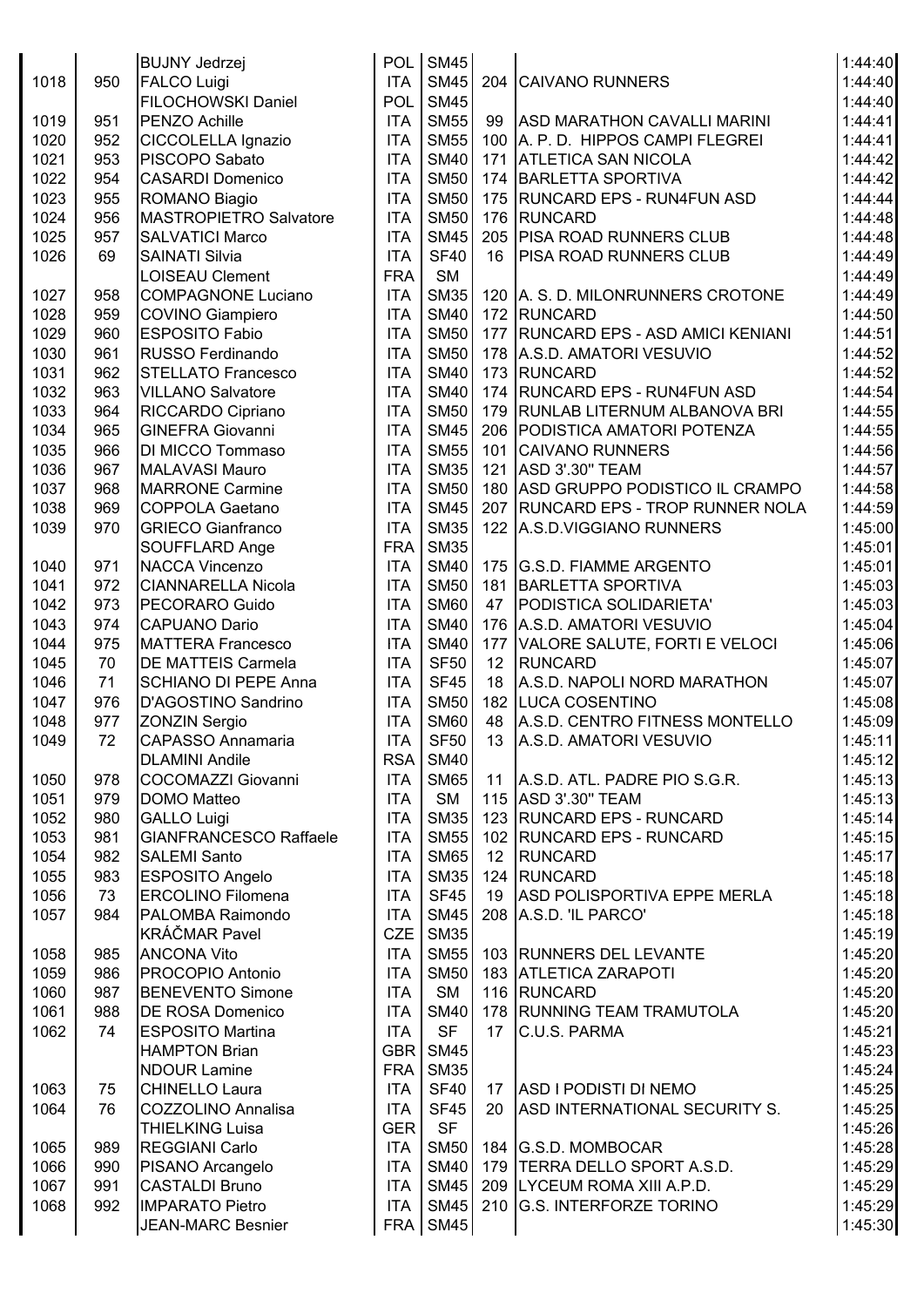| | | | | | | | |
|---|---|---|---|---|---|---|---|
| | | BUJNY Jedrzej | POL | SM45 | | | 1:44:40 |
| 1018 | 950 | FALCO Luigi | ITA | SM45 | 204 | CAIVANO RUNNERS | 1:44:40 |
| | | FILOCHOWSKI Daniel | POL | SM45 | | | 1:44:40 |
| 1019 | 951 | PENZO Achille | ITA | SM55 | 99 | ASD MARATHON CAVALLI MARINI | 1:44:41 |
| 1020 | 952 | CICCOLELLA Ignazio | ITA | SM55 | 100 | A. P. D. HIPPOS CAMPI FLEGREI | 1:44:41 |
| 1021 | 953 | PISCOPO Sabato | ITA | SM40 | 171 | ATLETICA SAN NICOLA | 1:44:42 |
| 1022 | 954 | CASARDI Domenico | ITA | SM50 | 174 | BARLETTA SPORTIVA | 1:44:42 |
| 1023 | 955 | ROMANO Biagio | ITA | SM50 | 175 | RUNCARD EPS - RUN4FUN ASD | 1:44:44 |
| 1024 | 956 | MASTROPIETRO Salvatore | ITA | SM50 | 176 | RUNCARD | 1:44:48 |
| 1025 | 957 | SALVATICI Marco | ITA | SM45 | 205 | PISA ROAD RUNNERS CLUB | 1:44:48 |
| 1026 | 69 | SAINATI Silvia | ITA | SF40 | 16 | PISA ROAD RUNNERS CLUB | 1:44:49 |
| | | LOISEAU Clement | FRA | SM | | | 1:44:49 |
| 1027 | 958 | COMPAGNONE Luciano | ITA | SM35 | 120 | A. S. D. MILONRUNNERS CROTONE | 1:44:49 |
| 1028 | 959 | COVINO Giampiero | ITA | SM40 | 172 | RUNCARD | 1:44:50 |
| 1029 | 960 | ESPOSITO Fabio | ITA | SM50 | 177 | RUNCARD EPS - ASD AMICI KENIANI | 1:44:51 |
| 1030 | 961 | RUSSO Ferdinando | ITA | SM50 | 178 | A.S.D. AMATORI VESUVIO | 1:44:52 |
| 1031 | 962 | STELLATO Francesco | ITA | SM40 | 173 | RUNCARD | 1:44:52 |
| 1032 | 963 | VILLANO Salvatore | ITA | SM40 | 174 | RUNCARD EPS - RUN4FUN ASD | 1:44:54 |
| 1033 | 964 | RICCARDO Cipriano | ITA | SM50 | 179 | RUNLAB LITERNUM ALBANOVA BRI | 1:44:55 |
| 1034 | 965 | GINEFRA Giovanni | ITA | SM45 | 206 | PODISTICA AMATORI POTENZA | 1:44:55 |
| 1035 | 966 | DI MICCO Tommaso | ITA | SM55 | 101 | CAIVANO RUNNERS | 1:44:56 |
| 1036 | 967 | MALAVASI Mauro | ITA | SM35 | 121 | ASD 3'.30'' TEAM | 1:44:57 |
| 1037 | 968 | MARRONE Carmine | ITA | SM50 | 180 | ASD GRUPPO PODISTICO IL CRAMPO | 1:44:58 |
| 1038 | 969 | COPPOLA Gaetano | ITA | SM45 | 207 | RUNCARD EPS - TROP RUNNER NOLA | 1:44:59 |
| 1039 | 970 | GRIECO Gianfranco | ITA | SM35 | 122 | A.S.D.VIGGIANO RUNNERS | 1:45:00 |
| | | SOUFFLARD Ange | FRA | SM35 | | | 1:45:01 |
| 1040 | 971 | NACCA Vincenzo | ITA | SM40 | 175 | G.S.D. FIAMME ARGENTO | 1:45:01 |
| 1041 | 972 | CIANNARELLA Nicola | ITA | SM50 | 181 | BARLETTA SPORTIVA | 1:45:03 |
| 1042 | 973 | PECORARO Guido | ITA | SM60 | 47 | PODISTICA SOLIDARIETA' | 1:45:03 |
| 1043 | 974 | CAPUANO Dario | ITA | SM40 | 176 | A.S.D. AMATORI VESUVIO | 1:45:04 |
| 1044 | 975 | MATTERA Francesco | ITA | SM40 | 177 | VALORE SALUTE, FORTI E VELOCI | 1:45:06 |
| 1045 | 70 | DE MATTEIS Carmela | ITA | SF50 | 12 | RUNCARD | 1:45:07 |
| 1046 | 71 | SCHIANO DI PEPE Anna | ITA | SF45 | 18 | A.S.D. NAPOLI NORD MARATHON | 1:45:07 |
| 1047 | 976 | D'AGOSTINO Sandrino | ITA | SM50 | 182 | LUCA COSENTINO | 1:45:08 |
| 1048 | 977 | ZONZIN Sergio | ITA | SM60 | 48 | A.S.D. CENTRO FITNESS MONTELLO | 1:45:09 |
| 1049 | 72 | CAPASSO Annamaria | ITA | SF50 | 13 | A.S.D. AMATORI VESUVIO | 1:45:11 |
| | | DLAMINI Andile | RSA | SM40 | | | 1:45:12 |
| 1050 | 978 | COCOMAZZI Giovanni | ITA | SM65 | 11 | A.S.D. ATL. PADRE PIO S.G.R. | 1:45:13 |
| 1051 | 979 | DOMO Matteo | ITA | SM | 115 | ASD 3'.30'' TEAM | 1:45:13 |
| 1052 | 980 | GALLO Luigi | ITA | SM35 | 123 | RUNCARD EPS - RUNCARD | 1:45:14 |
| 1053 | 981 | GIANFRANCESCO Raffaele | ITA | SM55 | 102 | RUNCARD EPS - RUNCARD | 1:45:15 |
| 1054 | 982 | SALEMI Santo | ITA | SM65 | 12 | RUNCARD | 1:45:17 |
| 1055 | 983 | ESPOSITO Angelo | ITA | SM35 | 124 | RUNCARD | 1:45:18 |
| 1056 | 73 | ERCOLINO Filomena | ITA | SF45 | 19 | ASD POLISPORTIVA EPPE MERLA | 1:45:18 |
| 1057 | 984 | PALOMBA Raimondo | ITA | SM45 | 208 | A.S.D. 'IL PARCO' | 1:45:18 |
| | | KRÁČMAR Pavel | CZE | SM35 | | | 1:45:19 |
| 1058 | 985 | ANCONA Vito | ITA | SM55 | 103 | RUNNERS DEL LEVANTE | 1:45:20 |
| 1059 | 986 | PROCOPIO Antonio | ITA | SM50 | 183 | ATLETICA ZARAPOTI | 1:45:20 |
| 1060 | 987 | BENEVENTO Simone | ITA | SM | 116 | RUNCARD | 1:45:20 |
| 1061 | 988 | DE ROSA Domenico | ITA | SM40 | 178 | RUNNING TEAM TRAMUTOLA | 1:45:20 |
| 1062 | 74 | ESPOSITO Martina | ITA | SF | 17 | C.U.S. PARMA | 1:45:21 |
| | | HAMPTON Brian | GBR | SM45 | | | 1:45:23 |
| | | NDOUR Lamine | FRA | SM35 | | | 1:45:24 |
| 1063 | 75 | CHINELLO Laura | ITA | SF40 | 17 | ASD I PODISTI DI NEMO | 1:45:25 |
| 1064 | 76 | COZZOLINO Annalisa | ITA | SF45 | 20 | ASD INTERNATIONAL SECURITY S. | 1:45:25 |
| | | THIELKING Luisa | GER | SF | | | 1:45:26 |
| 1065 | 989 | REGGIANI Carlo | ITA | SM50 | 184 | G.S.D. MOMBOCAR | 1:45:28 |
| 1066 | 990 | PISANO Arcangelo | ITA | SM40 | 179 | TERRA DELLO SPORT A.S.D. | 1:45:29 |
| 1067 | 991 | CASTALDI Bruno | ITA | SM45 | 209 | LYCEUM ROMA XIII A.P.D. | 1:45:29 |
| 1068 | 992 | IMPARATO Pietro | ITA | SM45 | 210 | G.S. INTERFORZE TORINO | 1:45:29 |
| | | JEAN-MARC Besnier | FRA | SM45 | | | 1:45:30 |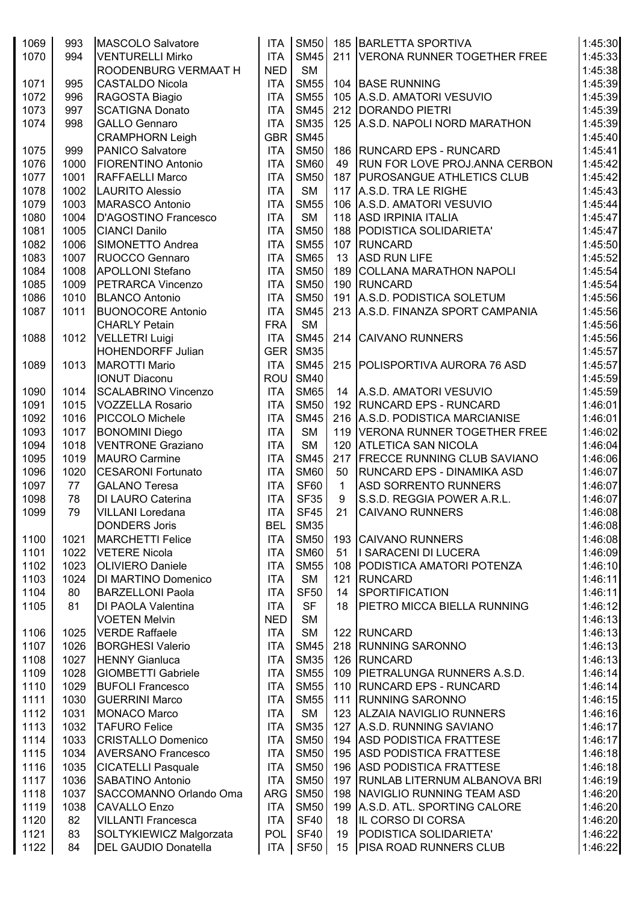| | | | | | | | |
|---|---|---|---|---|---|---|---|
| 1069 | 993 | MASCOLO Salvatore | ITA | SM50 | 185 | BARLETTA SPORTIVA | 1:45:30 |
| 1070 | 994 | VENTURELLI Mirko | ITA | SM45 | 211 | VERONA RUNNER TOGETHER FREE | 1:45:33 |
| | | ROODENBURG VERMAAT H | NED | SM | | | 1:45:38 |
| 1071 | 995 | CASTALDO Nicola | ITA | SM55 | 104 | BASE RUNNING | 1:45:39 |
| 1072 | 996 | RAGOSTA Biagio | ITA | SM55 | 105 | A.S.D. AMATORI VESUVIO | 1:45:39 |
| 1073 | 997 | SCATIGNA Donato | ITA | SM45 | 212 | DORANDO PIETRI | 1:45:39 |
| 1074 | 998 | GALLO Gennaro | ITA | SM35 | 125 | A.S.D. NAPOLI NORD MARATHON | 1:45:39 |
| | | CRAMPHORN Leigh | GBR | SM45 | | | 1:45:40 |
| 1075 | 999 | PANICO Salvatore | ITA | SM50 | 186 | RUNCARD EPS - RUNCARD | 1:45:41 |
| 1076 | 1000 | FIORENTINO Antonio | ITA | SM60 | 49 | RUN FOR LOVE PROJ.ANNA CERBON | 1:45:42 |
| 1077 | 1001 | RAFFAELLI Marco | ITA | SM50 | 187 | PUROSANGUE ATHLETICS CLUB | 1:45:42 |
| 1078 | 1002 | LAURITO Alessio | ITA | SM | 117 | A.S.D. TRA LE RIGHE | 1:45:43 |
| 1079 | 1003 | MARASCO Antonio | ITA | SM55 | 106 | A.S.D. AMATORI VESUVIO | 1:45:44 |
| 1080 | 1004 | D'AGOSTINO Francesco | ITA | SM | 118 | ASD IRPINIA ITALIA | 1:45:47 |
| 1081 | 1005 | CIANCI Danilo | ITA | SM50 | 188 | PODISTICA SOLIDARIETA' | 1:45:47 |
| 1082 | 1006 | SIMONETTO Andrea | ITA | SM55 | 107 | RUNCARD | 1:45:50 |
| 1083 | 1007 | RUOCCO Gennaro | ITA | SM65 | 13 | ASD RUN LIFE | 1:45:52 |
| 1084 | 1008 | APOLLONI Stefano | ITA | SM50 | 189 | COLLANA MARATHON NAPOLI | 1:45:54 |
| 1085 | 1009 | PETRARCA Vincenzo | ITA | SM50 | 190 | RUNCARD | 1:45:54 |
| 1086 | 1010 | BLANCO Antonio | ITA | SM50 | 191 | A.S.D. PODISTICA SOLETUM | 1:45:56 |
| 1087 | 1011 | BUONOCORE Antonio | ITA | SM45 | 213 | A.S.D. FINANZA SPORT CAMPANIA | 1:45:56 |
| | | CHARLY Petain | FRA | SM | | | 1:45:56 |
| 1088 | 1012 | VELLETRI Luigi | ITA | SM45 | 214 | CAIVANO RUNNERS | 1:45:56 |
| | | HOHENDORFF Julian | GER | SM35 | | | 1:45:57 |
| 1089 | 1013 | MAROTTI Mario | ITA | SM45 | 215 | POLISPORTIVA AURORA 76 ASD | 1:45:57 |
| | | IONUT Diaconu | ROU | SM40 | | | 1:45:59 |
| 1090 | 1014 | SCALABRINO Vincenzo | ITA | SM65 | 14 | A.S.D. AMATORI VESUVIO | 1:45:59 |
| 1091 | 1015 | VOZZELLA Rosario | ITA | SM50 | 192 | RUNCARD EPS - RUNCARD | 1:46:01 |
| 1092 | 1016 | PICCOLO Michele | ITA | SM45 | 216 | A.S.D. PODISTICA MARCIANISE | 1:46:01 |
| 1093 | 1017 | BONOMINI Diego | ITA | SM | 119 | VERONA RUNNER TOGETHER FREE | 1:46:02 |
| 1094 | 1018 | VENTRONE Graziano | ITA | SM | 120 | ATLETICA SAN NICOLA | 1:46:04 |
| 1095 | 1019 | MAURO Carmine | ITA | SM45 | 217 | FRECCE RUNNING CLUB SAVIANO | 1:46:06 |
| 1096 | 1020 | CESARONI Fortunato | ITA | SM60 | 50 | RUNCARD EPS - DINAMIKA ASD | 1:46:07 |
| 1097 | 77 | GALANO Teresa | ITA | SF60 | 1 | ASD SORRENTO RUNNERS | 1:46:07 |
| 1098 | 78 | DI LAURO Caterina | ITA | SF35 | 9 | S.S.D. REGGIA POWER A.R.L. | 1:46:07 |
| 1099 | 79 | VILLANI Loredana | ITA | SF45 | 21 | CAIVANO RUNNERS | 1:46:08 |
| | | DONDERS Joris | BEL | SM35 | | | 1:46:08 |
| 1100 | 1021 | MARCHETTI Felice | ITA | SM50 | 193 | CAIVANO RUNNERS | 1:46:08 |
| 1101 | 1022 | VETERE Nicola | ITA | SM60 | 51 | I SARACENI DI LUCERA | 1:46:09 |
| 1102 | 1023 | OLIVIERO Daniele | ITA | SM55 | 108 | PODISTICA AMATORI POTENZA | 1:46:10 |
| 1103 | 1024 | DI MARTINO Domenico | ITA | SM | 121 | RUNCARD | 1:46:11 |
| 1104 | 80 | BARZELLONI Paola | ITA | SF50 | 14 | SPORTIFICATION | 1:46:11 |
| 1105 | 81 | DI PAOLA Valentina | ITA | SF | 18 | PIETRO MICCA BIELLA RUNNING | 1:46:12 |
| | | VOETEN Melvin | NED | SM | | | 1:46:13 |
| 1106 | 1025 | VERDE Raffaele | ITA | SM | 122 | RUNCARD | 1:46:13 |
| 1107 | 1026 | BORGHESI Valerio | ITA | SM45 | 218 | RUNNING SARONNO | 1:46:13 |
| 1108 | 1027 | HENNY Gianluca | ITA | SM35 | 126 | RUNCARD | 1:46:13 |
| 1109 | 1028 | GIOMBETTI Gabriele | ITA | SM55 | 109 | PIETRALUNGA RUNNERS A.S.D. | 1:46:14 |
| 1110 | 1029 | BUFOLI Francesco | ITA | SM55 | 110 | RUNCARD EPS - RUNCARD | 1:46:14 |
| 1111 | 1030 | GUERRINI Marco | ITA | SM55 | 111 | RUNNING SARONNO | 1:46:15 |
| 1112 | 1031 | MONACO Marco | ITA | SM | 123 | ALZAIA NAVIGLIO RUNNERS | 1:46:16 |
| 1113 | 1032 | TAFURO Felice | ITA | SM35 | 127 | A.S.D. RUNNING SAVIANO | 1:46:17 |
| 1114 | 1033 | CRISTALLO Domenico | ITA | SM50 | 194 | ASD PODISTICA FRATTESE | 1:46:17 |
| 1115 | 1034 | AVERSANO Francesco | ITA | SM50 | 195 | ASD PODISTICA FRATTESE | 1:46:18 |
| 1116 | 1035 | CICATELLI Pasquale | ITA | SM50 | 196 | ASD PODISTICA FRATTESE | 1:46:18 |
| 1117 | 1036 | SABATINO Antonio | ITA | SM50 | 197 | RUNLAB LITERNUM ALBANOVA BRI | 1:46:19 |
| 1118 | 1037 | SACCOMANNO Orlando Oma | ARG | SM50 | 198 | NAVIGLIO RUNNING TEAM ASD | 1:46:20 |
| 1119 | 1038 | CAVALLO Enzo | ITA | SM50 | 199 | A.S.D. ATL. SPORTING CALORE | 1:46:20 |
| 1120 | 82 | VILLANTI Francesca | ITA | SF40 | 18 | IL CORSO DI CORSA | 1:46:20 |
| 1121 | 83 | SOLTYKIEWICZ Malgorzata | POL | SF40 | 19 | PODISTICA SOLIDARIETA' | 1:46:22 |
| 1122 | 84 | DEL GAUDIO Donatella | ITA | SF50 | 15 | PISA ROAD RUNNERS CLUB | 1:46:22 |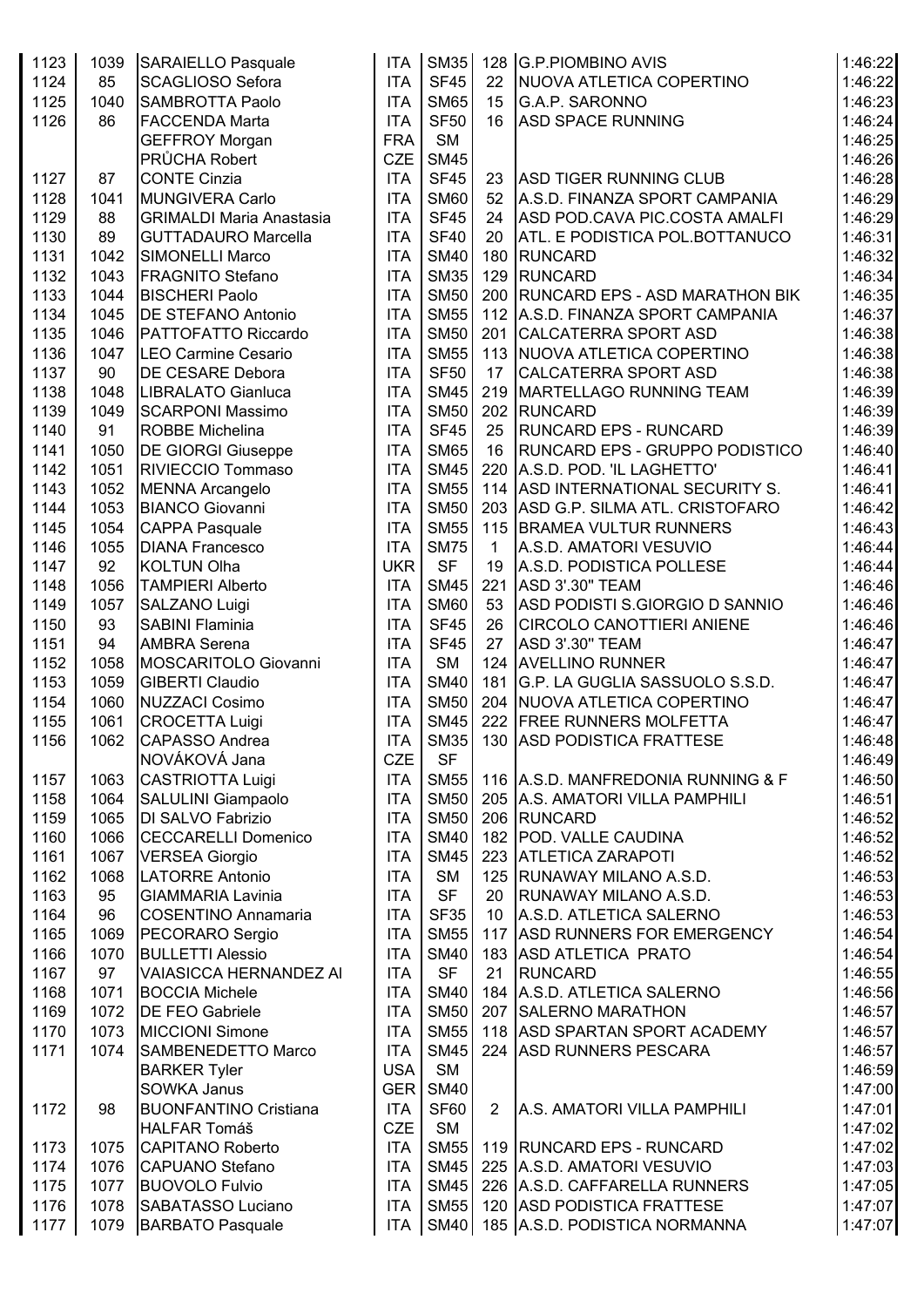| | | | | | | | |
|---|---|---|---|---|---|---|---|
| 1123 | 1039 | SARAIELLO Pasquale | ITA | SM35 | 128 | G.P.PIOMBINO AVIS | 1:46:22 |
| 1124 | 85 | SCAGLIOSO Sefora | ITA | SF45 | 22 | NUOVA ATLETICA COPERTINO | 1:46:22 |
| 1125 | 1040 | SAMBROTTA Paolo | ITA | SM65 | 15 | G.A.P. SARONNO | 1:46:23 |
| 1126 | 86 | FACCENDA Marta | ITA | SF50 | 16 | ASD SPACE RUNNING | 1:46:24 |
| | | GEFFROY Morgan | FRA | SM | | | 1:46:25 |
| | | PRŮCHA Robert | CZE | SM45 | | | 1:46:26 |
| 1127 | 87 | CONTE Cinzia | ITA | SF45 | 23 | ASD TIGER RUNNING CLUB | 1:46:28 |
| 1128 | 1041 | MUNGIVERA Carlo | ITA | SM60 | 52 | A.S.D. FINANZA SPORT CAMPANIA | 1:46:29 |
| 1129 | 88 | GRIMALDI Maria Anastasia | ITA | SF45 | 24 | ASD POD.CAVA PIC.COSTA AMALFI | 1:46:29 |
| 1130 | 89 | GUTTADAURO Marcella | ITA | SF40 | 20 | ATL. E PODISTICA POL.BOTTANUCO | 1:46:31 |
| 1131 | 1042 | SIMONELLI Marco | ITA | SM40 | 180 | RUNCARD | 1:46:32 |
| 1132 | 1043 | FRAGNITO Stefano | ITA | SM35 | 129 | RUNCARD | 1:46:34 |
| 1133 | 1044 | BISCHERI Paolo | ITA | SM50 | 200 | RUNCARD EPS - ASD MARATHON BIK | 1:46:35 |
| 1134 | 1045 | DE STEFANO Antonio | ITA | SM55 | 112 | A.S.D. FINANZA SPORT CAMPANIA | 1:46:37 |
| 1135 | 1046 | PATTOFATTO Riccardo | ITA | SM50 | 201 | CALCATERRA SPORT ASD | 1:46:38 |
| 1136 | 1047 | LEO Carmine Cesario | ITA | SM55 | 113 | NUOVA ATLETICA COPERTINO | 1:46:38 |
| 1137 | 90 | DE CESARE Debora | ITA | SF50 | 17 | CALCATERRA SPORT ASD | 1:46:38 |
| 1138 | 1048 | LIBRALATO Gianluca | ITA | SM45 | 219 | MARTELLAGO RUNNING TEAM | 1:46:39 |
| 1139 | 1049 | SCARPONI Massimo | ITA | SM50 | 202 | RUNCARD | 1:46:39 |
| 1140 | 91 | ROBBE Michelina | ITA | SF45 | 25 | RUNCARD EPS - RUNCARD | 1:46:39 |
| 1141 | 1050 | DE GIORGI Giuseppe | ITA | SM65 | 16 | RUNCARD EPS - GRUPPO PODISTICO | 1:46:40 |
| 1142 | 1051 | RIVIECCIO Tommaso | ITA | SM45 | 220 | A.S.D. POD. 'IL LAGHETTO' | 1:46:41 |
| 1143 | 1052 | MENNA Arcangelo | ITA | SM55 | 114 | ASD INTERNATIONAL SECURITY S. | 1:46:41 |
| 1144 | 1053 | BIANCO Giovanni | ITA | SM50 | 203 | ASD G.P. SILMA ATL. CRISTOFARO | 1:46:42 |
| 1145 | 1054 | CAPPA Pasquale | ITA | SM55 | 115 | BRAMEA VULTUR RUNNERS | 1:46:43 |
| 1146 | 1055 | DIANA Francesco | ITA | SM75 | 1 | A.S.D. AMATORI VESUVIO | 1:46:44 |
| 1147 | 92 | KOLTUN Olha | UKR | SF | 19 | A.S.D. PODISTICA POLLESE | 1:46:44 |
| 1148 | 1056 | TAMPIERI Alberto | ITA | SM45 | 221 | ASD 3'.30" TEAM | 1:46:46 |
| 1149 | 1057 | SALZANO Luigi | ITA | SM60 | 53 | ASD PODISTI S.GIORGIO D SANNIO | 1:46:46 |
| 1150 | 93 | SABINI Flaminia | ITA | SF45 | 26 | CIRCOLO CANOTTIERI ANIENE | 1:46:46 |
| 1151 | 94 | AMBRA Serena | ITA | SF45 | 27 | ASD 3'.30" TEAM | 1:46:47 |
| 1152 | 1058 | MOSCARITOLO Giovanni | ITA | SM | 124 | AVELLINO RUNNER | 1:46:47 |
| 1153 | 1059 | GIBERTI Claudio | ITA | SM40 | 181 | G.P. LA GUGLIA SASSUOLO S.S.D. | 1:46:47 |
| 1154 | 1060 | NUZZACI Cosimo | ITA | SM50 | 204 | NUOVA ATLETICA COPERTINO | 1:46:47 |
| 1155 | 1061 | CROCETTA Luigi | ITA | SM45 | 222 | FREE RUNNERS MOLFETTA | 1:46:47 |
| 1156 | 1062 | CAPASSO Andrea | ITA | SM35 | 130 | ASD PODISTICA FRATTESE | 1:46:48 |
| | | NOVÁKOVÁ Jana | CZE | SF | | | 1:46:49 |
| 1157 | 1063 | CASTRIOTTA Luigi | ITA | SM55 | 116 | A.S.D. MANFREDONIA RUNNING & F | 1:46:50 |
| 1158 | 1064 | SALULINI Giampaolo | ITA | SM50 | 205 | A.S. AMATORI VILLA PAMPHILI | 1:46:51 |
| 1159 | 1065 | DI SALVO Fabrizio | ITA | SM50 | 206 | RUNCARD | 1:46:52 |
| 1160 | 1066 | CECCARELLI Domenico | ITA | SM40 | 182 | POD. VALLE CAUDINA | 1:46:52 |
| 1161 | 1067 | VERSEA Giorgio | ITA | SM45 | 223 | ATLETICA ZARAPOTI | 1:46:52 |
| 1162 | 1068 | LATORRE Antonio | ITA | SM | 125 | RUNAWAY MILANO A.S.D. | 1:46:53 |
| 1163 | 95 | GIAMMARIA Lavinia | ITA | SF | 20 | RUNAWAY MILANO A.S.D. | 1:46:53 |
| 1164 | 96 | COSENTINO Annamaria | ITA | SF35 | 10 | A.S.D. ATLETICA SALERNO | 1:46:53 |
| 1165 | 1069 | PECORARO Sergio | ITA | SM55 | 117 | ASD RUNNERS FOR EMERGENCY | 1:46:54 |
| 1166 | 1070 | BULLETTI Alessio | ITA | SM40 | 183 | ASD ATLETICA PRATO | 1:46:54 |
| 1167 | 97 | VAIASICCA HERNANDEZ Al | ITA | SF | 21 | RUNCARD | 1:46:55 |
| 1168 | 1071 | BOCCIA Michele | ITA | SM40 | 184 | A.S.D. ATLETICA SALERNO | 1:46:56 |
| 1169 | 1072 | DE FEO Gabriele | ITA | SM50 | 207 | SALERNO MARATHON | 1:46:57 |
| 1170 | 1073 | MICCIONI Simone | ITA | SM55 | 118 | ASD SPARTAN SPORT ACADEMY | 1:46:57 |
| 1171 | 1074 | SAMBENEDETTO Marco | ITA | SM45 | 224 | ASD RUNNERS PESCARA | 1:46:57 |
| | | BARKER Tyler | USA | SM | | | 1:46:59 |
| | | SOWKA Janus | GER | SM40 | | | 1:47:00 |
| 1172 | 98 | BUONFANTINO Cristiana | ITA | SF60 | 2 | A.S. AMATORI VILLA PAMPHILI | 1:47:01 |
| | | HALFAR Tomáš | CZE | SM | | | 1:47:02 |
| 1173 | 1075 | CAPITANO Roberto | ITA | SM55 | 119 | RUNCARD EPS - RUNCARD | 1:47:02 |
| 1174 | 1076 | CAPUANO Stefano | ITA | SM45 | 225 | A.S.D. AMATORI VESUVIO | 1:47:03 |
| 1175 | 1077 | BUOVOLO Fulvio | ITA | SM45 | 226 | A.S.D. CAFFARELLA RUNNERS | 1:47:05 |
| 1176 | 1078 | SABATASSO Luciano | ITA | SM55 | 120 | ASD PODISTICA FRATTESE | 1:47:07 |
| 1177 | 1079 | BARBATO Pasquale | ITA | SM40 | 185 | A.S.D. PODISTICA NORMANNA | 1:47:07 |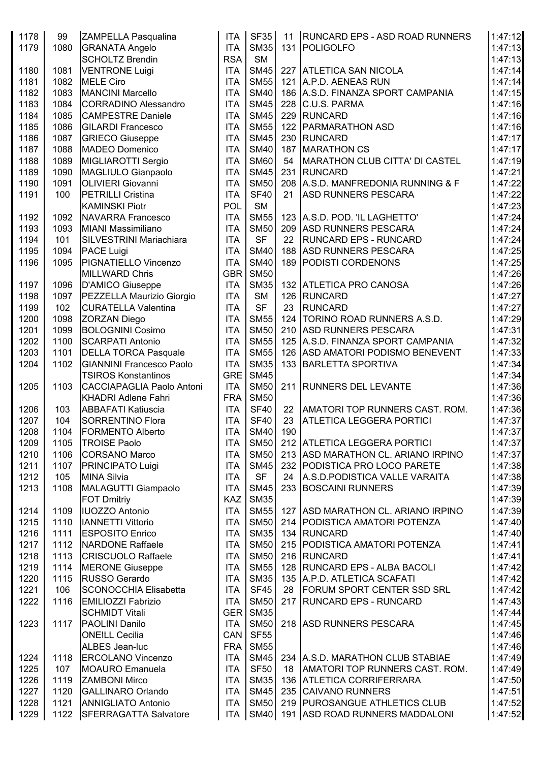| | | | | | | | |
|---|---|---|---|---|---|---|---|
| 1178 | 99 | ZAMPELLA Pasqualina | ITA | SF35 | 11 | RUNCARD EPS - ASD ROAD RUNNERS | 1:47:12 |
| 1179 | 1080 | GRANATA Angelo | ITA | SM35 | 131 | POLIGOLFO | 1:47:13 |
| | | SCHOLTZ Brendin | RSA | SM | | | 1:47:13 |
| 1180 | 1081 | VENTRONE Luigi | ITA | SM45 | 227 | ATLETICA SAN NICOLA | 1:47:14 |
| 1181 | 1082 | MELE Ciro | ITA | SM55 | 121 | A.P.D. AENEAS RUN | 1:47:14 |
| 1182 | 1083 | MANCINI Marcello | ITA | SM40 | 186 | A.S.D. FINANZA SPORT CAMPANIA | 1:47:15 |
| 1183 | 1084 | CORRADINO Alessandro | ITA | SM45 | 228 | C.U.S. PARMA | 1:47:16 |
| 1184 | 1085 | CAMPESTRE Daniele | ITA | SM45 | 229 | RUNCARD | 1:47:16 |
| 1185 | 1086 | GILARDI Francesco | ITA | SM55 | 122 | PARMARATHON ASD | 1:47:16 |
| 1186 | 1087 | GRIECO Giuseppe | ITA | SM45 | 230 | RUNCARD | 1:47:17 |
| 1187 | 1088 | MADEO Domenico | ITA | SM40 | 187 | MARATHON CS | 1:47:17 |
| 1188 | 1089 | MIGLIAROTTI Sergio | ITA | SM60 | 54 | MARATHON CLUB CITTA' DI CASTEL | 1:47:19 |
| 1189 | 1090 | MAGLIULO Gianpaolo | ITA | SM45 | 231 | RUNCARD | 1:47:21 |
| 1190 | 1091 | OLIVIERI Giovanni | ITA | SM50 | 208 | A.S.D. MANFREDONIA RUNNING & F | 1:47:22 |
| 1191 | 100 | PETRILLI Cristina | ITA | SF40 | 21 | ASD RUNNERS PESCARA | 1:47:22 |
| | | KAMINSKI Piotr | POL | SM | | | 1:47:23 |
| 1192 | 1092 | NAVARRA Francesco | ITA | SM55 | 123 | A.S.D. POD. 'IL LAGHETTO' | 1:47:24 |
| 1193 | 1093 | MIANI Massimiliano | ITA | SM50 | 209 | ASD RUNNERS PESCARA | 1:47:24 |
| 1194 | 101 | SILVESTRINI Mariachiara | ITA | SF | 22 | RUNCARD EPS - RUNCARD | 1:47:24 |
| 1195 | 1094 | PACE Luigi | ITA | SM40 | 188 | ASD RUNNERS PESCARA | 1:47:25 |
| 1196 | 1095 | PIGNATIELLO Vincenzo | ITA | SM40 | 189 | PODISTI CORDENONS | 1:47:25 |
| | | MILLWARD Chris | GBR | SM50 | | | 1:47:26 |
| 1197 | 1096 | D'AMICO Giuseppe | ITA | SM35 | 132 | ATLETICA PRO CANOSA | 1:47:26 |
| 1198 | 1097 | PEZZELLA Maurizio Giorgio | ITA | SM | 126 | RUNCARD | 1:47:27 |
| 1199 | 102 | CURATELLA Valentina | ITA | SF | 23 | RUNCARD | 1:47:27 |
| 1200 | 1098 | ZORZAN Diego | ITA | SM55 | 124 | TORINO ROAD RUNNERS A.S.D. | 1:47:29 |
| 1201 | 1099 | BOLOGNINI Cosimo | ITA | SM50 | 210 | ASD RUNNERS PESCARA | 1:47:31 |
| 1202 | 1100 | SCARPATI Antonio | ITA | SM55 | 125 | A.S.D. FINANZA SPORT CAMPANIA | 1:47:32 |
| 1203 | 1101 | DELLA TORCA Pasquale | ITA | SM55 | 126 | ASD AMATORI PODISMO BENEVENT | 1:47:33 |
| 1204 | 1102 | GIANNINI Francesco Paolo | ITA | SM35 | 133 | BARLETTA SPORTIVA | 1:47:34 |
| | | TSIROS Konstantinos | GRE | SM45 | | | 1:47:34 |
| 1205 | 1103 | CACCIAPAGLIA Paolo Antoni | ITA | SM50 | 211 | RUNNERS DEL LEVANTE | 1:47:36 |
| | | KHADRI Adlene Fahri | FRA | SM50 | | | 1:47:36 |
| 1206 | 103 | ABBAFATI Katiuscia | ITA | SF40 | 22 | AMATORI TOP RUNNERS CAST. ROM. | 1:47:36 |
| 1207 | 104 | SORRENTINO Flora | ITA | SF40 | 23 | ATLETICA LEGGERA PORTICI | 1:47:37 |
| 1208 | 1104 | FORMENTO Alberto | ITA | SM40 | 190 | | 1:47:37 |
| 1209 | 1105 | TROISE Paolo | ITA | SM50 | 212 | ATLETICA LEGGERA PORTICI | 1:47:37 |
| 1210 | 1106 | CORSANO Marco | ITA | SM50 | 213 | ASD MARATHON CL. ARIANO IRPINO | 1:47:37 |
| 1211 | 1107 | PRINCIPATO Luigi | ITA | SM45 | 232 | PODISTICA PRO LOCO PARETE | 1:47:38 |
| 1212 | 105 | MINA Silvia | ITA | SF | 24 | A.S.D.PODISTICA VALLE VARAITA | 1:47:38 |
| 1213 | 1108 | MALAGUTTI Giampaolo | ITA | SM45 | 233 | BOSCAINI RUNNERS | 1:47:39 |
| | | FOT Dmitriy | KAZ | SM35 | | | 1:47:39 |
| 1214 | 1109 | IUOZZO Antonio | ITA | SM55 | 127 | ASD MARATHON CL. ARIANO IRPINO | 1:47:39 |
| 1215 | 1110 | IANNETTI Vittorio | ITA | SM50 | 214 | PODISTICA AMATORI POTENZA | 1:47:40 |
| 1216 | 1111 | ESPOSITO Enrico | ITA | SM35 | 134 | RUNCARD | 1:47:40 |
| 1217 | 1112 | NARDONE Raffaele | ITA | SM50 | 215 | PODISTICA AMATORI POTENZA | 1:47:41 |
| 1218 | 1113 | CRISCUOLO Raffaele | ITA | SM50 | 216 | RUNCARD | 1:47:41 |
| 1219 | 1114 | MERONE Giuseppe | ITA | SM55 | 128 | RUNCARD EPS - ALBA BACOLI | 1:47:42 |
| 1220 | 1115 | RUSSO Gerardo | ITA | SM35 | 135 | A.P.D. ATLETICA SCAFATI | 1:47:42 |
| 1221 | 106 | SCONOCCHIA Elisabetta | ITA | SF45 | 28 | FORUM SPORT CENTER SSD SRL | 1:47:42 |
| 1222 | 1116 | EMILIOZZI Fabrizio | ITA | SM50 | 217 | RUNCARD EPS - RUNCARD | 1:47:43 |
| | | SCHMIDT Vitali | GER | SM35 | | | 1:47:44 |
| 1223 | 1117 | PAOLINI Danilo | ITA | SM50 | 218 | ASD RUNNERS PESCARA | 1:47:45 |
| | | ONEILL Cecilia | CAN | SF55 | | | 1:47:46 |
| | | ALBES Jean-luc | FRA | SM55 | | | 1:47:46 |
| 1224 | 1118 | ERCOLANO Vincenzo | ITA | SM45 | 234 | A.S.D. MARATHON CLUB STABIAE | 1:47:49 |
| 1225 | 107 | MOAURO Emanuela | ITA | SF50 | 18 | AMATORI TOP RUNNERS CAST. ROM. | 1:47:49 |
| 1226 | 1119 | ZAMBONI Mirco | ITA | SM35 | 136 | ATLETICA CORRIFERRARA | 1:47:50 |
| 1227 | 1120 | GALLINARO Orlando | ITA | SM45 | 235 | CAIVANO RUNNERS | 1:47:51 |
| 1228 | 1121 | ANNIGLIATO Antonio | ITA | SM50 | 219 | PUROSANGUE ATHLETICS CLUB | 1:47:52 |
| 1229 | 1122 | SFERRAGATTA Salvatore | ITA | SM40 | 191 | ASD ROAD RUNNERS MADDALONI | 1:47:52 |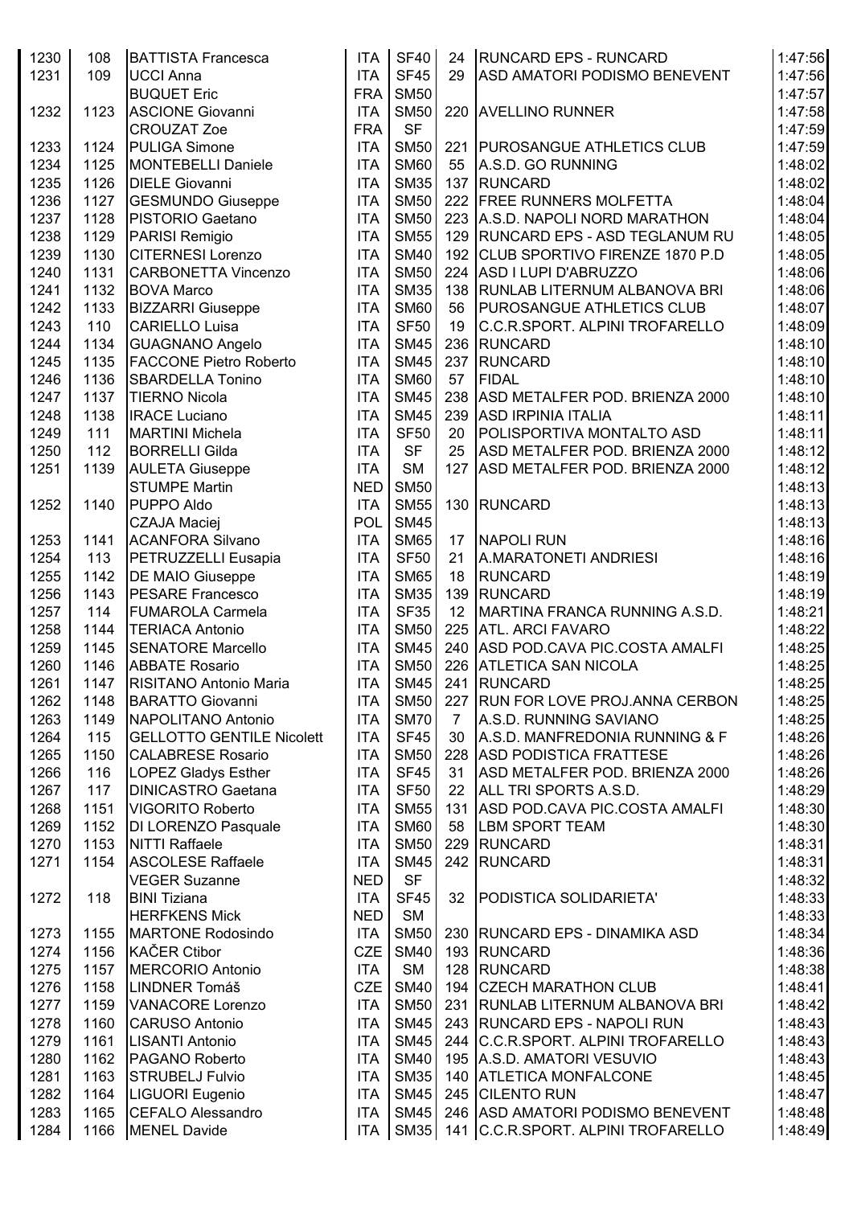| | | | | | | | |
|---|---|---|---|---|---|---|---|
| 1230 | 108 | BATTISTA Francesca | ITA | SF40 | 24 | RUNCARD EPS - RUNCARD | 1:47:56 |
| 1231 | 109 | UCCI Anna | ITA | SF45 | 29 | ASD AMATORI PODISMO BENEVENT | 1:47:56 |
| | | BUQUET Eric | FRA | SM50 | | | 1:47:57 |
| 1232 | 1123 | ASCIONE Giovanni | ITA | SM50 | 220 | AVELLINO RUNNER | 1:47:58 |
| | | CROUZAT Zoe | FRA | SF | | | 1:47:59 |
| 1233 | 1124 | PULIGA Simone | ITA | SM50 | 221 | PUROSANGUE ATHLETICS CLUB | 1:47:59 |
| 1234 | 1125 | MONTEBELLI Daniele | ITA | SM60 | 55 | A.S.D. GO RUNNING | 1:48:02 |
| 1235 | 1126 | DIELE Giovanni | ITA | SM35 | 137 | RUNCARD | 1:48:02 |
| 1236 | 1127 | GESMUNDO Giuseppe | ITA | SM50 | 222 | FREE RUNNERS MOLFETTA | 1:48:04 |
| 1237 | 1128 | PISTORIO Gaetano | ITA | SM50 | 223 | A.S.D. NAPOLI NORD MARATHON | 1:48:04 |
| 1238 | 1129 | PARISI Remigio | ITA | SM55 | 129 | RUNCARD EPS - ASD TEGLANUM RU | 1:48:05 |
| 1239 | 1130 | CITERNESI Lorenzo | ITA | SM40 | 192 | CLUB SPORTIVO FIRENZE 1870 P.D | 1:48:05 |
| 1240 | 1131 | CARBONETTA Vincenzo | ITA | SM50 | 224 | ASD I LUPI D'ABRUZZO | 1:48:06 |
| 1241 | 1132 | BOVA Marco | ITA | SM35 | 138 | RUNLAB LITERNUM ALBANOVA BRI | 1:48:06 |
| 1242 | 1133 | BIZZARRI Giuseppe | ITA | SM60 | 56 | PUROSANGUE ATHLETICS CLUB | 1:48:07 |
| 1243 | 110 | CARIELLO Luisa | ITA | SF50 | 19 | C.C.R.SPORT. ALPINI TROFARELLO | 1:48:09 |
| 1244 | 1134 | GUAGNANO Angelo | ITA | SM45 | 236 | RUNCARD | 1:48:10 |
| 1245 | 1135 | FACCONE Pietro Roberto | ITA | SM45 | 237 | RUNCARD | 1:48:10 |
| 1246 | 1136 | SBARDELLA Tonino | ITA | SM60 | 57 | FIDAL | 1:48:10 |
| 1247 | 1137 | TIERNO Nicola | ITA | SM45 | 238 | ASD METALFER POD. BRIENZA 2000 | 1:48:10 |
| 1248 | 1138 | IRACE Luciano | ITA | SM45 | 239 | ASD IRPINIA ITALIA | 1:48:11 |
| 1249 | 111 | MARTINI Michela | ITA | SF50 | 20 | POLISPORTIVA MONTALTO ASD | 1:48:11 |
| 1250 | 112 | BORRELLI Gilda | ITA | SF | 25 | ASD METALFER POD. BRIENZA 2000 | 1:48:12 |
| 1251 | 1139 | AULETA Giuseppe | ITA | SM | 127 | ASD METALFER POD. BRIENZA 2000 | 1:48:12 |
| | | STUMPE Martin | NED | SM50 | | | 1:48:13 |
| 1252 | 1140 | PUPPO Aldo | ITA | SM55 | 130 | RUNCARD | 1:48:13 |
| | | CZAJA Maciej | POL | SM45 | | | 1:48:13 |
| 1253 | 1141 | ACANFORA Silvano | ITA | SM65 | 17 | NAPOLI RUN | 1:48:16 |
| 1254 | 113 | PETRUZZELLI Eusapia | ITA | SF50 | 21 | A.MARATONETI ANDRIESI | 1:48:16 |
| 1255 | 1142 | DE MAIO Giuseppe | ITA | SM65 | 18 | RUNCARD | 1:48:19 |
| 1256 | 1143 | PESARE Francesco | ITA | SM35 | 139 | RUNCARD | 1:48:19 |
| 1257 | 114 | FUMAROLA Carmela | ITA | SF35 | 12 | MARTINA FRANCA RUNNING A.S.D. | 1:48:21 |
| 1258 | 1144 | TERIACA Antonio | ITA | SM50 | 225 | ATL. ARCI FAVARO | 1:48:22 |
| 1259 | 1145 | SENATORE Marcello | ITA | SM45 | 240 | ASD POD.CAVA PIC.COSTA AMALFI | 1:48:25 |
| 1260 | 1146 | ABBATE Rosario | ITA | SM50 | 226 | ATLETICA SAN NICOLA | 1:48:25 |
| 1261 | 1147 | RISITANO Antonio Maria | ITA | SM45 | 241 | RUNCARD | 1:48:25 |
| 1262 | 1148 | BARATTO Giovanni | ITA | SM50 | 227 | RUN FOR LOVE PROJ.ANNA CERBON | 1:48:25 |
| 1263 | 1149 | NAPOLITANO Antonio | ITA | SM70 | 7 | A.S.D. RUNNING SAVIANO | 1:48:25 |
| 1264 | 115 | GELLOTTO GENTILE Nicolett | ITA | SF45 | 30 | A.S.D. MANFREDONIA RUNNING & F | 1:48:26 |
| 1265 | 1150 | CALABRESE Rosario | ITA | SM50 | 228 | ASD PODISTICA FRATTESE | 1:48:26 |
| 1266 | 116 | LOPEZ Gladys Esther | ITA | SF45 | 31 | ASD METALFER POD. BRIENZA 2000 | 1:48:26 |
| 1267 | 117 | DINICASTRO Gaetana | ITA | SF50 | 22 | ALL TRI SPORTS A.S.D. | 1:48:29 |
| 1268 | 1151 | VIGORITO Roberto | ITA | SM55 | 131 | ASD POD.CAVA PIC.COSTA AMALFI | 1:48:30 |
| 1269 | 1152 | DI LORENZO Pasquale | ITA | SM60 | 58 | LBM SPORT TEAM | 1:48:30 |
| 1270 | 1153 | NITTI Raffaele | ITA | SM50 | 229 | RUNCARD | 1:48:31 |
| 1271 | 1154 | ASCOLESE Raffaele | ITA | SM45 | 242 | RUNCARD | 1:48:31 |
| | | VEGER Suzanne | NED | SF | | | 1:48:32 |
| 1272 | 118 | BINI Tiziana | ITA | SF45 | 32 | PODISTICA SOLIDARIETA' | 1:48:33 |
| | | HERFKENS Mick | NED | SM | | | 1:48:33 |
| 1273 | 1155 | MARTONE Rodosindo | ITA | SM50 | 230 | RUNCARD EPS - DINAMIKA ASD | 1:48:34 |
| 1274 | 1156 | KAČER Ctibor | CZE | SM40 | 193 | RUNCARD | 1:48:36 |
| 1275 | 1157 | MERCORIO Antonio | ITA | SM | 128 | RUNCARD | 1:48:38 |
| 1276 | 1158 | LINDNER Tomáš | CZE | SM40 | 194 | CZECH MARATHON CLUB | 1:48:41 |
| 1277 | 1159 | VANACORE Lorenzo | ITA | SM50 | 231 | RUNLAB LITERNUM ALBANOVA BRI | 1:48:42 |
| 1278 | 1160 | CARUSO Antonio | ITA | SM45 | 243 | RUNCARD EPS - NAPOLI RUN | 1:48:43 |
| 1279 | 1161 | LISANTI Antonio | ITA | SM45 | 244 | C.C.R.SPORT. ALPINI TROFARELLO | 1:48:43 |
| 1280 | 1162 | PAGANO Roberto | ITA | SM40 | 195 | A.S.D. AMATORI VESUVIO | 1:48:43 |
| 1281 | 1163 | STRUBELJ Fulvio | ITA | SM35 | 140 | ATLETICA MONFALCONE | 1:48:45 |
| 1282 | 1164 | LIGUORI Eugenio | ITA | SM45 | 245 | CILENTO RUN | 1:48:47 |
| 1283 | 1165 | CEFALO Alessandro | ITA | SM45 | 246 | ASD AMATORI PODISMO BENEVENT | 1:48:48 |
| 1284 | 1166 | MENEL Davide | ITA | SM35 | 141 | C.C.R.SPORT. ALPINI TROFARELLO | 1:48:49 |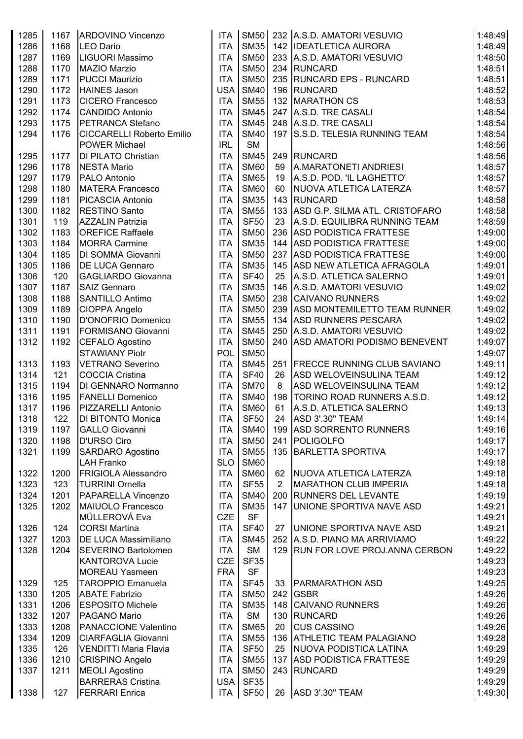| | | | | | | | |
|---|---|---|---|---|---|---|---|
| 1285 | 1167 | ARDOVINO Vincenzo | ITA | SM50 | 232 | A.S.D. AMATORI VESUVIO | 1:48:49 |
| 1286 | 1168 | LEO Dario | ITA | SM35 | 142 | IDEATLETICA AURORA | 1:48:49 |
| 1287 | 1169 | LIGUORI Massimo | ITA | SM50 | 233 | A.S.D. AMATORI VESUVIO | 1:48:50 |
| 1288 | 1170 | MAZIO Marzio | ITA | SM50 | 234 | RUNCARD | 1:48:51 |
| 1289 | 1171 | PUCCI Maurizio | ITA | SM50 | 235 | RUNCARD EPS - RUNCARD | 1:48:51 |
| 1290 | 1172 | HAINES Jason | USA | SM40 | 196 | RUNCARD | 1:48:52 |
| 1291 | 1173 | CICERO Francesco | ITA | SM55 | 132 | MARATHON CS | 1:48:53 |
| 1292 | 1174 | CANDIDO Antonio | ITA | SM45 | 247 | A.S.D. TRE CASALI | 1:48:54 |
| 1293 | 1175 | PETRANCA Stefano | ITA | SM45 | 248 | A.S.D. TRE CASALI | 1:48:54 |
| 1294 | 1176 | CICCARELLI Roberto Emilio | ITA | SM40 | 197 | S.S.D. TELESIA RUNNING TEAM | 1:48:54 |
| | | POWER Michael | IRL | SM | | | 1:48:56 |
| 1295 | 1177 | DI PILATO Christian | ITA | SM45 | 249 | RUNCARD | 1:48:56 |
| 1296 | 1178 | NESTA Mario | ITA | SM60 | 59 | A.MARATONETI ANDRIESI | 1:48:57 |
| 1297 | 1179 | PALO Antonio | ITA | SM65 | 19 | A.S.D. POD. 'IL LAGHETTO' | 1:48:57 |
| 1298 | 1180 | MATERA Francesco | ITA | SM60 | 60 | NUOVA ATLETICA LATERZA | 1:48:57 |
| 1299 | 1181 | PICASCIA Antonio | ITA | SM35 | 143 | RUNCARD | 1:48:58 |
| 1300 | 1182 | RESTINO Santo | ITA | SM55 | 133 | ASD G.P. SILMA ATL. CRISTOFARO | 1:48:58 |
| 1301 | 119 | AZZALIN Patrizia | ITA | SF50 | 23 | A.S.D. EQUILIBRA RUNNING TEAM | 1:48:59 |
| 1302 | 1183 | OREFICE Raffaele | ITA | SM50 | 236 | ASD PODISTICA FRATTESE | 1:49:00 |
| 1303 | 1184 | MORRA Carmine | ITA | SM35 | 144 | ASD PODISTICA FRATTESE | 1:49:00 |
| 1304 | 1185 | DI SOMMA Giovanni | ITA | SM50 | 237 | ASD PODISTICA FRATTESE | 1:49:00 |
| 1305 | 1186 | DE LUCA Gennaro | ITA | SM35 | 145 | ASD NEW ATLETICA AFRAGOLA | 1:49:01 |
| 1306 | 120 | GAGLIARDO Giovanna | ITA | SF40 | 25 | A.S.D. ATLETICA SALERNO | 1:49:01 |
| 1307 | 1187 | SAIZ Gennaro | ITA | SM35 | 146 | A.S.D. AMATORI VESUVIO | 1:49:02 |
| 1308 | 1188 | SANTILLO Antimo | ITA | SM50 | 238 | CAIVANO RUNNERS | 1:49:02 |
| 1309 | 1189 | CIOPPA Angelo | ITA | SM50 | 239 | ASD MONTEMILETTO TEAM RUNNER | 1:49:02 |
| 1310 | 1190 | D'ONOFRIO Domenico | ITA | SM55 | 134 | ASD RUNNERS PESCARA | 1:49:02 |
| 1311 | 1191 | FORMISANO Giovanni | ITA | SM45 | 250 | A.S.D. AMATORI VESUVIO | 1:49:02 |
| 1312 | 1192 | CEFALO Agostino | ITA | SM50 | 240 | ASD AMATORI PODISMO BENEVENT | 1:49:07 |
| | | STAWIANY Piotr | POL | SM50 | | | 1:49:07 |
| 1313 | 1193 | VETRANO Severino | ITA | SM45 | 251 | FRECCE RUNNING CLUB SAVIANO | 1:49:11 |
| 1314 | 121 | COCCIA Cristina | ITA | SF40 | 26 | ASD WELOVEINSULINA TEAM | 1:49:12 |
| 1315 | 1194 | DI GENNARO Normanno | ITA | SM70 | 8 | ASD WELOVEINSULINA TEAM | 1:49:12 |
| 1316 | 1195 | FANELLI Domenico | ITA | SM40 | 198 | TORINO ROAD RUNNERS A.S.D. | 1:49:12 |
| 1317 | 1196 | PIZZARELLI Antonio | ITA | SM60 | 61 | A.S.D. ATLETICA SALERNO | 1:49:13 |
| 1318 | 122 | DI BITONTO Monica | ITA | SF50 | 24 | ASD 3'.30" TEAM | 1:49:14 |
| 1319 | 1197 | GALLO Giovanni | ITA | SM40 | 199 | ASD SORRENTO RUNNERS | 1:49:16 |
| 1320 | 1198 | D'URSO Ciro | ITA | SM50 | 241 | POLIGOLFO | 1:49:17 |
| 1321 | 1199 | SARDARO Agostino | ITA | SM55 | 135 | BARLETTA SPORTIVA | 1:49:17 |
| | | LAH Franko | SLO | SM60 | | | 1:49:18 |
| 1322 | 1200 | FRIGIOLA Alessandro | ITA | SM60 | 62 | NUOVA ATLETICA LATERZA | 1:49:18 |
| 1323 | 123 | TURRINI Ornella | ITA | SF55 | 2 | MARATHON CLUB IMPERIA | 1:49:18 |
| 1324 | 1201 | PAPARELLA Vincenzo | ITA | SM40 | 200 | RUNNERS DEL LEVANTE | 1:49:19 |
| 1325 | 1202 | MAIUOLO Francesco | ITA | SM35 | 147 | UNIONE SPORTIVA NAVE ASD | 1:49:21 |
| | | MÜLLEROVÁ Eva | CZE | SF | | | 1:49:21 |
| 1326 | 124 | CORSI Martina | ITA | SF40 | 27 | UNIONE SPORTIVA NAVE ASD | 1:49:21 |
| 1327 | 1203 | DE LUCA Massimiliano | ITA | SM45 | 252 | A.S.D. PIANO MA ARRIVIAMO | 1:49:22 |
| 1328 | 1204 | SEVERINO Bartolomeo | ITA | SM | 129 | RUN FOR LOVE PROJ.ANNA CERBON | 1:49:22 |
| | | KANTOROVA Lucie | CZE | SF35 | | | 1:49:23 |
| | | MOREAU Yasmeen | FRA | SF | | | 1:49:23 |
| 1329 | 125 | TAROPPIO Emanuela | ITA | SF45 | 33 | PARMARATHON ASD | 1:49:25 |
| 1330 | 1205 | ABATE Fabrizio | ITA | SM50 | 242 | GSBR | 1:49:26 |
| 1331 | 1206 | ESPOSITO Michele | ITA | SM35 | 148 | CAIVANO RUNNERS | 1:49:26 |
| 1332 | 1207 | PAGANO Mario | ITA | SM | 130 | RUNCARD | 1:49:26 |
| 1333 | 1208 | PANACCIONE Valentino | ITA | SM65 | 20 | CUS CASSINO | 1:49:26 |
| 1334 | 1209 | CIARFAGLIA Giovanni | ITA | SM55 | 136 | ATHLETIC TEAM PALAGIANO | 1:49:28 |
| 1335 | 126 | VENDITTI Maria Flavia | ITA | SF50 | 25 | NUOVA PODISTICA LATINA | 1:49:29 |
| 1336 | 1210 | CRISPINO Angelo | ITA | SM55 | 137 | ASD PODISTICA FRATTESE | 1:49:29 |
| 1337 | 1211 | MEOLI Agostino | ITA | SM50 | 243 | RUNCARD | 1:49:29 |
| | | BARRERAS Cristina | USA | SF35 | | | 1:49:29 |
| 1338 | 127 | FERRARI Enrica | ITA | SF50 | 26 | ASD 3'.30" TEAM | 1:49:30 |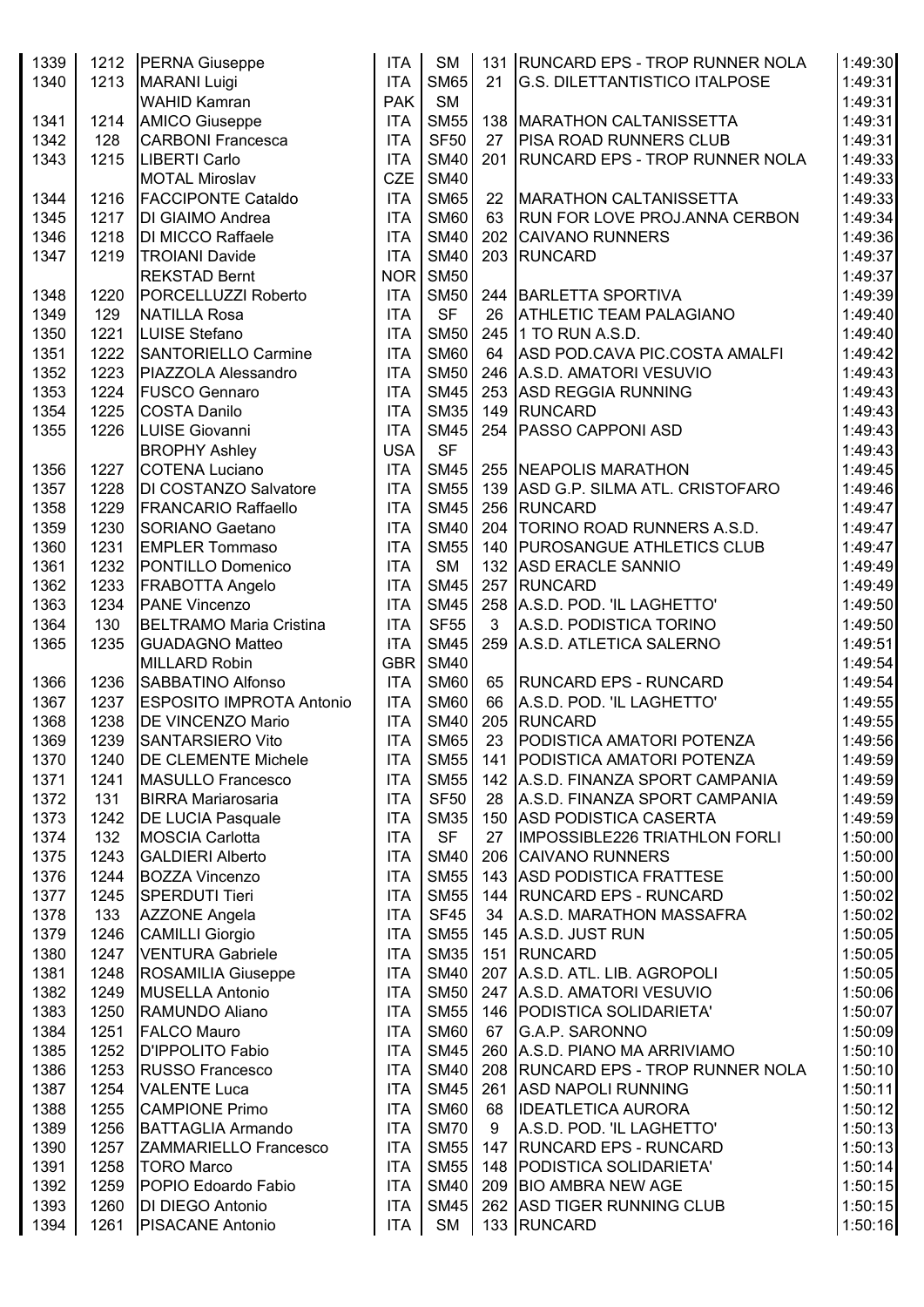| | | | | | | | |
|---|---|---|---|---|---|---|---|
| 1339 | 1212 | PERNA Giuseppe | ITA | SM | 131 | RUNCARD EPS - TROP RUNNER NOLA | 1:49:30 |
| 1340 | 1213 | MARANI Luigi | ITA | SM65 | 21 | G.S. DILETTANTISTICO ITALPOSE | 1:49:31 |
| | | WAHID Kamran | PAK | SM | | | 1:49:31 |
| 1341 | 1214 | AMICO Giuseppe | ITA | SM55 | 138 | MARATHON CALTANISSETTA | 1:49:31 |
| 1342 | 128 | CARBONI Francesca | ITA | SF50 | 27 | PISA ROAD RUNNERS CLUB | 1:49:31 |
| 1343 | 1215 | LIBERTI Carlo | ITA | SM40 | 201 | RUNCARD EPS - TROP RUNNER NOLA | 1:49:33 |
| | | MOTAL Miroslav | CZE | SM40 | | | 1:49:33 |
| 1344 | 1216 | FACCIPONTE Cataldo | ITA | SM65 | 22 | MARATHON CALTANISSETTA | 1:49:33 |
| 1345 | 1217 | DI GIAIMO Andrea | ITA | SM60 | 63 | RUN FOR LOVE PROJ.ANNA CERBON | 1:49:34 |
| 1346 | 1218 | DI MICCO Raffaele | ITA | SM40 | 202 | CAIVANO RUNNERS | 1:49:36 |
| 1347 | 1219 | TROIANI Davide | ITA | SM40 | 203 | RUNCARD | 1:49:37 |
| | | REKSTAD Bernt | NOR | SM50 | | | 1:49:37 |
| 1348 | 1220 | PORCELLUZZI Roberto | ITA | SM50 | 244 | BARLETTA SPORTIVA | 1:49:39 |
| 1349 | 129 | NATILLA Rosa | ITA | SF | 26 | ATHLETIC TEAM PALAGIANO | 1:49:40 |
| 1350 | 1221 | LUISE Stefano | ITA | SM50 | 245 | 1 TO RUN A.S.D. | 1:49:40 |
| 1351 | 1222 | SANTORIELLO Carmine | ITA | SM60 | 64 | ASD POD.CAVA PIC.COSTA AMALFI | 1:49:42 |
| 1352 | 1223 | PIAZZOLA Alessandro | ITA | SM50 | 246 | A.S.D. AMATORI VESUVIO | 1:49:43 |
| 1353 | 1224 | FUSCO Gennaro | ITA | SM45 | 253 | ASD REGGIA RUNNING | 1:49:43 |
| 1354 | 1225 | COSTA Danilo | ITA | SM35 | 149 | RUNCARD | 1:49:43 |
| 1355 | 1226 | LUISE Giovanni | ITA | SM45 | 254 | PASSO CAPPONI ASD | 1:49:43 |
| | | BROPHY Ashley | USA | SF | | | 1:49:43 |
| 1356 | 1227 | COTENA Luciano | ITA | SM45 | 255 | NEAPOLIS MARATHON | 1:49:45 |
| 1357 | 1228 | DI COSTANZO Salvatore | ITA | SM55 | 139 | ASD G.P. SILMA ATL. CRISTOFARO | 1:49:46 |
| 1358 | 1229 | FRANCARIO Raffaello | ITA | SM45 | 256 | RUNCARD | 1:49:47 |
| 1359 | 1230 | SORIANO Gaetano | ITA | SM40 | 204 | TORINO ROAD RUNNERS A.S.D. | 1:49:47 |
| 1360 | 1231 | EMPLER Tommaso | ITA | SM55 | 140 | PUROSANGUE ATHLETICS CLUB | 1:49:47 |
| 1361 | 1232 | PONTILLO Domenico | ITA | SM | 132 | ASD ERACLE SANNIO | 1:49:49 |
| 1362 | 1233 | FRABOTTA Angelo | ITA | SM45 | 257 | RUNCARD | 1:49:49 |
| 1363 | 1234 | PANE Vincenzo | ITA | SM45 | 258 | A.S.D. POD. 'IL LAGHETTO' | 1:49:50 |
| 1364 | 130 | BELTRAMO Maria Cristina | ITA | SF55 | 3 | A.S.D. PODISTICA TORINO | 1:49:50 |
| 1365 | 1235 | GUADAGNO Matteo | ITA | SM45 | 259 | A.S.D. ATLETICA SALERNO | 1:49:51 |
| | | MILLARD Robin | GBR | SM40 | | | 1:49:54 |
| 1366 | 1236 | SABBATINO Alfonso | ITA | SM60 | 65 | RUNCARD EPS - RUNCARD | 1:49:54 |
| 1367 | 1237 | ESPOSITO IMPROTA Antonio | ITA | SM60 | 66 | A.S.D. POD. 'IL LAGHETTO' | 1:49:55 |
| 1368 | 1238 | DE VINCENZO Mario | ITA | SM40 | 205 | RUNCARD | 1:49:55 |
| 1369 | 1239 | SANTARSIERO Vito | ITA | SM65 | 23 | PODISTICA AMATORI POTENZA | 1:49:56 |
| 1370 | 1240 | DE CLEMENTE Michele | ITA | SM55 | 141 | PODISTICA AMATORI POTENZA | 1:49:59 |
| 1371 | 1241 | MASULLO Francesco | ITA | SM55 | 142 | A.S.D. FINANZA SPORT CAMPANIA | 1:49:59 |
| 1372 | 131 | BIRRA Mariarosaria | ITA | SF50 | 28 | A.S.D. FINANZA SPORT CAMPANIA | 1:49:59 |
| 1373 | 1242 | DE LUCIA Pasquale | ITA | SM35 | 150 | ASD PODISTICA CASERTA | 1:49:59 |
| 1374 | 132 | MOSCIA Carlotta | ITA | SF | 27 | IMPOSSIBLE226 TRIATHLON FORLI | 1:50:00 |
| 1375 | 1243 | GALDIERI Alberto | ITA | SM40 | 206 | CAIVANO RUNNERS | 1:50:00 |
| 1376 | 1244 | BOZZA Vincenzo | ITA | SM55 | 143 | ASD PODISTICA FRATTESE | 1:50:00 |
| 1377 | 1245 | SPERDUTI Tieri | ITA | SM55 | 144 | RUNCARD EPS - RUNCARD | 1:50:02 |
| 1378 | 133 | AZZONE Angela | ITA | SF45 | 34 | A.S.D. MARATHON MASSAFRA | 1:50:02 |
| 1379 | 1246 | CAMILLI Giorgio | ITA | SM55 | 145 | A.S.D. JUST RUN | 1:50:05 |
| 1380 | 1247 | VENTURA Gabriele | ITA | SM35 | 151 | RUNCARD | 1:50:05 |
| 1381 | 1248 | ROSAMILIA Giuseppe | ITA | SM40 | 207 | A.S.D. ATL. LIB. AGROPOLI | 1:50:05 |
| 1382 | 1249 | MUSELLA Antonio | ITA | SM50 | 247 | A.S.D. AMATORI VESUVIO | 1:50:06 |
| 1383 | 1250 | RAMUNDO Aliano | ITA | SM55 | 146 | PODISTICA SOLIDARIETA' | 1:50:07 |
| 1384 | 1251 | FALCO Mauro | ITA | SM60 | 67 | G.A.P. SARONNO | 1:50:09 |
| 1385 | 1252 | D'IPPOLITO Fabio | ITA | SM45 | 260 | A.S.D. PIANO MA ARRIVIAMO | 1:50:10 |
| 1386 | 1253 | RUSSO Francesco | ITA | SM40 | 208 | RUNCARD EPS - TROP RUNNER NOLA | 1:50:10 |
| 1387 | 1254 | VALENTE Luca | ITA | SM45 | 261 | ASD NAPOLI RUNNING | 1:50:11 |
| 1388 | 1255 | CAMPIONE Primo | ITA | SM60 | 68 | IDEATLETICA AURORA | 1:50:12 |
| 1389 | 1256 | BATTAGLIA Armando | ITA | SM70 | 9 | A.S.D. POD. 'IL LAGHETTO' | 1:50:13 |
| 1390 | 1257 | ZAMMARIELLO Francesco | ITA | SM55 | 147 | RUNCARD EPS - RUNCARD | 1:50:13 |
| 1391 | 1258 | TORO Marco | ITA | SM55 | 148 | PODISTICA SOLIDARIETA' | 1:50:14 |
| 1392 | 1259 | POPIO Edoardo Fabio | ITA | SM40 | 209 | BIO AMBRA NEW AGE | 1:50:15 |
| 1393 | 1260 | DI DIEGO Antonio | ITA | SM45 | 262 | ASD TIGER RUNNING CLUB | 1:50:15 |
| 1394 | 1261 | PISACANE Antonio | ITA | SM | 133 | RUNCARD | 1:50:16 |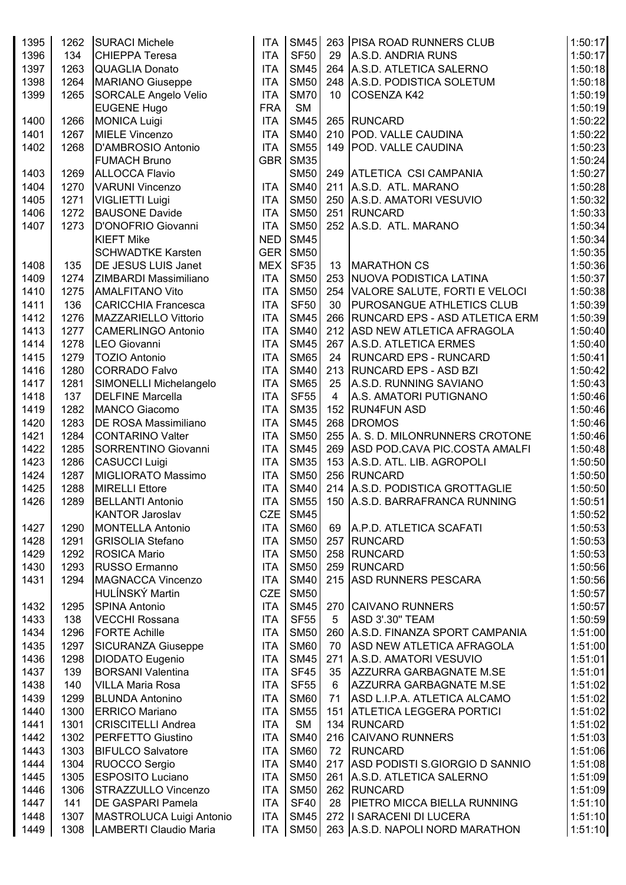| | | | | | | | |
|---|---|---|---|---|---|---|---|
| 1395 | 1262 | SURACI Michele | ITA | SM45 | 263 | PISA ROAD RUNNERS CLUB | 1:50:17 |
| 1396 | 134 | CHIEPPA Teresa | ITA | SF50 | 29 | A.S.D. ANDRIA RUNS | 1:50:17 |
| 1397 | 1263 | QUAGLIA Donato | ITA | SM45 | 264 | A.S.D. ATLETICA SALERNO | 1:50:18 |
| 1398 | 1264 | MARIANO Giuseppe | ITA | SM50 | 248 | A.S.D. PODISTICA SOLETUM | 1:50:18 |
| 1399 | 1265 | SORCALE Angelo Velio | ITA | SM70 | 10 | COSENZA K42 | 1:50:19 |
| | | EUGENE Hugo | FRA | SM | | | 1:50:19 |
| 1400 | 1266 | MONICA Luigi | ITA | SM45 | 265 | RUNCARD | 1:50:22 |
| 1401 | 1267 | MIELE Vincenzo | ITA | SM40 | 210 | POD. VALLE CAUDINA | 1:50:22 |
| 1402 | 1268 | D'AMBROSIO Antonio | ITA | SM55 | 149 | POD. VALLE CAUDINA | 1:50:23 |
| | | FUMACH Bruno | GBR | SM35 | | | 1:50:24 |
| 1403 | 1269 | ALLOCCA Flavio | | SM50 | 249 | ATLETICA CSI CAMPANIA | 1:50:27 |
| 1404 | 1270 | VARUNI Vincenzo | ITA | SM40 | 211 | A.S.D. ATL. MARANO | 1:50:28 |
| 1405 | 1271 | VIGLIETTI Luigi | ITA | SM50 | 250 | A.S.D. AMATORI VESUVIO | 1:50:32 |
| 1406 | 1272 | BAUSONE Davide | ITA | SM50 | 251 | RUNCARD | 1:50:33 |
| 1407 | 1273 | D'ONOFRIO Giovanni | ITA | SM50 | 252 | A.S.D. ATL. MARANO | 1:50:34 |
| | | KIEFT Mike | NED | SM45 | | | 1:50:34 |
| | | SCHWADTKE Karsten | GER | SM50 | | | 1:50:35 |
| 1408 | 135 | DE JESUS LUIS Janet | MEX | SF35 | 13 | MARATHON CS | 1:50:36 |
| 1409 | 1274 | ZIMBARDI Massimiliano | ITA | SM50 | 253 | NUOVA PODISTICA LATINA | 1:50:37 |
| 1410 | 1275 | AMALFITANO Vito | ITA | SM50 | 254 | VALORE SALUTE, FORTI E VELOCI | 1:50:38 |
| 1411 | 136 | CARICCHIA Francesca | ITA | SF50 | 30 | PUROSANGUE ATHLETICS CLUB | 1:50:39 |
| 1412 | 1276 | MAZZARIELLO Vittorio | ITA | SM45 | 266 | RUNCARD EPS - ASD ATLETICA ERM | 1:50:39 |
| 1413 | 1277 | CAMERLINGO Antonio | ITA | SM40 | 212 | ASD NEW ATLETICA AFRAGOLA | 1:50:40 |
| 1414 | 1278 | LEO Giovanni | ITA | SM45 | 267 | A.S.D. ATLETICA ERMES | 1:50:40 |
| 1415 | 1279 | TOZIO Antonio | ITA | SM65 | 24 | RUNCARD EPS - RUNCARD | 1:50:41 |
| 1416 | 1280 | CORRADO Falvo | ITA | SM40 | 213 | RUNCARD EPS - ASD BZI | 1:50:42 |
| 1417 | 1281 | SIMONELLI Michelangelo | ITA | SM65 | 25 | A.S.D. RUNNING SAVIANO | 1:50:43 |
| 1418 | 137 | DELFINE Marcella | ITA | SF55 | 4 | A.S. AMATORI PUTIGNANO | 1:50:46 |
| 1419 | 1282 | MANCO Giacomo | ITA | SM35 | 152 | RUN4FUN ASD | 1:50:46 |
| 1420 | 1283 | DE ROSA Massimiliano | ITA | SM45 | 268 | DROMOS | 1:50:46 |
| 1421 | 1284 | CONTARINO Valter | ITA | SM50 | 255 | A. S. D. MILONRUNNERS CROTONE | 1:50:46 |
| 1422 | 1285 | SORRENTINO Giovanni | ITA | SM45 | 269 | ASD POD.CAVA PIC.COSTA AMALFI | 1:50:48 |
| 1423 | 1286 | CASUCCI Luigi | ITA | SM35 | 153 | A.S.D. ATL. LIB. AGROPOLI | 1:50:50 |
| 1424 | 1287 | MIGLIORATO Massimo | ITA | SM50 | 256 | RUNCARD | 1:50:50 |
| 1425 | 1288 | MIRELLI Ettore | ITA | SM40 | 214 | A.S.D. PODISTICA GROTTAGLIE | 1:50:50 |
| 1426 | 1289 | BELLANTI Antonio | ITA | SM55 | 150 | A.S.D. BARRAFRANCA RUNNING | 1:50:51 |
| | | KANTOR Jaroslav | CZE | SM45 | | | 1:50:52 |
| 1427 | 1290 | MONTELLA Antonio | ITA | SM60 | 69 | A.P.D. ATLETICA SCAFATI | 1:50:53 |
| 1428 | 1291 | GRISOLIA Stefano | ITA | SM50 | 257 | RUNCARD | 1:50:53 |
| 1429 | 1292 | ROSICA Mario | ITA | SM50 | 258 | RUNCARD | 1:50:53 |
| 1430 | 1293 | RUSSO Ermanno | ITA | SM50 | 259 | RUNCARD | 1:50:56 |
| 1431 | 1294 | MAGNACCA Vincenzo | ITA | SM40 | 215 | ASD RUNNERS PESCARA | 1:50:56 |
| | | HULÍNSKÝ Martin | CZE | SM50 | | | 1:50:57 |
| 1432 | 1295 | SPINA Antonio | ITA | SM45 | 270 | CAIVANO RUNNERS | 1:50:57 |
| 1433 | 138 | VECCHI Rossana | ITA | SF55 | 5 | ASD 3'.30" TEAM | 1:50:59 |
| 1434 | 1296 | FORTE Achille | ITA | SM50 | 260 | A.S.D. FINANZA SPORT CAMPANIA | 1:51:00 |
| 1435 | 1297 | SICURANZA Giuseppe | ITA | SM60 | 70 | ASD NEW ATLETICA AFRAGOLA | 1:51:00 |
| 1436 | 1298 | DIODATO Eugenio | ITA | SM45 | 271 | A.S.D. AMATORI VESUVIO | 1:51:01 |
| 1437 | 139 | BORSANI Valentina | ITA | SF45 | 35 | AZZURRA GARBAGNATE M.SE | 1:51:01 |
| 1438 | 140 | VILLA Maria Rosa | ITA | SF55 | 6 | AZZURRA GARBAGNATE M.SE | 1:51:02 |
| 1439 | 1299 | BLUNDA Antonino | ITA | SM60 | 71 | ASD L.I.P.A. ATLETICA ALCAMO | 1:51:02 |
| 1440 | 1300 | ERRICO Mariano | ITA | SM55 | 151 | ATLETICA LEGGERA PORTICI | 1:51:02 |
| 1441 | 1301 | CRISCITELLI Andrea | ITA | SM | 134 | RUNCARD | 1:51:02 |
| 1442 | 1302 | PERFETTO Giustino | ITA | SM40 | 216 | CAIVANO RUNNERS | 1:51:03 |
| 1443 | 1303 | BIFULCO Salvatore | ITA | SM60 | 72 | RUNCARD | 1:51:06 |
| 1444 | 1304 | RUOCCO Sergio | ITA | SM40 | 217 | ASD PODISTI S.GIORGIO D SANNIO | 1:51:08 |
| 1445 | 1305 | ESPOSITO Luciano | ITA | SM50 | 261 | A.S.D. ATLETICA SALERNO | 1:51:09 |
| 1446 | 1306 | STRAZZULLO Vincenzo | ITA | SM50 | 262 | RUNCARD | 1:51:09 |
| 1447 | 141 | DE GASPARI Pamela | ITA | SF40 | 28 | PIETRO MICCA BIELLA RUNNING | 1:51:10 |
| 1448 | 1307 | MASTROLUCA Luigi Antonio | ITA | SM45 | 272 | I SARACENI DI LUCERA | 1:51:10 |
| 1449 | 1308 | LAMBERTI Claudio Maria | ITA | SM50 | 263 | A.S.D. NAPOLI NORD MARATHON | 1:51:10 |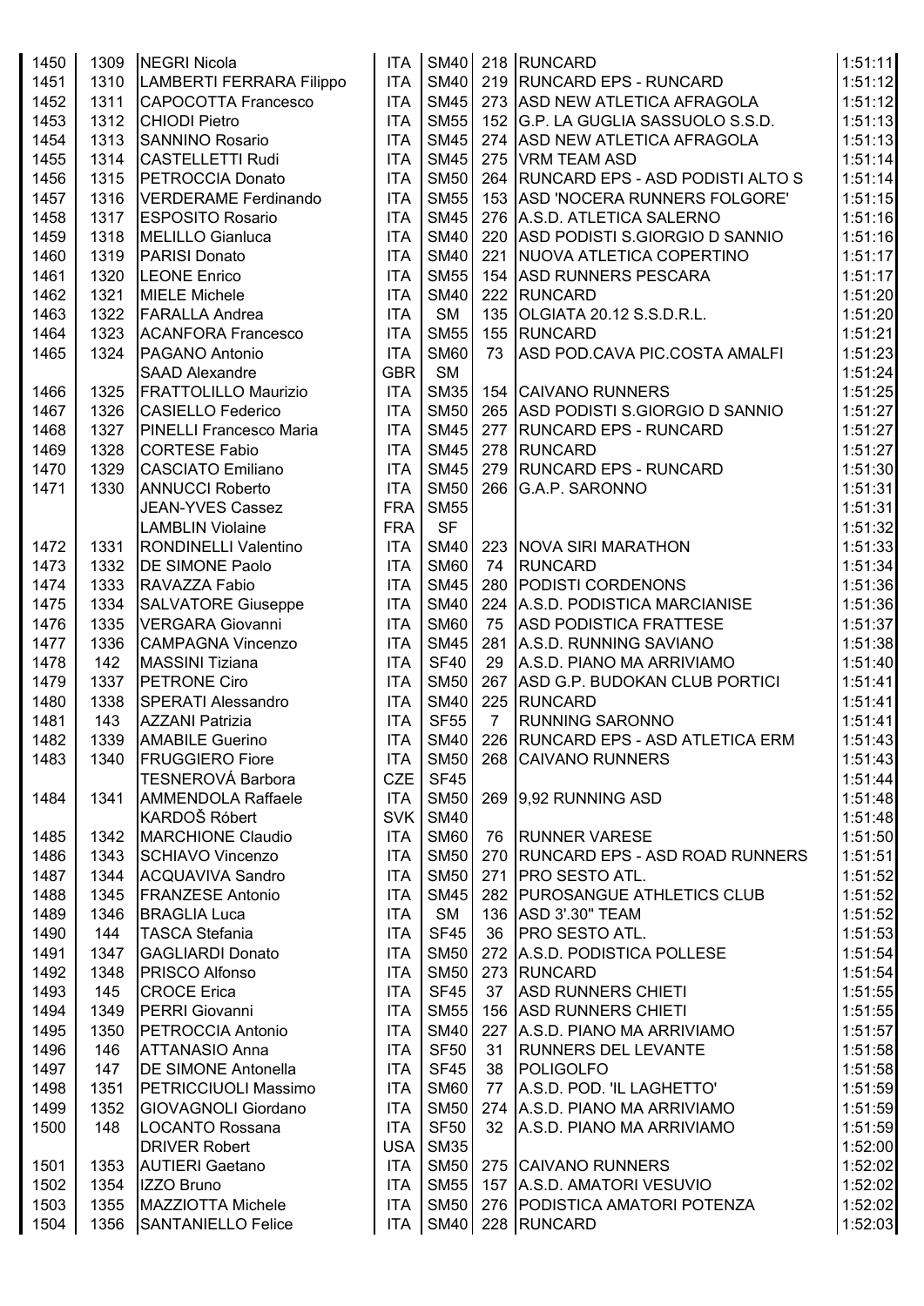| | | | | | | | |
|---|---|---|---|---|---|---|---|
| 1450 | 1309 | NEGRI Nicola | ITA | SM40 | 218 | RUNCARD | 1:51:11 |
| 1451 | 1310 | LAMBERTI FERRARA Filippo | ITA | SM40 | 219 | RUNCARD EPS - RUNCARD | 1:51:12 |
| 1452 | 1311 | CAPOCOTTA Francesco | ITA | SM45 | 273 | ASD NEW ATLETICA AFRAGOLA | 1:51:12 |
| 1453 | 1312 | CHIODI Pietro | ITA | SM55 | 152 | G.P. LA GUGLIA SASSUOLO S.S.D. | 1:51:13 |
| 1454 | 1313 | SANNINO Rosario | ITA | SM45 | 274 | ASD NEW ATLETICA AFRAGOLA | 1:51:13 |
| 1455 | 1314 | CASTELLETTI Rudi | ITA | SM45 | 275 | VRM TEAM ASD | 1:51:14 |
| 1456 | 1315 | PETROCCIA Donato | ITA | SM50 | 264 | RUNCARD EPS - ASD PODISTI ALTO S | 1:51:14 |
| 1457 | 1316 | VERDERAME Ferdinando | ITA | SM55 | 153 | ASD 'NOCERA RUNNERS FOLGORE' | 1:51:15 |
| 1458 | 1317 | ESPOSITO Rosario | ITA | SM45 | 276 | A.S.D. ATLETICA SALERNO | 1:51:16 |
| 1459 | 1318 | MELILLO Gianluca | ITA | SM40 | 220 | ASD PODISTI S.GIORGIO D SANNIO | 1:51:16 |
| 1460 | 1319 | PARISI Donato | ITA | SM40 | 221 | NUOVA ATLETICA COPERTINO | 1:51:17 |
| 1461 | 1320 | LEONE Enrico | ITA | SM55 | 154 | ASD RUNNERS PESCARA | 1:51:17 |
| 1462 | 1321 | MIELE Michele | ITA | SM40 | 222 | RUNCARD | 1:51:20 |
| 1463 | 1322 | FARALLA Andrea | ITA | SM | 135 | OLGIATA 20.12 S.S.D.R.L. | 1:51:20 |
| 1464 | 1323 | ACANFORA Francesco | ITA | SM55 | 155 | RUNCARD | 1:51:21 |
| 1465 | 1324 | PAGANO Antonio | ITA | SM60 | 73 | ASD POD.CAVA PIC.COSTA AMALFI | 1:51:23 |
| | | SAAD Alexandre | GBR | SM | | | 1:51:24 |
| 1466 | 1325 | FRATTOLILLO Maurizio | ITA | SM35 | 154 | CAIVANO RUNNERS | 1:51:25 |
| 1467 | 1326 | CASIELLO Federico | ITA | SM50 | 265 | ASD PODISTI S.GIORGIO D SANNIO | 1:51:27 |
| 1468 | 1327 | PINELLI Francesco Maria | ITA | SM45 | 277 | RUNCARD EPS - RUNCARD | 1:51:27 |
| 1469 | 1328 | CORTESE Fabio | ITA | SM45 | 278 | RUNCARD | 1:51:27 |
| 1470 | 1329 | CASCIATO Emiliano | ITA | SM45 | 279 | RUNCARD EPS - RUNCARD | 1:51:30 |
| 1471 | 1330 | ANNUCCI Roberto | ITA | SM50 | 266 | G.A.P. SARONNO | 1:51:31 |
| | | JEAN-YVES Cassez | FRA | SM55 | | | 1:51:31 |
| | | LAMBLIN Violaine | FRA | SF | | | 1:51:32 |
| 1472 | 1331 | RONDINELLI Valentino | ITA | SM40 | 223 | NOVA SIRI MARATHON | 1:51:33 |
| 1473 | 1332 | DE SIMONE Paolo | ITA | SM60 | 74 | RUNCARD | 1:51:34 |
| 1474 | 1333 | RAVAZZA Fabio | ITA | SM45 | 280 | PODISTI CORDENONS | 1:51:36 |
| 1475 | 1334 | SALVATORE Giuseppe | ITA | SM40 | 224 | A.S.D. PODISTICA MARCIANISE | 1:51:36 |
| 1476 | 1335 | VERGARA Giovanni | ITA | SM60 | 75 | ASD PODISTICA FRATTESE | 1:51:37 |
| 1477 | 1336 | CAMPAGNA Vincenzo | ITA | SM45 | 281 | A.S.D. RUNNING SAVIANO | 1:51:38 |
| 1478 | 142 | MASSINI Tiziana | ITA | SF40 | 29 | A.S.D. PIANO MA ARRIVIAMO | 1:51:40 |
| 1479 | 1337 | PETRONE Ciro | ITA | SM50 | 267 | ASD G.P. BUDOKAN CLUB PORTICI | 1:51:41 |
| 1480 | 1338 | SPERATI Alessandro | ITA | SM40 | 225 | RUNCARD | 1:51:41 |
| 1481 | 143 | AZZANI Patrizia | ITA | SF55 | 7 | RUNNING SARONNO | 1:51:41 |
| 1482 | 1339 | AMABILE Guerino | ITA | SM40 | 226 | RUNCARD EPS - ASD ATLETICA ERM | 1:51:43 |
| 1483 | 1340 | FRUGGIERO Fiore | ITA | SM50 | 268 | CAIVANO RUNNERS | 1:51:43 |
| | | TESNEROVÁ Barbora | CZE | SF45 | | | 1:51:44 |
| 1484 | 1341 | AMMENDOLA Raffaele | ITA | SM50 | 269 | 9,92 RUNNING ASD | 1:51:48 |
| | | KARDOŠ Róbert | SVK | SM40 | | | 1:51:48 |
| 1485 | 1342 | MARCHIONE Claudio | ITA | SM60 | 76 | RUNNER VARESE | 1:51:50 |
| 1486 | 1343 | SCHIAVO Vincenzo | ITA | SM50 | 270 | RUNCARD EPS - ASD ROAD RUNNERS | 1:51:51 |
| 1487 | 1344 | ACQUAVIVA Sandro | ITA | SM50 | 271 | PRO SESTO ATL. | 1:51:52 |
| 1488 | 1345 | FRANZESE Antonio | ITA | SM45 | 282 | PUROSANGUE ATHLETICS CLUB | 1:51:52 |
| 1489 | 1346 | BRAGLIA Luca | ITA | SM | 136 | ASD 3'.30" TEAM | 1:51:52 |
| 1490 | 144 | TASCA Stefania | ITA | SF45 | 36 | PRO SESTO ATL. | 1:51:53 |
| 1491 | 1347 | GAGLIARDI Donato | ITA | SM50 | 272 | A.S.D. PODISTICA POLLESE | 1:51:54 |
| 1492 | 1348 | PRISCO Alfonso | ITA | SM50 | 273 | RUNCARD | 1:51:54 |
| 1493 | 145 | CROCE Erica | ITA | SF45 | 37 | ASD RUNNERS CHIETI | 1:51:55 |
| 1494 | 1349 | PERRI Giovanni | ITA | SM55 | 156 | ASD RUNNERS CHIETI | 1:51:55 |
| 1495 | 1350 | PETROCCIA Antonio | ITA | SM40 | 227 | A.S.D. PIANO MA ARRIVIAMO | 1:51:57 |
| 1496 | 146 | ATTANASIO Anna | ITA | SF50 | 31 | RUNNERS DEL LEVANTE | 1:51:58 |
| 1497 | 147 | DE SIMONE Antonella | ITA | SF45 | 38 | POLIGOLFO | 1:51:58 |
| 1498 | 1351 | PETRICCIUOLI Massimo | ITA | SM60 | 77 | A.S.D. POD. 'IL LAGHETTO' | 1:51:59 |
| 1499 | 1352 | GIOVAGNOLI Giordano | ITA | SM50 | 274 | A.S.D. PIANO MA ARRIVIAMO | 1:51:59 |
| 1500 | 148 | LOCANTO Rossana | ITA | SF50 | 32 | A.S.D. PIANO MA ARRIVIAMO | 1:51:59 |
| | | DRIVER Robert | USA | SM35 | | | 1:52:00 |
| 1501 | 1353 | AUTIERI Gaetano | ITA | SM50 | 275 | CAIVANO RUNNERS | 1:52:02 |
| 1502 | 1354 | IZZO Bruno | ITA | SM55 | 157 | A.S.D. AMATORI VESUVIO | 1:52:02 |
| 1503 | 1355 | MAZZIOTTA Michele | ITA | SM50 | 276 | PODISTICA AMATORI POTENZA | 1:52:02 |
| 1504 | 1356 | SANTANIELLO Felice | ITA | SM40 | 228 | RUNCARD | 1:52:03 |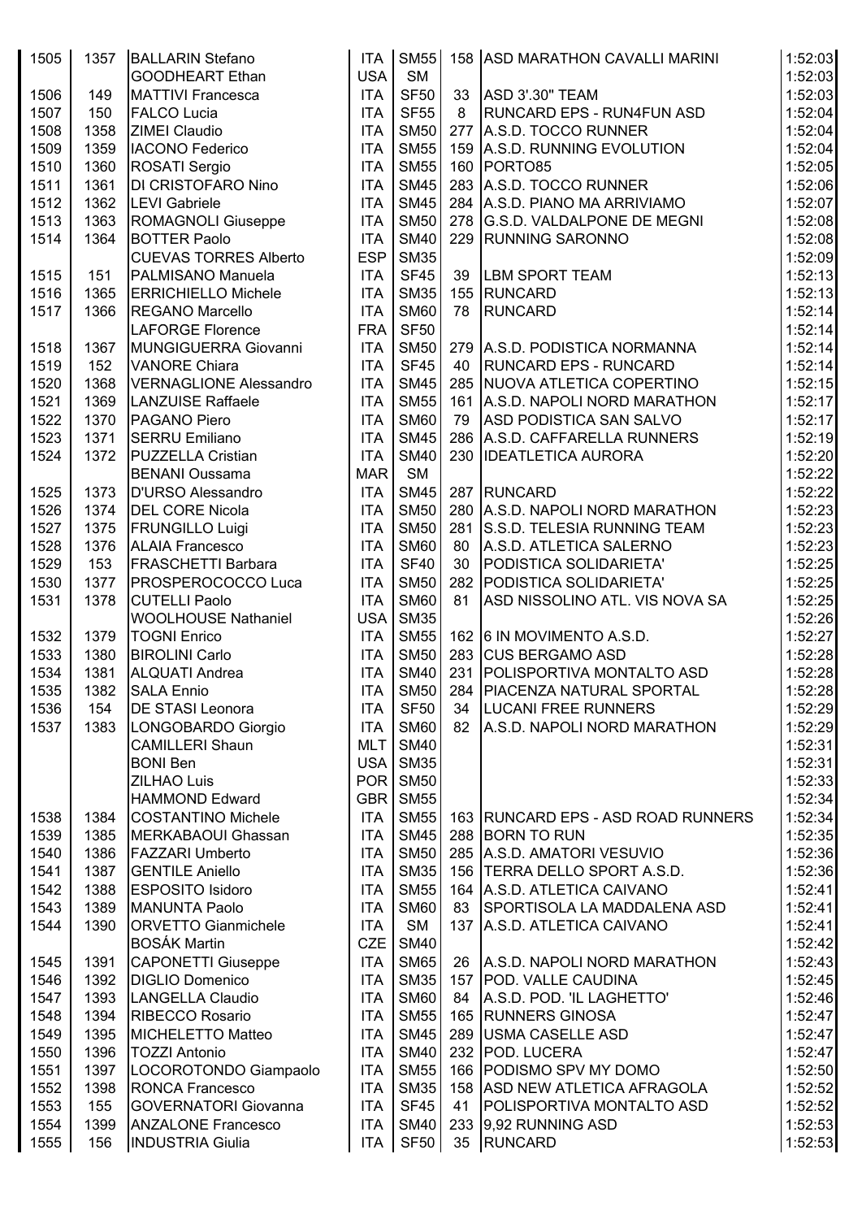| | | | | | | | |
|---|---|---|---|---|---|---|---|
| 1505 | 1357 | BALLARIN Stefano | ITA | SM55 | 158 | ASD MARATHON CAVALLI MARINI | 1:52:03 |
| | | GOODHEART Ethan | USA | SM | | | 1:52:03 |
| 1506 | 149 | MATTIVI Francesca | ITA | SF50 | 33 | ASD 3'.30'' TEAM | 1:52:03 |
| 1507 | 150 | FALCO Lucia | ITA | SF55 | 8 | RUNCARD EPS - RUN4FUN ASD | 1:52:04 |
| 1508 | 1358 | ZIMEI Claudio | ITA | SM50 | 277 | A.S.D. TOCCO RUNNER | 1:52:04 |
| 1509 | 1359 | IACONO Federico | ITA | SM55 | 159 | A.S.D. RUNNING EVOLUTION | 1:52:04 |
| 1510 | 1360 | ROSATI Sergio | ITA | SM55 | 160 | PORTO85 | 1:52:05 |
| 1511 | 1361 | DI CRISTOFARO Nino | ITA | SM45 | 283 | A.S.D. TOCCO RUNNER | 1:52:06 |
| 1512 | 1362 | LEVI Gabriele | ITA | SM45 | 284 | A.S.D. PIANO MA ARRIVIAMO | 1:52:07 |
| 1513 | 1363 | ROMAGNOLI Giuseppe | ITA | SM50 | 278 | G.S.D. VALDALPONE DE MEGNI | 1:52:08 |
| 1514 | 1364 | BOTTER Paolo | ITA | SM40 | 229 | RUNNING SARONNO | 1:52:08 |
| | | CUEVAS TORRES Alberto | ESP | SM35 | | | 1:52:09 |
| 1515 | 151 | PALMISANO Manuela | ITA | SF45 | 39 | LBM SPORT TEAM | 1:52:13 |
| 1516 | 1365 | ERRICHIELLO Michele | ITA | SM35 | 155 | RUNCARD | 1:52:13 |
| 1517 | 1366 | REGANO Marcello | ITA | SM60 | 78 | RUNCARD | 1:52:14 |
| | | LAFORGE Florence | FRA | SF50 | | | 1:52:14 |
| 1518 | 1367 | MUNGIGUERRA Giovanni | ITA | SM50 | 279 | A.S.D. PODISTICA NORMANNA | 1:52:14 |
| 1519 | 152 | VANORE Chiara | ITA | SF45 | 40 | RUNCARD EPS - RUNCARD | 1:52:14 |
| 1520 | 1368 | VERNAGLIONE Alessandro | ITA | SM45 | 285 | NUOVA ATLETICA COPERTINO | 1:52:15 |
| 1521 | 1369 | LANZUISE Raffaele | ITA | SM55 | 161 | A.S.D. NAPOLI NORD MARATHON | 1:52:17 |
| 1522 | 1370 | PAGANO Piero | ITA | SM60 | 79 | ASD PODISTICA SAN SALVO | 1:52:17 |
| 1523 | 1371 | SERRU Emiliano | ITA | SM45 | 286 | A.S.D. CAFFARELLA RUNNERS | 1:52:19 |
| 1524 | 1372 | PUZZELLA Cristian | ITA | SM40 | 230 | IDEATLETICA AURORA | 1:52:20 |
| | | BENANI Oussama | MAR | SM | | | 1:52:22 |
| 1525 | 1373 | D'URSO Alessandro | ITA | SM45 | 287 | RUNCARD | 1:52:22 |
| 1526 | 1374 | DEL CORE Nicola | ITA | SM50 | 280 | A.S.D. NAPOLI NORD MARATHON | 1:52:23 |
| 1527 | 1375 | FRUNGILLO Luigi | ITA | SM50 | 281 | S.S.D. TELESIA RUNNING TEAM | 1:52:23 |
| 1528 | 1376 | ALAIA Francesco | ITA | SM60 | 80 | A.S.D. ATLETICA SALERNO | 1:52:23 |
| 1529 | 153 | FRASCHETTI Barbara | ITA | SF40 | 30 | PODISTICA SOLIDARIETA' | 1:52:25 |
| 1530 | 1377 | PROSPEROCOCCO Luca | ITA | SM50 | 282 | PODISTICA SOLIDARIETA' | 1:52:25 |
| 1531 | 1378 | CUTELLI Paolo | ITA | SM60 | 81 | ASD NISSOLINO ATL. VIS NOVA SA | 1:52:25 |
| | | WOOLHOUSE Nathaniel | USA | SM35 | | | 1:52:26 |
| 1532 | 1379 | TOGNI Enrico | ITA | SM55 | 162 | 6 IN MOVIMENTO A.S.D. | 1:52:27 |
| 1533 | 1380 | BIROLINI Carlo | ITA | SM50 | 283 | CUS BERGAMO ASD | 1:52:28 |
| 1534 | 1381 | ALQUATI Andrea | ITA | SM40 | 231 | POLISPORTIVA MONTALTO ASD | 1:52:28 |
| 1535 | 1382 | SALA Ennio | ITA | SM50 | 284 | PIACENZA NATURAL SPORTAL | 1:52:28 |
| 1536 | 154 | DE STASI Leonora | ITA | SF50 | 34 | LUCANI FREE RUNNERS | 1:52:29 |
| 1537 | 1383 | LONGOBARDO Giorgio | ITA | SM60 | 82 | A.S.D. NAPOLI NORD MARATHON | 1:52:29 |
| | | CAMILLERI Shaun | MLT | SM40 | | | 1:52:31 |
| | | BONI Ben | USA | SM35 | | | 1:52:31 |
| | | ZILHAO Luis | POR | SM50 | | | 1:52:33 |
| | | HAMMOND Edward | GBR | SM55 | | | 1:52:34 |
| 1538 | 1384 | COSTANTINO Michele | ITA | SM55 | 163 | RUNCARD EPS - ASD ROAD RUNNERS | 1:52:34 |
| 1539 | 1385 | MERKABAOUI Ghassan | ITA | SM45 | 288 | BORN TO RUN | 1:52:35 |
| 1540 | 1386 | FAZZARI Umberto | ITA | SM50 | 285 | A.S.D. AMATORI VESUVIO | 1:52:36 |
| 1541 | 1387 | GENTILE Aniello | ITA | SM35 | 156 | TERRA DELLO SPORT A.S.D. | 1:52:36 |
| 1542 | 1388 | ESPOSITO Isidoro | ITA | SM55 | 164 | A.S.D. ATLETICA CAIVANO | 1:52:41 |
| 1543 | 1389 | MANUNTA Paolo | ITA | SM60 | 83 | SPORTISOLA LA MADDALENA ASD | 1:52:41 |
| 1544 | 1390 | ORVETTO Gianmichele | ITA | SM | 137 | A.S.D. ATLETICA CAIVANO | 1:52:41 |
| | | BOSÁK Martin | CZE | SM40 | | | 1:52:42 |
| 1545 | 1391 | CAPONETTI Giuseppe | ITA | SM65 | 26 | A.S.D. NAPOLI NORD MARATHON | 1:52:43 |
| 1546 | 1392 | DIGLIO Domenico | ITA | SM35 | 157 | POD. VALLE CAUDINA | 1:52:45 |
| 1547 | 1393 | LANGELLA Claudio | ITA | SM60 | 84 | A.S.D. POD. 'IL LAGHETTO' | 1:52:46 |
| 1548 | 1394 | RIBECCO Rosario | ITA | SM55 | 165 | RUNNERS GINOSA | 1:52:47 |
| 1549 | 1395 | MICHELETTO Matteo | ITA | SM45 | 289 | USMA CASELLE ASD | 1:52:47 |
| 1550 | 1396 | TOZZI Antonio | ITA | SM40 | 232 | POD. LUCERA | 1:52:47 |
| 1551 | 1397 | LOCOROTONDO Giampaolo | ITA | SM55 | 166 | PODISMO SPV MY DOMO | 1:52:50 |
| 1552 | 1398 | RONCA Francesco | ITA | SM35 | 158 | ASD NEW ATLETICA AFRAGOLA | 1:52:52 |
| 1553 | 155 | GOVERNATORI Giovanna | ITA | SF45 | 41 | POLISPORTIVA MONTALTO ASD | 1:52:52 |
| 1554 | 1399 | ANZALONE Francesco | ITA | SM40 | 233 | 9,92 RUNNING ASD | 1:52:53 |
| 1555 | 156 | INDUSTRIA Giulia | ITA | SF50 | 35 | RUNCARD | 1:52:53 |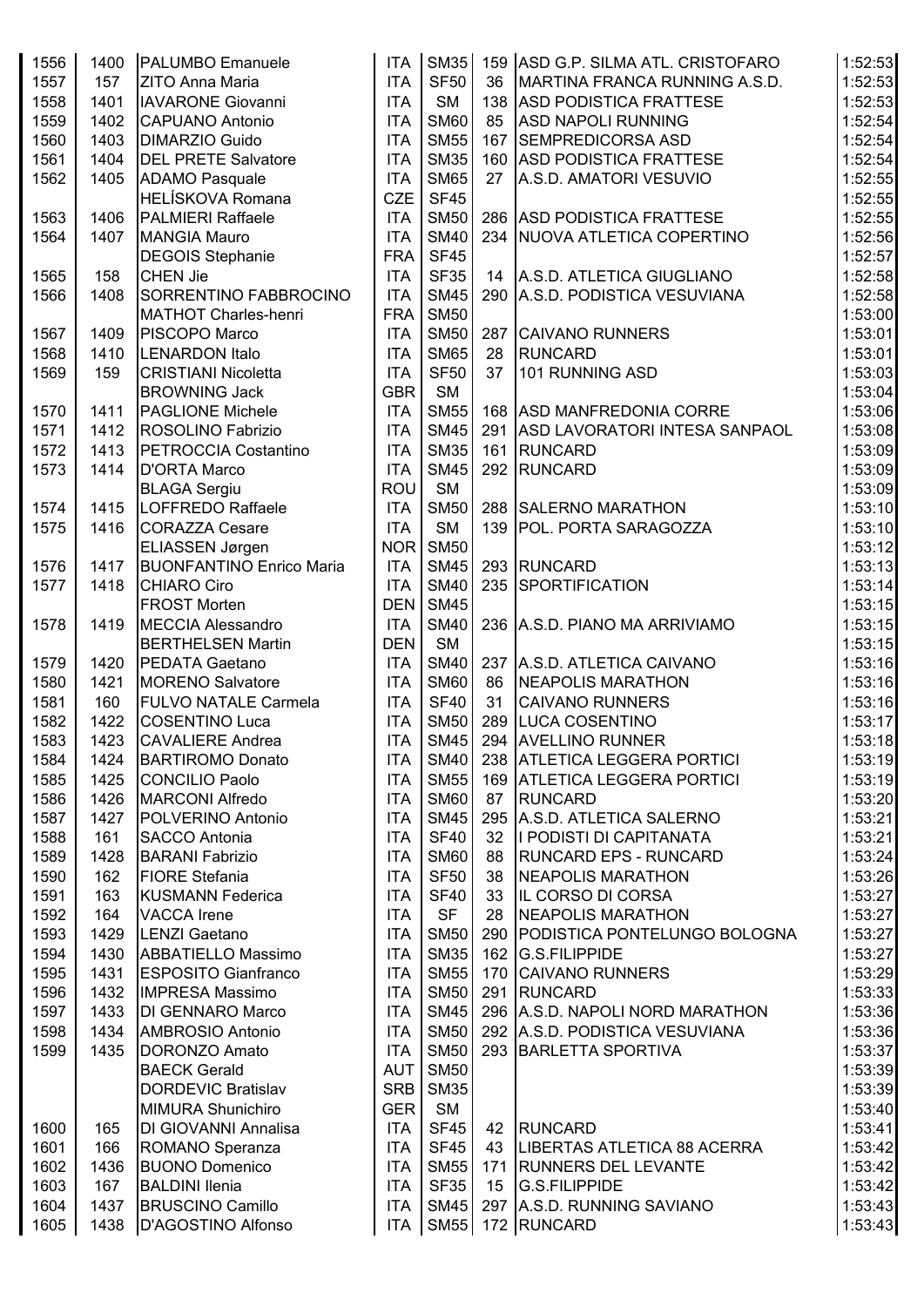| | | | | | | | |
|---|---|---|---|---|---|---|---|
| 1556 | 1400 | PALUMBO Emanuele | ITA | SM35 | 159 | ASD G.P. SILMA ATL. CRISTOFARO | 1:52:53 |
| 1557 | 157 | ZITO Anna Maria | ITA | SF50 | 36 | MARTINA FRANCA RUNNING A.S.D. | 1:52:53 |
| 1558 | 1401 | IAVARONE Giovanni | ITA | SM | 138 | ASD PODISTICA FRATTESE | 1:52:53 |
| 1559 | 1402 | CAPUANO Antonio | ITA | SM60 | 85 | ASD NAPOLI RUNNING | 1:52:54 |
| 1560 | 1403 | DIMARZIO Guido | ITA | SM55 | 167 | SEMPREDICORSA ASD | 1:52:54 |
| 1561 | 1404 | DEL PRETE Salvatore | ITA | SM35 | 160 | ASD PODISTICA FRATTESE | 1:52:54 |
| 1562 | 1405 | ADAMO Pasquale | ITA | SM65 | 27 | A.S.D. AMATORI VESUVIO | 1:52:55 |
| | | HELÍSKOVA Romana | CZE | SF45 | | | 1:52:55 |
| 1563 | 1406 | PALMIERI Raffaele | ITA | SM50 | 286 | ASD PODISTICA FRATTESE | 1:52:55 |
| 1564 | 1407 | MANGIA Mauro | ITA | SM40 | 234 | NUOVA ATLETICA COPERTINO | 1:52:56 |
| | | DEGOIS Stephanie | FRA | SF45 | | | 1:52:57 |
| 1565 | 158 | CHEN Jie | ITA | SF35 | 14 | A.S.D. ATLETICA GIUGLIANO | 1:52:58 |
| 1566 | 1408 | SORRENTINO FABBROCINO | ITA | SM45 | 290 | A.S.D. PODISTICA VESUVIANA | 1:52:58 |
| | | MATHOT Charles-henri | FRA | SM50 | | | 1:53:00 |
| 1567 | 1409 | PISCOPO Marco | ITA | SM50 | 287 | CAIVANO RUNNERS | 1:53:01 |
| 1568 | 1410 | LENARDON Italo | ITA | SM65 | 28 | RUNCARD | 1:53:01 |
| 1569 | 159 | CRISTIANI Nicoletta | ITA | SF50 | 37 | 101 RUNNING ASD | 1:53:03 |
| | | BROWNING Jack | GBR | SM | | | 1:53:04 |
| 1570 | 1411 | PAGLIONE Michele | ITA | SM55 | 168 | ASD MANFREDONIA CORRE | 1:53:06 |
| 1571 | 1412 | ROSOLINO Fabrizio | ITA | SM45 | 291 | ASD LAVORATORI INTESA SANPAOL | 1:53:08 |
| 1572 | 1413 | PETROCCIA Costantino | ITA | SM35 | 161 | RUNCARD | 1:53:09 |
| 1573 | 1414 | D'ORTA Marco | ITA | SM45 | 292 | RUNCARD | 1:53:09 |
| | | BLAGA Sergiu | ROU | SM | | | 1:53:09 |
| 1574 | 1415 | LOFFREDO Raffaele | ITA | SM50 | 288 | SALERNO MARATHON | 1:53:10 |
| 1575 | 1416 | CORAZZA Cesare | ITA | SM | 139 | POL. PORTA SARAGOZZA | 1:53:10 |
| | | ELIASSEN Jørgen | NOR | SM50 | | | 1:53:12 |
| 1576 | 1417 | BUONFANTINO Enrico Maria | ITA | SM45 | 293 | RUNCARD | 1:53:13 |
| 1577 | 1418 | CHIARO Ciro | ITA | SM40 | 235 | SPORTIFICATION | 1:53:14 |
| | | FROST Morten | DEN | SM45 | | | 1:53:15 |
| 1578 | 1419 | MECCIA Alessandro | ITA | SM40 | 236 | A.S.D. PIANO MA ARRIVIAMO | 1:53:15 |
| | | BERTHELSEN Martin | DEN | SM | | | 1:53:15 |
| 1579 | 1420 | PEDATA Gaetano | ITA | SM40 | 237 | A.S.D. ATLETICA CAIVANO | 1:53:16 |
| 1580 | 1421 | MORENO Salvatore | ITA | SM60 | 86 | NEAPOLIS MARATHON | 1:53:16 |
| 1581 | 160 | FULVO NATALE Carmela | ITA | SF40 | 31 | CAIVANO RUNNERS | 1:53:16 |
| 1582 | 1422 | COSENTINO Luca | ITA | SM50 | 289 | LUCA COSENTINO | 1:53:17 |
| 1583 | 1423 | CAVALIERE Andrea | ITA | SM45 | 294 | AVELLINO RUNNER | 1:53:18 |
| 1584 | 1424 | BARTIROMO Donato | ITA | SM40 | 238 | ATLETICA LEGGERA PORTICI | 1:53:19 |
| 1585 | 1425 | CONCILIO Paolo | ITA | SM55 | 169 | ATLETICA LEGGERA PORTICI | 1:53:19 |
| 1586 | 1426 | MARCONI Alfredo | ITA | SM60 | 87 | RUNCARD | 1:53:20 |
| 1587 | 1427 | POLVERINO Antonio | ITA | SM45 | 295 | A.S.D. ATLETICA SALERNO | 1:53:21 |
| 1588 | 161 | SACCO Antonia | ITA | SF40 | 32 | I PODISTI DI CAPITANATA | 1:53:21 |
| 1589 | 1428 | BARANI Fabrizio | ITA | SM60 | 88 | RUNCARD EPS - RUNCARD | 1:53:24 |
| 1590 | 162 | FIORE Stefania | ITA | SF50 | 38 | NEAPOLIS MARATHON | 1:53:26 |
| 1591 | 163 | KUSMANN Federica | ITA | SF40 | 33 | IL CORSO DI CORSA | 1:53:27 |
| 1592 | 164 | VACCA Irene | ITA | SF | 28 | NEAPOLIS MARATHON | 1:53:27 |
| 1593 | 1429 | LENZI Gaetano | ITA | SM50 | 290 | PODISTICA PONTELUNGO BOLOGNA | 1:53:27 |
| 1594 | 1430 | ABBATIELLO Massimo | ITA | SM35 | 162 | G.S.FILIPPIDE | 1:53:27 |
| 1595 | 1431 | ESPOSITO Gianfranco | ITA | SM55 | 170 | CAIVANO RUNNERS | 1:53:29 |
| 1596 | 1432 | IMPRESA Massimo | ITA | SM50 | 291 | RUNCARD | 1:53:33 |
| 1597 | 1433 | DI GENNARO Marco | ITA | SM45 | 296 | A.S.D. NAPOLI NORD MARATHON | 1:53:36 |
| 1598 | 1434 | AMBROSIO Antonio | ITA | SM50 | 292 | A.S.D. PODISTICA VESUVIANA | 1:53:36 |
| 1599 | 1435 | DORONZO Amato | ITA | SM50 | 293 | BARLETTA SPORTIVA | 1:53:37 |
| | | BAECK Gerald | AUT | SM50 | | | 1:53:39 |
| | | DORDEVIC Bratislav | SRB | SM35 | | | 1:53:39 |
| | | MIMURA Shunichiro | GER | SM | | | 1:53:40 |
| 1600 | 165 | DI GIOVANNI Annalisa | ITA | SF45 | 42 | RUNCARD | 1:53:41 |
| 1601 | 166 | ROMANO Speranza | ITA | SF45 | 43 | LIBERTAS ATLETICA 88 ACERRA | 1:53:42 |
| 1602 | 1436 | BUONO Domenico | ITA | SM55 | 171 | RUNNERS DEL LEVANTE | 1:53:42 |
| 1603 | 167 | BALDINI Ilenia | ITA | SF35 | 15 | G.S.FILIPPIDE | 1:53:42 |
| 1604 | 1437 | BRUSCINO Camillo | ITA | SM45 | 297 | A.S.D. RUNNING SAVIANO | 1:53:43 |
| 1605 | 1438 | D'AGOSTINO Alfonso | ITA | SM55 | 172 | RUNCARD | 1:53:43 |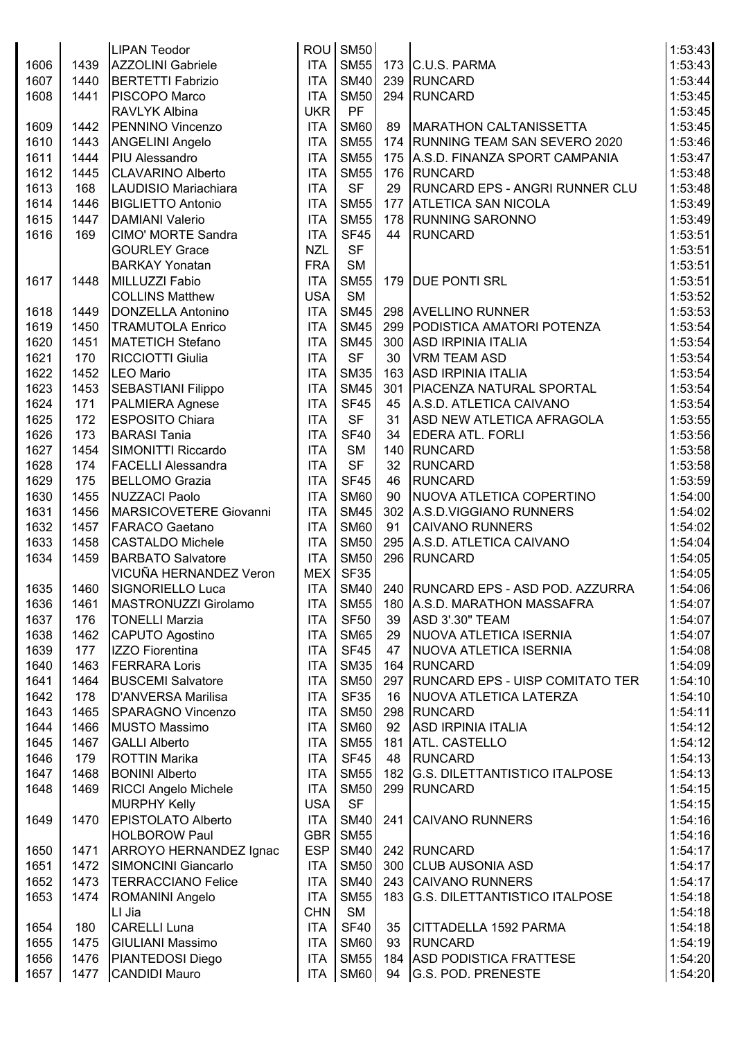| | | | | | | | |
|---|---|---|---|---|---|---|---|
| | | LIPAN Teodor | ROU | SM50 | | | 1:53:43 |
| 1606 | 1439 | AZZOLINI Gabriele | ITA | SM55 | 173 | C.U.S. PARMA | 1:53:43 |
| 1607 | 1440 | BERTETTI Fabrizio | ITA | SM40 | 239 | RUNCARD | 1:53:44 |
| 1608 | 1441 | PISCOPO Marco | ITA | SM50 | 294 | RUNCARD | 1:53:45 |
| | | RAVLYK Albina | UKR | PF | | | 1:53:45 |
| 1609 | 1442 | PENNINO Vincenzo | ITA | SM60 | 89 | MARATHON CALTANISSETTA | 1:53:45 |
| 1610 | 1443 | ANGELINI Angelo | ITA | SM55 | 174 | RUNNING TEAM SAN SEVERO 2020 | 1:53:46 |
| 1611 | 1444 | PIU Alessandro | ITA | SM55 | 175 | A.S.D. FINANZA SPORT CAMPANIA | 1:53:47 |
| 1612 | 1445 | CLAVARINO Alberto | ITA | SM55 | 176 | RUNCARD | 1:53:48 |
| 1613 | 168 | LAUDISIO Mariachiara | ITA | SF | 29 | RUNCARD EPS - ANGRI RUNNER CLU | 1:53:48 |
| 1614 | 1446 | BIGLIETTO Antonio | ITA | SM55 | 177 | ATLETICA SAN NICOLA | 1:53:49 |
| 1615 | 1447 | DAMIANI Valerio | ITA | SM55 | 178 | RUNNING SARONNO | 1:53:49 |
| 1616 | 169 | CIMO' MORTE Sandra | ITA | SF45 | 44 | RUNCARD | 1:53:51 |
| | | GOURLEY Grace | NZL | SF | | | 1:53:51 |
| | | BARKAY Yonatan | FRA | SM | | | 1:53:51 |
| 1617 | 1448 | MILLUZZI Fabio | ITA | SM55 | 179 | DUE PONTI SRL | 1:53:51 |
| | | COLLINS Matthew | USA | SM | | | 1:53:52 |
| 1618 | 1449 | DONZELLA Antonino | ITA | SM45 | 298 | AVELLINO RUNNER | 1:53:53 |
| 1619 | 1450 | TRAMUTOLA Enrico | ITA | SM45 | 299 | PODISTICA AMATORI POTENZA | 1:53:54 |
| 1620 | 1451 | MATETICH Stefano | ITA | SM45 | 300 | ASD IRPINIA ITALIA | 1:53:54 |
| 1621 | 170 | RICCIOTTI Giulia | ITA | SF | 30 | VRM TEAM ASD | 1:53:54 |
| 1622 | 1452 | LEO Mario | ITA | SM35 | 163 | ASD IRPINIA ITALIA | 1:53:54 |
| 1623 | 1453 | SEBASTIANI Filippo | ITA | SM45 | 301 | PIACENZA NATURAL SPORTAL | 1:53:54 |
| 1624 | 171 | PALMIERA Agnese | ITA | SF45 | 45 | A.S.D. ATLETICA CAIVANO | 1:53:54 |
| 1625 | 172 | ESPOSITO Chiara | ITA | SF | 31 | ASD NEW ATLETICA AFRAGOLA | 1:53:55 |
| 1626 | 173 | BARASI Tania | ITA | SF40 | 34 | EDERA ATL. FORLI | 1:53:56 |
| 1627 | 1454 | SIMONITTI Riccardo | ITA | SM | 140 | RUNCARD | 1:53:58 |
| 1628 | 174 | FACELLI Alessandra | ITA | SF | 32 | RUNCARD | 1:53:58 |
| 1629 | 175 | BELLOMO Grazia | ITA | SF45 | 46 | RUNCARD | 1:53:59 |
| 1630 | 1455 | NUZZACI Paolo | ITA | SM60 | 90 | NUOVA ATLETICA COPERTINO | 1:54:00 |
| 1631 | 1456 | MARSICOVETERE Giovanni | ITA | SM45 | 302 | A.S.D.VIGGIANO RUNNERS | 1:54:02 |
| 1632 | 1457 | FARACO Gaetano | ITA | SM60 | 91 | CAIVANO RUNNERS | 1:54:02 |
| 1633 | 1458 | CASTALDO Michele | ITA | SM50 | 295 | A.S.D. ATLETICA CAIVANO | 1:54:04 |
| 1634 | 1459 | BARBATO Salvatore | ITA | SM50 | 296 | RUNCARD | 1:54:05 |
| | | VICUÑA HERNANDEZ Veron | MEX | SF35 | | | 1:54:05 |
| 1635 | 1460 | SIGNORIELLO Luca | ITA | SM40 | 240 | RUNCARD EPS - ASD POD. AZZURRA | 1:54:06 |
| 1636 | 1461 | MASTRONUZZI Girolamo | ITA | SM55 | 180 | A.S.D. MARATHON MASSAFRA | 1:54:07 |
| 1637 | 176 | TONELLI Marzia | ITA | SF50 | 39 | ASD 3'.30" TEAM | 1:54:07 |
| 1638 | 1462 | CAPUTO Agostino | ITA | SM65 | 29 | NUOVA ATLETICA ISERNIA | 1:54:07 |
| 1639 | 177 | IZZO Fiorentina | ITA | SF45 | 47 | NUOVA ATLETICA ISERNIA | 1:54:08 |
| 1640 | 1463 | FERRARA Loris | ITA | SM35 | 164 | RUNCARD | 1:54:09 |
| 1641 | 1464 | BUSCEMI Salvatore | ITA | SM50 | 297 | RUNCARD EPS - UISP COMITATO TER | 1:54:10 |
| 1642 | 178 | D'ANVERSA Marilisa | ITA | SF35 | 16 | NUOVA ATLETICA LATERZA | 1:54:10 |
| 1643 | 1465 | SPARAGNO Vincenzo | ITA | SM50 | 298 | RUNCARD | 1:54:11 |
| 1644 | 1466 | MUSTO Massimo | ITA | SM60 | 92 | ASD IRPINIA ITALIA | 1:54:12 |
| 1645 | 1467 | GALLI Alberto | ITA | SM55 | 181 | ATL. CASTELLO | 1:54:12 |
| 1646 | 179 | ROTTIN Marika | ITA | SF45 | 48 | RUNCARD | 1:54:13 |
| 1647 | 1468 | BONINI Alberto | ITA | SM55 | 182 | G.S. DILETTANTISTICO ITALPOSE | 1:54:13 |
| 1648 | 1469 | RICCI Angelo Michele | ITA | SM50 | 299 | RUNCARD | 1:54:15 |
| | | MURPHY Kelly | USA | SF | | | 1:54:15 |
| 1649 | 1470 | EPISTOLATO Alberto | ITA | SM40 | 241 | CAIVANO RUNNERS | 1:54:16 |
| | | HOLBOROW Paul | GBR | SM55 | | | 1:54:16 |
| 1650 | 1471 | ARROYO HERNANDEZ Ignac | ESP | SM40 | 242 | RUNCARD | 1:54:17 |
| 1651 | 1472 | SIMONCINI Giancarlo | ITA | SM50 | 300 | CLUB AUSONIA ASD | 1:54:17 |
| 1652 | 1473 | TERRACCIANO Felice | ITA | SM40 | 243 | CAIVANO RUNNERS | 1:54:17 |
| 1653 | 1474 | ROMANINI Angelo | ITA | SM55 | 183 | G.S. DILETTANTISTICO ITALPOSE | 1:54:18 |
| | | LI Jia | CHN | SM | | | 1:54:18 |
| 1654 | 180 | CARELLI Luna | ITA | SF40 | 35 | CITTADELLA 1592 PARMA | 1:54:18 |
| 1655 | 1475 | GIULIANI Massimo | ITA | SM60 | 93 | RUNCARD | 1:54:19 |
| 1656 | 1476 | PIANTEDOSI Diego | ITA | SM55 | 184 | ASD PODISTICA FRATTESE | 1:54:20 |
| 1657 | 1477 | CANDIDI Mauro | ITA | SM60 | 94 | G.S. POD. PRENESTE | 1:54:20 |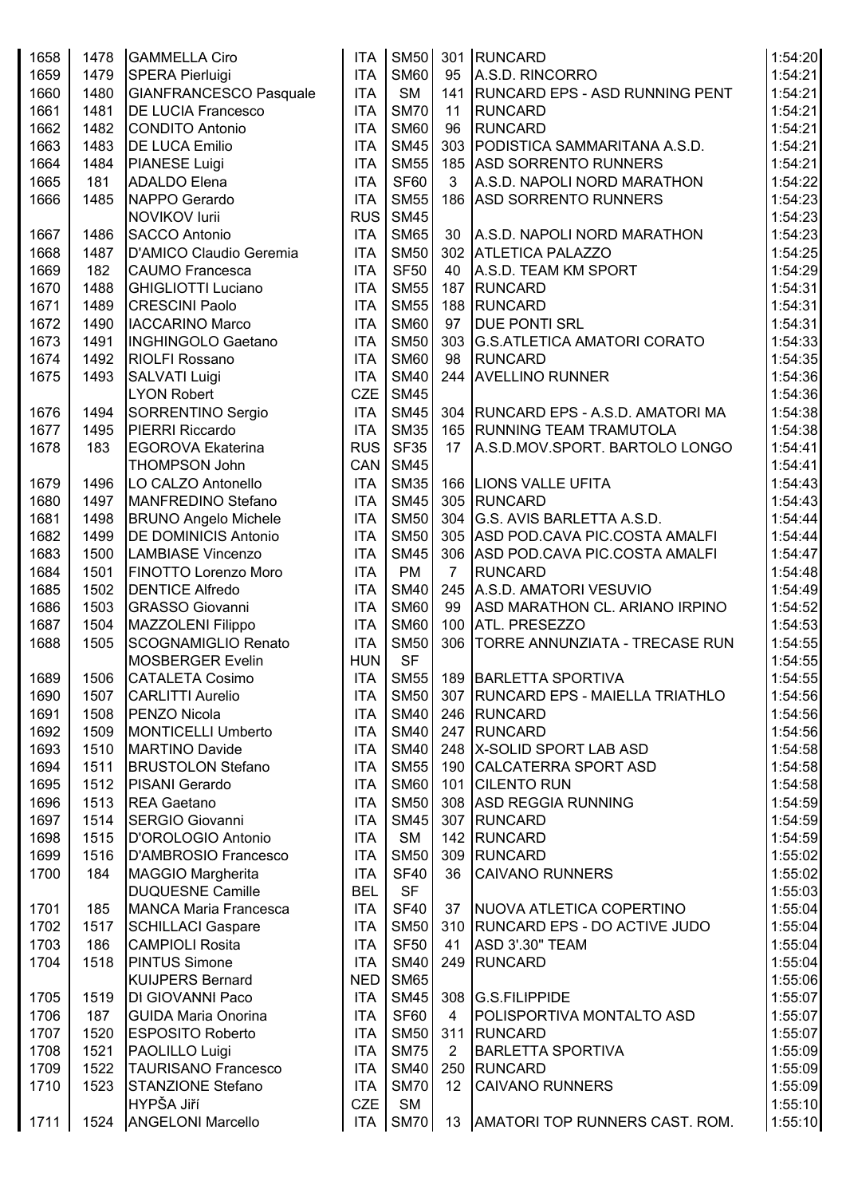| | | | | | | | |
|---|---|---|---|---|---|---|---|
| 1658 | 1478 | GAMMELLA Ciro | ITA | SM50 | 301 | RUNCARD | 1:54:20 |
| 1659 | 1479 | SPERA Pierluigi | ITA | SM60 | 95 | A.S.D. RINCORRO | 1:54:21 |
| 1660 | 1480 | GIANFRANCESCO Pasquale | ITA | SM | 141 | RUNCARD EPS - ASD RUNNING PENT | 1:54:21 |
| 1661 | 1481 | DE LUCIA Francesco | ITA | SM70 | 11 | RUNCARD | 1:54:21 |
| 1662 | 1482 | CONDITO Antonio | ITA | SM60 | 96 | RUNCARD | 1:54:21 |
| 1663 | 1483 | DE LUCA Emilio | ITA | SM45 | 303 | PODISTICA SAMMARITANA A.S.D. | 1:54:21 |
| 1664 | 1484 | PIANESE Luigi | ITA | SM55 | 185 | ASD SORRENTO RUNNERS | 1:54:21 |
| 1665 | 181 | ADALDO Elena | ITA | SF60 | 3 | A.S.D. NAPOLI NORD MARATHON | 1:54:22 |
| 1666 | 1485 | NAPPO Gerardo | ITA | SM55 | 186 | ASD SORRENTO RUNNERS | 1:54:23 |
| | | NOVIKOV Iurii | RUS | SM45 | | | 1:54:23 |
| 1667 | 1486 | SACCO Antonio | ITA | SM65 | 30 | A.S.D. NAPOLI NORD MARATHON | 1:54:23 |
| 1668 | 1487 | D'AMICO Claudio Geremia | ITA | SM50 | 302 | ATLETICA PALAZZO | 1:54:25 |
| 1669 | 182 | CAUMO Francesca | ITA | SF50 | 40 | A.S.D. TEAM KM SPORT | 1:54:29 |
| 1670 | 1488 | GHIGLIOTTI Luciano | ITA | SM55 | 187 | RUNCARD | 1:54:31 |
| 1671 | 1489 | CRESCINI Paolo | ITA | SM55 | 188 | RUNCARD | 1:54:31 |
| 1672 | 1490 | IACCARINO Marco | ITA | SM60 | 97 | DUE PONTI SRL | 1:54:31 |
| 1673 | 1491 | INGHINGOLO Gaetano | ITA | SM50 | 303 | G.S.ATLETICA AMATORI CORATO | 1:54:33 |
| 1674 | 1492 | RIOLFI Rossano | ITA | SM60 | 98 | RUNCARD | 1:54:35 |
| 1675 | 1493 | SALVATI Luigi | ITA | SM40 | 244 | AVELLINO RUNNER | 1:54:36 |
| | | LYON Robert | CZE | SM45 | | | 1:54:36 |
| 1676 | 1494 | SORRENTINO Sergio | ITA | SM45 | 304 | RUNCARD EPS - A.S.D. AMATORI MA | 1:54:38 |
| 1677 | 1495 | PIERRI Riccardo | ITA | SM35 | 165 | RUNNING TEAM TRAMUTOLA | 1:54:38 |
| 1678 | 183 | EGOROVA Ekaterina | RUS | SF35 | 17 | A.S.D.MOV.SPORT. BARTOLO LONGO | 1:54:41 |
| | | THOMPSON John | CAN | SM45 | | | 1:54:41 |
| 1679 | 1496 | LO CALZO Antonello | ITA | SM35 | 166 | LIONS VALLE UFITA | 1:54:43 |
| 1680 | 1497 | MANFREDINO Stefano | ITA | SM45 | 305 | RUNCARD | 1:54:43 |
| 1681 | 1498 | BRUNO Angelo Michele | ITA | SM50 | 304 | G.S. AVIS BARLETTA A.S.D. | 1:54:44 |
| 1682 | 1499 | DE DOMINICIS Antonio | ITA | SM50 | 305 | ASD POD.CAVA PIC.COSTA AMALFI | 1:54:44 |
| 1683 | 1500 | LAMBIASE Vincenzo | ITA | SM45 | 306 | ASD POD.CAVA PIC.COSTA AMALFI | 1:54:47 |
| 1684 | 1501 | FINOTTO Lorenzo Moro | ITA | PM | 7 | RUNCARD | 1:54:48 |
| 1685 | 1502 | DENTICE Alfredo | ITA | SM40 | 245 | A.S.D. AMATORI VESUVIO | 1:54:49 |
| 1686 | 1503 | GRASSO Giovanni | ITA | SM60 | 99 | ASD MARATHON CL. ARIANO IRPINO | 1:54:52 |
| 1687 | 1504 | MAZZOLENI Filippo | ITA | SM60 | 100 | ATL. PRESEZZO | 1:54:53 |
| 1688 | 1505 | SCOGNAMIGLIO Renato | ITA | SM50 | 306 | TORRE ANNUNZIATA - TRECASE RUN | 1:54:55 |
| | | MOSBERGER Evelin | HUN | SF | | | 1:54:55 |
| 1689 | 1506 | CATALETA Cosimo | ITA | SM55 | 189 | BARLETTA SPORTIVA | 1:54:55 |
| 1690 | 1507 | CARLITTI Aurelio | ITA | SM50 | 307 | RUNCARD EPS - MAIELLA TRIATHLO | 1:54:56 |
| 1691 | 1508 | PENZO Nicola | ITA | SM40 | 246 | RUNCARD | 1:54:56 |
| 1692 | 1509 | MONTICELLI Umberto | ITA | SM40 | 247 | RUNCARD | 1:54:56 |
| 1693 | 1510 | MARTINO Davide | ITA | SM40 | 248 | X-SOLID SPORT LAB ASD | 1:54:58 |
| 1694 | 1511 | BRUSTOLON Stefano | ITA | SM55 | 190 | CALCATERRA SPORT ASD | 1:54:58 |
| 1695 | 1512 | PISANI Gerardo | ITA | SM60 | 101 | CILENTO RUN | 1:54:58 |
| 1696 | 1513 | REA Gaetano | ITA | SM50 | 308 | ASD REGGIA RUNNING | 1:54:59 |
| 1697 | 1514 | SERGIO Giovanni | ITA | SM45 | 307 | RUNCARD | 1:54:59 |
| 1698 | 1515 | D'OROLOGIO Antonio | ITA | SM | 142 | RUNCARD | 1:54:59 |
| 1699 | 1516 | D'AMBROSIO Francesco | ITA | SM50 | 309 | RUNCARD | 1:55:02 |
| 1700 | 184 | MAGGIO Margherita | ITA | SF40 | 36 | CAIVANO RUNNERS | 1:55:02 |
| | | DUQUESNE Camille | BEL | SF | | | 1:55:03 |
| 1701 | 185 | MANCA Maria Francesca | ITA | SF40 | 37 | NUOVA ATLETICA COPERTINO | 1:55:04 |
| 1702 | 1517 | SCHILLACI Gaspare | ITA | SM50 | 310 | RUNCARD EPS - DO ACTIVE JUDO | 1:55:04 |
| 1703 | 186 | CAMPIOLI Rosita | ITA | SF50 | 41 | ASD 3'.30" TEAM | 1:55:04 |
| 1704 | 1518 | PINTUS Simone | ITA | SM40 | 249 | RUNCARD | 1:55:04 |
| | | KUIJPERS Bernard | NED | SM65 | | | 1:55:06 |
| 1705 | 1519 | DI GIOVANNI Paco | ITA | SM45 | 308 | G.S.FILIPPIDE | 1:55:07 |
| 1706 | 187 | GUIDA Maria Onorina | ITA | SF60 | 4 | POLISPORTIVA MONTALTO ASD | 1:55:07 |
| 1707 | 1520 | ESPOSITO Roberto | ITA | SM50 | 311 | RUNCARD | 1:55:07 |
| 1708 | 1521 | PAOLILLO Luigi | ITA | SM75 | 2 | BARLETTA SPORTIVA | 1:55:09 |
| 1709 | 1522 | TAURISANO Francesco | ITA | SM40 | 250 | RUNCARD | 1:55:09 |
| 1710 | 1523 | STANZIONE Stefano | ITA | SM70 | 12 | CAIVANO RUNNERS | 1:55:09 |
| | | HYPŠA Jiří | CZE | SM | | | 1:55:10 |
| 1711 | 1524 | ANGELONI Marcello | ITA | SM70 | 13 | AMATORI TOP RUNNERS CAST. ROM. | 1:55:10 |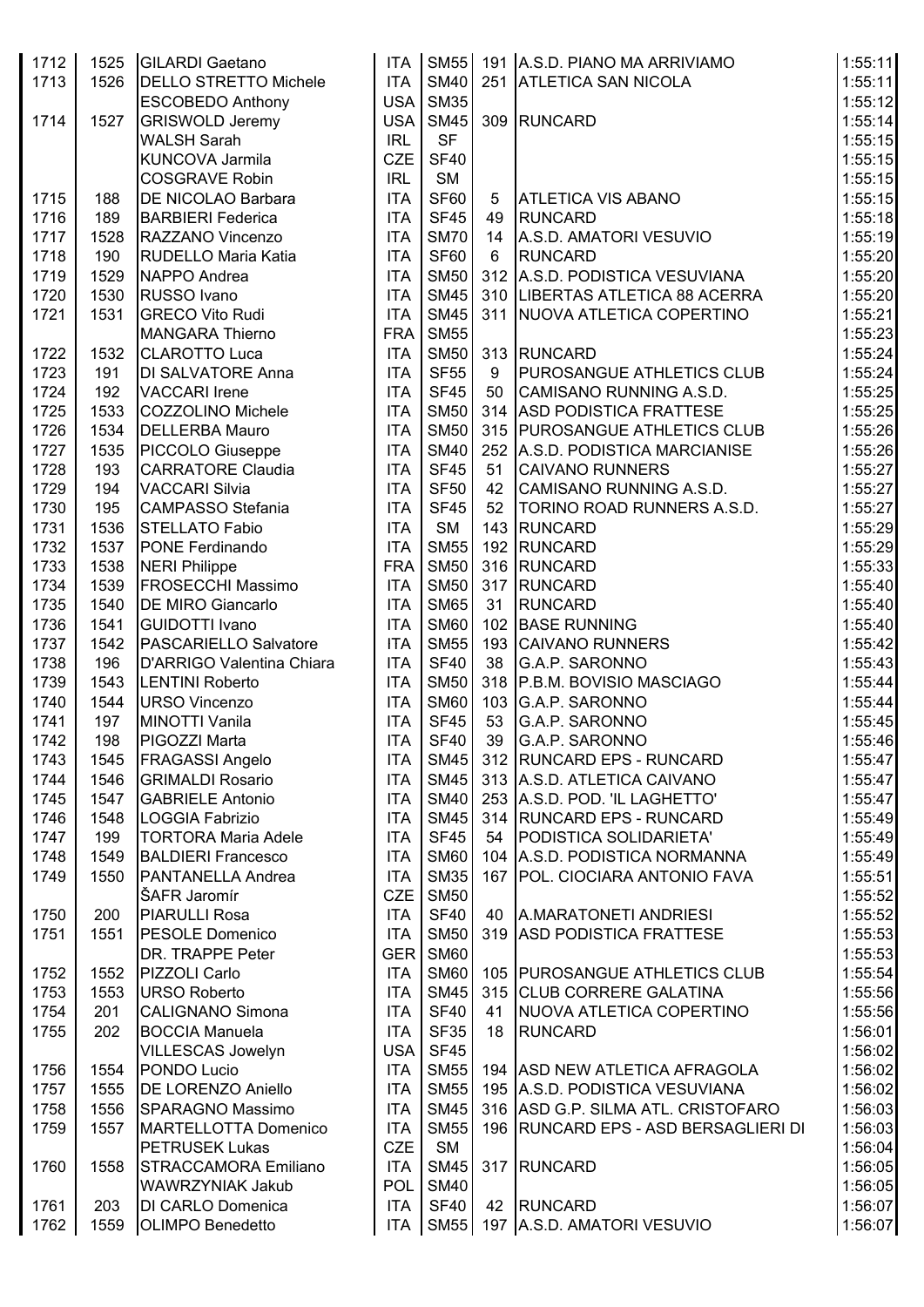| | | | | | | | |
|---|---|---|---|---|---|---|---|
| 1712 | 1525 | GILARDI Gaetano | ITA | SM55 | 191 | A.S.D. PIANO MA ARRIVIAMO | 1:55:11 |
| 1713 | 1526 | DELLO STRETTO Michele | ITA | SM40 | 251 | ATLETICA SAN NICOLA | 1:55:11 |
| | | ESCOBEDO Anthony | USA | SM35 | | | 1:55:12 |
| 1714 | 1527 | GRISWOLD Jeremy | USA | SM45 | 309 | RUNCARD | 1:55:14 |
| | | WALSH Sarah | IRL | SF | | | 1:55:15 |
| | | KUNCOVA Jarmila | CZE | SF40 | | | 1:55:15 |
| | | COSGRAVE Robin | IRL | SM | | | 1:55:15 |
| 1715 | 188 | DE NICOLAO Barbara | ITA | SF60 | 5 | ATLETICA VIS ABANO | 1:55:15 |
| 1716 | 189 | BARBIERI Federica | ITA | SF45 | 49 | RUNCARD | 1:55:18 |
| 1717 | 1528 | RAZZANO Vincenzo | ITA | SM70 | 14 | A.S.D. AMATORI VESUVIO | 1:55:19 |
| 1718 | 190 | RUDELLO Maria Katia | ITA | SF60 | 6 | RUNCARD | 1:55:20 |
| 1719 | 1529 | NAPPO Andrea | ITA | SM50 | 312 | A.S.D. PODISTICA VESUVIANA | 1:55:20 |
| 1720 | 1530 | RUSSO Ivano | ITA | SM45 | 310 | LIBERTAS ATLETICA 88 ACERRA | 1:55:20 |
| 1721 | 1531 | GRECO Vito Rudi | ITA | SM45 | 311 | NUOVA ATLETICA COPERTINO | 1:55:21 |
| | | MANGARA Thierno | FRA | SM55 | | | 1:55:23 |
| 1722 | 1532 | CLAROTTO Luca | ITA | SM50 | 313 | RUNCARD | 1:55:24 |
| 1723 | 191 | DI SALVATORE Anna | ITA | SF55 | 9 | PUROSANGUE ATHLETICS CLUB | 1:55:24 |
| 1724 | 192 | VACCARI Irene | ITA | SF45 | 50 | CAMISANO RUNNING A.S.D. | 1:55:25 |
| 1725 | 1533 | COZZOLINO Michele | ITA | SM50 | 314 | ASD PODISTICA FRATTESE | 1:55:25 |
| 1726 | 1534 | DELLERBA Mauro | ITA | SM50 | 315 | PUROSANGUE ATHLETICS CLUB | 1:55:26 |
| 1727 | 1535 | PICCOLO Giuseppe | ITA | SM40 | 252 | A.S.D. PODISTICA MARCIANISE | 1:55:26 |
| 1728 | 193 | CARRATORE Claudia | ITA | SF45 | 51 | CAIVANO RUNNERS | 1:55:27 |
| 1729 | 194 | VACCARI Silvia | ITA | SF50 | 42 | CAMISANO RUNNING A.S.D. | 1:55:27 |
| 1730 | 195 | CAMPASSO Stefania | ITA | SF45 | 52 | TORINO ROAD RUNNERS A.S.D. | 1:55:27 |
| 1731 | 1536 | STELLATO Fabio | ITA | SM | 143 | RUNCARD | 1:55:29 |
| 1732 | 1537 | PONE Ferdinando | ITA | SM55 | 192 | RUNCARD | 1:55:29 |
| 1733 | 1538 | NERI Philippe | FRA | SM50 | 316 | RUNCARD | 1:55:33 |
| 1734 | 1539 | FROSECCHI Massimo | ITA | SM50 | 317 | RUNCARD | 1:55:40 |
| 1735 | 1540 | DE MIRO Giancarlo | ITA | SM65 | 31 | RUNCARD | 1:55:40 |
| 1736 | 1541 | GUIDOTTI Ivano | ITA | SM60 | 102 | BASE RUNNING | 1:55:40 |
| 1737 | 1542 | PASCARIELLO Salvatore | ITA | SM55 | 193 | CAIVANO RUNNERS | 1:55:42 |
| 1738 | 196 | D'ARRIGO Valentina Chiara | ITA | SF40 | 38 | G.A.P. SARONNO | 1:55:43 |
| 1739 | 1543 | LENTINI Roberto | ITA | SM50 | 318 | P.B.M. BOVISIO MASCIAGO | 1:55:44 |
| 1740 | 1544 | URSO Vincenzo | ITA | SM60 | 103 | G.A.P. SARONNO | 1:55:44 |
| 1741 | 197 | MINOTTI Vanila | ITA | SF45 | 53 | G.A.P. SARONNO | 1:55:45 |
| 1742 | 198 | PIGOZZI Marta | ITA | SF40 | 39 | G.A.P. SARONNO | 1:55:46 |
| 1743 | 1545 | FRAGASSI Angelo | ITA | SM45 | 312 | RUNCARD EPS - RUNCARD | 1:55:47 |
| 1744 | 1546 | GRIMALDI Rosario | ITA | SM45 | 313 | A.S.D. ATLETICA CAIVANO | 1:55:47 |
| 1745 | 1547 | GABRIELE Antonio | ITA | SM40 | 253 | A.S.D. POD. 'IL LAGHETTO' | 1:55:47 |
| 1746 | 1548 | LOGGIA Fabrizio | ITA | SM45 | 314 | RUNCARD EPS - RUNCARD | 1:55:49 |
| 1747 | 199 | TORTORA Maria Adele | ITA | SF45 | 54 | PODISTICA SOLIDARIETA' | 1:55:49 |
| 1748 | 1549 | BALDIERI Francesco | ITA | SM60 | 104 | A.S.D. PODISTICA NORMANNA | 1:55:49 |
| 1749 | 1550 | PANTANELLA Andrea | ITA | SM35 | 167 | POL. CIOCIARA ANTONIO FAVA | 1:55:51 |
| | | ŠAFR Jaromír | CZE | SM50 | | | 1:55:52 |
| 1750 | 200 | PIARULLI Rosa | ITA | SF40 | 40 | A.MARATONETI ANDRIESI | 1:55:52 |
| 1751 | 1551 | PESOLE Domenico | ITA | SM50 | 319 | ASD PODISTICA FRATTESE | 1:55:53 |
| | | DR. TRAPPE Peter | GER | SM60 | | | 1:55:53 |
| 1752 | 1552 | PIZZOLI Carlo | ITA | SM60 | 105 | PUROSANGUE ATHLETICS CLUB | 1:55:54 |
| 1753 | 1553 | URSO Roberto | ITA | SM45 | 315 | CLUB CORRERE GALATINA | 1:55:56 |
| 1754 | 201 | CALIGNANO Simona | ITA | SF40 | 41 | NUOVA ATLETICA COPERTINO | 1:55:56 |
| 1755 | 202 | BOCCIA Manuela | ITA | SF35 | 18 | RUNCARD | 1:56:01 |
| | | VILLESCAS Jowelyn | USA | SF45 | | | 1:56:02 |
| 1756 | 1554 | PONDO Lucio | ITA | SM55 | 194 | ASD NEW ATLETICA AFRAGOLA | 1:56:02 |
| 1757 | 1555 | DE LORENZO Aniello | ITA | SM55 | 195 | A.S.D. PODISTICA VESUVIANA | 1:56:02 |
| 1758 | 1556 | SPARAGNO Massimo | ITA | SM45 | 316 | ASD G.P. SILMA ATL. CRISTOFARO | 1:56:03 |
| 1759 | 1557 | MARTELLOTTA Domenico | ITA | SM55 | 196 | RUNCARD EPS - ASD BERSAGLIERI DI | 1:56:03 |
| | | PETRUSEK Lukas | CZE | SM | | | 1:56:04 |
| 1760 | 1558 | STRACCAMORA Emiliano | ITA | SM45 | 317 | RUNCARD | 1:56:05 |
| | | WAWRZYNIAK Jakub | POL | SM40 | | | 1:56:05 |
| 1761 | 203 | DI CARLO Domenica | ITA | SF40 | 42 | RUNCARD | 1:56:07 |
| 1762 | 1559 | OLIMPO Benedetto | ITA | SM55 | 197 | A.S.D. AMATORI VESUVIO | 1:56:07 |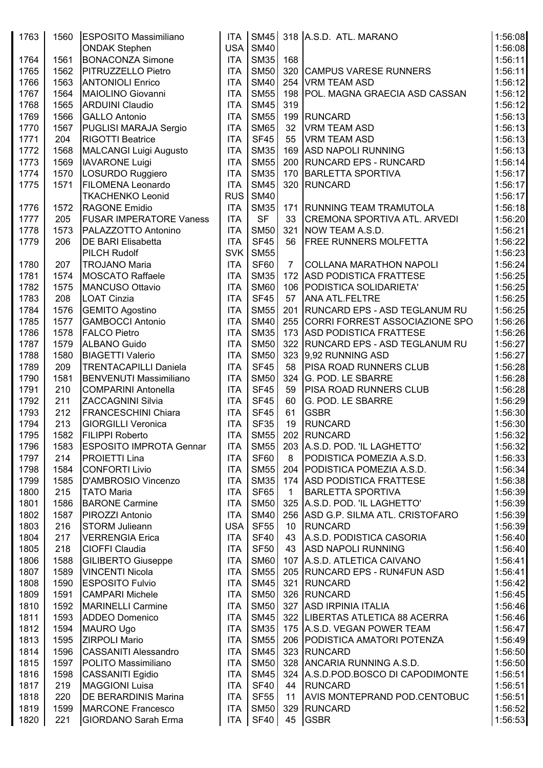| | | | | | | | |
|---|---|---|---|---|---|---|---|
| 1763 | 1560 | ESPOSITO Massimiliano | ITA | SM45 | 318 | A.S.D. ATL. MARANO | 1:56:08 |
| | | ONDAK Stephen | USA | SM40 | | | 1:56:08 |
| 1764 | 1561 | BONACONZA Simone | ITA | SM35 | 168 | | 1:56:11 |
| 1765 | 1562 | PITRUZZELLO Pietro | ITA | SM50 | 320 | CAMPUS VARESE RUNNERS | 1:56:11 |
| 1766 | 1563 | ANTONIOLI Enrico | ITA | SM40 | 254 | VRM TEAM ASD | 1:56:12 |
| 1767 | 1564 | MAIOLINO Giovanni | ITA | SM55 | 198 | POL. MAGNA GRAECIA ASD CASSAN | 1:56:12 |
| 1768 | 1565 | ARDUINI Claudio | ITA | SM45 | 319 | | 1:56:12 |
| 1769 | 1566 | GALLO Antonio | ITA | SM55 | 199 | RUNCARD | 1:56:13 |
| 1770 | 1567 | PUGLISI MARAJA Sergio | ITA | SM65 | 32 | VRM TEAM ASD | 1:56:13 |
| 1771 | 204 | RIGOTTI Beatrice | ITA | SF45 | 55 | VRM TEAM ASD | 1:56:13 |
| 1772 | 1568 | MALCANGI Luigi Augusto | ITA | SM35 | 169 | ASD NAPOLI RUNNING | 1:56:13 |
| 1773 | 1569 | IAVARONE Luigi | ITA | SM55 | 200 | RUNCARD EPS - RUNCARD | 1:56:14 |
| 1774 | 1570 | LOSURDO Ruggiero | ITA | SM35 | 170 | BARLETTA SPORTIVA | 1:56:17 |
| 1775 | 1571 | FILOMENA Leonardo | ITA | SM45 | 320 | RUNCARD | 1:56:17 |
| | | TKACHENKO Leonid | RUS | SM40 | | | 1:56:17 |
| 1776 | 1572 | RAGONE Emidio | ITA | SM35 | 171 | RUNNING TEAM TRAMUTOLA | 1:56:18 |
| 1777 | 205 | FUSAR IMPERATORE Vaness | ITA | SF | 33 | CREMONA SPORTIVA ATL. ARVEDI | 1:56:20 |
| 1778 | 1573 | PALAZZOTTO Antonino | ITA | SM50 | 321 | NOW TEAM A.S.D. | 1:56:21 |
| 1779 | 206 | DE BARI Elisabetta | ITA | SF45 | 56 | FREE RUNNERS MOLFETTA | 1:56:22 |
| | | PILCH Rudolf | SVK | SM55 | | | 1:56:23 |
| 1780 | 207 | TROJANO Maria | ITA | SF60 | 7 | COLLANA MARATHON NAPOLI | 1:56:24 |
| 1781 | 1574 | MOSCATO Raffaele | ITA | SM35 | 172 | ASD PODISTICA FRATTESE | 1:56:25 |
| 1782 | 1575 | MANCUSO Ottavio | ITA | SM60 | 106 | PODISTICA SOLIDARIETA' | 1:56:25 |
| 1783 | 208 | LOAT Cinzia | ITA | SF45 | 57 | ANA ATL.FELTRE | 1:56:25 |
| 1784 | 1576 | GEMITO Agostino | ITA | SM55 | 201 | RUNCARD EPS - ASD TEGLANUM RU | 1:56:25 |
| 1785 | 1577 | GAMBOCCI Antonio | ITA | SM40 | 255 | CORRI FORREST ASSOCIAZIONE SPO | 1:56:26 |
| 1786 | 1578 | FALCO Pietro | ITA | SM35 | 173 | ASD PODISTICA FRATTESE | 1:56:26 |
| 1787 | 1579 | ALBANO Guido | ITA | SM50 | 322 | RUNCARD EPS - ASD TEGLANUM RU | 1:56:27 |
| 1788 | 1580 | BIAGETTI Valerio | ITA | SM50 | 323 | 9,92 RUNNING ASD | 1:56:27 |
| 1789 | 209 | TRENTACAPILLI Daniela | ITA | SF45 | 58 | PISA ROAD RUNNERS CLUB | 1:56:28 |
| 1790 | 1581 | BENVENUTI Massimiliano | ITA | SM50 | 324 | G. POD. LE SBARRE | 1:56:28 |
| 1791 | 210 | COMPARINI Antonella | ITA | SF45 | 59 | PISA ROAD RUNNERS CLUB | 1:56:28 |
| 1792 | 211 | ZACCAGNINI Silvia | ITA | SF45 | 60 | G. POD. LE SBARRE | 1:56:29 |
| 1793 | 212 | FRANCESCHINI Chiara | ITA | SF45 | 61 | GSBR | 1:56:30 |
| 1794 | 213 | GIORGILLI Veronica | ITA | SF35 | 19 | RUNCARD | 1:56:30 |
| 1795 | 1582 | FILIPPI Roberto | ITA | SM55 | 202 | RUNCARD | 1:56:32 |
| 1796 | 1583 | ESPOSITO IMPROTA Gennar | ITA | SM55 | 203 | A.S.D. POD. 'IL LAGHETTO' | 1:56:32 |
| 1797 | 214 | PROIETTI Lina | ITA | SF60 | 8 | PODISTICA POMEZIA A.S.D. | 1:56:33 |
| 1798 | 1584 | CONFORTI Livio | ITA | SM55 | 204 | PODISTICA POMEZIA A.S.D. | 1:56:34 |
| 1799 | 1585 | D'AMBROSIO Vincenzo | ITA | SM35 | 174 | ASD PODISTICA FRATTESE | 1:56:38 |
| 1800 | 215 | TATO Maria | ITA | SF65 | 1 | BARLETTA SPORTIVA | 1:56:39 |
| 1801 | 1586 | BARONE Carmine | ITA | SM50 | 325 | A.S.D. POD. 'IL LAGHETTO' | 1:56:39 |
| 1802 | 1587 | PIROZZI Antonio | ITA | SM40 | 256 | ASD G.P. SILMA ATL. CRISTOFARO | 1:56:39 |
| 1803 | 216 | STORM Julieann | USA | SF55 | 10 | RUNCARD | 1:56:39 |
| 1804 | 217 | VERRENGIA Erica | ITA | SF40 | 43 | A.S.D. PODISTICA CASORIA | 1:56:40 |
| 1805 | 218 | CIOFFI Claudia | ITA | SF50 | 43 | ASD NAPOLI RUNNING | 1:56:40 |
| 1806 | 1588 | GILIBERTO Giuseppe | ITA | SM60 | 107 | A.S.D. ATLETICA CAIVANO | 1:56:41 |
| 1807 | 1589 | VINCENTI Nicola | ITA | SM55 | 205 | RUNCARD EPS - RUN4FUN ASD | 1:56:41 |
| 1808 | 1590 | ESPOSITO Fulvio | ITA | SM45 | 321 | RUNCARD | 1:56:42 |
| 1809 | 1591 | CAMPARI Michele | ITA | SM50 | 326 | RUNCARD | 1:56:45 |
| 1810 | 1592 | MARINELLI Carmine | ITA | SM50 | 327 | ASD IRPINIA ITALIA | 1:56:46 |
| 1811 | 1593 | ADDEO Domenico | ITA | SM45 | 322 | LIBERTAS ATLETICA 88 ACERRA | 1:56:46 |
| 1812 | 1594 | MAURO Ugo | ITA | SM35 | 175 | A.S.D. VEGAN POWER TEAM | 1:56:47 |
| 1813 | 1595 | ZIRPOLI Mario | ITA | SM55 | 206 | PODISTICA AMATORI POTENZA | 1:56:49 |
| 1814 | 1596 | CASSANITI Alessandro | ITA | SM45 | 323 | RUNCARD | 1:56:50 |
| 1815 | 1597 | POLITO Massimiliano | ITA | SM50 | 328 | ANCARIA RUNNING A.S.D. | 1:56:50 |
| 1816 | 1598 | CASSANITI Egidio | ITA | SM45 | 324 | A.S.D.POD.BOSCO DI CAPODIMONTE | 1:56:51 |
| 1817 | 219 | MAGGIONI Luisa | ITA | SF40 | 44 | RUNCARD | 1:56:51 |
| 1818 | 220 | DE BERARDINIS Marina | ITA | SF55 | 11 | AVIS MONTEPRAND POD.CENTOBUC | 1:56:51 |
| 1819 | 1599 | MARCONE Francesco | ITA | SM50 | 329 | RUNCARD | 1:56:52 |
| 1820 | 221 | GIORDANO Sarah Erma | ITA | SF40 | 45 | GSBR | 1:56:53 |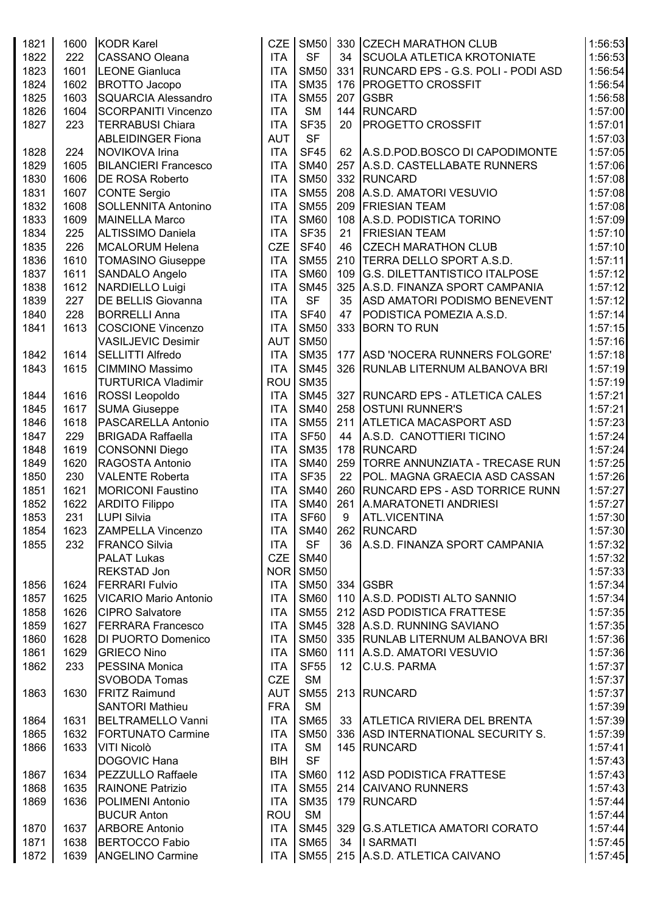| | | | | | | | |
|---|---|---|---|---|---|---|---|
| 1821 | 1600 | KODR Karel | CZE | SM50 | 330 | CZECH MARATHON CLUB | 1:56:53 |
| 1822 | 222 | CASSANO Oleana | ITA | SF | 34 | SCUOLA ATLETICA KROTONIATE | 1:56:53 |
| 1823 | 1601 | LEONE Gianluca | ITA | SM50 | 331 | RUNCARD EPS - G.S. POLI - PODI ASD | 1:56:54 |
| 1824 | 1602 | BROTTO Jacopo | ITA | SM35 | 176 | PROGETTO CROSSFIT | 1:56:54 |
| 1825 | 1603 | SQUARCIA Alessandro | ITA | SM55 | 207 | GSBR | 1:56:58 |
| 1826 | 1604 | SCORPANITI Vincenzo | ITA | SM | 144 | RUNCARD | 1:57:00 |
| 1827 | 223 | TERRABUSI Chiara | ITA | SF35 | 20 | PROGETTO CROSSFIT | 1:57:01 |
| | | ABLEIDINGER Fiona | AUT | SF | | | 1:57:03 |
| 1828 | 224 | NOVIKOVA Irina | ITA | SF45 | 62 | A.S.D.POD.BOSCO DI CAPODIMONTE | 1:57:05 |
| 1829 | 1605 | BILANCIERI Francesco | ITA | SM40 | 257 | A.S.D. CASTELLABATE RUNNERS | 1:57:06 |
| 1830 | 1606 | DE ROSA Roberto | ITA | SM50 | 332 | RUNCARD | 1:57:08 |
| 1831 | 1607 | CONTE Sergio | ITA | SM55 | 208 | A.S.D. AMATORI VESUVIO | 1:57:08 |
| 1832 | 1608 | SOLLENNITA Antonino | ITA | SM55 | 209 | FRIESIAN TEAM | 1:57:08 |
| 1833 | 1609 | MAINELLA Marco | ITA | SM60 | 108 | A.S.D. PODISTICA TORINO | 1:57:09 |
| 1834 | 225 | ALTISSIMO Daniela | ITA | SF35 | 21 | FRIESIAN TEAM | 1:57:10 |
| 1835 | 226 | MCALORUM Helena | CZE | SF40 | 46 | CZECH MARATHON CLUB | 1:57:10 |
| 1836 | 1610 | TOMASINO Giuseppe | ITA | SM55 | 210 | TERRA DELLO SPORT A.S.D. | 1:57:11 |
| 1837 | 1611 | SANDALO Angelo | ITA | SM60 | 109 | G.S. DILETTANTISTICO ITALPOSE | 1:57:12 |
| 1838 | 1612 | NARDIELLO Luigi | ITA | SM45 | 325 | A.S.D. FINANZA SPORT CAMPANIA | 1:57:12 |
| 1839 | 227 | DE BELLIS Giovanna | ITA | SF | 35 | ASD AMATORI PODISMO BENEVENT | 1:57:12 |
| 1840 | 228 | BORRELLI Anna | ITA | SF40 | 47 | PODISTICA POMEZIA A.S.D. | 1:57:14 |
| 1841 | 1613 | COSCIONE Vincenzo | ITA | SM50 | 333 | BORN TO RUN | 1:57:15 |
| | | VASILJEVIC Desimir | AUT | SM50 | | | 1:57:16 |
| 1842 | 1614 | SELLITTI Alfredo | ITA | SM35 | 177 | ASD 'NOCERA RUNNERS FOLGORE' | 1:57:18 |
| 1843 | 1615 | CIMMINO Massimo | ITA | SM45 | 326 | RUNLAB LITERNUM ALBANOVA BRI | 1:57:19 |
| | | TURTURICA Vladimir | ROU | SM35 | | | 1:57:19 |
| 1844 | 1616 | ROSSI Leopoldo | ITA | SM45 | 327 | RUNCARD EPS - ATLETICA CALES | 1:57:21 |
| 1845 | 1617 | SUMA Giuseppe | ITA | SM40 | 258 | OSTUNI RUNNER'S | 1:57:21 |
| 1846 | 1618 | PASCARELLA Antonio | ITA | SM55 | 211 | ATLETICA MACASPORT ASD | 1:57:23 |
| 1847 | 229 | BRIGADA Raffaella | ITA | SF50 | 44 | A.S.D. CANOTTIERI TICINO | 1:57:24 |
| 1848 | 1619 | CONSONNI Diego | ITA | SM35 | 178 | RUNCARD | 1:57:24 |
| 1849 | 1620 | RAGOSTA Antonio | ITA | SM40 | 259 | TORRE ANNUNZIATA - TRECASE RUN | 1:57:25 |
| 1850 | 230 | VALENTE Roberta | ITA | SF35 | 22 | POL. MAGNA GRAECIA ASD CASSAN | 1:57:26 |
| 1851 | 1621 | MORICONI Faustino | ITA | SM40 | 260 | RUNCARD EPS - ASD TORRICE RUNN | 1:57:27 |
| 1852 | 1622 | ARDITO Filippo | ITA | SM40 | 261 | A.MARATONETI ANDRIESI | 1:57:27 |
| 1853 | 231 | LUPI Silvia | ITA | SF60 | 9 | ATL.VICENTINA | 1:57:30 |
| 1854 | 1623 | ZAMPELLA Vincenzo | ITA | SM40 | 262 | RUNCARD | 1:57:30 |
| 1855 | 232 | FRANCO Silvia | ITA | SF | 36 | A.S.D. FINANZA SPORT CAMPANIA | 1:57:32 |
| | | PALAT Lukas | CZE | SM40 | | | 1:57:32 |
| | | REKSTAD Jon | NOR | SM50 | | | 1:57:33 |
| 1856 | 1624 | FERRARI Fulvio | ITA | SM50 | 334 | GSBR | 1:57:34 |
| 1857 | 1625 | VICARIO Mario Antonio | ITA | SM60 | 110 | A.S.D. PODISTI ALTO SANNIO | 1:57:34 |
| 1858 | 1626 | CIPRO Salvatore | ITA | SM55 | 212 | ASD PODISTICA FRATTESE | 1:57:35 |
| 1859 | 1627 | FERRARA Francesco | ITA | SM45 | 328 | A.S.D. RUNNING SAVIANO | 1:57:35 |
| 1860 | 1628 | DI PUORTO Domenico | ITA | SM50 | 335 | RUNLAB LITERNUM ALBANOVA BRI | 1:57:36 |
| 1861 | 1629 | GRIECO Nino | ITA | SM60 | 111 | A.S.D. AMATORI VESUVIO | 1:57:36 |
| 1862 | 233 | PESSINA Monica | ITA | SF55 | 12 | C.U.S. PARMA | 1:57:37 |
| | | SVOBODA Tomas | CZE | SM | | | 1:57:37 |
| 1863 | 1630 | FRITZ Raimund | AUT | SM55 | 213 | RUNCARD | 1:57:37 |
| | | SANTORI Mathieu | FRA | SM | | | 1:57:39 |
| 1864 | 1631 | BELTRAMELLO Vanni | ITA | SM65 | 33 | ATLETICA RIVIERA DEL BRENTA | 1:57:39 |
| 1865 | 1632 | FORTUNATO Carmine | ITA | SM50 | 336 | ASD INTERNATIONAL SECURITY S. | 1:57:39 |
| 1866 | 1633 | VITI Nicolò | ITA | SM | 145 | RUNCARD | 1:57:41 |
| | | DOGOVIC Hana | BIH | SF | | | 1:57:43 |
| 1867 | 1634 | PEZZULLO Raffaele | ITA | SM60 | 112 | ASD PODISTICA FRATTESE | 1:57:43 |
| 1868 | 1635 | RAINONE Patrizio | ITA | SM55 | 214 | CAIVANO RUNNERS | 1:57:43 |
| 1869 | 1636 | POLIMENI Antonio | ITA | SM35 | 179 | RUNCARD | 1:57:44 |
| | | BUCUR Anton | ROU | SM | | | 1:57:44 |
| 1870 | 1637 | ARBORE Antonio | ITA | SM45 | 329 | G.S.ATLETICA AMATORI CORATO | 1:57:44 |
| 1871 | 1638 | BERTOCCO Fabio | ITA | SM65 | 34 | I SARMATI | 1:57:45 |
| 1872 | 1639 | ANGELINO Carmine | ITA | SM55 | 215 | A.S.D. ATLETICA CAIVANO | 1:57:45 |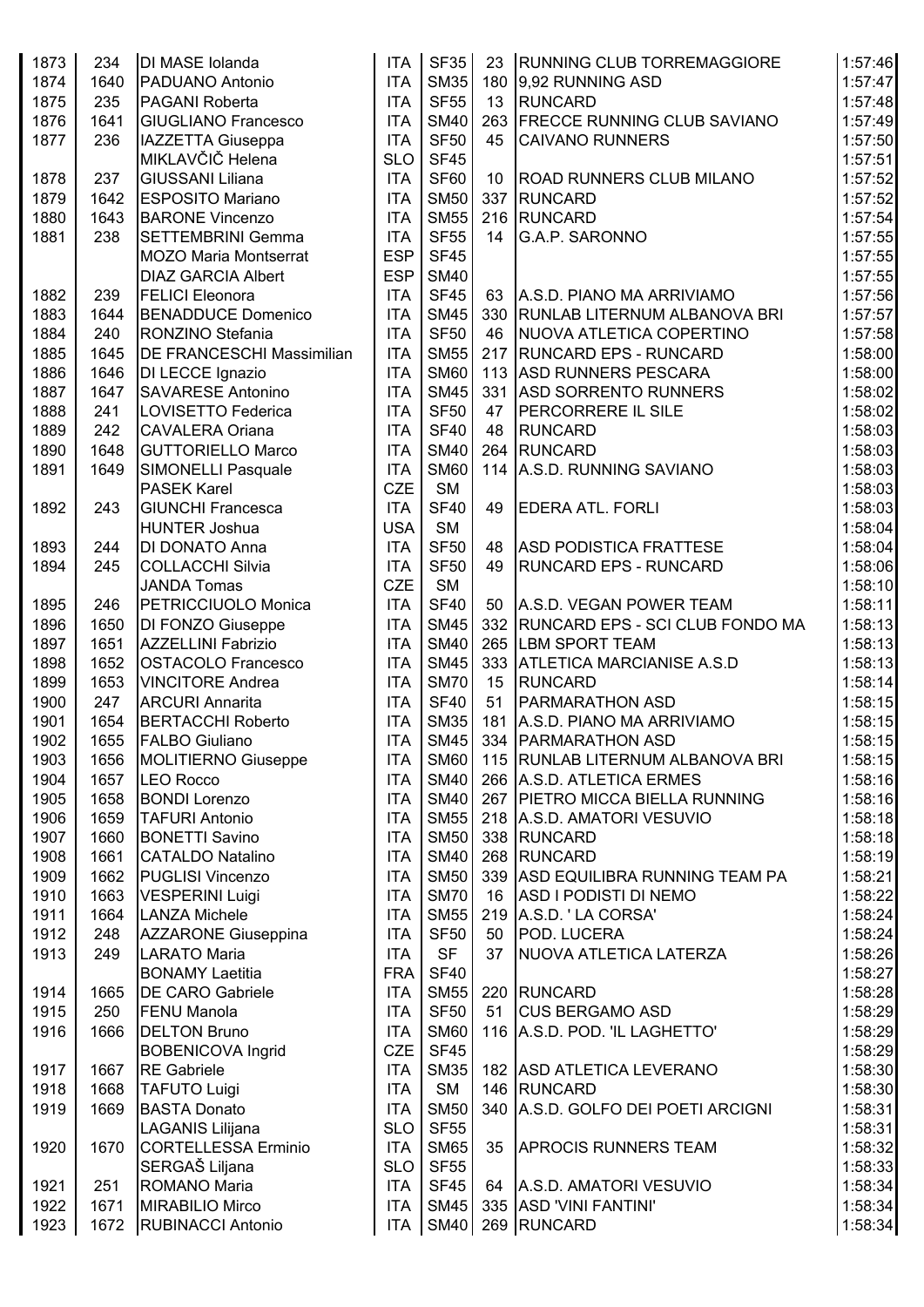| | | | | | | | |
|---|---|---|---|---|---|---|---|
| 1873 | 234 | DI MASE Iolanda | ITA | SF35 | 23 | RUNNING CLUB TORREMAGGIORE | 1:57:46 |
| 1874 | 1640 | PADUANO Antonio | ITA | SM35 | 180 | 9,92 RUNNING ASD | 1:57:47 |
| 1875 | 235 | PAGANI Roberta | ITA | SF55 | 13 | RUNCARD | 1:57:48 |
| 1876 | 1641 | GIUGLIANO Francesco | ITA | SM40 | 263 | FRECCE RUNNING CLUB SAVIANO | 1:57:49 |
| 1877 | 236 | IAZZETTA Giuseppa | ITA | SF50 | 45 | CAIVANO RUNNERS | 1:57:50 |
| | | MIKLAVČIČ Helena | SLO | SF45 | | | 1:57:51 |
| 1878 | 237 | GIUSSANI Liliana | ITA | SF60 | 10 | ROAD RUNNERS CLUB MILANO | 1:57:52 |
| 1879 | 1642 | ESPOSITO Mariano | ITA | SM50 | 337 | RUNCARD | 1:57:52 |
| 1880 | 1643 | BARONE Vincenzo | ITA | SM55 | 216 | RUNCARD | 1:57:54 |
| 1881 | 238 | SETTEMBRINI Gemma | ITA | SF55 | 14 | G.A.P. SARONNO | 1:57:55 |
| | | MOZO Maria Montserrat | ESP | SF45 | | | 1:57:55 |
| | | DIAZ GARCIA Albert | ESP | SM40 | | | 1:57:55 |
| 1882 | 239 | FELICI Eleonora | ITA | SF45 | 63 | A.S.D. PIANO MA ARRIVIAMO | 1:57:56 |
| 1883 | 1644 | BENADDUCE Domenico | ITA | SM45 | 330 | RUNLAB LITERNUM ALBANOVA BRI | 1:57:57 |
| 1884 | 240 | RONZINO Stefania | ITA | SF50 | 46 | NUOVA ATLETICA COPERTINO | 1:57:58 |
| 1885 | 1645 | DE FRANCESCHI Massimilian | ITA | SM55 | 217 | RUNCARD EPS - RUNCARD | 1:58:00 |
| 1886 | 1646 | DI LECCE Ignazio | ITA | SM60 | 113 | ASD RUNNERS PESCARA | 1:58:00 |
| 1887 | 1647 | SAVARESE Antonino | ITA | SM45 | 331 | ASD SORRENTO RUNNERS | 1:58:02 |
| 1888 | 241 | LOVISETTO Federica | ITA | SF50 | 47 | PERCORRERE IL SILE | 1:58:02 |
| 1889 | 242 | CAVALERA Oriana | ITA | SF40 | 48 | RUNCARD | 1:58:03 |
| 1890 | 1648 | GUTTORIELLO Marco | ITA | SM40 | 264 | RUNCARD | 1:58:03 |
| 1891 | 1649 | SIMONELLI Pasquale | ITA | SM60 | 114 | A.S.D. RUNNING SAVIANO | 1:58:03 |
| | | PASEK Karel | CZE | SM | | | 1:58:03 |
| 1892 | 243 | GIUNCHI Francesca | ITA | SF40 | 49 | EDERA ATL. FORLI | 1:58:03 |
| | | HUNTER Joshua | USA | SM | | | 1:58:04 |
| 1893 | 244 | DI DONATO Anna | ITA | SF50 | 48 | ASD PODISTICA FRATTESE | 1:58:04 |
| 1894 | 245 | COLLACCHI Silvia | ITA | SF50 | 49 | RUNCARD EPS - RUNCARD | 1:58:06 |
| | | JANDA Tomas | CZE | SM | | | 1:58:10 |
| 1895 | 246 | PETRICCIUOLO Monica | ITA | SF40 | 50 | A.S.D. VEGAN POWER TEAM | 1:58:11 |
| 1896 | 1650 | DI FONZO Giuseppe | ITA | SM45 | 332 | RUNCARD EPS - SCI CLUB FONDO MA | 1:58:13 |
| 1897 | 1651 | AZZELLINI Fabrizio | ITA | SM40 | 265 | LBM SPORT TEAM | 1:58:13 |
| 1898 | 1652 | OSTACOLO Francesco | ITA | SM45 | 333 | ATLETICA MARCIANISE A.S.D | 1:58:13 |
| 1899 | 1653 | VINCITORE Andrea | ITA | SM70 | 15 | RUNCARD | 1:58:14 |
| 1900 | 247 | ARCURI Annarita | ITA | SF40 | 51 | PARMARATHON ASD | 1:58:15 |
| 1901 | 1654 | BERTACCHI Roberto | ITA | SM35 | 181 | A.S.D. PIANO MA ARRIVIAMO | 1:58:15 |
| 1902 | 1655 | FALBO Giuliano | ITA | SM45 | 334 | PARMARATHON ASD | 1:58:15 |
| 1903 | 1656 | MOLITIERNO Giuseppe | ITA | SM60 | 115 | RUNLAB LITERNUM ALBANOVA BRI | 1:58:15 |
| 1904 | 1657 | LEO Rocco | ITA | SM40 | 266 | A.S.D. ATLETICA ERMES | 1:58:16 |
| 1905 | 1658 | BONDI Lorenzo | ITA | SM40 | 267 | PIETRO MICCA BIELLA RUNNING | 1:58:16 |
| 1906 | 1659 | TAFURI Antonio | ITA | SM55 | 218 | A.S.D. AMATORI VESUVIO | 1:58:18 |
| 1907 | 1660 | BONETTI Savino | ITA | SM50 | 338 | RUNCARD | 1:58:18 |
| 1908 | 1661 | CATALDO Natalino | ITA | SM40 | 268 | RUNCARD | 1:58:19 |
| 1909 | 1662 | PUGLISI Vincenzo | ITA | SM50 | 339 | ASD EQUILIBRA RUNNING TEAM PA | 1:58:21 |
| 1910 | 1663 | VESPERINI Luigi | ITA | SM70 | 16 | ASD I PODISTI DI NEMO | 1:58:22 |
| 1911 | 1664 | LANZA Michele | ITA | SM55 | 219 | A.S.D. ' LA CORSA' | 1:58:24 |
| 1912 | 248 | AZZARONE Giuseppina | ITA | SF50 | 50 | POD. LUCERA | 1:58:24 |
| 1913 | 249 | LARATO Maria | ITA | SF | 37 | NUOVA ATLETICA LATERZA | 1:58:26 |
| | | BONAMY Laetitia | FRA | SF40 | | | 1:58:27 |
| 1914 | 1665 | DE CARO Gabriele | ITA | SM55 | 220 | RUNCARD | 1:58:28 |
| 1915 | 250 | FENU Manola | ITA | SF50 | 51 | CUS BERGAMO ASD | 1:58:29 |
| 1916 | 1666 | DELTON Bruno | ITA | SM60 | 116 | A.S.D. POD. 'IL LAGHETTO' | 1:58:29 |
| | | BOBENICOVA Ingrid | CZE | SF45 | | | 1:58:29 |
| 1917 | 1667 | RE Gabriele | ITA | SM35 | 182 | ASD ATLETICA LEVERANO | 1:58:30 |
| 1918 | 1668 | TAFUTO Luigi | ITA | SM | 146 | RUNCARD | 1:58:30 |
| 1919 | 1669 | BASTA Donato | ITA | SM50 | 340 | A.S.D. GOLFO DEI POETI ARCIGNI | 1:58:31 |
| | | LAGANIS Lilijana | SLO | SF55 | | | 1:58:31 |
| 1920 | 1670 | CORTELLESSA Erminio | ITA | SM65 | 35 | APROCIS RUNNERS TEAM | 1:58:32 |
| | | SERGAŠ Liljana | SLO | SF55 | | | 1:58:33 |
| 1921 | 251 | ROMANO Maria | ITA | SF45 | 64 | A.S.D. AMATORI VESUVIO | 1:58:34 |
| 1922 | 1671 | MIRABILIO Mirco | ITA | SM45 | 335 | ASD 'VINI FANTINI' | 1:58:34 |
| 1923 | 1672 | RUBINACCI Antonio | ITA | SM40 | 269 | RUNCARD | 1:58:34 |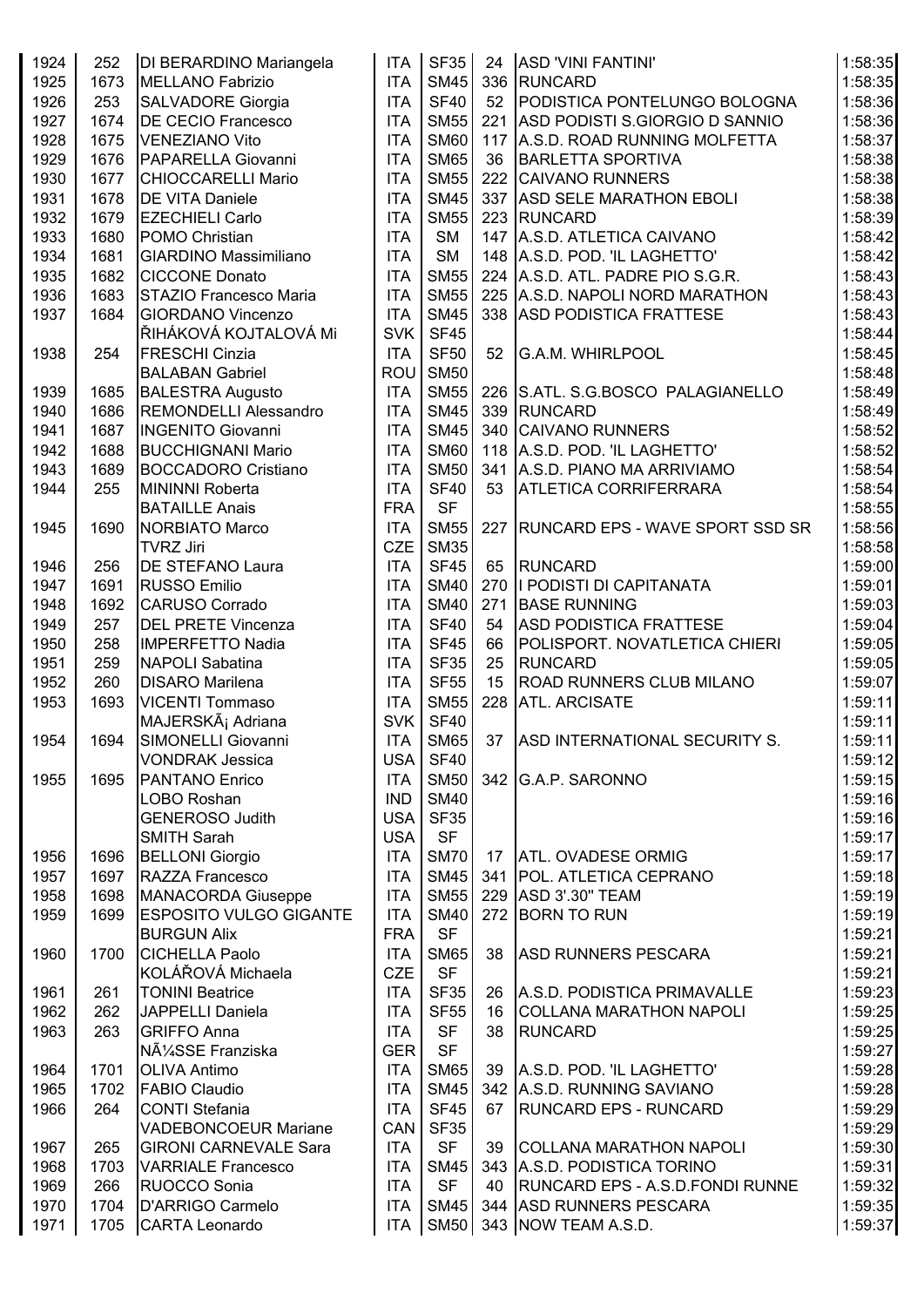| | | | | | | | |
|---|---|---|---|---|---|---|---|
| 1924 | 252 | DI BERARDINO Mariangela | ITA | SF35 | 24 | ASD 'VINI FANTINI' | 1:58:35 |
| 1925 | 1673 | MELLANO Fabrizio | ITA | SM45 | 336 | RUNCARD | 1:58:35 |
| 1926 | 253 | SALVADORE Giorgia | ITA | SF40 | 52 | PODISTICA PONTELUNGO BOLOGNA | 1:58:36 |
| 1927 | 1674 | DE CECIO Francesco | ITA | SM55 | 221 | ASD PODISTI S.GIORGIO D SANNIO | 1:58:36 |
| 1928 | 1675 | VENEZIANO Vito | ITA | SM60 | 117 | A.S.D. ROAD RUNNING MOLFETTA | 1:58:37 |
| 1929 | 1676 | PAPARELLA Giovanni | ITA | SM65 | 36 | BARLETTA SPORTIVA | 1:58:38 |
| 1930 | 1677 | CHIOCCARELLI Mario | ITA | SM55 | 222 | CAIVANO RUNNERS | 1:58:38 |
| 1931 | 1678 | DE VITA Daniele | ITA | SM45 | 337 | ASD SELE MARATHON EBOLI | 1:58:38 |
| 1932 | 1679 | EZECHIELI Carlo | ITA | SM55 | 223 | RUNCARD | 1:58:39 |
| 1933 | 1680 | POMO Christian | ITA | SM | 147 | A.S.D. ATLETICA CAIVANO | 1:58:42 |
| 1934 | 1681 | GIARDINO Massimiliano | ITA | SM | 148 | A.S.D. POD. 'IL LAGHETTO' | 1:58:42 |
| 1935 | 1682 | CICCONE Donato | ITA | SM55 | 224 | A.S.D. ATL. PADRE PIO S.G.R. | 1:58:43 |
| 1936 | 1683 | STAZIO Francesco Maria | ITA | SM55 | 225 | A.S.D. NAPOLI NORD MARATHON | 1:58:43 |
| 1937 | 1684 | GIORDANO Vincenzo | ITA | SM45 | 338 | ASD PODISTICA FRATTESE | 1:58:43 |
| | | ŘIHÁKOVÁ KOJTALOVÁ Mi | SVK | SF45 | | | 1:58:44 |
| 1938 | 254 | FRESCHI Cinzia | ITA | SF50 | 52 | G.A.M. WHIRLPOOL | 1:58:45 |
| | | BALABAN Gabriel | ROU | SM50 | | | 1:58:48 |
| 1939 | 1685 | BALESTRA Augusto | ITA | SM55 | 226 | S.ATL. S.G.BOSCO PALAGIANELLO | 1:58:49 |
| 1940 | 1686 | REMONDELLI Alessandro | ITA | SM45 | 339 | RUNCARD | 1:58:49 |
| 1941 | 1687 | INGENITO Giovanni | ITA | SM45 | 340 | CAIVANO RUNNERS | 1:58:52 |
| 1942 | 1688 | BUCCHIGNANI Mario | ITA | SM60 | 118 | A.S.D. POD. 'IL LAGHETTO' | 1:58:52 |
| 1943 | 1689 | BOCCADORO Cristiano | ITA | SM50 | 341 | A.S.D. PIANO MA ARRIVIAMO | 1:58:54 |
| 1944 | 255 | MININNI Roberta | ITA | SF40 | 53 | ATLETICA CORRIFERRARA | 1:58:54 |
| | | BATAILLE Anais | FRA | SF | | | 1:58:55 |
| 1945 | 1690 | NORBIATO Marco | ITA | SM55 | 227 | RUNCARD EPS - WAVE SPORT SSD SR | 1:58:56 |
| | | TVRZ Jiri | CZE | SM35 | | | 1:58:58 |
| 1946 | 256 | DE STEFANO Laura | ITA | SF45 | 65 | RUNCARD | 1:59:00 |
| 1947 | 1691 | RUSSO Emilio | ITA | SM40 | 270 | I PODISTI DI CAPITANATA | 1:59:01 |
| 1948 | 1692 | CARUSO Corrado | ITA | SM40 | 271 | BASE RUNNING | 1:59:03 |
| 1949 | 257 | DEL PRETE Vincenza | ITA | SF40 | 54 | ASD PODISTICA FRATTESE | 1:59:04 |
| 1950 | 258 | IMPERFETTO Nadia | ITA | SF45 | 66 | POLISPORT. NOVATLETICA CHIERI | 1:59:05 |
| 1951 | 259 | NAPOLI Sabatina | ITA | SF35 | 25 | RUNCARD | 1:59:05 |
| 1952 | 260 | DISARO Marilena | ITA | SF55 | 15 | ROAD RUNNERS CLUB MILANO | 1:59:07 |
| 1953 | 1693 | VICENTI Tommaso | ITA | SM55 | 228 | ATL. ARCISATE | 1:59:11 |
| | | MAJERSKÃ¡ Adriana | SVK | SF40 | | | 1:59:11 |
| 1954 | 1694 | SIMONELLI Giovanni | ITA | SM65 | 37 | ASD INTERNATIONAL SECURITY S. | 1:59:11 |
| | | VONDRAK Jessica | USA | SF40 | | | 1:59:12 |
| 1955 | 1695 | PANTANO Enrico | ITA | SM50 | 342 | G.A.P. SARONNO | 1:59:15 |
| | | LOBO Roshan | IND | SM40 | | | 1:59:16 |
| | | GENEROSO Judith | USA | SF35 | | | 1:59:16 |
| | | SMITH Sarah | USA | SF | | | 1:59:17 |
| 1956 | 1696 | BELLONI Giorgio | ITA | SM70 | 17 | ATL. OVADESE ORMIG | 1:59:17 |
| 1957 | 1697 | RAZZA Francesco | ITA | SM45 | 341 | POL. ATLETICA CEPRANO | 1:59:18 |
| 1958 | 1698 | MANACORDA Giuseppe | ITA | SM55 | 229 | ASD 3'.30'' TEAM | 1:59:19 |
| 1959 | 1699 | ESPOSITO VULGO GIGANTE | ITA | SM40 | 272 | BORN TO RUN | 1:59:19 |
| | | BURGUN Alix | FRA | SF | | | 1:59:21 |
| 1960 | 1700 | CICHELLA Paolo | ITA | SM65 | 38 | ASD RUNNERS PESCARA | 1:59:21 |
| | | KOLÁŘOVÁ Michaela | CZE | SF | | | 1:59:21 |
| 1961 | 261 | TONINI Beatrice | ITA | SF35 | 26 | A.S.D. PODISTICA PRIMAVALLE | 1:59:23 |
| 1962 | 262 | JAPPELLI Daniela | ITA | SF55 | 16 | COLLANA MARATHON NAPOLI | 1:59:25 |
| 1963 | 263 | GRIFFO Anna | ITA | SF | 38 | RUNCARD | 1:59:25 |
| | | NÃ¼SSE Franziska | GER | SF | | | 1:59:27 |
| 1964 | 1701 | OLIVA Antimo | ITA | SM65 | 39 | A.S.D. POD. 'IL LAGHETTO' | 1:59:28 |
| 1965 | 1702 | FABIO Claudio | ITA | SM45 | 342 | A.S.D. RUNNING SAVIANO | 1:59:28 |
| 1966 | 264 | CONTI Stefania | ITA | SF45 | 67 | RUNCARD EPS - RUNCARD | 1:59:29 |
| | | VADEBONCOEUR Mariane | CAN | SF35 | | | 1:59:29 |
| 1967 | 265 | GIRONI CARNEVALE Sara | ITA | SF | 39 | COLLANA MARATHON NAPOLI | 1:59:30 |
| 1968 | 1703 | VARRIALE Francesco | ITA | SM45 | 343 | A.S.D. PODISTICA TORINO | 1:59:31 |
| 1969 | 266 | RUOCCO Sonia | ITA | SF | 40 | RUNCARD EPS - A.S.D.FONDI RUNNE | 1:59:32 |
| 1970 | 1704 | D'ARRIGO Carmelo | ITA | SM45 | 344 | ASD RUNNERS PESCARA | 1:59:35 |
| 1971 | 1705 | CARTA Leonardo | ITA | SM50 | 343 | NOW TEAM A.S.D. | 1:59:37 |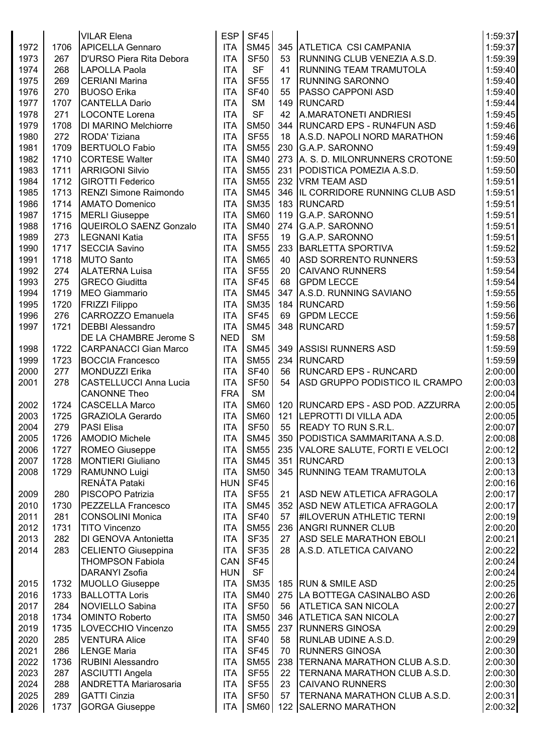|  |  |  |  |  |  |  |  |
|---|---|---|---|---|---|---|---|
|  |  | VILAR Elena | ESP | SF45 |  |  | 1:59:37 |
| 1972 | 1706 | APICELLA Gennaro | ITA | SM45 | 345 | ATLETICA CSI CAMPANIA | 1:59:37 |
| 1973 | 267 | D'URSO Piera Rita Debora | ITA | SF50 | 53 | RUNNING CLUB VENEZIA A.S.D. | 1:59:39 |
| 1974 | 268 | LAPOLLA Paola | ITA | SF | 41 | RUNNING TEAM TRAMUTOLA | 1:59:40 |
| 1975 | 269 | CERIANI Marina | ITA | SF55 | 17 | RUNNING SARONNO | 1:59:40 |
| 1976 | 270 | BUOSO Erika | ITA | SF40 | 55 | PASSO CAPPONI ASD | 1:59:40 |
| 1977 | 1707 | CANTELLA Dario | ITA | SM | 149 | RUNCARD | 1:59:44 |
| 1978 | 271 | LOCONTE Lorena | ITA | SF | 42 | A.MARATONETI ANDRIESI | 1:59:45 |
| 1979 | 1708 | DI MARINO Melchiorre | ITA | SM50 | 344 | RUNCARD EPS - RUN4FUN ASD | 1:59:46 |
| 1980 | 272 | RODA' Tiziana | ITA | SF55 | 18 | A.S.D. NAPOLI NORD MARATHON | 1:59:46 |
| 1981 | 1709 | BERTUOLO Fabio | ITA | SM55 | 230 | G.A.P. SARONNO | 1:59:49 |
| 1982 | 1710 | CORTESE Walter | ITA | SM40 | 273 | A. S. D. MILONRUNNERS CROTONE | 1:59:50 |
| 1983 | 1711 | ARRIGONI Silvio | ITA | SM55 | 231 | PODISTICA POMEZIA A.S.D. | 1:59:50 |
| 1984 | 1712 | GIROTTI Federico | ITA | SM55 | 232 | VRM TEAM ASD | 1:59:51 |
| 1985 | 1713 | RENZI Simone Raimondo | ITA | SM45 | 346 | IL CORRIDORE RUNNING CLUB ASD | 1:59:51 |
| 1986 | 1714 | AMATO Domenico | ITA | SM35 | 183 | RUNCARD | 1:59:51 |
| 1987 | 1715 | MERLI Giuseppe | ITA | SM60 | 119 | G.A.P. SARONNO | 1:59:51 |
| 1988 | 1716 | QUEIROLO SAENZ Gonzalo | ITA | SM40 | 274 | G.A.P. SARONNO | 1:59:51 |
| 1989 | 273 | LEGNANI Katia | ITA | SF55 | 19 | G.A.P. SARONNO | 1:59:51 |
| 1990 | 1717 | SECCIA Savino | ITA | SM55 | 233 | BARLETTA SPORTIVA | 1:59:52 |
| 1991 | 1718 | MUTO Santo | ITA | SM65 | 40 | ASD SORRENTO RUNNERS | 1:59:53 |
| 1992 | 274 | ALATERNA Luisa | ITA | SF55 | 20 | CAIVANO RUNNERS | 1:59:54 |
| 1993 | 275 | GRECO Giuditta | ITA | SF45 | 68 | GPDM LECCE | 1:59:54 |
| 1994 | 1719 | MEO Giammario | ITA | SM45 | 347 | A.S.D. RUNNING SAVIANO | 1:59:55 |
| 1995 | 1720 | FRIZZI Filippo | ITA | SM35 | 184 | RUNCARD | 1:59:56 |
| 1996 | 276 | CARROZZO Emanuela | ITA | SF45 | 69 | GPDM LECCE | 1:59:56 |
| 1997 | 1721 | DEBBI Alessandro | ITA | SM45 | 348 | RUNCARD | 1:59:57 |
|  |  | DE LA CHAMBRE Jerome S | NED | SM |  |  | 1:59:58 |
| 1998 | 1722 | CARPANACCI Gian Marco | ITA | SM45 | 349 | ASSISI RUNNERS ASD | 1:59:59 |
| 1999 | 1723 | BOCCIA Francesco | ITA | SM55 | 234 | RUNCARD | 1:59:59 |
| 2000 | 277 | MONDUZZI Erika | ITA | SF40 | 56 | RUNCARD EPS - RUNCARD | 2:00:00 |
| 2001 | 278 | CASTELLUCCI Anna Lucia | ITA | SF50 | 54 | ASD GRUPPO PODISTICO IL CRAMPO | 2:00:03 |
|  |  | CANONNE Theo | FRA | SM |  |  | 2:00:04 |
| 2002 | 1724 | CASCELLA Marco | ITA | SM60 | 120 | RUNCARD EPS - ASD POD. AZZURRA | 2:00:05 |
| 2003 | 1725 | GRAZIOLA Gerardo | ITA | SM60 | 121 | LEPROTTI DI VILLA ADA | 2:00:05 |
| 2004 | 279 | PASI Elisa | ITA | SF50 | 55 | READY TO RUN S.R.L. | 2:00:07 |
| 2005 | 1726 | AMODIO Michele | ITA | SM45 | 350 | PODISTICA SAMMARITANA A.S.D. | 2:00:08 |
| 2006 | 1727 | ROMEO Giuseppe | ITA | SM55 | 235 | VALORE SALUTE, FORTI E VELOCI | 2:00:12 |
| 2007 | 1728 | MONTIERI Giuliano | ITA | SM45 | 351 | RUNCARD | 2:00:13 |
| 2008 | 1729 | RAMUNNO Luigi | ITA | SM50 | 345 | RUNNING TEAM TRAMUTOLA | 2:00:13 |
|  |  | RENÁTA Pataki | HUN | SF45 |  |  | 2:00:16 |
| 2009 | 280 | PISCOPO Patrizia | ITA | SF55 | 21 | ASD NEW ATLETICA AFRAGOLA | 2:00:17 |
| 2010 | 1730 | PEZZELLA Francesco | ITA | SM45 | 352 | ASD NEW ATLETICA AFRAGOLA | 2:00:17 |
| 2011 | 281 | CONSOLINI Monica | ITA | SF40 | 57 | #ILOVERUN ATHLETIC TERNI | 2:00:19 |
| 2012 | 1731 | TITO Vincenzo | ITA | SM55 | 236 | ANGRI RUNNER CLUB | 2:00:20 |
| 2013 | 282 | DI GENOVA Antonietta | ITA | SF35 | 27 | ASD SELE MARATHON EBOLI | 2:00:21 |
| 2014 | 283 | CELIENTO Giuseppina | ITA | SF35 | 28 | A.S.D. ATLETICA CAIVANO | 2:00:22 |
|  |  | THOMPSON Fabiola | CAN | SF45 |  |  | 2:00:24 |
|  |  | DARANYI Zsofia | HUN | SF |  |  | 2:00:24 |
| 2015 | 1732 | MUOLLO Giuseppe | ITA | SM35 | 185 | RUN & SMILE ASD | 2:00:25 |
| 2016 | 1733 | BALLOTTA Loris | ITA | SM40 | 275 | LA BOTTEGA CASINALBO ASD | 2:00:26 |
| 2017 | 284 | NOVIELLO Sabina | ITA | SF50 | 56 | ATLETICA SAN NICOLA | 2:00:27 |
| 2018 | 1734 | OMINTO Roberto | ITA | SM50 | 346 | ATLETICA SAN NICOLA | 2:00:27 |
| 2019 | 1735 | LOVECCHIO Vincenzo | ITA | SM55 | 237 | RUNNERS GINOSA | 2:00:29 |
| 2020 | 285 | VENTURA Alice | ITA | SF40 | 58 | RUNLAB UDINE A.S.D. | 2:00:29 |
| 2021 | 286 | LENGE Maria | ITA | SF45 | 70 | RUNNERS GINOSA | 2:00:30 |
| 2022 | 1736 | RUBINI Alessandro | ITA | SM55 | 238 | TERNANA MARATHON CLUB A.S.D. | 2:00:30 |
| 2023 | 287 | ASCIUTTI Angela | ITA | SF55 | 22 | TERNANA MARATHON CLUB A.S.D. | 2:00:30 |
| 2024 | 288 | ANDRETTA Mariarosaria | ITA | SF55 | 23 | CAIVANO RUNNERS | 2:00:30 |
| 2025 | 289 | GATTI Cinzia | ITA | SF50 | 57 | TERNANA MARATHON CLUB A.S.D. | 2:00:31 |
| 2026 | 1737 | GORGA Giuseppe | ITA | SM60 | 122 | SALERNO MARATHON | 2:00:32 |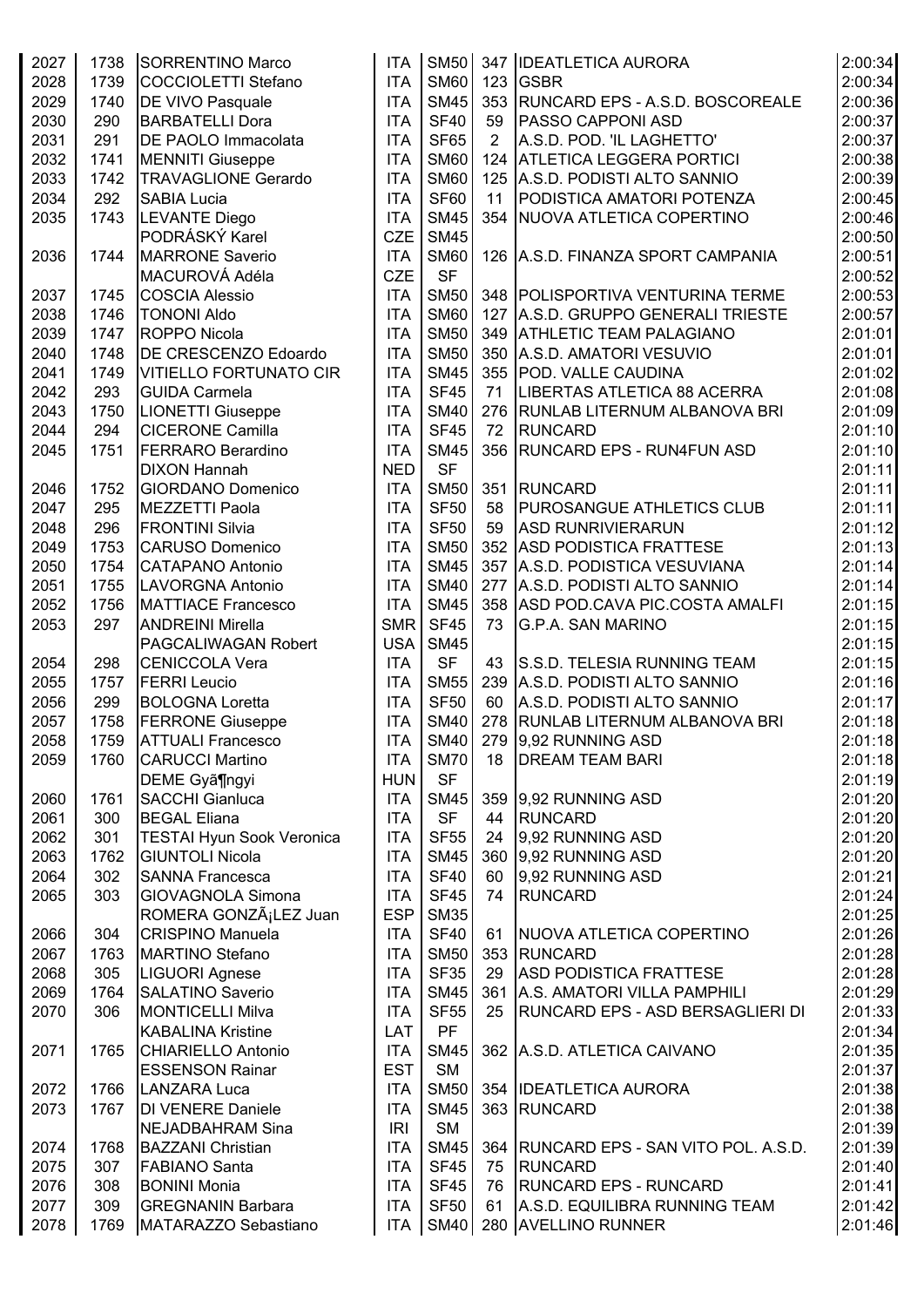| | | | | | | | |
|---|---|---|---|---|---|---|---|
| 2027 | 1738 | SORRENTINO Marco | ITA | SM50 | 347 | IDEATLETICA AURORA | 2:00:34 |
| 2028 | 1739 | COCCIOLETTI Stefano | ITA | SM60 | 123 | GSBR | 2:00:34 |
| 2029 | 1740 | DE VIVO Pasquale | ITA | SM45 | 353 | RUNCARD EPS - A.S.D. BOSCOREALE | 2:00:36 |
| 2030 | 290 | BARBATELLI Dora | ITA | SF40 | 59 | PASSO CAPPONI ASD | 2:00:37 |
| 2031 | 291 | DE PAOLO Immacolata | ITA | SF65 | 2 | A.S.D. POD. 'IL LAGHETTO' | 2:00:37 |
| 2032 | 1741 | MENNITI Giuseppe | ITA | SM60 | 124 | ATLETICA LEGGERA PORTICI | 2:00:38 |
| 2033 | 1742 | TRAVAGLIONE Gerardo | ITA | SM60 | 125 | A.S.D. PODISTI ALTO SANNIO | 2:00:39 |
| 2034 | 292 | SABIA Lucia | ITA | SF60 | 11 | PODISTICA AMATORI POTENZA | 2:00:45 |
| 2035 | 1743 | LEVANTE Diego | ITA | SM45 | 354 | NUOVA ATLETICA COPERTINO | 2:00:46 |
| | | PODRÁSKÝ Karel | CZE | SM45 | | | 2:00:50 |
| 2036 | 1744 | MARRONE Saverio | ITA | SM60 | 126 | A.S.D. FINANZA SPORT CAMPANIA | 2:00:51 |
| | | MACUROVÁ Adéla | CZE | SF | | | 2:00:52 |
| 2037 | 1745 | COSCIA Alessio | ITA | SM50 | 348 | POLISPORTIVA VENTURINA TERME | 2:00:53 |
| 2038 | 1746 | TONONI Aldo | ITA | SM60 | 127 | A.S.D. GRUPPO GENERALI TRIESTE | 2:00:57 |
| 2039 | 1747 | ROPPO Nicola | ITA | SM50 | 349 | ATHLETIC TEAM PALAGIANO | 2:01:01 |
| 2040 | 1748 | DE CRESCENZO Edoardo | ITA | SM50 | 350 | A.S.D. AMATORI VESUVIO | 2:01:01 |
| 2041 | 1749 | VITIELLO FORTUNATO CIR | ITA | SM45 | 355 | POD. VALLE CAUDINA | 2:01:02 |
| 2042 | 293 | GUIDA Carmela | ITA | SF45 | 71 | LIBERTAS ATLETICA 88 ACERRA | 2:01:08 |
| 2043 | 1750 | LIONETTI Giuseppe | ITA | SM40 | 276 | RUNLAB LITERNUM ALBANOVA BRI | 2:01:09 |
| 2044 | 294 | CICERONE Camilla | ITA | SF45 | 72 | RUNCARD | 2:01:10 |
| 2045 | 1751 | FERRARO Berardino | ITA | SM45 | 356 | RUNCARD EPS - RUN4FUN ASD | 2:01:10 |
| | | DIXON Hannah | NED | SF | | | 2:01:11 |
| 2046 | 1752 | GIORDANO Domenico | ITA | SM50 | 351 | RUNCARD | 2:01:11 |
| 2047 | 295 | MEZZETTI Paola | ITA | SF50 | 58 | PUROSANGUE ATHLETICS CLUB | 2:01:11 |
| 2048 | 296 | FRONTINI Silvia | ITA | SF50 | 59 | ASD RUNRIVIERARUN | 2:01:12 |
| 2049 | 1753 | CARUSO Domenico | ITA | SM50 | 352 | ASD PODISTICA FRATTESE | 2:01:13 |
| 2050 | 1754 | CATAPANO Antonio | ITA | SM45 | 357 | A.S.D. PODISTICA VESUVIANA | 2:01:14 |
| 2051 | 1755 | LAVORGNA Antonio | ITA | SM40 | 277 | A.S.D. PODISTI ALTO SANNIO | 2:01:14 |
| 2052 | 1756 | MATTIACE Francesco | ITA | SM45 | 358 | ASD POD.CAVA PIC.COSTA AMALFI | 2:01:15 |
| 2053 | 297 | ANDREINI Mirella | SMR | SF45 | 73 | G.P.A. SAN MARINO | 2:01:15 |
| | | PAGCALIWAGAN Robert | USA | SM45 | | | 2:01:15 |
| 2054 | 298 | CENICCOLA Vera | ITA | SF | 43 | S.S.D. TELESIA RUNNING TEAM | 2:01:15 |
| 2055 | 1757 | FERRI Leucio | ITA | SM55 | 239 | A.S.D. PODISTI ALTO SANNIO | 2:01:16 |
| 2056 | 299 | BOLOGNA Loretta | ITA | SF50 | 60 | A.S.D. PODISTI ALTO SANNIO | 2:01:17 |
| 2057 | 1758 | FERRONE Giuseppe | ITA | SM40 | 278 | RUNLAB LITERNUM ALBANOVA BRI | 2:01:18 |
| 2058 | 1759 | ATTUALI Francesco | ITA | SM40 | 279 | 9,92 RUNNING ASD | 2:01:18 |
| 2059 | 1760 | CARUCCI Martino | ITA | SM70 | 18 | DREAM TEAM BARI | 2:01:18 |
| | | DEME Gyã¶ngyi | HUN | SF | | | 2:01:19 |
| 2060 | 1761 | SACCHI Gianluca | ITA | SM45 | 359 | 9,92 RUNNING ASD | 2:01:20 |
| 2061 | 300 | BEGAL Eliana | ITA | SF | 44 | RUNCARD | 2:01:20 |
| 2062 | 301 | TESTAI Hyun Sook Veronica | ITA | SF55 | 24 | 9,92 RUNNING ASD | 2:01:20 |
| 2063 | 1762 | GIUNTOLI Nicola | ITA | SM45 | 360 | 9,92 RUNNING ASD | 2:01:20 |
| 2064 | 302 | SANNA Francesca | ITA | SF40 | 60 | 9,92 RUNNING ASD | 2:01:21 |
| 2065 | 303 | GIOVAGNOLA Simona | ITA | SF45 | 74 | RUNCARD | 2:01:24 |
| | | ROMERA GONZÃ¡LEZ Juan | ESP | SM35 | | | 2:01:25 |
| 2066 | 304 | CRISPINO Manuela | ITA | SF40 | 61 | NUOVA ATLETICA COPERTINO | 2:01:26 |
| 2067 | 1763 | MARTINO Stefano | ITA | SM50 | 353 | RUNCARD | 2:01:28 |
| 2068 | 305 | LIGUORI Agnese | ITA | SF35 | 29 | ASD PODISTICA FRATTESE | 2:01:28 |
| 2069 | 1764 | SALATINO Saverio | ITA | SM45 | 361 | A.S. AMATORI VILLA PAMPHILI | 2:01:29 |
| 2070 | 306 | MONTICELLI Milva | ITA | SF55 | 25 | RUNCARD EPS - ASD BERSAGLIERI DI | 2:01:33 |
| | | KABALINA Kristine | LAT | PF | | | 2:01:34 |
| 2071 | 1765 | CHIARIELLO Antonio | ITA | SM45 | 362 | A.S.D. ATLETICA CAIVANO | 2:01:35 |
| | | ESSENSON Rainar | EST | SM | | | 2:01:37 |
| 2072 | 1766 | LANZARA Luca | ITA | SM50 | 354 | IDEATLETICA AURORA | 2:01:38 |
| 2073 | 1767 | DI VENERE Daniele | ITA | SM45 | 363 | RUNCARD | 2:01:38 |
| | | NEJADBAHRAM Sina | IRI | SM | | | 2:01:39 |
| 2074 | 1768 | BAZZANI Christian | ITA | SM45 | 364 | RUNCARD EPS - SAN VITO POL. A.S.D. | 2:01:39 |
| 2075 | 307 | FABIANO Santa | ITA | SF45 | 75 | RUNCARD | 2:01:40 |
| 2076 | 308 | BONINI Monia | ITA | SF45 | 76 | RUNCARD EPS - RUNCARD | 2:01:41 |
| 2077 | 309 | GREGNANIN Barbara | ITA | SF50 | 61 | A.S.D. EQUILIBRA RUNNING TEAM | 2:01:42 |
| 2078 | 1769 | MATARAZZO Sebastiano | ITA | SM40 | 280 | AVELLINO RUNNER | 2:01:46 |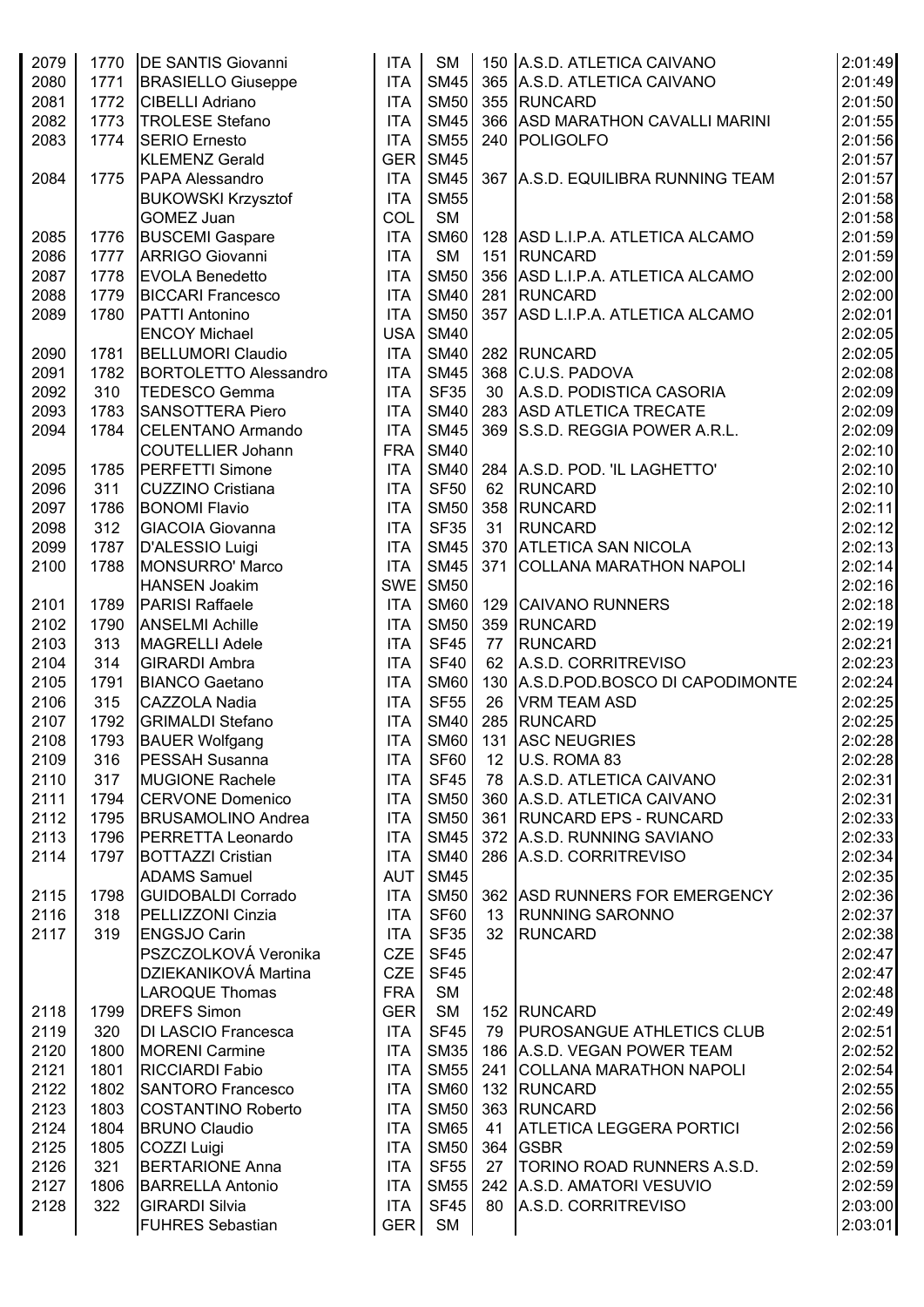| | | | | | | | |
|---|---|---|---|---|---|---|---|
| 2079 | 1770 | DE SANTIS Giovanni | ITA | SM | 150 | A.S.D. ATLETICA CAIVANO | 2:01:49 |
| 2080 | 1771 | BRASIELLO Giuseppe | ITA | SM45 | 365 | A.S.D. ATLETICA CAIVANO | 2:01:49 |
| 2081 | 1772 | CIBELLI Adriano | ITA | SM50 | 355 | RUNCARD | 2:01:50 |
| 2082 | 1773 | TROLESE Stefano | ITA | SM45 | 366 | ASD MARATHON CAVALLI MARINI | 2:01:55 |
| 2083 | 1774 | SERIO Ernesto | ITA | SM55 | 240 | POLIGOLFO | 2:01:56 |
| | | KLEMENZ Gerald | GER | SM45 | | | 2:01:57 |
| 2084 | 1775 | PAPA Alessandro | ITA | SM45 | 367 | A.S.D. EQUILIBRA RUNNING TEAM | 2:01:57 |
| | | BUKOWSKI Krzysztof | ITA | SM55 | | | 2:01:58 |
| | | GOMEZ Juan | COL | SM | | | 2:01:58 |
| 2085 | 1776 | BUSCEMI Gaspare | ITA | SM60 | 128 | ASD L.I.P.A. ATLETICA ALCAMO | 2:01:59 |
| 2086 | 1777 | ARRIGO Giovanni | ITA | SM | 151 | RUNCARD | 2:01:59 |
| 2087 | 1778 | EVOLA Benedetto | ITA | SM50 | 356 | ASD L.I.P.A. ATLETICA ALCAMO | 2:02:00 |
| 2088 | 1779 | BICCARI Francesco | ITA | SM40 | 281 | RUNCARD | 2:02:00 |
| 2089 | 1780 | PATTI Antonino | ITA | SM50 | 357 | ASD L.I.P.A. ATLETICA ALCAMO | 2:02:01 |
| | | ENCOY Michael | USA | SM40 | | | 2:02:05 |
| 2090 | 1781 | BELLUMORI Claudio | ITA | SM40 | 282 | RUNCARD | 2:02:05 |
| 2091 | 1782 | BORTOLETTO Alessandro | ITA | SM45 | 368 | C.U.S. PADOVA | 2:02:08 |
| 2092 | 310 | TEDESCO Gemma | ITA | SF35 | 30 | A.S.D. PODISTICA CASORIA | 2:02:09 |
| 2093 | 1783 | SANSOTTERA Piero | ITA | SM40 | 283 | ASD ATLETICA TRECATE | 2:02:09 |
| 2094 | 1784 | CELENTANO Armando | ITA | SM45 | 369 | S.S.D. REGGIA POWER A.R.L. | 2:02:09 |
| | | COUTELLIER Johann | FRA | SM40 | | | 2:02:10 |
| 2095 | 1785 | PERFETTI Simone | ITA | SM40 | 284 | A.S.D. POD. 'IL LAGHETTO' | 2:02:10 |
| 2096 | 311 | CUZZINO Cristiana | ITA | SF50 | 62 | RUNCARD | 2:02:10 |
| 2097 | 1786 | BONOMI Flavio | ITA | SM50 | 358 | RUNCARD | 2:02:11 |
| 2098 | 312 | GIACOIA Giovanna | ITA | SF35 | 31 | RUNCARD | 2:02:12 |
| 2099 | 1787 | D'ALESSIO Luigi | ITA | SM45 | 370 | ATLETICA SAN NICOLA | 2:02:13 |
| 2100 | 1788 | MONSURRO' Marco | ITA | SM45 | 371 | COLLANA MARATHON NAPOLI | 2:02:14 |
| | | HANSEN Joakim | SWE | SM50 | | | 2:02:16 |
| 2101 | 1789 | PARISI Raffaele | ITA | SM60 | 129 | CAIVANO RUNNERS | 2:02:18 |
| 2102 | 1790 | ANSELMI Achille | ITA | SM50 | 359 | RUNCARD | 2:02:19 |
| 2103 | 313 | MAGRELLI Adele | ITA | SF45 | 77 | RUNCARD | 2:02:21 |
| 2104 | 314 | GIRARDI Ambra | ITA | SF40 | 62 | A.S.D. CORRITREVISO | 2:02:23 |
| 2105 | 1791 | BIANCO Gaetano | ITA | SM60 | 130 | A.S.D.POD.BOSCO DI CAPODIMONTE | 2:02:24 |
| 2106 | 315 | CAZZOLA Nadia | ITA | SF55 | 26 | VRM TEAM ASD | 2:02:25 |
| 2107 | 1792 | GRIMALDI Stefano | ITA | SM40 | 285 | RUNCARD | 2:02:25 |
| 2108 | 1793 | BAUER Wolfgang | ITA | SM60 | 131 | ASC NEUGRIES | 2:02:28 |
| 2109 | 316 | PESSAH Susanna | ITA | SF60 | 12 | U.S. ROMA 83 | 2:02:28 |
| 2110 | 317 | MUGIONE Rachele | ITA | SF45 | 78 | A.S.D. ATLETICA CAIVANO | 2:02:31 |
| 2111 | 1794 | CERVONE Domenico | ITA | SM50 | 360 | A.S.D. ATLETICA CAIVANO | 2:02:31 |
| 2112 | 1795 | BRUSAMOLINO Andrea | ITA | SM50 | 361 | RUNCARD EPS - RUNCARD | 2:02:33 |
| 2113 | 1796 | PERRETTA Leonardo | ITA | SM45 | 372 | A.S.D. RUNNING SAVIANO | 2:02:33 |
| 2114 | 1797 | BOTTAZZI Cristian | ITA | SM40 | 286 | A.S.D. CORRITREVISO | 2:02:34 |
| | | ADAMS Samuel | AUT | SM45 | | | 2:02:35 |
| 2115 | 1798 | GUIDOBALDI Corrado | ITA | SM50 | 362 | ASD RUNNERS FOR EMERGENCY | 2:02:36 |
| 2116 | 318 | PELLIZZONI Cinzia | ITA | SF60 | 13 | RUNNING SARONNO | 2:02:37 |
| 2117 | 319 | ENGSJO Carin | ITA | SF35 | 32 | RUNCARD | 2:02:38 |
| | | PSZCZOLKOVÁ Veronika | CZE | SF45 | | | 2:02:47 |
| | | DZIEKANIKOVÁ Martina | CZE | SF45 | | | 2:02:47 |
| | | LAROQUE Thomas | FRA | SM | | | 2:02:48 |
| 2118 | 1799 | DREFS Simon | GER | SM | 152 | RUNCARD | 2:02:49 |
| 2119 | 320 | DI LASCIO Francesca | ITA | SF45 | 79 | PUROSANGUE ATHLETICS CLUB | 2:02:51 |
| 2120 | 1800 | MORENI Carmine | ITA | SM35 | 186 | A.S.D. VEGAN POWER TEAM | 2:02:52 |
| 2121 | 1801 | RICCIARDI Fabio | ITA | SM55 | 241 | COLLANA MARATHON NAPOLI | 2:02:54 |
| 2122 | 1802 | SANTORO Francesco | ITA | SM60 | 132 | RUNCARD | 2:02:55 |
| 2123 | 1803 | COSTANTINO Roberto | ITA | SM50 | 363 | RUNCARD | 2:02:56 |
| 2124 | 1804 | BRUNO Claudio | ITA | SM65 | 41 | ATLETICA LEGGERA PORTICI | 2:02:56 |
| 2125 | 1805 | COZZI Luigi | ITA | SM50 | 364 | GSBR | 2:02:59 |
| 2126 | 321 | BERTARIONE Anna | ITA | SF55 | 27 | TORINO ROAD RUNNERS A.S.D. | 2:02:59 |
| 2127 | 1806 | BARRELLA Antonio | ITA | SM55 | 242 | A.S.D. AMATORI VESUVIO | 2:02:59 |
| 2128 | 322 | GIRARDI Silvia | ITA | SF45 | 80 | A.S.D. CORRITREVISO | 2:03:00 |
| | | FUHRES Sebastian | GER | SM | | | 2:03:01 |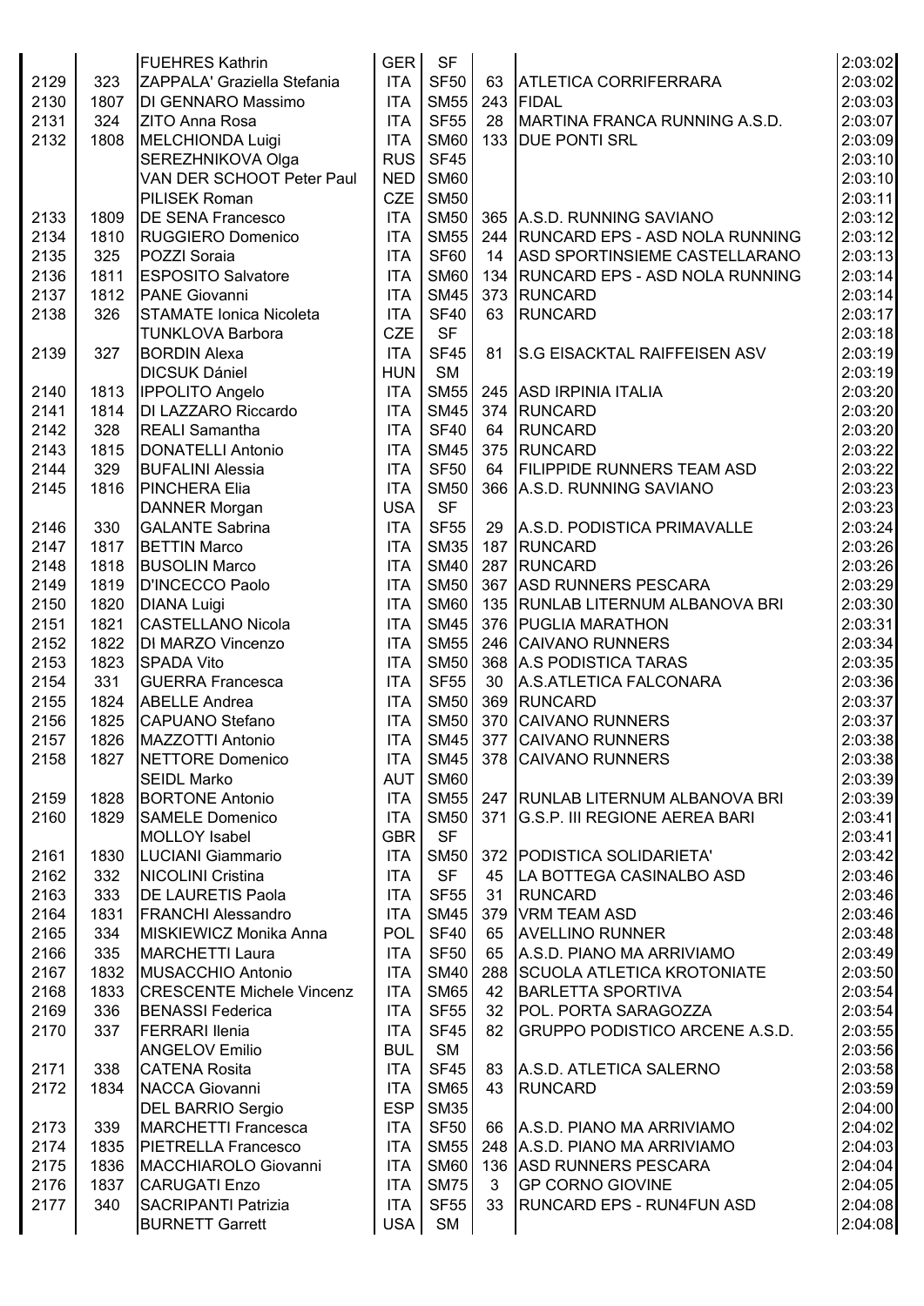| | | | | | | | |
|---|---|---|---|---|---|---|---|
| | | FUEHRES Kathrin | GER | SF | | | 2:03:02 |
| 2129 | 323 | ZAPPALA' Graziella Stefania | ITA | SF50 | 63 | ATLETICA CORRIFERRARA | 2:03:02 |
| 2130 | 1807 | DI GENNARO Massimo | ITA | SM55 | 243 | FIDAL | 2:03:03 |
| 2131 | 324 | ZITO Anna Rosa | ITA | SF55 | 28 | MARTINA FRANCA RUNNING A.S.D. | 2:03:07 |
| 2132 | 1808 | MELCHIONDA Luigi | ITA | SM60 | 133 | DUE PONTI SRL | 2:03:09 |
| | | SEREZHNIKOVA Olga | RUS | SF45 | | | 2:03:10 |
| | | VAN DER SCHOOT Peter Paul | NED | SM60 | | | 2:03:10 |
| | | PILISEK Roman | CZE | SM50 | | | 2:03:11 |
| 2133 | 1809 | DE SENA Francesco | ITA | SM50 | 365 | A.S.D. RUNNING SAVIANO | 2:03:12 |
| 2134 | 1810 | RUGGIERO Domenico | ITA | SM55 | 244 | RUNCARD EPS - ASD NOLA RUNNING | 2:03:12 |
| 2135 | 325 | POZZI Soraia | ITA | SF60 | 14 | ASD SPORTINSIEME CASTELLARANO | 2:03:13 |
| 2136 | 1811 | ESPOSITO Salvatore | ITA | SM60 | 134 | RUNCARD EPS - ASD NOLA RUNNING | 2:03:14 |
| 2137 | 1812 | PANE Giovanni | ITA | SM45 | 373 | RUNCARD | 2:03:14 |
| 2138 | 326 | STAMATE Ionica Nicoleta | ITA | SF40 | 63 | RUNCARD | 2:03:17 |
| | | TUNKLOVA Barbora | CZE | SF | | | 2:03:18 |
| 2139 | 327 | BORDIN Alexa | ITA | SF45 | 81 | S.G EISACKTAL RAIFFEISEN ASV | 2:03:19 |
| | | DICSUK Dániel | HUN | SM | | | 2:03:19 |
| 2140 | 1813 | IPPOLITO Angelo | ITA | SM55 | 245 | ASD IRPINIA ITALIA | 2:03:20 |
| 2141 | 1814 | DI LAZZARO Riccardo | ITA | SM45 | 374 | RUNCARD | 2:03:20 |
| 2142 | 328 | REALI Samantha | ITA | SF40 | 64 | RUNCARD | 2:03:20 |
| 2143 | 1815 | DONATELLI Antonio | ITA | SM45 | 375 | RUNCARD | 2:03:22 |
| 2144 | 329 | BUFALINI Alessia | ITA | SF50 | 64 | FILIPPIDE RUNNERS TEAM ASD | 2:03:22 |
| 2145 | 1816 | PINCHERA Elia | ITA | SM50 | 366 | A.S.D. RUNNING SAVIANO | 2:03:23 |
| | | DANNER Morgan | USA | SF | | | 2:03:23 |
| 2146 | 330 | GALANTE Sabrina | ITA | SF55 | 29 | A.S.D. PODISTICA PRIMAVALLE | 2:03:24 |
| 2147 | 1817 | BETTIN Marco | ITA | SM35 | 187 | RUNCARD | 2:03:26 |
| 2148 | 1818 | BUSOLIN Marco | ITA | SM40 | 287 | RUNCARD | 2:03:26 |
| 2149 | 1819 | D'INCECCO Paolo | ITA | SM50 | 367 | ASD RUNNERS PESCARA | 2:03:29 |
| 2150 | 1820 | DIANA Luigi | ITA | SM60 | 135 | RUNLAB LITERNUM ALBANOVA BRI | 2:03:30 |
| 2151 | 1821 | CASTELLANO Nicola | ITA | SM45 | 376 | PUGLIA MARATHON | 2:03:31 |
| 2152 | 1822 | DI MARZO Vincenzo | ITA | SM55 | 246 | CAIVANO RUNNERS | 2:03:34 |
| 2153 | 1823 | SPADA Vito | ITA | SM50 | 368 | A.S PODISTICA TARAS | 2:03:35 |
| 2154 | 331 | GUERRA Francesca | ITA | SF55 | 30 | A.S.ATLETICA FALCONARA | 2:03:36 |
| 2155 | 1824 | ABELLE Andrea | ITA | SM50 | 369 | RUNCARD | 2:03:37 |
| 2156 | 1825 | CAPUANO Stefano | ITA | SM50 | 370 | CAIVANO RUNNERS | 2:03:37 |
| 2157 | 1826 | MAZZOTTI Antonio | ITA | SM45 | 377 | CAIVANO RUNNERS | 2:03:38 |
| 2158 | 1827 | NETTORE Domenico | ITA | SM45 | 378 | CAIVANO RUNNERS | 2:03:38 |
| | | SEIDL Marko | AUT | SM60 | | | 2:03:39 |
| 2159 | 1828 | BORTONE Antonio | ITA | SM55 | 247 | RUNLAB LITERNUM ALBANOVA BRI | 2:03:39 |
| 2160 | 1829 | SAMELE Domenico | ITA | SM50 | 371 | G.S.P. III REGIONE AEREA BARI | 2:03:41 |
| | | MOLLOY Isabel | GBR | SF | | | 2:03:41 |
| 2161 | 1830 | LUCIANI Giammario | ITA | SM50 | 372 | PODISTICA SOLIDARIETA' | 2:03:42 |
| 2162 | 332 | NICOLINI Cristina | ITA | SF | 45 | LA BOTTEGA CASINALBO ASD | 2:03:46 |
| 2163 | 333 | DE LAURETIS Paola | ITA | SF55 | 31 | RUNCARD | 2:03:46 |
| 2164 | 1831 | FRANCHI Alessandro | ITA | SM45 | 379 | VRM TEAM ASD | 2:03:46 |
| 2165 | 334 | MISKIEWICZ Monika Anna | POL | SF40 | 65 | AVELLINO RUNNER | 2:03:48 |
| 2166 | 335 | MARCHETTI Laura | ITA | SF50 | 65 | A.S.D. PIANO MA ARRIVIAMO | 2:03:49 |
| 2167 | 1832 | MUSACCHIO Antonio | ITA | SM40 | 288 | SCUOLA ATLETICA KROTONIATE | 2:03:50 |
| 2168 | 1833 | CRESCENTE Michele Vincenz | ITA | SM65 | 42 | BARLETTA SPORTIVA | 2:03:54 |
| 2169 | 336 | BENASSI Federica | ITA | SF55 | 32 | POL. PORTA SARAGOZZA | 2:03:54 |
| 2170 | 337 | FERRARI Ilenia | ITA | SF45 | 82 | GRUPPO PODISTICO ARCENE A.S.D. | 2:03:55 |
| | | ANGELOV Emilio | BUL | SM | | | 2:03:56 |
| 2171 | 338 | CATENA Rosita | ITA | SF45 | 83 | A.S.D. ATLETICA SALERNO | 2:03:58 |
| 2172 | 1834 | NACCA Giovanni | ITA | SM65 | 43 | RUNCARD | 2:03:59 |
| | | DEL BARRIO Sergio | ESP | SM35 | | | 2:04:00 |
| 2173 | 339 | MARCHETTI Francesca | ITA | SF50 | 66 | A.S.D. PIANO MA ARRIVIAMO | 2:04:02 |
| 2174 | 1835 | PIETRELLA Francesco | ITA | SM55 | 248 | A.S.D. PIANO MA ARRIVIAMO | 2:04:03 |
| 2175 | 1836 | MACCHIAROLO Giovanni | ITA | SM60 | 136 | ASD RUNNERS PESCARA | 2:04:04 |
| 2176 | 1837 | CARUGATI Enzo | ITA | SM75 | 3 | GP CORNO GIOVINE | 2:04:05 |
| 2177 | 340 | SACRIPANTI Patrizia | ITA | SF55 | 33 | RUNCARD EPS - RUN4FUN ASD | 2:04:08 |
| | | BURNETT Garrett | USA | SM | | | 2:04:08 |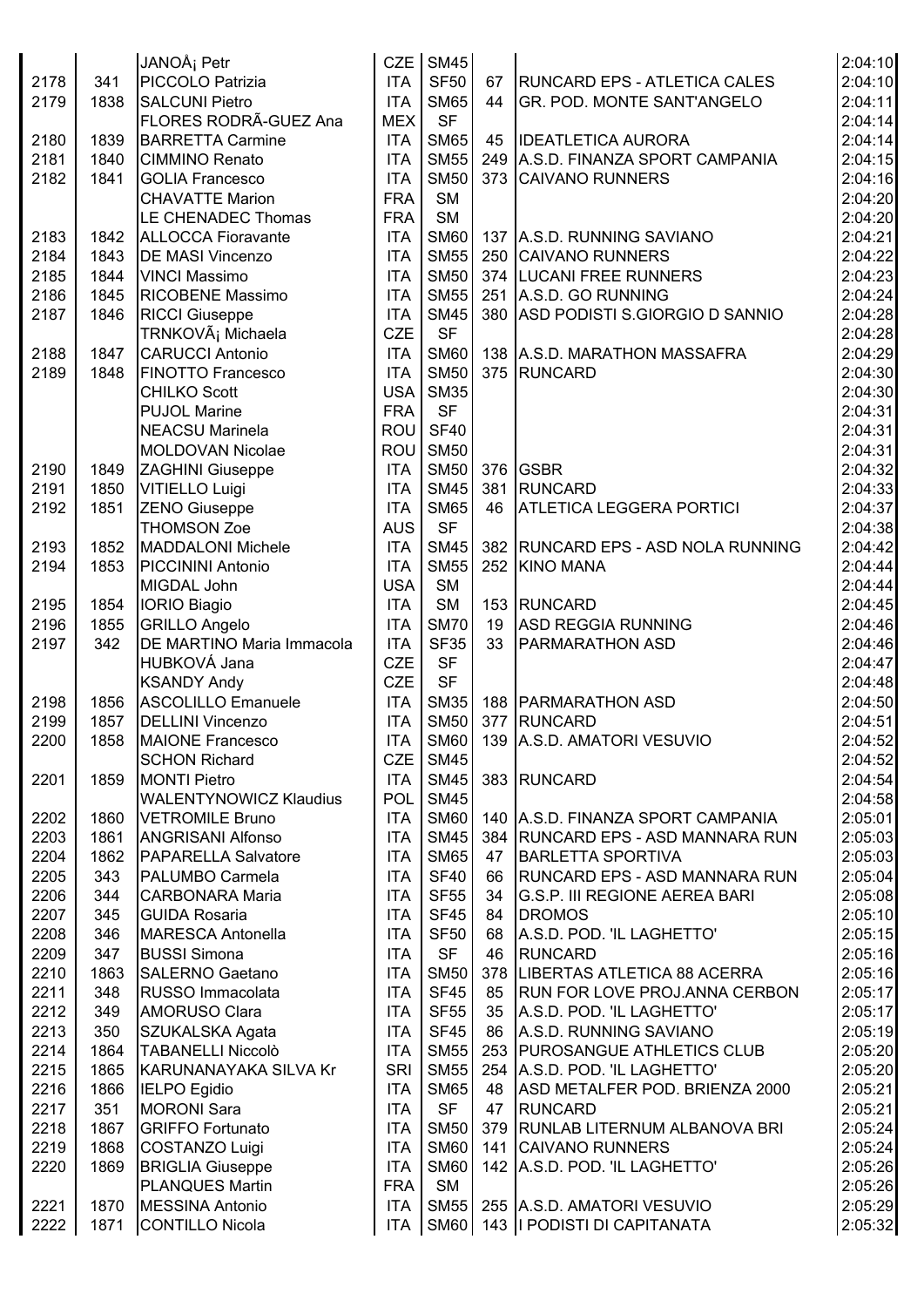| | | | | | | | |
|---|---|---|---|---|---|---|---|
| | | JANOÅ¡ Petr | CZE | SM45 | | | 2:04:10 |
| 2178 | 341 | PICCOLO Patrizia | ITA | SF50 | 67 | RUNCARD EPS - ATLETICA CALES | 2:04:10 |
| 2179 | 1838 | SALCUNI Pietro | ITA | SM65 | 44 | GR. POD. MONTE SANT'ANGELO | 2:04:11 |
| | | FLORES RODRÃ-GUEZ Ana | MEX | SF | | | 2:04:14 |
| 2180 | 1839 | BARRETTA Carmine | ITA | SM65 | 45 | IDEATLETICA AURORA | 2:04:14 |
| 2181 | 1840 | CIMMINO Renato | ITA | SM55 | 249 | A.S.D. FINANZA SPORT CAMPANIA | 2:04:15 |
| 2182 | 1841 | GOLIA Francesco | ITA | SM50 | 373 | CAIVANO RUNNERS | 2:04:16 |
| | | CHAVATTE Marion | FRA | SM | | | 2:04:20 |
| | | LE CHENADEC Thomas | FRA | SM | | | 2:04:20 |
| 2183 | 1842 | ALLOCCA Fioravante | ITA | SM60 | 137 | A.S.D. RUNNING SAVIANO | 2:04:21 |
| 2184 | 1843 | DE MASI Vincenzo | ITA | SM55 | 250 | CAIVANO RUNNERS | 2:04:22 |
| 2185 | 1844 | VINCI Massimo | ITA | SM50 | 374 | LUCANI FREE RUNNERS | 2:04:23 |
| 2186 | 1845 | RICOBENE Massimo | ITA | SM55 | 251 | A.S.D. GO RUNNING | 2:04:24 |
| 2187 | 1846 | RICCI Giuseppe | ITA | SM45 | 380 | ASD PODISTI S.GIORGIO D SANNIO | 2:04:28 |
| | | TRNKOVÃ¡ Michaela | CZE | SF | | | 2:04:28 |
| 2188 | 1847 | CARUCCI Antonio | ITA | SM60 | 138 | A.S.D. MARATHON MASSAFRA | 2:04:29 |
| 2189 | 1848 | FINOTTO Francesco | ITA | SM50 | 375 | RUNCARD | 2:04:30 |
| | | CHILKO Scott | USA | SM35 | | | 2:04:30 |
| | | PUJOL Marine | FRA | SF | | | 2:04:31 |
| | | NEACSU Marinela | ROU | SF40 | | | 2:04:31 |
| | | MOLDOVAN Nicolae | ROU | SM50 | | | 2:04:31 |
| 2190 | 1849 | ZAGHINI Giuseppe | ITA | SM50 | 376 | GSBR | 2:04:32 |
| 2191 | 1850 | VITIELLO Luigi | ITA | SM45 | 381 | RUNCARD | 2:04:33 |
| 2192 | 1851 | ZENO Giuseppe | ITA | SM65 | 46 | ATLETICA LEGGERA PORTICI | 2:04:37 |
| | | THOMSON Zoe | AUS | SF | | | 2:04:38 |
| 2193 | 1852 | MADDALONI Michele | ITA | SM45 | 382 | RUNCARD EPS - ASD NOLA RUNNING | 2:04:42 |
| 2194 | 1853 | PICCININI Antonio | ITA | SM55 | 252 | KINO MANA | 2:04:44 |
| | | MIGDAL John | USA | SM | | | 2:04:44 |
| 2195 | 1854 | IORIO Biagio | ITA | SM | 153 | RUNCARD | 2:04:45 |
| 2196 | 1855 | GRILLO Angelo | ITA | SM70 | 19 | ASD REGGIA RUNNING | 2:04:46 |
| 2197 | 342 | DE MARTINO Maria Immacola | ITA | SF35 | 33 | PARMARATHON ASD | 2:04:46 |
| | | HUBKOVÁ Jana | CZE | SF | | | 2:04:47 |
| | | KSANDY Andy | CZE | SF | | | 2:04:48 |
| 2198 | 1856 | ASCOLILLO Emanuele | ITA | SM35 | 188 | PARMARATHON ASD | 2:04:50 |
| 2199 | 1857 | DELLINI Vincenzo | ITA | SM50 | 377 | RUNCARD | 2:04:51 |
| 2200 | 1858 | MAIONE Francesco | ITA | SM60 | 139 | A.S.D. AMATORI VESUVIO | 2:04:52 |
| | | SCHON Richard | CZE | SM45 | | | 2:04:52 |
| 2201 | 1859 | MONTI Pietro | ITA | SM45 | 383 | RUNCARD | 2:04:54 |
| | | WALENTYNOWICZ Klaudius | POL | SM45 | | | 2:04:58 |
| 2202 | 1860 | VETROMILE Bruno | ITA | SM60 | 140 | A.S.D. FINANZA SPORT CAMPANIA | 2:05:01 |
| 2203 | 1861 | ANGRISANI Alfonso | ITA | SM45 | 384 | RUNCARD EPS - ASD MANNARA RUN | 2:05:03 |
| 2204 | 1862 | PAPARELLA Salvatore | ITA | SM65 | 47 | BARLETTA SPORTIVA | 2:05:03 |
| 2205 | 343 | PALUMBO Carmela | ITA | SF40 | 66 | RUNCARD EPS - ASD MANNARA RUN | 2:05:04 |
| 2206 | 344 | CARBONARA Maria | ITA | SF55 | 34 | G.S.P. III REGIONE AEREA BARI | 2:05:08 |
| 2207 | 345 | GUIDA Rosaria | ITA | SF45 | 84 | DROMOS | 2:05:10 |
| 2208 | 346 | MARESCA Antonella | ITA | SF50 | 68 | A.S.D. POD. 'IL LAGHETTO' | 2:05:15 |
| 2209 | 347 | BUSSI Simona | ITA | SF | 46 | RUNCARD | 2:05:16 |
| 2210 | 1863 | SALERNO Gaetano | ITA | SM50 | 378 | LIBERTAS ATLETICA 88 ACERRA | 2:05:16 |
| 2211 | 348 | RUSSO Immacolata | ITA | SF45 | 85 | RUN FOR LOVE PROJ.ANNA CERBON | 2:05:17 |
| 2212 | 349 | AMORUSO Clara | ITA | SF55 | 35 | A.S.D. POD. 'IL LAGHETTO' | 2:05:17 |
| 2213 | 350 | SZUKALSKA Agata | ITA | SF45 | 86 | A.S.D. RUNNING SAVIANO | 2:05:19 |
| 2214 | 1864 | TABANELLI Niccolò | ITA | SM55 | 253 | PUROSANGUE ATHLETICS CLUB | 2:05:20 |
| 2215 | 1865 | KARUNANAYAKA SILVA Kr | SRI | SM55 | 254 | A.S.D. POD. 'IL LAGHETTO' | 2:05:20 |
| 2216 | 1866 | IELPO Egidio | ITA | SM65 | 48 | ASD METALFER POD. BRIENZA 2000 | 2:05:21 |
| 2217 | 351 | MORONI Sara | ITA | SF | 47 | RUNCARD | 2:05:21 |
| 2218 | 1867 | GRIFFO Fortunato | ITA | SM50 | 379 | RUNLAB LITERNUM ALBANOVA BRI | 2:05:24 |
| 2219 | 1868 | COSTANZO Luigi | ITA | SM60 | 141 | CAIVANO RUNNERS | 2:05:24 |
| 2220 | 1869 | BRIGLIA Giuseppe | ITA | SM60 | 142 | A.S.D. POD. 'IL LAGHETTO' | 2:05:26 |
| | | PLANQUES Martin | FRA | SM | | | 2:05:26 |
| 2221 | 1870 | MESSINA Antonio | ITA | SM55 | 255 | A.S.D. AMATORI VESUVIO | 2:05:29 |
| 2222 | 1871 | CONTILLO Nicola | ITA | SM60 | 143 | I PODISTI DI CAPITANATA | 2:05:32 |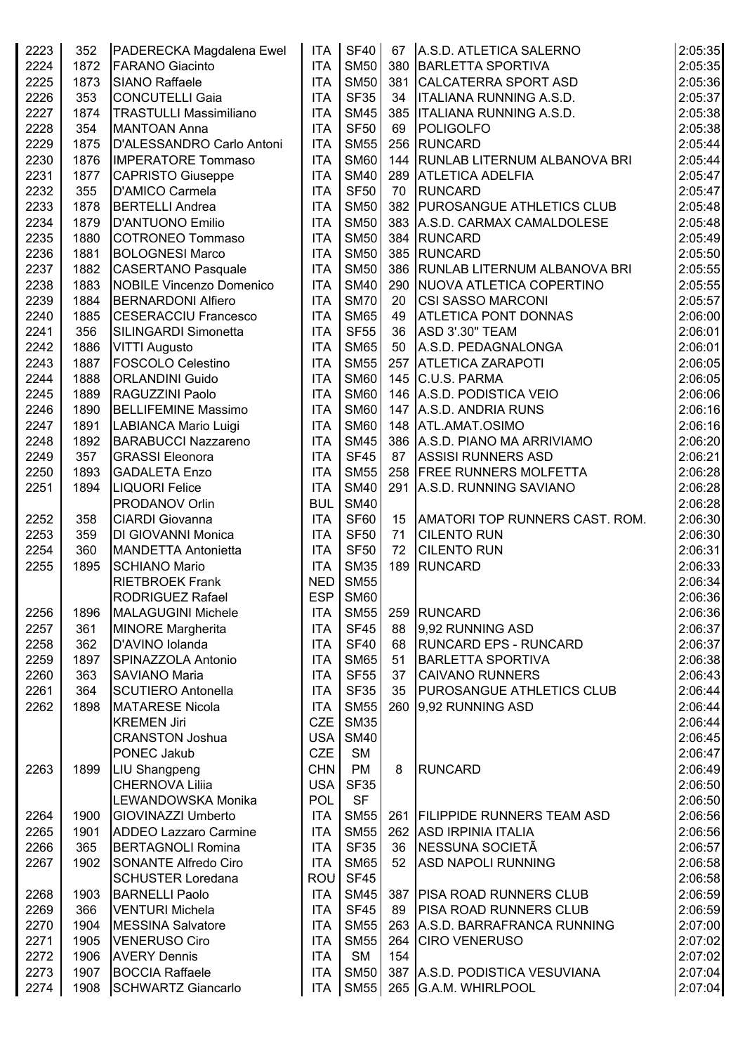| | | | | | | | | |
|---|---|---|---|---|---|---|---|---|
| 2223 | 352 | PADERECKA Magdalena Ewel | ITA | SF40 | 67 | A.S.D. ATLETICA SALERNO | 2:05:35 |
| 2224 | 1872 | FARANO Giacinto | ITA | SM50 | 380 | BARLETTA SPORTIVA | 2:05:35 |
| 2225 | 1873 | SIANO Raffaele | ITA | SM50 | 381 | CALCATERRA SPORT ASD | 2:05:36 |
| 2226 | 353 | CONCUTELLI Gaia | ITA | SF35 | 34 | ITALIANA RUNNING A.S.D. | 2:05:37 |
| 2227 | 1874 | TRASTULLI Massimiliano | ITA | SM45 | 385 | ITALIANA RUNNING A.S.D. | 2:05:38 |
| 2228 | 354 | MANTOAN Anna | ITA | SF50 | 69 | POLIGOLFO | 2:05:38 |
| 2229 | 1875 | D'ALESSANDRO Carlo Antoni | ITA | SM55 | 256 | RUNCARD | 2:05:44 |
| 2230 | 1876 | IMPERATORE Tommaso | ITA | SM60 | 144 | RUNLAB LITERNUM ALBANOVA BRI | 2:05:44 |
| 2231 | 1877 | CAPRISTO Giuseppe | ITA | SM40 | 289 | ATLETICA ADELFIA | 2:05:47 |
| 2232 | 355 | D'AMICO Carmela | ITA | SF50 | 70 | RUNCARD | 2:05:47 |
| 2233 | 1878 | BERTELLI Andrea | ITA | SM50 | 382 | PUROSANGUE ATHLETICS CLUB | 2:05:48 |
| 2234 | 1879 | D'ANTUONO Emilio | ITA | SM50 | 383 | A.S.D. CARMAX CAMALDOLESE | 2:05:48 |
| 2235 | 1880 | COTRONEO Tommaso | ITA | SM50 | 384 | RUNCARD | 2:05:49 |
| 2236 | 1881 | BOLOGNESI Marco | ITA | SM50 | 385 | RUNCARD | 2:05:50 |
| 2237 | 1882 | CASERTANO Pasquale | ITA | SM50 | 386 | RUNLAB LITERNUM ALBANOVA BRI | 2:05:55 |
| 2238 | 1883 | NOBILE Vincenzo Domenico | ITA | SM40 | 290 | NUOVA ATLETICA COPERTINO | 2:05:55 |
| 2239 | 1884 | BERNARDONI Alfiero | ITA | SM70 | 20 | CSI SASSO MARCONI | 2:05:57 |
| 2240 | 1885 | CESERACCIU Francesco | ITA | SM65 | 49 | ATLETICA PONT DONNAS | 2:06:00 |
| 2241 | 356 | SILINGARDI Simonetta | ITA | SF55 | 36 | ASD 3'.30" TEAM | 2:06:01 |
| 2242 | 1886 | VITTI Augusto | ITA | SM65 | 50 | A.S.D. PEDAGNALONGA | 2:06:01 |
| 2243 | 1887 | FOSCOLO Celestino | ITA | SM55 | 257 | ATLETICA ZARAPOTI | 2:06:05 |
| 2244 | 1888 | ORLANDINI Guido | ITA | SM60 | 145 | C.U.S. PARMA | 2:06:05 |
| 2245 | 1889 | RAGUZZINI Paolo | ITA | SM60 | 146 | A.S.D. PODISTICA VEIO | 2:06:06 |
| 2246 | 1890 | BELLIFEMINE Massimo | ITA | SM60 | 147 | A.S.D. ANDRIA RUNS | 2:06:16 |
| 2247 | 1891 | LABIANCA Mario Luigi | ITA | SM60 | 148 | ATL.AMAT.OSIMO | 2:06:16 |
| 2248 | 1892 | BARABUCCI Nazzareno | ITA | SM45 | 386 | A.S.D. PIANO MA ARRIVIAMO | 2:06:20 |
| 2249 | 357 | GRASSI Eleonora | ITA | SF45 | 87 | ASSISI RUNNERS ASD | 2:06:21 |
| 2250 | 1893 | GADALETA Enzo | ITA | SM55 | 258 | FREE RUNNERS MOLFETTA | 2:06:28 |
| 2251 | 1894 | LIQUORI Felice | ITA | SM40 | 291 | A.S.D. RUNNING SAVIANO | 2:06:28 |
| | | PRODANOV Orlin | BUL | SM40 | | | 2:06:28 |
| 2252 | 358 | CIARDI Giovanna | ITA | SF60 | 15 | AMATORI TOP RUNNERS CAST. ROM. | 2:06:30 |
| 2253 | 359 | DI GIOVANNI Monica | ITA | SF50 | 71 | CILENTO RUN | 2:06:30 |
| 2254 | 360 | MANDETTA Antonietta | ITA | SF50 | 72 | CILENTO RUN | 2:06:31 |
| 2255 | 1895 | SCHIANO Mario | ITA | SM35 | 189 | RUNCARD | 2:06:33 |
| | | RIETBROEK Frank | NED | SM55 | | | 2:06:34 |
| | | RODRIGUEZ Rafael | ESP | SM60 | | | 2:06:36 |
| 2256 | 1896 | MALAGUGINI Michele | ITA | SM55 | 259 | RUNCARD | 2:06:36 |
| 2257 | 361 | MINORE Margherita | ITA | SF45 | 88 | 9,92 RUNNING ASD | 2:06:37 |
| 2258 | 362 | D'AVINO Iolanda | ITA | SF40 | 68 | RUNCARD EPS - RUNCARD | 2:06:37 |
| 2259 | 1897 | SPINAZZOLA Antonio | ITA | SM65 | 51 | BARLETTA SPORTIVA | 2:06:38 |
| 2260 | 363 | SAVIANO Maria | ITA | SF55 | 37 | CAIVANO RUNNERS | 2:06:43 |
| 2261 | 364 | SCUTIERO Antonella | ITA | SF35 | 35 | PUROSANGUE ATHLETICS CLUB | 2:06:44 |
| 2262 | 1898 | MATARESE Nicola | ITA | SM55 | 260 | 9,92 RUNNING ASD | 2:06:44 |
| | | KREMEN Jiri | CZE | SM35 | | | 2:06:44 |
| | | CRANSTON Joshua | USA | SM40 | | | 2:06:45 |
| | | PONEC Jakub | CZE | SM | | | 2:06:47 |
| 2263 | 1899 | LIU Shangpeng | CHN | PM | 8 | RUNCARD | 2:06:49 |
| | | CHERNOVA Liliia | USA | SF35 | | | 2:06:50 |
| | | LEWANDOWSKA Monika | POL | SF | | | 2:06:50 |
| 2264 | 1900 | GIOVINAZZI Umberto | ITA | SM55 | 261 | FILIPPIDE RUNNERS TEAM ASD | 2:06:56 |
| 2265 | 1901 | ADDEO Lazzaro Carmine | ITA | SM55 | 262 | ASD IRPINIA ITALIA | 2:06:56 |
| 2266 | 365 | BERTAGNOLI Romina | ITA | SF35 | 36 | NESSUNA SOCIETÃ | 2:06:57 |
| 2267 | 1902 | SONANTE Alfredo Ciro | ITA | SM65 | 52 | ASD NAPOLI RUNNING | 2:06:58 |
| | | SCHUSTER Loredana | ROU | SF45 | | | 2:06:58 |
| 2268 | 1903 | BARNELLI Paolo | ITA | SM45 | 387 | PISA ROAD RUNNERS CLUB | 2:06:59 |
| 2269 | 366 | VENTURI Michela | ITA | SF45 | 89 | PISA ROAD RUNNERS CLUB | 2:06:59 |
| 2270 | 1904 | MESSINA Salvatore | ITA | SM55 | 263 | A.S.D. BARRAFRANCA RUNNING | 2:07:00 |
| 2271 | 1905 | VENERUSO Ciro | ITA | SM55 | 264 | CIRO VENERUSO | 2:07:02 |
| 2272 | 1906 | AVERY Dennis | ITA | SM | 154 | | 2:07:02 |
| 2273 | 1907 | BOCCIA Raffaele | ITA | SM50 | 387 | A.S.D. PODISTICA VESUVIANA | 2:07:04 |
| 2274 | 1908 | SCHWARTZ Giancarlo | ITA | SM55 | 265 | G.A.M. WHIRLPOOL | 2:07:04 |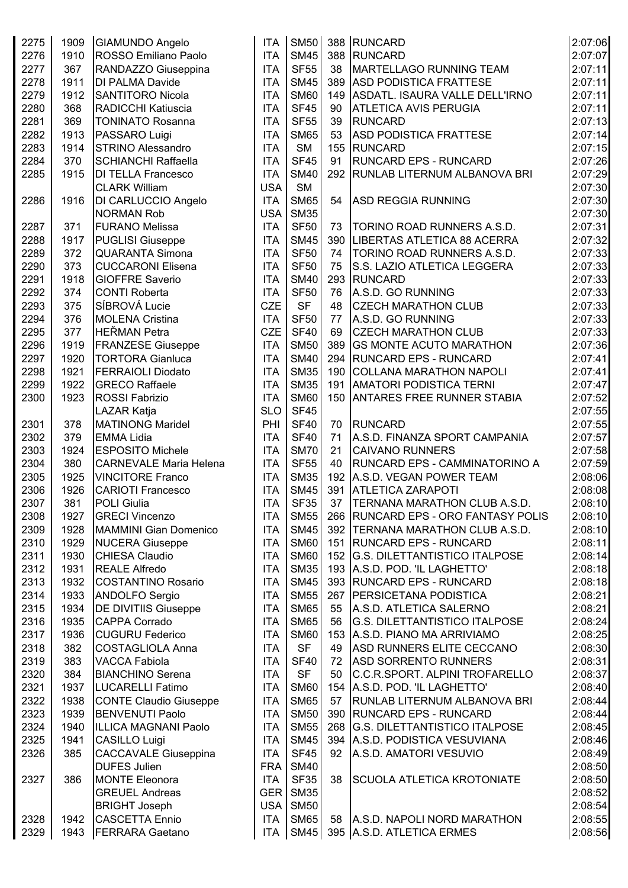| | | | | | | | |
|---|---|---|---|---|---|---|---|
| 2275 | 1909 | GIAMUNDO Angelo | ITA | SM50 | 388 | RUNCARD | 2:07:06 |
| 2276 | 1910 | ROSSO Emiliano Paolo | ITA | SM45 | 388 | RUNCARD | 2:07:07 |
| 2277 | 367 | RANDAZZO Giuseppina | ITA | SF55 | 38 | MARTELLAGO RUNNING TEAM | 2:07:11 |
| 2278 | 1911 | DI PALMA Davide | ITA | SM45 | 389 | ASD PODISTICA FRATTESE | 2:07:11 |
| 2279 | 1912 | SANTITORO Nicola | ITA | SM60 | 149 | ASDATL. ISAURA VALLE DELL'IRNO | 2:07:11 |
| 2280 | 368 | RADICCHI Katiuscia | ITA | SF45 | 90 | ATLETICA AVIS PERUGIA | 2:07:11 |
| 2281 | 369 | TONINATO Rosanna | ITA | SF55 | 39 | RUNCARD | 2:07:13 |
| 2282 | 1913 | PASSARO Luigi | ITA | SM65 | 53 | ASD PODISTICA FRATTESE | 2:07:14 |
| 2283 | 1914 | STRINO Alessandro | ITA | SM | 155 | RUNCARD | 2:07:15 |
| 2284 | 370 | SCHIANCHI Raffaella | ITA | SF45 | 91 | RUNCARD EPS - RUNCARD | 2:07:26 |
| 2285 | 1915 | DI TELLA Francesco | ITA | SM40 | 292 | RUNLAB LITERNUM ALBANOVA BRI | 2:07:29 |
| | | CLARK William | USA | SM | | | 2:07:30 |
| 2286 | 1916 | DI CARLUCCIO Angelo | ITA | SM65 | 54 | ASD REGGIA RUNNING | 2:07:30 |
| | | NORMAN Rob | USA | SM35 | | | 2:07:30 |
| 2287 | 371 | FURANO Melissa | ITA | SF50 | 73 | TORINO ROAD RUNNERS A.S.D. | 2:07:31 |
| 2288 | 1917 | PUGLISI Giuseppe | ITA | SM45 | 390 | LIBERTAS ATLETICA 88 ACERRA | 2:07:32 |
| 2289 | 372 | QUARANTA Simona | ITA | SF50 | 74 | TORINO ROAD RUNNERS A.S.D. | 2:07:33 |
| 2290 | 373 | CUCCARONI Elisena | ITA | SF50 | 75 | S.S. LAZIO ATLETICA LEGGERA | 2:07:33 |
| 2291 | 1918 | GIOFFRE Saverio | ITA | SM40 | 293 | RUNCARD | 2:07:33 |
| 2292 | 374 | CONTI Roberta | ITA | SF50 | 76 | A.S.D. GO RUNNING | 2:07:33 |
| 2293 | 375 | SÍBROVÁ Lucie | CZE | SF | 48 | CZECH MARATHON CLUB | 2:07:33 |
| 2294 | 376 | MOLENA Cristina | ITA | SF50 | 77 | A.S.D. GO RUNNING | 2:07:33 |
| 2295 | 377 | HEŘMAN Petra | CZE | SF40 | 69 | CZECH MARATHON CLUB | 2:07:33 |
| 2296 | 1919 | FRANZESE Giuseppe | ITA | SM50 | 389 | GS MONTE ACUTO MARATHON | 2:07:36 |
| 2297 | 1920 | TORTORA Gianluca | ITA | SM40 | 294 | RUNCARD EPS - RUNCARD | 2:07:41 |
| 2298 | 1921 | FERRAIOLI Diodato | ITA | SM35 | 190 | COLLANA MARATHON NAPOLI | 2:07:41 |
| 2299 | 1922 | GRECO Raffaele | ITA | SM35 | 191 | AMATORI PODISTICA TERNI | 2:07:47 |
| 2300 | 1923 | ROSSI Fabrizio | ITA | SM60 | 150 | ANTARES FREE RUNNER STABIA | 2:07:52 |
| | | LAZAR Katja | SLO | SF45 | | | 2:07:55 |
| 2301 | 378 | MATINONG Maridel | PHI | SF40 | 70 | RUNCARD | 2:07:55 |
| 2302 | 379 | EMMA Lidia | ITA | SF40 | 71 | A.S.D. FINANZA SPORT CAMPANIA | 2:07:57 |
| 2303 | 1924 | ESPOSITO Michele | ITA | SM70 | 21 | CAIVANO RUNNERS | 2:07:58 |
| 2304 | 380 | CARNEVALE Maria Helena | ITA | SF55 | 40 | RUNCARD EPS - CAMMINATORINO A | 2:07:59 |
| 2305 | 1925 | VINCITORE Franco | ITA | SM35 | 192 | A.S.D. VEGAN POWER TEAM | 2:08:06 |
| 2306 | 1926 | CARIOTI Francesco | ITA | SM45 | 391 | ATLETICA ZARAPOTI | 2:08:08 |
| 2307 | 381 | POLI Giulia | ITA | SF35 | 37 | TERNANA MARATHON CLUB A.S.D. | 2:08:10 |
| 2308 | 1927 | GRECI Vincenzo | ITA | SM55 | 266 | RUNCARD EPS - ORO FANTASY POLIS | 2:08:10 |
| 2309 | 1928 | MAMMINI Gian Domenico | ITA | SM45 | 392 | TERNANA MARATHON CLUB A.S.D. | 2:08:10 |
| 2310 | 1929 | NUCERA Giuseppe | ITA | SM60 | 151 | RUNCARD EPS - RUNCARD | 2:08:11 |
| 2311 | 1930 | CHIESA Claudio | ITA | SM60 | 152 | G.S. DILETTANTISTICO ITALPOSE | 2:08:14 |
| 2312 | 1931 | REALE Alfredo | ITA | SM35 | 193 | A.S.D. POD. 'IL LAGHETTO' | 2:08:18 |
| 2313 | 1932 | COSTANTINO Rosario | ITA | SM45 | 393 | RUNCARD EPS - RUNCARD | 2:08:18 |
| 2314 | 1933 | ANDOLFO Sergio | ITA | SM55 | 267 | PERSICETANA PODISTICA | 2:08:21 |
| 2315 | 1934 | DE DIVITIIS Giuseppe | ITA | SM65 | 55 | A.S.D. ATLETICA SALERNO | 2:08:21 |
| 2316 | 1935 | CAPPA Corrado | ITA | SM65 | 56 | G.S. DILETTANTISTICO ITALPOSE | 2:08:24 |
| 2317 | 1936 | CUGURU Federico | ITA | SM60 | 153 | A.S.D. PIANO MA ARRIVIAMO | 2:08:25 |
| 2318 | 382 | COSTAGLIOLA Anna | ITA | SF | 49 | ASD RUNNERS ELITE CECCANO | 2:08:30 |
| 2319 | 383 | VACCA Fabiola | ITA | SF40 | 72 | ASD SORRENTO RUNNERS | 2:08:31 |
| 2320 | 384 | BIANCHINO Serena | ITA | SF | 50 | C.C.R.SPORT. ALPINI TROFARELLO | 2:08:37 |
| 2321 | 1937 | LUCARELLI Fatimo | ITA | SM60 | 154 | A.S.D. POD. 'IL LAGHETTO' | 2:08:40 |
| 2322 | 1938 | CONTE Claudio Giuseppe | ITA | SM65 | 57 | RUNLAB LITERNUM ALBANOVA BRI | 2:08:44 |
| 2323 | 1939 | BENVENUTI Paolo | ITA | SM50 | 390 | RUNCARD EPS - RUNCARD | 2:08:44 |
| 2324 | 1940 | ILLICA MAGNANI Paolo | ITA | SM55 | 268 | G.S. DILETTANTISTICO ITALPOSE | 2:08:45 |
| 2325 | 1941 | CASILLO Luigi | ITA | SM45 | 394 | A.S.D. PODISTICA VESUVIANA | 2:08:46 |
| 2326 | 385 | CACCAVALE Giuseppina | ITA | SF45 | 92 | A.S.D. AMATORI VESUVIO | 2:08:49 |
| | | DUFES Julien | FRA | SM40 | | | 2:08:50 |
| 2327 | 386 | MONTE Eleonora | ITA | SF35 | 38 | SCUOLA ATLETICA KROTONIATE | 2:08:50 |
| | | GREUEL Andreas | GER | SM35 | | | 2:08:52 |
| | | BRIGHT Joseph | USA | SM50 | | | 2:08:54 |
| 2328 | 1942 | CASCETTA Ennio | ITA | SM65 | 58 | A.S.D. NAPOLI NORD MARATHON | 2:08:55 |
| 2329 | 1943 | FERRARA Gaetano | ITA | SM45 | 395 | A.S.D. ATLETICA ERMES | 2:08:56 |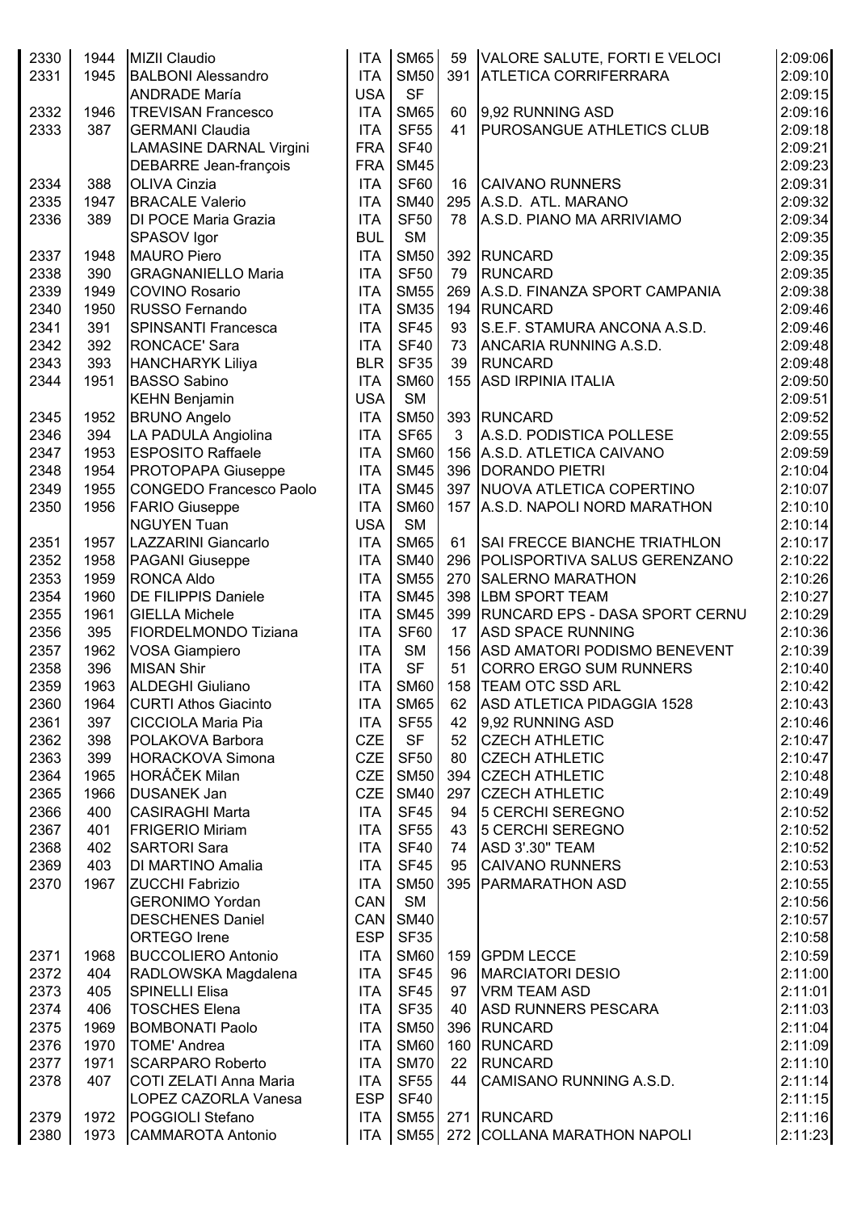| | | | | | | | |
|---|---|---|---|---|---|---|---|
| 2330 | 1944 | MIZII Claudio | ITA | SM65 | 59 | VALORE SALUTE, FORTI E VELOCI | 2:09:06 |
| 2331 | 1945 | BALBONI Alessandro | ITA | SM50 | 391 | ATLETICA CORRIFERRARA | 2:09:10 |
| | | ANDRADE María | USA | SF | | | 2:09:15 |
| 2332 | 1946 | TREVISAN Francesco | ITA | SM65 | 60 | 9,92 RUNNING ASD | 2:09:16 |
| 2333 | 387 | GERMANI Claudia | ITA | SF55 | 41 | PUROSANGUE ATHLETICS CLUB | 2:09:18 |
| | | LAMASINE DARNAL Virgini | FRA | SF40 | | | 2:09:21 |
| | | DEBARRE Jean-françois | FRA | SM45 | | | 2:09:23 |
| 2334 | 388 | OLIVA Cinzia | ITA | SF60 | 16 | CAIVANO RUNNERS | 2:09:31 |
| 2335 | 1947 | BRACALE Valerio | ITA | SM40 | 295 | A.S.D. ATL. MARANO | 2:09:32 |
| 2336 | 389 | DI POCE Maria Grazia | ITA | SF50 | 78 | A.S.D. PIANO MA ARRIVIAMO | 2:09:34 |
| | | SPASOV Igor | BUL | SM | | | 2:09:35 |
| 2337 | 1948 | MAURO Piero | ITA | SM50 | 392 | RUNCARD | 2:09:35 |
| 2338 | 390 | GRAGNANIELLO Maria | ITA | SF50 | 79 | RUNCARD | 2:09:35 |
| 2339 | 1949 | COVINO Rosario | ITA | SM55 | 269 | A.S.D. FINANZA SPORT CAMPANIA | 2:09:38 |
| 2340 | 1950 | RUSSO Fernando | ITA | SM35 | 194 | RUNCARD | 2:09:46 |
| 2341 | 391 | SPINSANTI Francesca | ITA | SF45 | 93 | S.E.F. STAMURA ANCONA A.S.D. | 2:09:46 |
| 2342 | 392 | RONCACE' Sara | ITA | SF40 | 73 | ANCARIA RUNNING A.S.D. | 2:09:48 |
| 2343 | 393 | HANCHARYK Liliya | BLR | SF35 | 39 | RUNCARD | 2:09:48 |
| 2344 | 1951 | BASSO Sabino | ITA | SM60 | 155 | ASD IRPINIA ITALIA | 2:09:50 |
| | | KEHN Benjamin | USA | SM | | | 2:09:51 |
| 2345 | 1952 | BRUNO Angelo | ITA | SM50 | 393 | RUNCARD | 2:09:52 |
| 2346 | 394 | LA PADULA Angiolina | ITA | SF65 | 3 | A.S.D. PODISTICA POLLESE | 2:09:55 |
| 2347 | 1953 | ESPOSITO Raffaele | ITA | SM60 | 156 | A.S.D. ATLETICA CAIVANO | 2:09:59 |
| 2348 | 1954 | PROTOPAPA Giuseppe | ITA | SM45 | 396 | DORANDO PIETRI | 2:10:04 |
| 2349 | 1955 | CONGEDO Francesco Paolo | ITA | SM45 | 397 | NUOVA ATLETICA COPERTINO | 2:10:07 |
| 2350 | 1956 | FARIO Giuseppe | ITA | SM60 | 157 | A.S.D. NAPOLI NORD MARATHON | 2:10:10 |
| | | NGUYEN Tuan | USA | SM | | | 2:10:14 |
| 2351 | 1957 | LAZZARINI Giancarlo | ITA | SM65 | 61 | SAI FRECCE BIANCHE TRIATHLON | 2:10:17 |
| 2352 | 1958 | PAGANI Giuseppe | ITA | SM40 | 296 | POLISPORTIVA SALUS GERENZANO | 2:10:22 |
| 2353 | 1959 | RONCA Aldo | ITA | SM55 | 270 | SALERNO MARATHON | 2:10:26 |
| 2354 | 1960 | DE FILIPPIS Daniele | ITA | SM45 | 398 | LBM SPORT TEAM | 2:10:27 |
| 2355 | 1961 | GIELLA Michele | ITA | SM45 | 399 | RUNCARD EPS - DASA SPORT CERNU | 2:10:29 |
| 2356 | 395 | FIORDELMONDO Tiziana | ITA | SF60 | 17 | ASD SPACE RUNNING | 2:10:36 |
| 2357 | 1962 | VOSA Giampiero | ITA | SM | 156 | ASD AMATORI PODISMO BENEVENT | 2:10:39 |
| 2358 | 396 | MISAN Shir | ITA | SF | 51 | CORRO ERGO SUM RUNNERS | 2:10:40 |
| 2359 | 1963 | ALDEGHI Giuliano | ITA | SM60 | 158 | TEAM OTC SSD ARL | 2:10:42 |
| 2360 | 1964 | CURTI Athos Giacinto | ITA | SM65 | 62 | ASD ATLETICA PIDAGGIA 1528 | 2:10:43 |
| 2361 | 397 | CICCIOLA Maria Pia | ITA | SF55 | 42 | 9,92 RUNNING ASD | 2:10:46 |
| 2362 | 398 | POLAKOVA Barbora | CZE | SF | 52 | CZECH ATHLETIC | 2:10:47 |
| 2363 | 399 | HORACKOVA Simona | CZE | SF50 | 80 | CZECH ATHLETIC | 2:10:47 |
| 2364 | 1965 | HORÁČEK Milan | CZE | SM50 | 394 | CZECH ATHLETIC | 2:10:48 |
| 2365 | 1966 | DUSANEK Jan | CZE | SM40 | 297 | CZECH ATHLETIC | 2:10:49 |
| 2366 | 400 | CASIRAGHI Marta | ITA | SF45 | 94 | 5 CERCHI SEREGNO | 2:10:52 |
| 2367 | 401 | FRIGERIO Miriam | ITA | SF55 | 43 | 5 CERCHI SEREGNO | 2:10:52 |
| 2368 | 402 | SARTORI Sara | ITA | SF40 | 74 | ASD 3'.30" TEAM | 2:10:52 |
| 2369 | 403 | DI MARTINO Amalia | ITA | SF45 | 95 | CAIVANO RUNNERS | 2:10:53 |
| 2370 | 1967 | ZUCCHI Fabrizio | ITA | SM50 | 395 | PARMARATHON ASD | 2:10:55 |
| | | GERONIMO Yordan | CAN | SM | | | 2:10:56 |
| | | DESCHENES Daniel | CAN | SM40 | | | 2:10:57 |
| | | ORTEGO Irene | ESP | SF35 | | | 2:10:58 |
| 2371 | 1968 | BUCCOLIERO Antonio | ITA | SM60 | 159 | GPDM LECCE | 2:10:59 |
| 2372 | 404 | RADLOWSKA Magdalena | ITA | SF45 | 96 | MARCIATORI DESIO | 2:11:00 |
| 2373 | 405 | SPINELLI Elisa | ITA | SF45 | 97 | VRM TEAM ASD | 2:11:01 |
| 2374 | 406 | TOSCHES Elena | ITA | SF35 | 40 | ASD RUNNERS PESCARA | 2:11:03 |
| 2375 | 1969 | BOMBONATI Paolo | ITA | SM50 | 396 | RUNCARD | 2:11:04 |
| 2376 | 1970 | TOME' Andrea | ITA | SM60 | 160 | RUNCARD | 2:11:09 |
| 2377 | 1971 | SCARPARO Roberto | ITA | SM70 | 22 | RUNCARD | 2:11:10 |
| 2378 | 407 | COTI ZELATI Anna Maria | ITA | SF55 | 44 | CAMISANO RUNNING A.S.D. | 2:11:14 |
| | | LOPEZ CAZORLA Vanesa | ESP | SF40 | | | 2:11:15 |
| 2379 | 1972 | POGGIOLI Stefano | ITA | SM55 | 271 | RUNCARD | 2:11:16 |
| 2380 | 1973 | CAMMAROTA Antonio | ITA | SM55 | 272 | COLLANA MARATHON NAPOLI | 2:11:23 |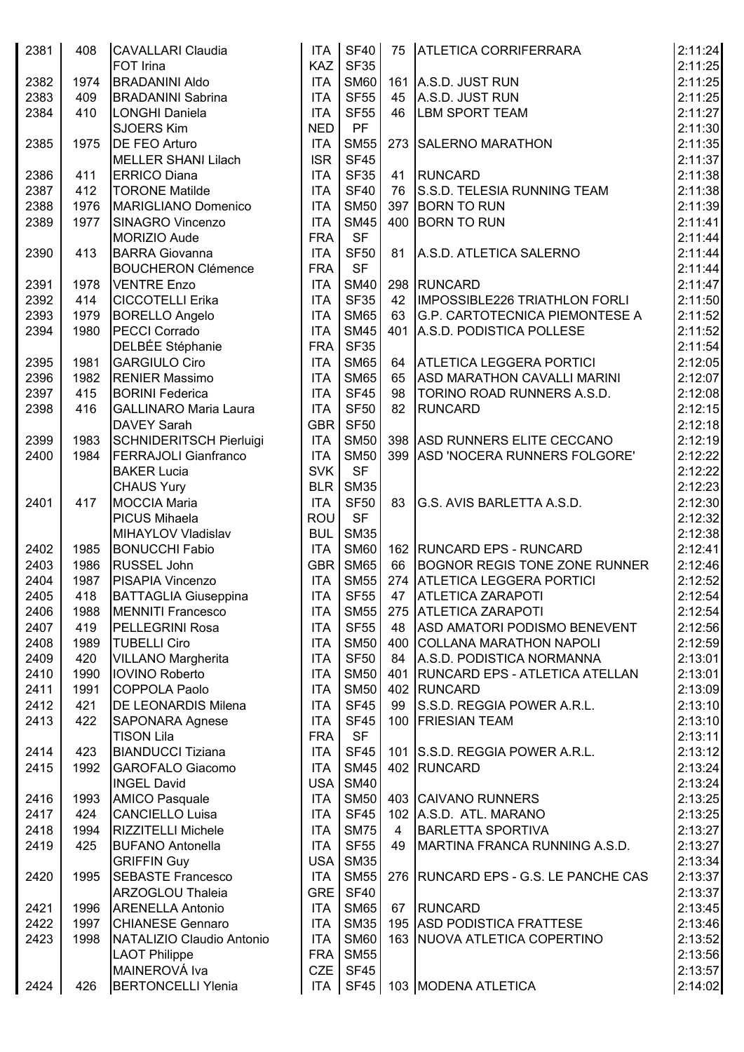| | | | | | | | |
|---|---|---|---|---|---|---|---|
| 2381 | 408 | CAVALLARI Claudia | ITA | SF40 | 75 | ATLETICA CORRIFERRARA | 2:11:24 |
| | | FOT Irina | KAZ | SF35 | | | 2:11:25 |
| 2382 | 1974 | BRADANINI Aldo | ITA | SM60 | 161 | A.S.D. JUST RUN | 2:11:25 |
| 2383 | 409 | BRADANINI Sabrina | ITA | SF55 | 45 | A.S.D. JUST RUN | 2:11:25 |
| 2384 | 410 | LONGHI Daniela | ITA | SF55 | 46 | LBM SPORT TEAM | 2:11:27 |
| | | SJOERS Kim | NED | PF | | | 2:11:30 |
| 2385 | 1975 | DE FEO Arturo | ITA | SM55 | 273 | SALERNO MARATHON | 2:11:35 |
| | | MELLER SHANI Lilach | ISR | SF45 | | | 2:11:37 |
| 2386 | 411 | ERRICO Diana | ITA | SF35 | 41 | RUNCARD | 2:11:38 |
| 2387 | 412 | TORONE Matilde | ITA | SF40 | 76 | S.S.D. TELESIA RUNNING TEAM | 2:11:38 |
| 2388 | 1976 | MARIGLIANO Domenico | ITA | SM50 | 397 | BORN TO RUN | 2:11:39 |
| 2389 | 1977 | SINAGRO Vincenzo | ITA | SM45 | 400 | BORN TO RUN | 2:11:41 |
| | | MORIZIO Aude | FRA | SF | | | 2:11:44 |
| 2390 | 413 | BARRA Giovanna | ITA | SF50 | 81 | A.S.D. ATLETICA SALERNO | 2:11:44 |
| | | BOUCHERON Clémence | FRA | SF | | | 2:11:44 |
| 2391 | 1978 | VENTRE Enzo | ITA | SM40 | 298 | RUNCARD | 2:11:47 |
| 2392 | 414 | CICCOTELLI Erika | ITA | SF35 | 42 | IMPOSSIBLE226 TRIATHLON FORLI | 2:11:50 |
| 2393 | 1979 | BORELLO Angelo | ITA | SM65 | 63 | G.P. CARTOTECNICA PIEMONTESE A | 2:11:52 |
| 2394 | 1980 | PECCI Corrado | ITA | SM45 | 401 | A.S.D. PODISTICA POLLESE | 2:11:52 |
| | | DELBÉE Stéphanie | FRA | SF35 | | | 2:11:54 |
| 2395 | 1981 | GARGIULO Ciro | ITA | SM65 | 64 | ATLETICA LEGGERA PORTICI | 2:12:05 |
| 2396 | 1982 | RENIER Massimo | ITA | SM65 | 65 | ASD MARATHON CAVALLI MARINI | 2:12:07 |
| 2397 | 415 | BORINI Federica | ITA | SF45 | 98 | TORINO ROAD RUNNERS A.S.D. | 2:12:08 |
| 2398 | 416 | GALLINARO Maria Laura | ITA | SF50 | 82 | RUNCARD | 2:12:15 |
| | | DAVEY Sarah | GBR | SF50 | | | 2:12:18 |
| 2399 | 1983 | SCHNIDERITSCH Pierluigi | ITA | SM50 | 398 | ASD RUNNERS ELITE CECCANO | 2:12:19 |
| 2400 | 1984 | FERRAJOLI Gianfranco | ITA | SM50 | 399 | ASD 'NOCERA RUNNERS FOLGORE' | 2:12:22 |
| | | BAKER Lucia | SVK | SF | | | 2:12:22 |
| | | CHAUS Yury | BLR | SM35 | | | 2:12:23 |
| 2401 | 417 | MOCCIA Maria | ITA | SF50 | 83 | G.S. AVIS BARLETTA A.S.D. | 2:12:30 |
| | | PICUS Mihaela | ROU | SF | | | 2:12:32 |
| | | MIHAYLOV Vladislav | BUL | SM35 | | | 2:12:38 |
| 2402 | 1985 | BONUCCHI Fabio | ITA | SM60 | 162 | RUNCARD EPS - RUNCARD | 2:12:41 |
| 2403 | 1986 | RUSSEL John | GBR | SM65 | 66 | BOGNOR REGIS TONE ZONE RUNNER | 2:12:46 |
| 2404 | 1987 | PISAPIA Vincenzo | ITA | SM55 | 274 | ATLETICA LEGGERA PORTICI | 2:12:52 |
| 2405 | 418 | BATTAGLIA Giuseppina | ITA | SF55 | 47 | ATLETICA ZARAPOTI | 2:12:54 |
| 2406 | 1988 | MENNITI Francesco | ITA | SM55 | 275 | ATLETICA ZARAPOTI | 2:12:54 |
| 2407 | 419 | PELLEGRINI Rosa | ITA | SF55 | 48 | ASD AMATORI PODISMO BENEVENT | 2:12:56 |
| 2408 | 1989 | TUBELLI Ciro | ITA | SM50 | 400 | COLLANA MARATHON NAPOLI | 2:12:59 |
| 2409 | 420 | VILLANO Margherita | ITA | SF50 | 84 | A.S.D. PODISTICA NORMANNA | 2:13:01 |
| 2410 | 1990 | IOVINO Roberto | ITA | SM50 | 401 | RUNCARD EPS - ATLETICA ATELLAN | 2:13:01 |
| 2411 | 1991 | COPPOLA Paolo | ITA | SM50 | 402 | RUNCARD | 2:13:09 |
| 2412 | 421 | DE LEONARDIS Milena | ITA | SF45 | 99 | S.S.D. REGGIA POWER A.R.L. | 2:13:10 |
| 2413 | 422 | SAPONARA Agnese | ITA | SF45 | 100 | FRIESIAN TEAM | 2:13:10 |
| | | TISON Lila | FRA | SF | | | 2:13:11 |
| 2414 | 423 | BIANDUCCI Tiziana | ITA | SF45 | 101 | S.S.D. REGGIA POWER A.R.L. | 2:13:12 |
| 2415 | 1992 | GAROFALO Giacomo | ITA | SM45 | 402 | RUNCARD | 2:13:24 |
| | | INGEL David | USA | SM40 | | | 2:13:24 |
| 2416 | 1993 | AMICO Pasquale | ITA | SM50 | 403 | CAIVANO RUNNERS | 2:13:25 |
| 2417 | 424 | CANCIELLO Luisa | ITA | SF45 | 102 | A.S.D. ATL. MARANO | 2:13:25 |
| 2418 | 1994 | RIZZITELLI Michele | ITA | SM75 | 4 | BARLETTA SPORTIVA | 2:13:27 |
| 2419 | 425 | BUFANO Antonella | ITA | SF55 | 49 | MARTINA FRANCA RUNNING A.S.D. | 2:13:27 |
| | | GRIFFIN Guy | USA | SM35 | | | 2:13:34 |
| 2420 | 1995 | SEBASTE Francesco | ITA | SM55 | 276 | RUNCARD EPS - G.S. LE PANCHE CAS | 2:13:37 |
| | | ARZOGLOU Thaleia | GRE | SF40 | | | 2:13:37 |
| 2421 | 1996 | ARENELLA Antonio | ITA | SM65 | 67 | RUNCARD | 2:13:45 |
| 2422 | 1997 | CHIANESE Gennaro | ITA | SM35 | 195 | ASD PODISTICA FRATTESE | 2:13:46 |
| 2423 | 1998 | NATALIZIO Claudio Antonio | ITA | SM60 | 163 | NUOVA ATLETICA COPERTINO | 2:13:52 |
| | | LAOT Philippe | FRA | SM55 | | | 2:13:56 |
| | | MAINEROVÁ Iva | CZE | SF45 | | | 2:13:57 |
| 2424 | 426 | BERTONCELLI Ylenia | ITA | SF45 | 103 | MODENA ATLETICA | 2:14:02 |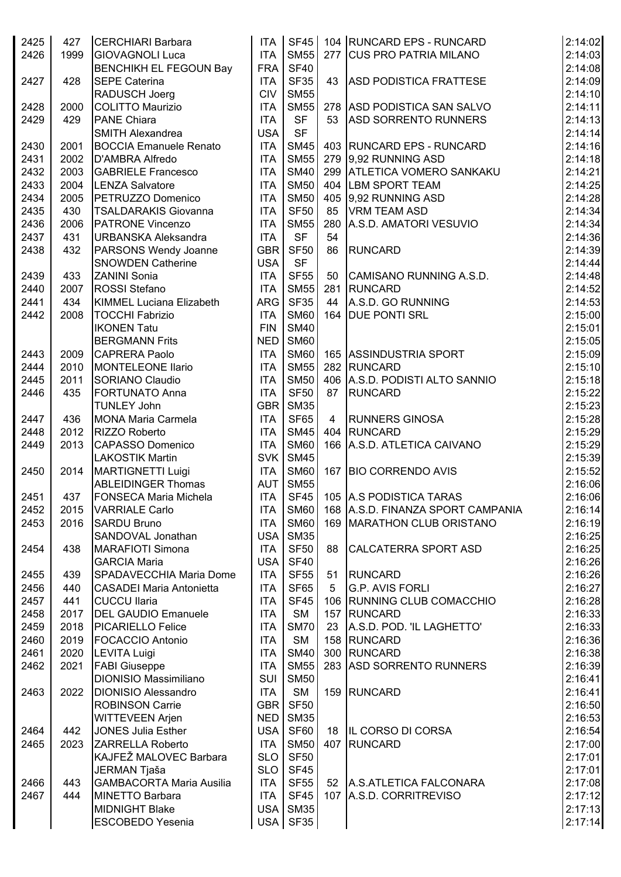| | | | | | | | |
|---|---|---|---|---|---|---|---|
| 2425 | 427 | CERCHIARI Barbara | ITA | SF45 | 104 | RUNCARD EPS - RUNCARD | 2:14:02 |
| 2426 | 1999 | GIOVAGNOLI Luca | ITA | SM55 | 277 | CUS PRO PATRIA MILANO | 2:14:03 |
| | | BENCHIKH EL FEGOUN Bay | FRA | SF40 | | | 2:14:08 |
| 2427 | 428 | SEPE Caterina | ITA | SF35 | 43 | ASD PODISTICA FRATTESE | 2:14:09 |
| | | RADUSCH Joerg | CIV | SM55 | | | 2:14:10 |
| 2428 | 2000 | COLITTO Maurizio | ITA | SM55 | 278 | ASD PODISTICA SAN SALVO | 2:14:11 |
| 2429 | 429 | PANE Chiara | ITA | SF | 53 | ASD SORRENTO RUNNERS | 2:14:13 |
| | | SMITH Alexandrea | USA | SF | | | 2:14:14 |
| 2430 | 2001 | BOCCIA Emanuele Renato | ITA | SM45 | 403 | RUNCARD EPS - RUNCARD | 2:14:16 |
| 2431 | 2002 | D'AMBRA Alfredo | ITA | SM55 | 279 | 9,92 RUNNING ASD | 2:14:18 |
| 2432 | 2003 | GABRIELE Francesco | ITA | SM40 | 299 | ATLETICA VOMERO SANKAKU | 2:14:21 |
| 2433 | 2004 | LENZA Salvatore | ITA | SM50 | 404 | LBM SPORT TEAM | 2:14:25 |
| 2434 | 2005 | PETRUZZO Domenico | ITA | SM50 | 405 | 9,92 RUNNING ASD | 2:14:28 |
| 2435 | 430 | TSALDARAKIS Giovanna | ITA | SF50 | 85 | VRM TEAM ASD | 2:14:34 |
| 2436 | 2006 | PATRONE Vincenzo | ITA | SM55 | 280 | A.S.D. AMATORI VESUVIO | 2:14:34 |
| 2437 | 431 | URBANSKA Aleksandra | ITA | SF | 54 | | 2:14:36 |
| 2438 | 432 | PARSONS Wendy Joanne | GBR | SF50 | 86 | RUNCARD | 2:14:39 |
| | | SNOWDEN Catherine | USA | SF | | | 2:14:44 |
| 2439 | 433 | ZANINI Sonia | ITA | SF55 | 50 | CAMISANO RUNNING A.S.D. | 2:14:48 |
| 2440 | 2007 | ROSSI Stefano | ITA | SM55 | 281 | RUNCARD | 2:14:52 |
| 2441 | 434 | KIMMEL Luciana Elizabeth | ARG | SF35 | 44 | A.S.D. GO RUNNING | 2:14:53 |
| 2442 | 2008 | TOCCHI Fabrizio | ITA | SM60 | 164 | DUE PONTI SRL | 2:15:00 |
| | | IKONEN Tatu | FIN | SM40 | | | 2:15:01 |
| | | BERGMANN Frits | NED | SM60 | | | 2:15:05 |
| 2443 | 2009 | CAPRERA Paolo | ITA | SM60 | 165 | ASSINDUSTRIA SPORT | 2:15:09 |
| 2444 | 2010 | MONTELEONE Ilario | ITA | SM55 | 282 | RUNCARD | 2:15:10 |
| 2445 | 2011 | SORIANO Claudio | ITA | SM50 | 406 | A.S.D. PODISTI ALTO SANNIO | 2:15:18 |
| 2446 | 435 | FORTUNATO Anna | ITA | SF50 | 87 | RUNCARD | 2:15:22 |
| | | TUNLEY John | GBR | SM35 | | | 2:15:23 |
| 2447 | 436 | MONA Maria Carmela | ITA | SF65 | 4 | RUNNERS GINOSA | 2:15:28 |
| 2448 | 2012 | RIZZO Roberto | ITA | SM45 | 404 | RUNCARD | 2:15:29 |
| 2449 | 2013 | CAPASSO Domenico | ITA | SM60 | 166 | A.S.D. ATLETICA CAIVANO | 2:15:29 |
| | | LAKOSTIK Martin | SVK | SM45 | | | 2:15:39 |
| 2450 | 2014 | MARTIGNETTI Luigi | ITA | SM60 | 167 | BIO CORRENDO AVIS | 2:15:52 |
| | | ABLEIDINGER Thomas | AUT | SM55 | | | 2:16:06 |
| 2451 | 437 | FONSECA Maria Michela | ITA | SF45 | 105 | A.S PODISTICA TARAS | 2:16:06 |
| 2452 | 2015 | VARRIALE Carlo | ITA | SM60 | 168 | A.S.D. FINANZA SPORT CAMPANIA | 2:16:14 |
| 2453 | 2016 | SARDU Bruno | ITA | SM60 | 169 | MARATHON CLUB ORISTANO | 2:16:19 |
| | | SANDOVAL Jonathan | USA | SM35 | | | 2:16:25 |
| 2454 | 438 | MARAFIOTI Simona | ITA | SF50 | 88 | CALCATERRA SPORT ASD | 2:16:25 |
| | | GARCIA Maria | USA | SF40 | | | 2:16:26 |
| 2455 | 439 | SPADAVECCHIA Maria Dome | ITA | SF55 | 51 | RUNCARD | 2:16:26 |
| 2456 | 440 | CASADEI Maria Antonietta | ITA | SF65 | 5 | G.P. AVIS FORLI | 2:16:27 |
| 2457 | 441 | CUCCU Ilaria | ITA | SF45 | 106 | RUNNING CLUB COMACCHIO | 2:16:28 |
| 2458 | 2017 | DEL GAUDIO Emanuele | ITA | SM | 157 | RUNCARD | 2:16:33 |
| 2459 | 2018 | PICARIELLO Felice | ITA | SM70 | 23 | A.S.D. POD. 'IL LAGHETTO' | 2:16:33 |
| 2460 | 2019 | FOCACCIO Antonio | ITA | SM | 158 | RUNCARD | 2:16:36 |
| 2461 | 2020 | LEVITA Luigi | ITA | SM40 | 300 | RUNCARD | 2:16:38 |
| 2462 | 2021 | FABI Giuseppe | ITA | SM55 | 283 | ASD SORRENTO RUNNERS | 2:16:39 |
| | | DIONISIO Massimiliano | SUI | SM50 | | | 2:16:41 |
| 2463 | 2022 | DIONISIO Alessandro | ITA | SM | 159 | RUNCARD | 2:16:41 |
| | | ROBINSON Carrie | GBR | SF50 | | | 2:16:50 |
| | | WITTEVEEN Arjen | NED | SM35 | | | 2:16:53 |
| 2464 | 442 | JONES Julia Esther | USA | SF60 | 18 | IL CORSO DI CORSA | 2:16:54 |
| 2465 | 2023 | ZARRELLA Roberto | ITA | SM50 | 407 | RUNCARD | 2:17:00 |
| | | KAJFEŽ MALOVEC Barbara | SLO | SF50 | | | 2:17:01 |
| | | JERMAN Tjaša | SLO | SF45 | | | 2:17:01 |
| 2466 | 443 | GAMBACORTA Maria Ausilia | ITA | SF55 | 52 | A.S.ATLETICA FALCONARA | 2:17:08 |
| 2467 | 444 | MINETTO Barbara | ITA | SF45 | 107 | A.S.D. CORRITREVISO | 2:17:12 |
| | | MIDNIGHT Blake | USA | SM35 | | | 2:17:13 |
| | | ESCOBEDO Yesenia | USA | SF35 | | | 2:17:14 |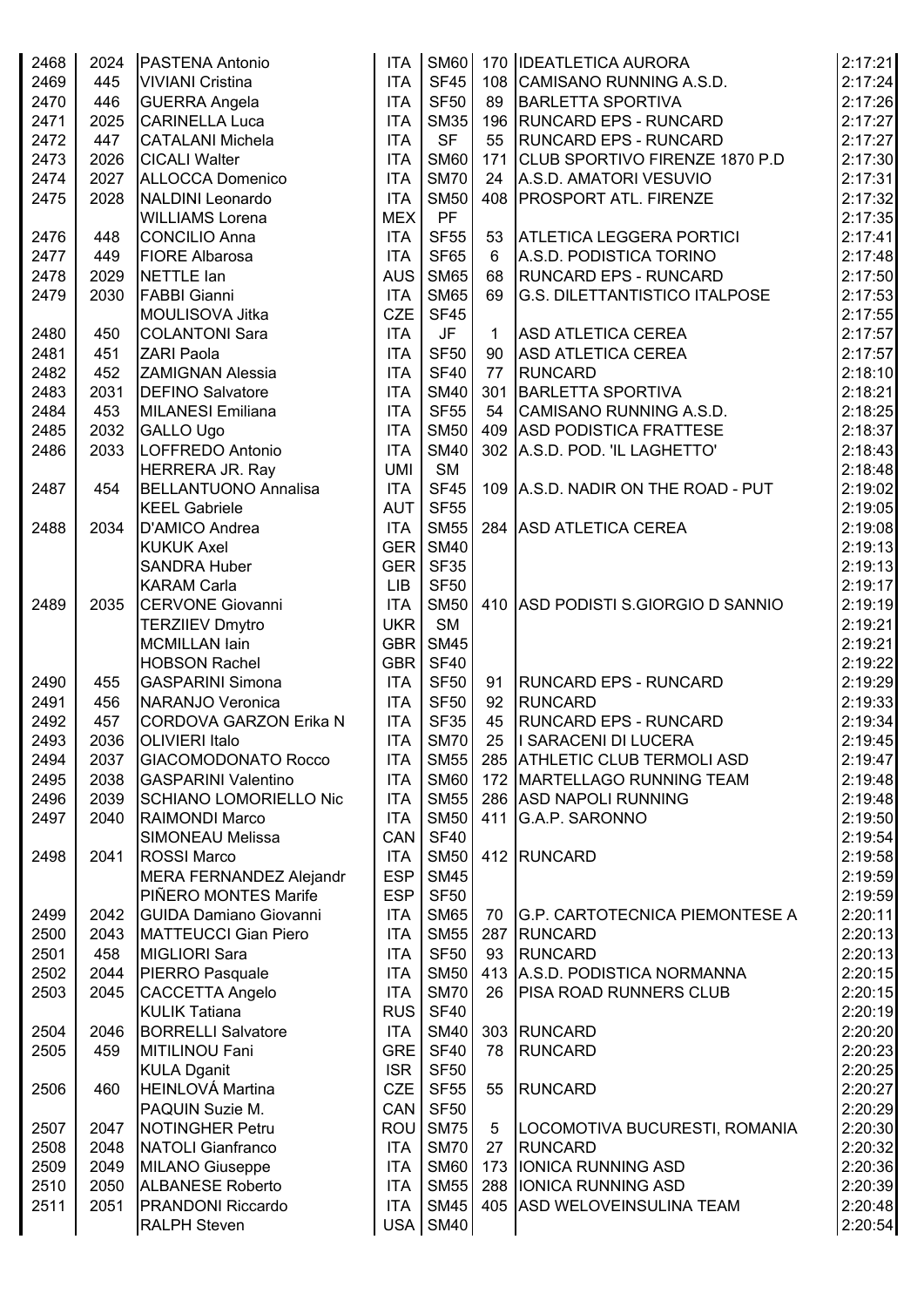| | | | | | | | |
|---|---|---|---|---|---|---|---|
| 2468 | 2024 | PASTENA Antonio | ITA | SM60 | 170 | IDEATLETICA AURORA | 2:17:21 |
| 2469 | 445 | VIVIANI Cristina | ITA | SF45 | 108 | CAMISANO RUNNING A.S.D. | 2:17:24 |
| 2470 | 446 | GUERRA Angela | ITA | SF50 | 89 | BARLETTA SPORTIVA | 2:17:26 |
| 2471 | 2025 | CARINELLA Luca | ITA | SM35 | 196 | RUNCARD EPS - RUNCARD | 2:17:27 |
| 2472 | 447 | CATALANI Michela | ITA | SF | 55 | RUNCARD EPS - RUNCARD | 2:17:27 |
| 2473 | 2026 | CICALI Walter | ITA | SM60 | 171 | CLUB SPORTIVO FIRENZE 1870 P.D | 2:17:30 |
| 2474 | 2027 | ALLOCCA Domenico | ITA | SM70 | 24 | A.S.D. AMATORI VESUVIO | 2:17:31 |
| 2475 | 2028 | NALDINI Leonardo | ITA | SM50 | 408 | PROSPORT ATL. FIRENZE | 2:17:32 |
| | | WILLIAMS Lorena | MEX | PF | | | 2:17:35 |
| 2476 | 448 | CONCILIO Anna | ITA | SF55 | 53 | ATLETICA LEGGERA PORTICI | 2:17:41 |
| 2477 | 449 | FIORE Albarosa | ITA | SF65 | 6 | A.S.D. PODISTICA TORINO | 2:17:48 |
| 2478 | 2029 | NETTLE Ian | AUS | SM65 | 68 | RUNCARD EPS - RUNCARD | 2:17:50 |
| 2479 | 2030 | FABBI Gianni | ITA | SM65 | 69 | G.S. DILETTANTISTICO ITALPOSE | 2:17:53 |
| | | MOULISOVA Jitka | CZE | SF45 | | | 2:17:55 |
| 2480 | 450 | COLANTONI Sara | ITA | JF | 1 | ASD ATLETICA CEREA | 2:17:57 |
| 2481 | 451 | ZARI Paola | ITA | SF50 | 90 | ASD ATLETICA CEREA | 2:17:57 |
| 2482 | 452 | ZAMIGNAN Alessia | ITA | SF40 | 77 | RUNCARD | 2:18:10 |
| 2483 | 2031 | DEFINO Salvatore | ITA | SM40 | 301 | BARLETTA SPORTIVA | 2:18:21 |
| 2484 | 453 | MILANESI Emiliana | ITA | SF55 | 54 | CAMISANO RUNNING A.S.D. | 2:18:25 |
| 2485 | 2032 | GALLO Ugo | ITA | SM50 | 409 | ASD PODISTICA FRATTESE | 2:18:37 |
| 2486 | 2033 | LOFFREDO Antonio | ITA | SM40 | 302 | A.S.D. POD. 'IL LAGHETTO' | 2:18:43 |
| | | HERRERA JR. Ray | UMI | SM | | | 2:18:48 |
| 2487 | 454 | BELLANTUONO Annalisa | ITA | SF45 | 109 | A.S.D. NADIR ON THE ROAD - PUT | 2:19:02 |
| | | KEEL Gabriele | AUT | SF55 | | | 2:19:05 |
| 2488 | 2034 | D'AMICO Andrea | ITA | SM55 | 284 | ASD ATLETICA CEREA | 2:19:08 |
| | | KUKUK Axel | GER | SM40 | | | 2:19:13 |
| | | SANDRA Huber | GER | SF35 | | | 2:19:13 |
| | | KARAM Carla | LIB | SF50 | | | 2:19:17 |
| 2489 | 2035 | CERVONE Giovanni | ITA | SM50 | 410 | ASD PODISTI S.GIORGIO D SANNIO | 2:19:19 |
| | | TERZIIEV Dmytro | UKR | SM | | | 2:19:21 |
| | | MCMILLAN Iain | GBR | SM45 | | | 2:19:21 |
| | | HOBSON Rachel | GBR | SF40 | | | 2:19:22 |
| 2490 | 455 | GASPARINI Simona | ITA | SF50 | 91 | RUNCARD EPS - RUNCARD | 2:19:29 |
| 2491 | 456 | NARANJO Veronica | ITA | SF50 | 92 | RUNCARD | 2:19:33 |
| 2492 | 457 | CORDOVA GARZON Erika N | ITA | SF35 | 45 | RUNCARD EPS - RUNCARD | 2:19:34 |
| 2493 | 2036 | OLIVIERI Italo | ITA | SM70 | 25 | I SARACENI DI LUCERA | 2:19:45 |
| 2494 | 2037 | GIACOMODONATO Rocco | ITA | SM55 | 285 | ATHLETIC CLUB TERMOLI ASD | 2:19:47 |
| 2495 | 2038 | GASPARINI Valentino | ITA | SM60 | 172 | MARTELLAGO RUNNING TEAM | 2:19:48 |
| 2496 | 2039 | SCHIANO LOMORIELLO Nic | ITA | SM55 | 286 | ASD NAPOLI RUNNING | 2:19:48 |
| 2497 | 2040 | RAIMONDI Marco | ITA | SM50 | 411 | G.A.P. SARONNO | 2:19:50 |
| | | SIMONEAU Melissa | CAN | SF40 | | | 2:19:54 |
| 2498 | 2041 | ROSSI Marco | ITA | SM50 | 412 | RUNCARD | 2:19:58 |
| | | MERA FERNANDEZ Alejandr | ESP | SM45 | | | 2:19:59 |
| | | PIÑERO MONTES Marife | ESP | SF50 | | | 2:19:59 |
| 2499 | 2042 | GUIDA Damiano Giovanni | ITA | SM65 | 70 | G.P. CARTOTECNICA PIEMONTESE A | 2:20:11 |
| 2500 | 2043 | MATTEUCCI Gian Piero | ITA | SM55 | 287 | RUNCARD | 2:20:13 |
| 2501 | 458 | MIGLIORI Sara | ITA | SF50 | 93 | RUNCARD | 2:20:13 |
| 2502 | 2044 | PIERRO Pasquale | ITA | SM50 | 413 | A.S.D. PODISTICA NORMANNA | 2:20:15 |
| 2503 | 2045 | CACCETTA Angelo | ITA | SM70 | 26 | PISA ROAD RUNNERS CLUB | 2:20:15 |
| | | KULIK Tatiana | RUS | SF40 | | | 2:20:19 |
| 2504 | 2046 | BORRELLI Salvatore | ITA | SM40 | 303 | RUNCARD | 2:20:20 |
| 2505 | 459 | MITILINOU Fani | GRE | SF40 | 78 | RUNCARD | 2:20:23 |
| | | KULA Dganit | ISR | SF50 | | | 2:20:25 |
| 2506 | 460 | HEINLOVÁ Martina | CZE | SF55 | 55 | RUNCARD | 2:20:27 |
| | | PAQUIN Suzie M. | CAN | SF50 | | | 2:20:29 |
| 2507 | 2047 | NOTINGHER Petru | ROU | SM75 | 5 | LOCOMOTIVA BUCURESTI, ROMANIA | 2:20:30 |
| 2508 | 2048 | NATOLI Gianfranco | ITA | SM70 | 27 | RUNCARD | 2:20:32 |
| 2509 | 2049 | MILANO Giuseppe | ITA | SM60 | 173 | IONICA RUNNING ASD | 2:20:36 |
| 2510 | 2050 | ALBANESE Roberto | ITA | SM55 | 288 | IONICA RUNNING ASD | 2:20:39 |
| 2511 | 2051 | PRANDONI Riccardo | ITA | SM45 | 405 | ASD WELOVEINSULINA TEAM | 2:20:48 |
| | | RALPH Steven | USA | SM40 | | | 2:20:54 |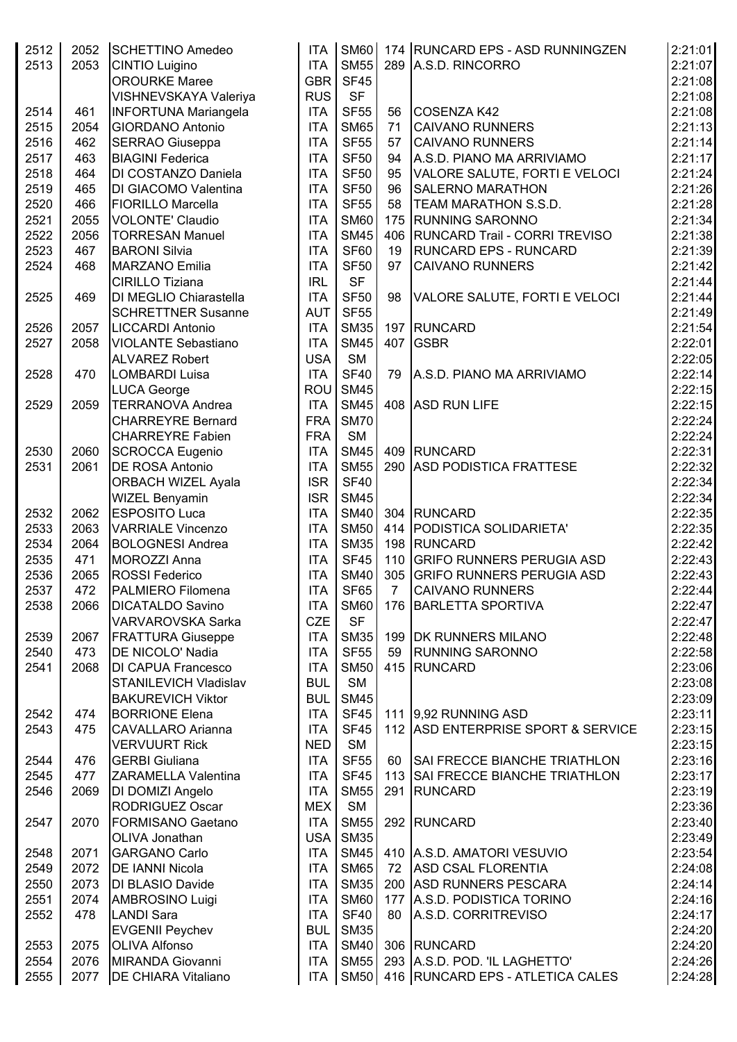| | | | | | | | |
|---|---|---|---|---|---|---|---|
| 2512 | 2052 | SCHETTINO Amedeo | ITA | SM60 | 174 | RUNCARD EPS - ASD RUNNINGZEN | 2:21:01 |
| 2513 | 2053 | CINTIO Luigino | ITA | SM55 | 289 | A.S.D. RINCORRO | 2:21:07 |
| | | OROURKE Maree | GBR | SF45 | | | 2:21:08 |
| | | VISHNEVSKAYA Valeriya | RUS | SF | | | 2:21:08 |
| 2514 | 461 | INFORTUNA Mariangela | ITA | SF55 | 56 | COSENZA K42 | 2:21:08 |
| 2515 | 2054 | GIORDANO Antonio | ITA | SM65 | 71 | CAIVANO RUNNERS | 2:21:13 |
| 2516 | 462 | SERRAO Giuseppa | ITA | SF55 | 57 | CAIVANO RUNNERS | 2:21:14 |
| 2517 | 463 | BIAGINI Federica | ITA | SF50 | 94 | A.S.D. PIANO MA ARRIVIAMO | 2:21:17 |
| 2518 | 464 | DI COSTANZO Daniela | ITA | SF50 | 95 | VALORE SALUTE, FORTI E VELOCI | 2:21:24 |
| 2519 | 465 | DI GIACOMO Valentina | ITA | SF50 | 96 | SALERNO MARATHON | 2:21:26 |
| 2520 | 466 | FIORILLO Marcella | ITA | SF55 | 58 | TEAM MARATHON S.S.D. | 2:21:28 |
| 2521 | 2055 | VOLONTE' Claudio | ITA | SM60 | 175 | RUNNING SARONNO | 2:21:34 |
| 2522 | 2056 | TORRESAN Manuel | ITA | SM45 | 406 | RUNCARD Trail - CORRI TREVISO | 2:21:38 |
| 2523 | 467 | BARONI Silvia | ITA | SF60 | 19 | RUNCARD EPS - RUNCARD | 2:21:39 |
| 2524 | 468 | MARZANO Emilia | ITA | SF50 | 97 | CAIVANO RUNNERS | 2:21:42 |
| | | CIRILLO Tiziana | IRL | SF | | | 2:21:44 |
| 2525 | 469 | DI MEGLIO Chiarastella | ITA | SF50 | 98 | VALORE SALUTE, FORTI E VELOCI | 2:21:44 |
| | | SCHRETTNER Susanne | AUT | SF55 | | | 2:21:49 |
| 2526 | 2057 | LICCARDI Antonio | ITA | SM35 | 197 | RUNCARD | 2:21:54 |
| 2527 | 2058 | VIOLANTE Sebastiano | ITA | SM45 | 407 | GSBR | 2:22:01 |
| | | ALVAREZ Robert | USA | SM | | | 2:22:05 |
| 2528 | 470 | LOMBARDI Luisa | ITA | SF40 | 79 | A.S.D. PIANO MA ARRIVIAMO | 2:22:14 |
| | | LUCA George | ROU | SM45 | | | 2:22:15 |
| 2529 | 2059 | TERRANOVA Andrea | ITA | SM45 | 408 | ASD RUN LIFE | 2:22:15 |
| | | CHARREYRE Bernard | FRA | SM70 | | | 2:22:24 |
| | | CHARREYRE Fabien | FRA | SM | | | 2:22:24 |
| 2530 | 2060 | SCROCCA Eugenio | ITA | SM45 | 409 | RUNCARD | 2:22:31 |
| 2531 | 2061 | DE ROSA Antonio | ITA | SM55 | 290 | ASD PODISTICA FRATTESE | 2:22:32 |
| | | ORBACH WIZEL Ayala | ISR | SF40 | | | 2:22:34 |
| | | WIZEL Benyamin | ISR | SM45 | | | 2:22:34 |
| 2532 | 2062 | ESPOSITO Luca | ITA | SM40 | 304 | RUNCARD | 2:22:35 |
| 2533 | 2063 | VARRIALE Vincenzo | ITA | SM50 | 414 | PODISTICA SOLIDARIETA' | 2:22:35 |
| 2534 | 2064 | BOLOGNESI Andrea | ITA | SM35 | 198 | RUNCARD | 2:22:42 |
| 2535 | 471 | MOROZZI Anna | ITA | SF45 | 110 | GRIFO RUNNERS PERUGIA ASD | 2:22:43 |
| 2536 | 2065 | ROSSI Federico | ITA | SM40 | 305 | GRIFO RUNNERS PERUGIA ASD | 2:22:43 |
| 2537 | 472 | PALMIERO Filomena | ITA | SF65 | 7 | CAIVANO RUNNERS | 2:22:44 |
| 2538 | 2066 | DICATALDO Savino | ITA | SM60 | 176 | BARLETTA SPORTIVA | 2:22:47 |
| | | VARVAROVSKA Sarka | CZE | SF | | | 2:22:47 |
| 2539 | 2067 | FRATTURA Giuseppe | ITA | SM35 | 199 | DK RUNNERS MILANO | 2:22:48 |
| 2540 | 473 | DE NICOLO' Nadia | ITA | SF55 | 59 | RUNNING SARONNO | 2:22:58 |
| 2541 | 2068 | DI CAPUA Francesco | ITA | SM50 | 415 | RUNCARD | 2:23:06 |
| | | STANILEVICH Vladislav | BUL | SM | | | 2:23:08 |
| | | BAKUREVICH Viktor | BUL | SM45 | | | 2:23:09 |
| 2542 | 474 | BORRIONE Elena | ITA | SF45 | 111 | 9,92 RUNNING ASD | 2:23:11 |
| 2543 | 475 | CAVALLARO Arianna | ITA | SF45 | 112 | ASD ENTERPRISE SPORT & SERVICE | 2:23:15 |
| | | VERVUURT Rick | NED | SM | | | 2:23:15 |
| 2544 | 476 | GERBI Giuliana | ITA | SF55 | 60 | SAI FRECCE BIANCHE TRIATHLON | 2:23:16 |
| 2545 | 477 | ZARAMELLA Valentina | ITA | SF45 | 113 | SAI FRECCE BIANCHE TRIATHLON | 2:23:17 |
| 2546 | 2069 | DI DOMIZI Angelo | ITA | SM55 | 291 | RUNCARD | 2:23:19 |
| | | RODRIGUEZ Oscar | MEX | SM | | | 2:23:36 |
| 2547 | 2070 | FORMISANO Gaetano | ITA | SM55 | 292 | RUNCARD | 2:23:40 |
| | | OLIVA Jonathan | USA | SM35 | | | 2:23:49 |
| 2548 | 2071 | GARGANO Carlo | ITA | SM45 | 410 | A.S.D. AMATORI VESUVIO | 2:23:54 |
| 2549 | 2072 | DE IANNI Nicola | ITA | SM65 | 72 | ASD CSAL FLORENTIA | 2:24:08 |
| 2550 | 2073 | DI BLASIO Davide | ITA | SM35 | 200 | ASD RUNNERS PESCARA | 2:24:14 |
| 2551 | 2074 | AMBROSINO Luigi | ITA | SM60 | 177 | A.S.D. PODISTICA TORINO | 2:24:16 |
| 2552 | 478 | LANDI Sara | ITA | SF40 | 80 | A.S.D. CORRITREVISO | 2:24:17 |
| | | EVGENII Peychev | BUL | SM35 | | | 2:24:20 |
| 2553 | 2075 | OLIVA Alfonso | ITA | SM40 | 306 | RUNCARD | 2:24:20 |
| 2554 | 2076 | MIRANDA Giovanni | ITA | SM55 | 293 | A.S.D. POD. 'IL LAGHETTO' | 2:24:26 |
| 2555 | 2077 | DE CHIARA Vitaliano | ITA | SM50 | 416 | RUNCARD EPS - ATLETICA CALES | 2:24:28 |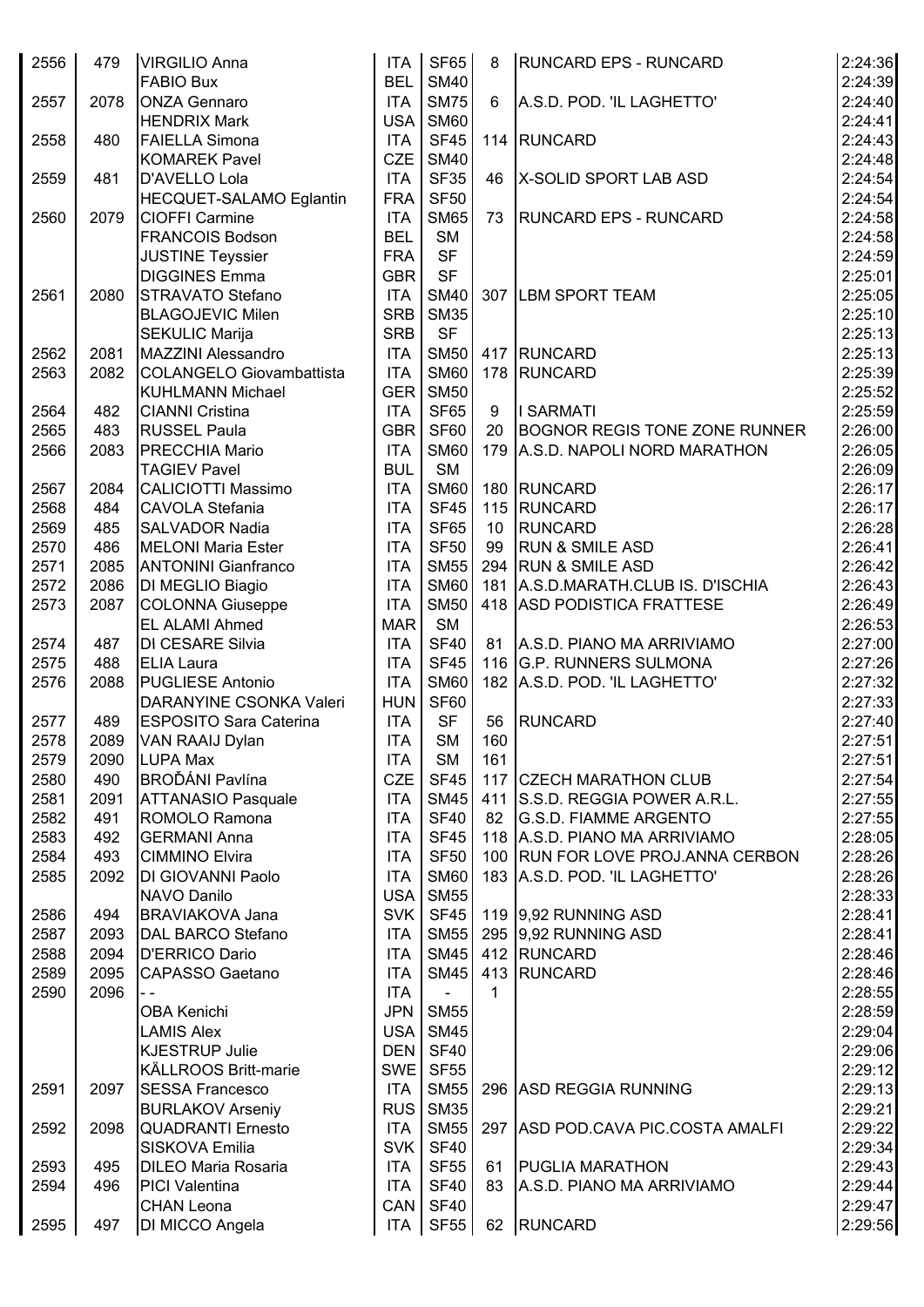| | | | | | | | |
|---|---|---|---|---|---|---|---|
| 2556 | 479 | VIRGILIO Anna | ITA | SF65 | 8 | RUNCARD EPS - RUNCARD | 2:24:36 |
| | | FABIO Bux | BEL | SM40 | | | 2:24:39 |
| 2557 | 2078 | ONZA Gennaro | ITA | SM75 | 6 | A.S.D. POD. 'IL LAGHETTO' | 2:24:40 |
| | | HENDRIX Mark | USA | SM60 | | | 2:24:41 |
| 2558 | 480 | FAIELLA Simona | ITA | SF45 | 114 | RUNCARD | 2:24:43 |
| | | KOMAREK Pavel | CZE | SM40 | | | 2:24:48 |
| 2559 | 481 | D'AVELLO Lola | ITA | SF35 | 46 | X-SOLID SPORT LAB ASD | 2:24:54 |
| | | HECQUET-SALAMO Eglantin | FRA | SF50 | | | 2:24:54 |
| 2560 | 2079 | CIOFFI Carmine | ITA | SM65 | 73 | RUNCARD EPS - RUNCARD | 2:24:58 |
| | | FRANCOIS Bodson | BEL | SM | | | 2:24:58 |
| | | JUSTINE Teyssier | FRA | SF | | | 2:24:59 |
| | | DIGGINES Emma | GBR | SF | | | 2:25:01 |
| 2561 | 2080 | STRAVATO Stefano | ITA | SM40 | 307 | LBM SPORT TEAM | 2:25:05 |
| | | BLAGOJEVIC Milen | SRB | SM35 | | | 2:25:10 |
| | | SEKULIC Marija | SRB | SF | | | 2:25:13 |
| 2562 | 2081 | MAZZINI Alessandro | ITA | SM50 | 417 | RUNCARD | 2:25:13 |
| 2563 | 2082 | COLANGELO Giovambattista | ITA | SM60 | 178 | RUNCARD | 2:25:39 |
| | | KUHLMANN Michael | GER | SM50 | | | 2:25:52 |
| 2564 | 482 | CIANNI Cristina | ITA | SF65 | 9 | I SARMATI | 2:25:59 |
| 2565 | 483 | RUSSEL Paula | GBR | SF60 | 20 | BOGNOR REGIS TONE ZONE RUNNER | 2:26:00 |
| 2566 | 2083 | PRECCHIA Mario | ITA | SM60 | 179 | A.S.D. NAPOLI NORD MARATHON | 2:26:05 |
| | | TAGIEV Pavel | BUL | SM | | | 2:26:09 |
| 2567 | 2084 | CALICIOTTI Massimo | ITA | SM60 | 180 | RUNCARD | 2:26:17 |
| 2568 | 484 | CAVOLA Stefania | ITA | SF45 | 115 | RUNCARD | 2:26:17 |
| 2569 | 485 | SALVADOR Nadia | ITA | SF65 | 10 | RUNCARD | 2:26:28 |
| 2570 | 486 | MELONI Maria Ester | ITA | SF50 | 99 | RUN & SMILE ASD | 2:26:41 |
| 2571 | 2085 | ANTONINI Gianfranco | ITA | SM55 | 294 | RUN & SMILE ASD | 2:26:42 |
| 2572 | 2086 | DI MEGLIO Biagio | ITA | SM60 | 181 | A.S.D.MARATH.CLUB IS. D'ISCHIA | 2:26:43 |
| 2573 | 2087 | COLONNA Giuseppe | ITA | SM50 | 418 | ASD PODISTICA FRATTESE | 2:26:49 |
| | | EL ALAMI Ahmed | MAR | SM | | | 2:26:53 |
| 2574 | 487 | DI CESARE Silvia | ITA | SF40 | 81 | A.S.D. PIANO MA ARRIVIAMO | 2:27:00 |
| 2575 | 488 | ELIA Laura | ITA | SF45 | 116 | G.P. RUNNERS SULMONA | 2:27:26 |
| 2576 | 2088 | PUGLIESE Antonio | ITA | SM60 | 182 | A.S.D. POD. 'IL LAGHETTO' | 2:27:32 |
| | | DARANYINE CSONKA Valeri | HUN | SF60 | | | 2:27:33 |
| 2577 | 489 | ESPOSITO Sara Caterina | ITA | SF | 56 | RUNCARD | 2:27:40 |
| 2578 | 2089 | VAN RAAIJ Dylan | ITA | SM | 160 | | 2:27:51 |
| 2579 | 2090 | LUPA Max | ITA | SM | 161 | | 2:27:51 |
| 2580 | 490 | BROĎÁNI Pavlína | CZE | SF45 | 117 | CZECH MARATHON CLUB | 2:27:54 |
| 2581 | 2091 | ATTANASIO Pasquale | ITA | SM45 | 411 | S.S.D. REGGIA POWER A.R.L. | 2:27:55 |
| 2582 | 491 | ROMOLO Ramona | ITA | SF40 | 82 | G.S.D. FIAMME ARGENTO | 2:27:55 |
| 2583 | 492 | GERMANI Anna | ITA | SF45 | 118 | A.S.D. PIANO MA ARRIVIAMO | 2:28:05 |
| 2584 | 493 | CIMMINO Elvira | ITA | SF50 | 100 | RUN FOR LOVE PROJ.ANNA CERBON | 2:28:26 |
| 2585 | 2092 | DI GIOVANNI Paolo | ITA | SM60 | 183 | A.S.D. POD. 'IL LAGHETTO' | 2:28:26 |
| | | NAVO Danilo | USA | SM55 | | | 2:28:33 |
| 2586 | 494 | BRAVIAKOVA Jana | SVK | SF45 | 119 | 9,92 RUNNING ASD | 2:28:41 |
| 2587 | 2093 | DAL BARCO Stefano | ITA | SM55 | 295 | 9,92 RUNNING ASD | 2:28:41 |
| 2588 | 2094 | D'ERRICO Dario | ITA | SM45 | 412 | RUNCARD | 2:28:46 |
| 2589 | 2095 | CAPASSO Gaetano | ITA | SM45 | 413 | RUNCARD | 2:28:46 |
| 2590 | 2096 | - - | ITA | - | 1 | | 2:28:55 |
| | | OBA Kenichi | JPN | SM55 | | | 2:28:59 |
| | | LAMIS Alex | USA | SM45 | | | 2:29:04 |
| | | KJESTRUP Julie | DEN | SF40 | | | 2:29:06 |
| | | KÄLLROOS Britt-marie | SWE | SF55 | | | 2:29:12 |
| 2591 | 2097 | SESSA Francesco | ITA | SM55 | 296 | ASD REGGIA RUNNING | 2:29:13 |
| | | BURLAKOV Arseniy | RUS | SM35 | | | 2:29:21 |
| 2592 | 2098 | QUADRANTI Ernesto | ITA | SM55 | 297 | ASD POD.CAVA PIC.COSTA AMALFI | 2:29:22 |
| | | SISKOVA Emilia | SVK | SF40 | | | 2:29:34 |
| 2593 | 495 | DILEO Maria Rosaria | ITA | SF55 | 61 | PUGLIA MARATHON | 2:29:43 |
| 2594 | 496 | PICI Valentina | ITA | SF40 | 83 | A.S.D. PIANO MA ARRIVIAMO | 2:29:44 |
| | | CHAN Leona | CAN | SF40 | | | 2:29:47 |
| 2595 | 497 | DI MICCO Angela | ITA | SF55 | 62 | RUNCARD | 2:29:56 |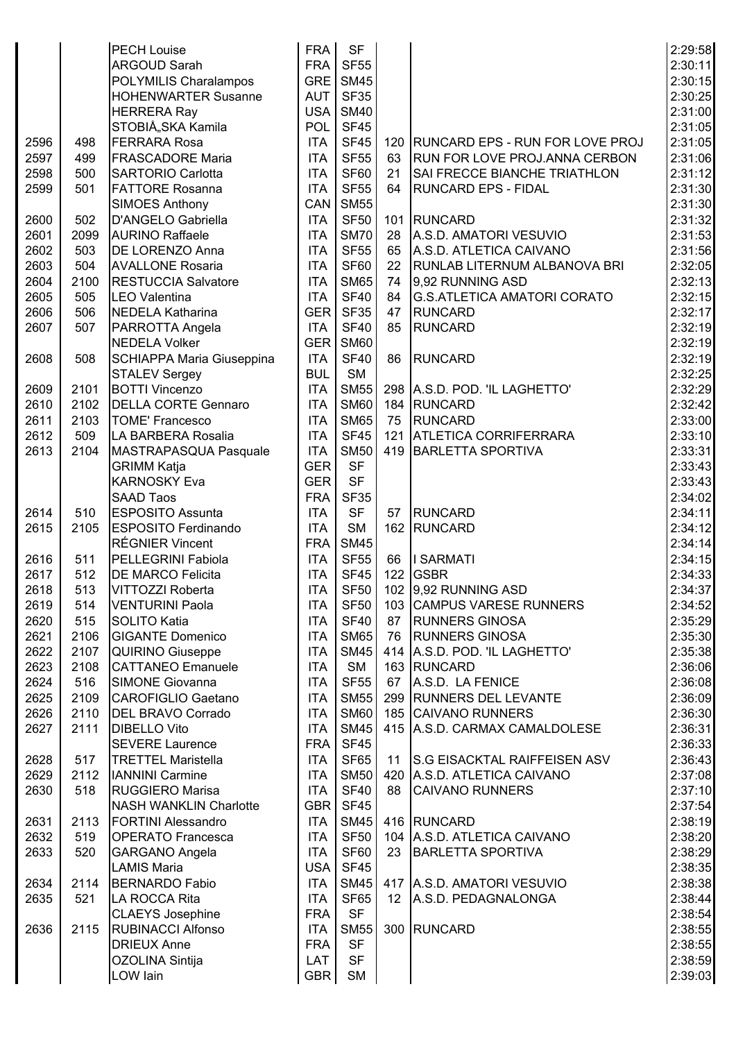| | | | | | | | |
|---|---|---|---|---|---|---|---|
| | | PECH Louise | FRA | SF | | | 2:29:58 |
| | | ARGOUD Sarah | FRA | SF55 | | | 2:30:11 |
| | | POLYMILIS Charalampos | GRE | SM45 | | | 2:30:15 |
| | | HOHENWARTER Susanne | AUT | SF35 | | | 2:30:25 |
| | | HERRERA Ray | USA | SM40 | | | 2:31:00 |
| | | STOBIÅ„SKA Kamila | POL | SF45 | | | 2:31:05 |
| 2596 | 498 | FERRARA Rosa | ITA | SF45 | 120 | RUNCARD EPS - RUN FOR LOVE PROJ | 2:31:05 |
| 2597 | 499 | FRASCADORE Maria | ITA | SF55 | 63 | RUN FOR LOVE PROJ.ANNA CERBON | 2:31:06 |
| 2598 | 500 | SARTORIO Carlotta | ITA | SF60 | 21 | SAI FRECCE BIANCHE TRIATHLON | 2:31:12 |
| 2599 | 501 | FATTORE Rosanna | ITA | SF55 | 64 | RUNCARD EPS - FIDAL | 2:31:30 |
| | | SIMOES Anthony | CAN | SM55 | | | 2:31:30 |
| 2600 | 502 | D'ANGELO Gabriella | ITA | SF50 | 101 | RUNCARD | 2:31:32 |
| 2601 | 2099 | AURINO Raffaele | ITA | SM70 | 28 | A.S.D. AMATORI VESUVIO | 2:31:53 |
| 2602 | 503 | DE LORENZO Anna | ITA | SF55 | 65 | A.S.D. ATLETICA CAIVANO | 2:31:56 |
| 2603 | 504 | AVALLONE Rosaria | ITA | SF60 | 22 | RUNLAB LITERNUM ALBANOVA BRI | 2:32:05 |
| 2604 | 2100 | RESTUCCIA Salvatore | ITA | SM65 | 74 | 9,92 RUNNING ASD | 2:32:13 |
| 2605 | 505 | LEO Valentina | ITA | SF40 | 84 | G.S.ATLETICA AMATORI CORATO | 2:32:15 |
| 2606 | 506 | NEDELA Katharina | GER | SF35 | 47 | RUNCARD | 2:32:17 |
| 2607 | 507 | PARROTTA Angela | ITA | SF40 | 85 | RUNCARD | 2:32:19 |
| | | NEDELA Volker | GER | SM60 | | | 2:32:19 |
| 2608 | 508 | SCHIAPPA Maria Giuseppina | ITA | SF40 | 86 | RUNCARD | 2:32:19 |
| | | STALEV Sergey | BUL | SM | | | 2:32:25 |
| 2609 | 2101 | BOTTI Vincenzo | ITA | SM55 | 298 | A.S.D. POD. 'IL LAGHETTO' | 2:32:29 |
| 2610 | 2102 | DELLA CORTE Gennaro | ITA | SM60 | 184 | RUNCARD | 2:32:42 |
| 2611 | 2103 | TOME' Francesco | ITA | SM65 | 75 | RUNCARD | 2:33:00 |
| 2612 | 509 | LA BARBERA Rosalia | ITA | SF45 | 121 | ATLETICA CORRIFERRARA | 2:33:10 |
| 2613 | 2104 | MASTRAPASQUA Pasquale | ITA | SM50 | 419 | BARLETTA SPORTIVA | 2:33:31 |
| | | GRIMM Katja | GER | SF | | | 2:33:43 |
| | | KARNOSKY Eva | GER | SF | | | 2:33:43 |
| | | SAAD Taos | FRA | SF35 | | | 2:34:02 |
| 2614 | 510 | ESPOSITO Assunta | ITA | SF | 57 | RUNCARD | 2:34:11 |
| 2615 | 2105 | ESPOSITO Ferdinando | ITA | SM | 162 | RUNCARD | 2:34:12 |
| | | RÉGNIER Vincent | FRA | SM45 | | | 2:34:14 |
| 2616 | 511 | PELLEGRINI Fabiola | ITA | SF55 | 66 | I SARMATI | 2:34:15 |
| 2617 | 512 | DE MARCO Felicita | ITA | SF45 | 122 | GSBR | 2:34:33 |
| 2618 | 513 | VITTOZZI Roberta | ITA | SF50 | 102 | 9,92 RUNNING ASD | 2:34:37 |
| 2619 | 514 | VENTURINI Paola | ITA | SF50 | 103 | CAMPUS VARESE RUNNERS | 2:34:52 |
| 2620 | 515 | SOLITO Katia | ITA | SF40 | 87 | RUNNERS GINOSA | 2:35:29 |
| 2621 | 2106 | GIGANTE Domenico | ITA | SM65 | 76 | RUNNERS GINOSA | 2:35:30 |
| 2622 | 2107 | QUIRINO Giuseppe | ITA | SM45 | 414 | A.S.D. POD. 'IL LAGHETTO' | 2:35:38 |
| 2623 | 2108 | CATTANEO Emanuele | ITA | SM | 163 | RUNCARD | 2:36:06 |
| 2624 | 516 | SIMONE Giovanna | ITA | SF55 | 67 | A.S.D. LA FENICE | 2:36:08 |
| 2625 | 2109 | CAROFIGLIO Gaetano | ITA | SM55 | 299 | RUNNERS DEL LEVANTE | 2:36:09 |
| 2626 | 2110 | DEL BRAVO Corrado | ITA | SM60 | 185 | CAIVANO RUNNERS | 2:36:30 |
| 2627 | 2111 | DIBELLO Vito | ITA | SM45 | 415 | A.S.D. CARMAX CAMALDOLESE | 2:36:31 |
| | | SEVERE Laurence | FRA | SF45 | | | 2:36:33 |
| 2628 | 517 | TRETTEL Maristella | ITA | SF65 | 11 | S.G EISACKTAL RAIFFEISEN ASV | 2:36:43 |
| 2629 | 2112 | IANNINI Carmine | ITA | SM50 | 420 | A.S.D. ATLETICA CAIVANO | 2:37:08 |
| 2630 | 518 | RUGGIERO Marisa | ITA | SF40 | 88 | CAIVANO RUNNERS | 2:37:10 |
| | | NASH WANKLIN Charlotte | GBR | SF45 | | | 2:37:54 |
| 2631 | 2113 | FORTINI Alessandro | ITA | SM45 | 416 | RUNCARD | 2:38:19 |
| 2632 | 519 | OPERATO Francesca | ITA | SF50 | 104 | A.S.D. ATLETICA CAIVANO | 2:38:20 |
| 2633 | 520 | GARGANO Angela | ITA | SF60 | 23 | BARLETTA SPORTIVA | 2:38:29 |
| | | LAMIS Maria | USA | SF45 | | | 2:38:35 |
| 2634 | 2114 | BERNARDO Fabio | ITA | SM45 | 417 | A.S.D. AMATORI VESUVIO | 2:38:38 |
| 2635 | 521 | LA ROCCA Rita | ITA | SF65 | 12 | A.S.D. PEDAGNALONGA | 2:38:44 |
| | | CLAEYS Josephine | FRA | SF | | | 2:38:54 |
| 2636 | 2115 | RUBINACCI Alfonso | ITA | SM55 | 300 | RUNCARD | 2:38:55 |
| | | DRIEUX Anne | FRA | SF | | | 2:38:55 |
| | | OZOLINA Sintija | LAT | SF | | | 2:38:59 |
| | | LOW Iain | GBR | SM | | | 2:39:03 |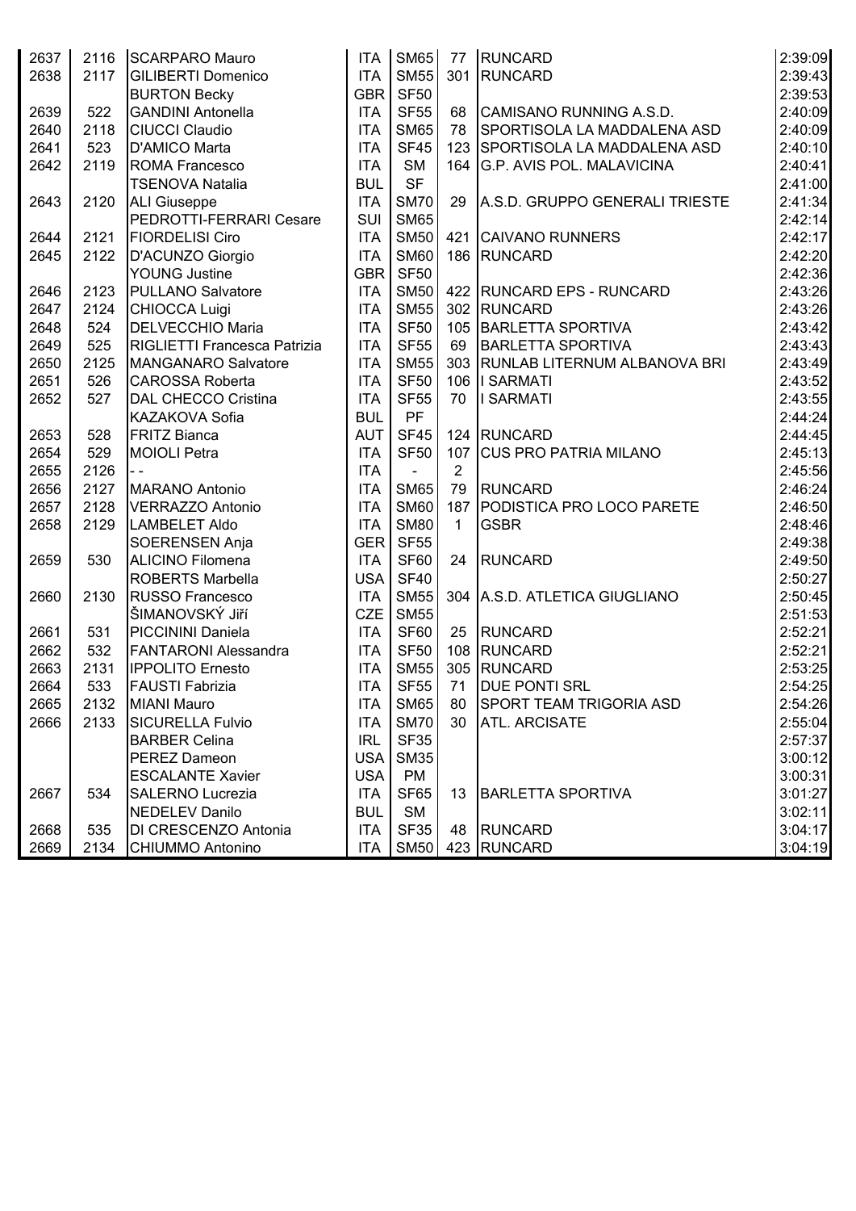| | | | | | | | |
|---|---|---|---|---|---|---|---|
| 2637 | 2116 | SCARPARO Mauro | ITA | SM65 | 77 | RUNCARD | 2:39:09 |
| 2638 | 2117 | GILIBERTI Domenico | ITA | SM55 | 301 | RUNCARD | 2:39:43 |
| | | BURTON Becky | GBR | SF50 | | | 2:39:53 |
| 2639 | 522 | GANDINI Antonella | ITA | SF55 | 68 | CAMISANO RUNNING A.S.D. | 2:40:09 |
| 2640 | 2118 | CIUCCI Claudio | ITA | SM65 | 78 | SPORTISOLA LA MADDALENA ASD | 2:40:09 |
| 2641 | 523 | D'AMICO Marta | ITA | SF45 | 123 | SPORTISOLA LA MADDALENA ASD | 2:40:10 |
| 2642 | 2119 | ROMA Francesco | ITA | SM | 164 | G.P. AVIS POL. MALAVICINA | 2:40:41 |
| | | TSENOVA Natalia | BUL | SF | | | 2:41:00 |
| 2643 | 2120 | ALI Giuseppe | ITA | SM70 | 29 | A.S.D. GRUPPO GENERALI TRIESTE | 2:41:34 |
| | | PEDROTTI-FERRARI Cesare | SUI | SM65 | | | 2:42:14 |
| 2644 | 2121 | FIORDELISI Ciro | ITA | SM50 | 421 | CAIVANO RUNNERS | 2:42:17 |
| 2645 | 2122 | D'ACUNZO Giorgio | ITA | SM60 | 186 | RUNCARD | 2:42:20 |
| | | YOUNG Justine | GBR | SF50 | | | 2:42:36 |
| 2646 | 2123 | PULLANO Salvatore | ITA | SM50 | 422 | RUNCARD EPS - RUNCARD | 2:43:26 |
| 2647 | 2124 | CHIOCCA Luigi | ITA | SM55 | 302 | RUNCARD | 2:43:26 |
| 2648 | 524 | DELVECCHIO Maria | ITA | SF50 | 105 | BARLETTA SPORTIVA | 2:43:42 |
| 2649 | 525 | RIGLIETTI Francesca Patrizia | ITA | SF55 | 69 | BARLETTA SPORTIVA | 2:43:43 |
| 2650 | 2125 | MANGANARO Salvatore | ITA | SM55 | 303 | RUNLAB LITERNUM ALBANOVA BRI | 2:43:49 |
| 2651 | 526 | CAROSSA Roberta | ITA | SF50 | 106 | I SARMATI | 2:43:52 |
| 2652 | 527 | DAL CHECCO Cristina | ITA | SF55 | 70 | I SARMATI | 2:43:55 |
| | | KAZAKOVA Sofia | BUL | PF | | | 2:44:24 |
| 2653 | 528 | FRITZ Bianca | AUT | SF45 | 124 | RUNCARD | 2:44:45 |
| 2654 | 529 | MOIOLI Petra | ITA | SF50 | 107 | CUS PRO PATRIA MILANO | 2:45:13 |
| 2655 | 2126 | - - | ITA | - | 2 | | 2:45:56 |
| 2656 | 2127 | MARANO Antonio | ITA | SM65 | 79 | RUNCARD | 2:46:24 |
| 2657 | 2128 | VERRAZZO Antonio | ITA | SM60 | 187 | PODISTICA PRO LOCO PARETE | 2:46:50 |
| 2658 | 2129 | LAMBELET Aldo | ITA | SM80 | 1 | GSBR | 2:48:46 |
| | | SOERENSEN Anja | GER | SF55 | | | 2:49:38 |
| 2659 | 530 | ALICINO Filomena | ITA | SF60 | 24 | RUNCARD | 2:49:50 |
| | | ROBERTS Marbella | USA | SF40 | | | 2:50:27 |
| 2660 | 2130 | RUSSO Francesco | ITA | SM55 | 304 | A.S.D. ATLETICA GIUGLIANO | 2:50:45 |
| | | ŠIMANOVSKÝ Jiří | CZE | SM55 | | | 2:51:53 |
| 2661 | 531 | PICCININI Daniela | ITA | SF60 | 25 | RUNCARD | 2:52:21 |
| 2662 | 532 | FANTARONI Alessandra | ITA | SF50 | 108 | RUNCARD | 2:52:21 |
| 2663 | 2131 | IPPOLITO Ernesto | ITA | SM55 | 305 | RUNCARD | 2:53:25 |
| 2664 | 533 | FAUSTI Fabrizia | ITA | SF55 | 71 | DUE PONTI SRL | 2:54:25 |
| 2665 | 2132 | MIANI Mauro | ITA | SM65 | 80 | SPORT TEAM TRIGORIA ASD | 2:54:26 |
| 2666 | 2133 | SICURELLA Fulvio | ITA | SM70 | 30 | ATL. ARCISATE | 2:55:04 |
| | | BARBER Celina | IRL | SF35 | | | 2:57:37 |
| | | PEREZ Dameon | USA | SM35 | | | 3:00:12 |
| | | ESCALANTE Xavier | USA | PM | | | 3:00:31 |
| 2667 | 534 | SALERNO Lucrezia | ITA | SF65 | 13 | BARLETTA SPORTIVA | 3:01:27 |
| | | NEDELEV Danilo | BUL | SM | | | 3:02:11 |
| 2668 | 535 | DI CRESCENZO Antonia | ITA | SF35 | 48 | RUNCARD | 3:04:17 |
| 2669 | 2134 | CHIUMMO Antonino | ITA | SM50 | 423 | RUNCARD | 3:04:19 |